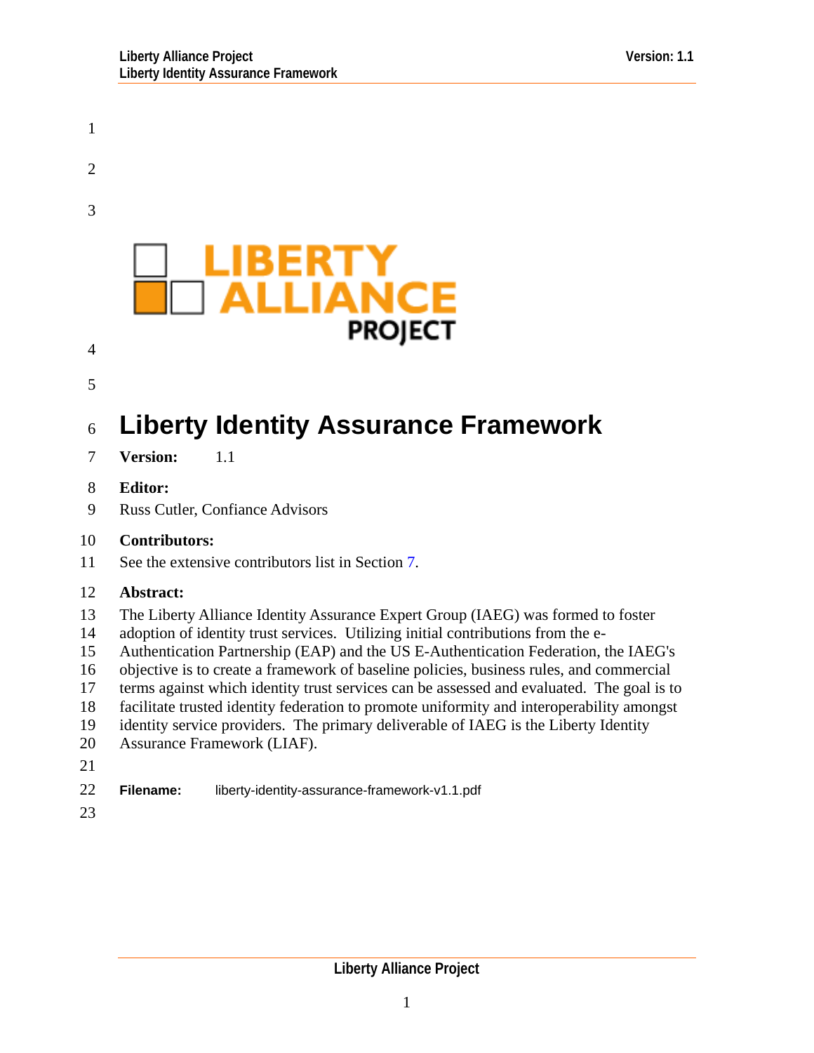# Liberty Identity Assurance Framework

**Version:** 1.1

**Editor:**

Russ Cutler, Confiance Advisors

**Contributors:**

See the extensive contributors list in Section 7.

**Abstract:**

The Liberty Alliance Identity Assurance Expert Group (IAEG) was formed to foster adoption of identity trust services. Utilizing initial contributions from the e-Authentication Partnership (EAP) and the US E-Authentication Federation, the IAEG's objective is to create a framework of baseline policies, business rules, and commercial terms against which identity trust services can be assessed and evaluated. The goal is to facilitate trusted identity federation to promote uniformity and interoperability amongst identity service providers. The primary deliverable of IAEG is the Liberty Identity Assurance Framework (LIAF).

**Filename:** liberty-identity-assurance-framework-v1.1.pdf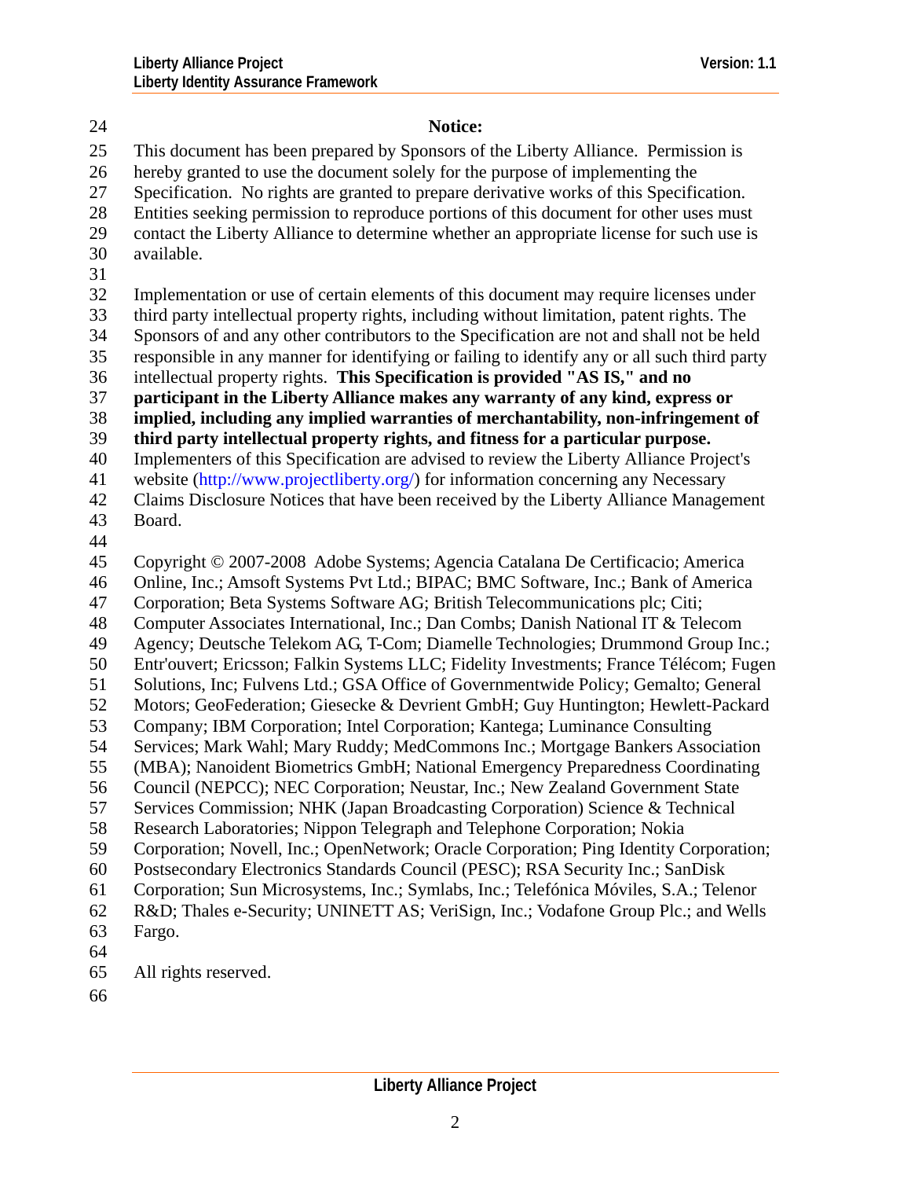**Notice:**

This document has been prepared by Sponsors of the Liberty Alliance. Permission is hereby granted to use the document solely for the purpose of implementing the Specification. No rights are granted to prepare derivative works of this Specification. Entities seeking permission to reproduce portions of this document for other uses must contact the Liberty Alliance to determine whether an appropriate license for such use is available.

Implementation or use of certain elements of this document may require licenses under third party intellectual property rights, including without limitation, patent rights. The Sponsors of and any other contributors to the Specification are not and shall not be held responsible in any manner for identifying or failing to identify any or all such third party intellectual property rights. **This Specification is provided "AS IS," and no participant in the Liberty Alliance makes any warranty of any kind, express or implied, including any implied warranties of merchantability, non-infringement of third party intellectual property rights, and fitness for a particular purpose.** Implementers of this Specification are advised to review the Liberty Alliance Project's website (http://www.projectliberty.org/) for information concerning any Necessary Claims Disclosure Notices that have been received by the Liberty Alliance Management Board.

Copyright © 2007-2008 Adobe Systems; Agencia Catalana De Certificacio; America Online, Inc.; Amsoft Systems Pvt Ltd.; BIPAC; BMC Software, Inc.; Bank of America Corporation; Beta Systems Software AG; British Telecommunications plc; Citi; Computer Associates International, Inc.; Dan Combs; Danish National IT & Telecom Agency; Deutsche Telekom AG, T-Com; Diamelle Technologies; Drummond Group Inc.; Entr'ouvert; Ericsson; Falkin Systems LLC; Fidelity Investments; France Télécom; Fugen Solutions, Inc; Fulvens Ltd.; GSA Office of Governmentwide Policy; Gemalto; General Motors; GeoFederation; Giesecke & Devrient GmbH; Guy Huntington; Hewlett-Packard Company; IBM Corporation; Intel Corporation; Kantega; Luminance Consulting Services; Mark Wahl; Mary Ruddy; MedCommons Inc.; Mortgage Bankers Association (MBA); Nanoident Biometrics GmbH; National Emergency Preparedness Coordinating Council (NEPCC); NEC Corporation; Neustar, Inc.; New Zealand Government State Services Commission; NHK (Japan Broadcasting Corporation) Science & Technical Research Laboratories; Nippon Telegraph and Telephone Corporation; Nokia Corporation; Novell, Inc.; OpenNetwork; Oracle Corporation; Ping Identity Corporation; Postsecondary Electronics Standards Council (PESC); RSA Security Inc.; SanDisk Corporation; Sun Microsystems, Inc.; Symlabs, Inc.; Telefónica Móviles, S.A.; Telenor R&D; Thales e-Security; UNINETT AS; VeriSign, Inc.; Vodafone Group Plc.; and Wells Fargo.

All rights reserved.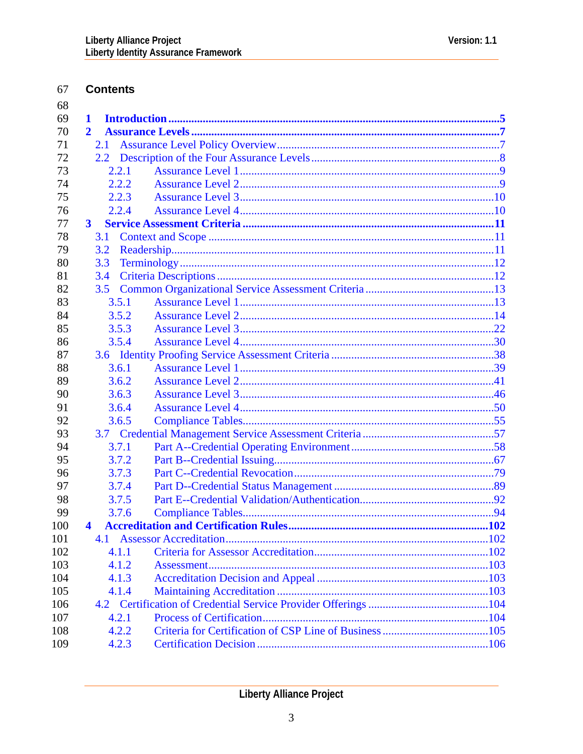# Contents

- 1 Introduction ........ 5
- 2 Assurance Levels ........ 7
  - 2.1 Assurance Level Policy Overview ........ 7
  - 2.2 Description of the Four Assurance Levels ........ 8
    - 2.2.1 Assurance Level 1 ........ 9
    - 2.2.2 Assurance Level 2 ........ 9
    - 2.2.3 Assurance Level 3 ........ 10
    - 2.2.4 Assurance Level 4 ........ 10
- 3 Service Assessment Criteria ........ 11
  - 3.1 Context and Scope ........ 11
  - 3.2 Readership ........ 11
  - 3.3 Terminology ........ 12
  - 3.4 Criteria Descriptions ........ 12
  - 3.5 Common Organizational Service Assessment Criteria ........ 13
    - 3.5.1 Assurance Level 1 ........ 13
    - 3.5.2 Assurance Level 2 ........ 14
    - 3.5.3 Assurance Level 3 ........ 22
    - 3.5.4 Assurance Level 4 ........ 30
  - 3.6 Identity Proofing Service Assessment Criteria ........ 38
    - 3.6.1 Assurance Level 1 ........ 39
    - 3.6.2 Assurance Level 2 ........ 41
    - 3.6.3 Assurance Level 3 ........ 46
    - 3.6.4 Assurance Level 4 ........ 50
    - 3.6.5 Compliance Tables ........ 55
  - 3.7 Credential Management Service Assessment Criteria ........ 57
    - 3.7.1 Part A--Credential Operating Environment ........ 58
    - 3.7.2 Part B--Credential Issuing ........ 67
    - 3.7.3 Part C--Credential Revocation ........ 79
    - 3.7.4 Part D--Credential Status Management ........ 89
    - 3.7.5 Part E--Credential Validation/Authentication ........ 92
    - 3.7.6 Compliance Tables ........ 94
- 4 Accreditation and Certification Rules ........ 102
  - 4.1 Assessor Accreditation ........ 102
    - 4.1.1 Criteria for Assessor Accreditation ........ 102
    - 4.1.2 Assessment ........ 103
    - 4.1.3 Accreditation Decision and Appeal ........ 103
    - 4.1.4 Maintaining Accreditation ........ 103
  - 4.2 Certification of Credential Service Provider Offerings ........ 104
    - 4.2.1 Process of Certification ........ 104
    - 4.2.2 Criteria for Certification of CSP Line of Business ........ 105
    - 4.2.3 Certification Decision ........ 106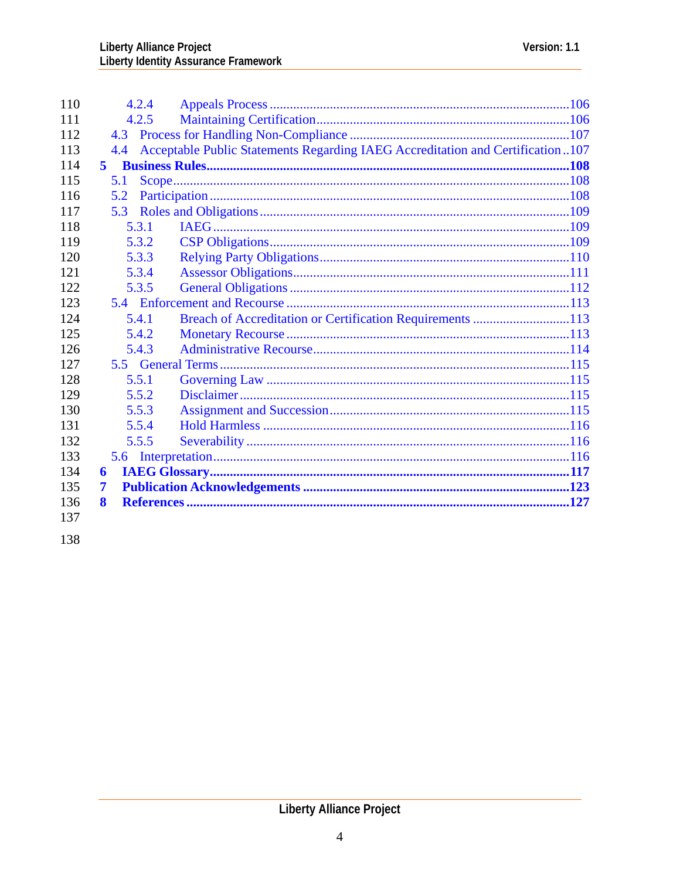- 4.2.4 Appeals Process ........ 106
- 4.2.5 Maintaining Certification ........ 106
- 4.3 Process for Handling Non-Compliance ........ 107
- 4.4 Acceptable Public Statements Regarding IAEG Accreditation and Certification ........ 107

**5 Business Rules ........ 108**

- 5.1 Scope ........ 108
- 5.2 Participation ........ 108
- 5.3 Roles and Obligations ........ 109
  - 5.3.1 IAEG ........ 109
  - 5.3.2 CSP Obligations ........ 109
  - 5.3.3 Relying Party Obligations ........ 110
  - 5.3.4 Assessor Obligations ........ 111
  - 5.3.5 General Obligations ........ 112
- 5.4 Enforcement and Recourse ........ 113
  - 5.4.1 Breach of Accreditation or Certification Requirements ........ 113
  - 5.4.2 Monetary Recourse ........ 113
  - 5.4.3 Administrative Recourse ........ 114
- 5.5 General Terms ........ 115
  - 5.5.1 Governing Law ........ 115
  - 5.5.2 Disclaimer ........ 115
  - 5.5.3 Assignment and Succession ........ 115
  - 5.5.4 Hold Harmless ........ 116
  - 5.5.5 Severability ........ 116
- 5.6 Interpretation ........ 116

**6 IAEG Glossary ........ 117**

**7 Publication Acknowledgements ........ 123**

**8 References ........ 127**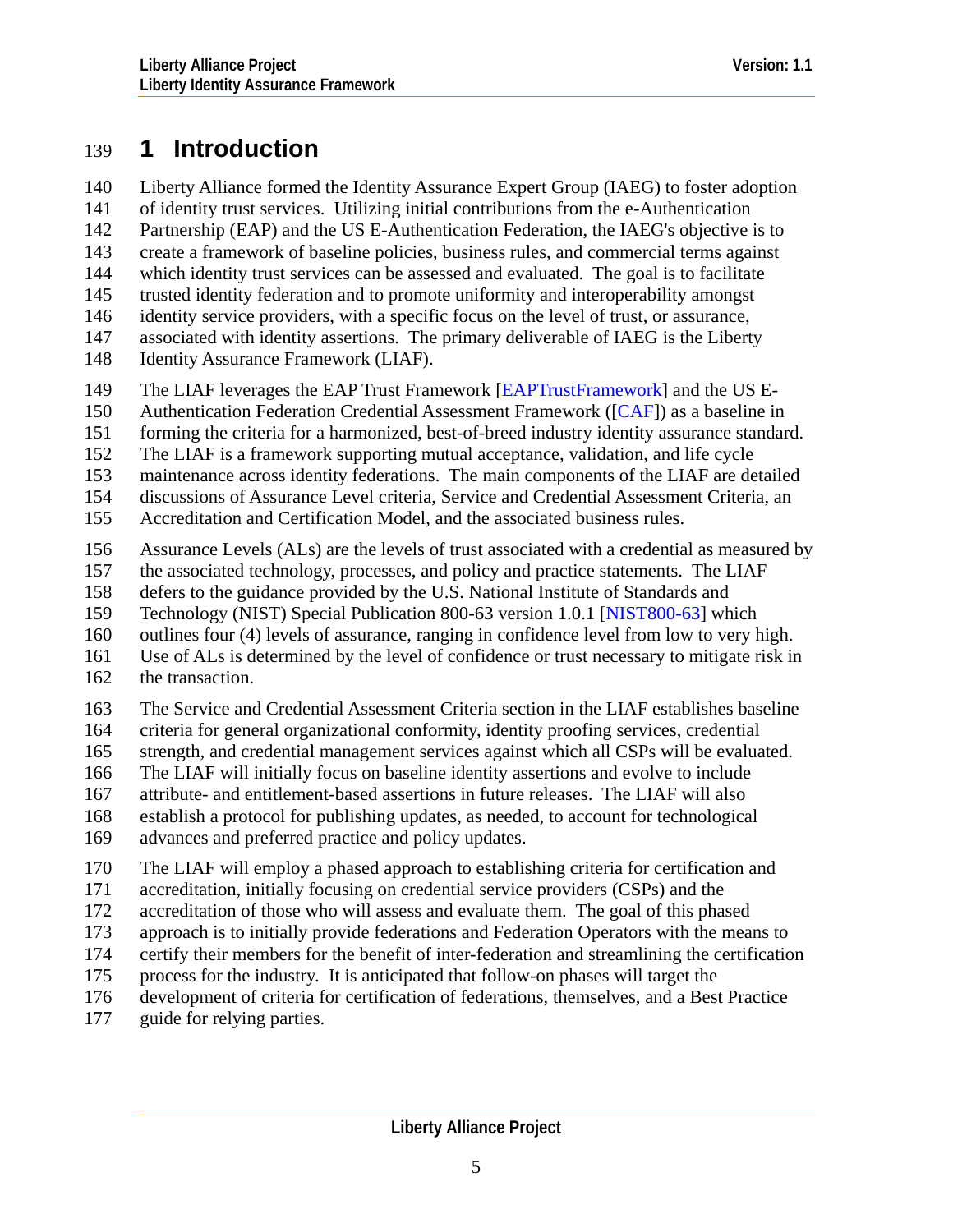# 1 Introduction

Liberty Alliance formed the Identity Assurance Expert Group (IAEG) to foster adoption of identity trust services. Utilizing initial contributions from the e-Authentication Partnership (EAP) and the US E-Authentication Federation, the IAEG's objective is to create a framework of baseline policies, business rules, and commercial terms against which identity trust services can be assessed and evaluated. The goal is to facilitate trusted identity federation and to promote uniformity and interoperability amongst identity service providers, with a specific focus on the level of trust, or assurance, associated with identity assertions. The primary deliverable of IAEG is the Liberty Identity Assurance Framework (LIAF).

The LIAF leverages the EAP Trust Framework [EAPTrustFramework] and the US E-Authentication Federation Credential Assessment Framework ([CAF]) as a baseline in forming the criteria for a harmonized, best-of-breed industry identity assurance standard. The LIAF is a framework supporting mutual acceptance, validation, and life cycle maintenance across identity federations. The main components of the LIAF are detailed discussions of Assurance Level criteria, Service and Credential Assessment Criteria, an Accreditation and Certification Model, and the associated business rules.

Assurance Levels (ALs) are the levels of trust associated with a credential as measured by the associated technology, processes, and policy and practice statements. The LIAF defers to the guidance provided by the U.S. National Institute of Standards and Technology (NIST) Special Publication 800-63 version 1.0.1 [NIST800-63] which outlines four (4) levels of assurance, ranging in confidence level from low to very high. Use of ALs is determined by the level of confidence or trust necessary to mitigate risk in the transaction.

The Service and Credential Assessment Criteria section in the LIAF establishes baseline criteria for general organizational conformity, identity proofing services, credential strength, and credential management services against which all CSPs will be evaluated. The LIAF will initially focus on baseline identity assertions and evolve to include attribute- and entitlement-based assertions in future releases. The LIAF will also establish a protocol for publishing updates, as needed, to account for technological advances and preferred practice and policy updates.

The LIAF will employ a phased approach to establishing criteria for certification and accreditation, initially focusing on credential service providers (CSPs) and the accreditation of those who will assess and evaluate them. The goal of this phased approach is to initially provide federations and Federation Operators with the means to certify their members for the benefit of inter-federation and streamlining the certification process for the industry. It is anticipated that follow-on phases will target the development of criteria for certification of federations, themselves, and a Best Practice guide for relying parties.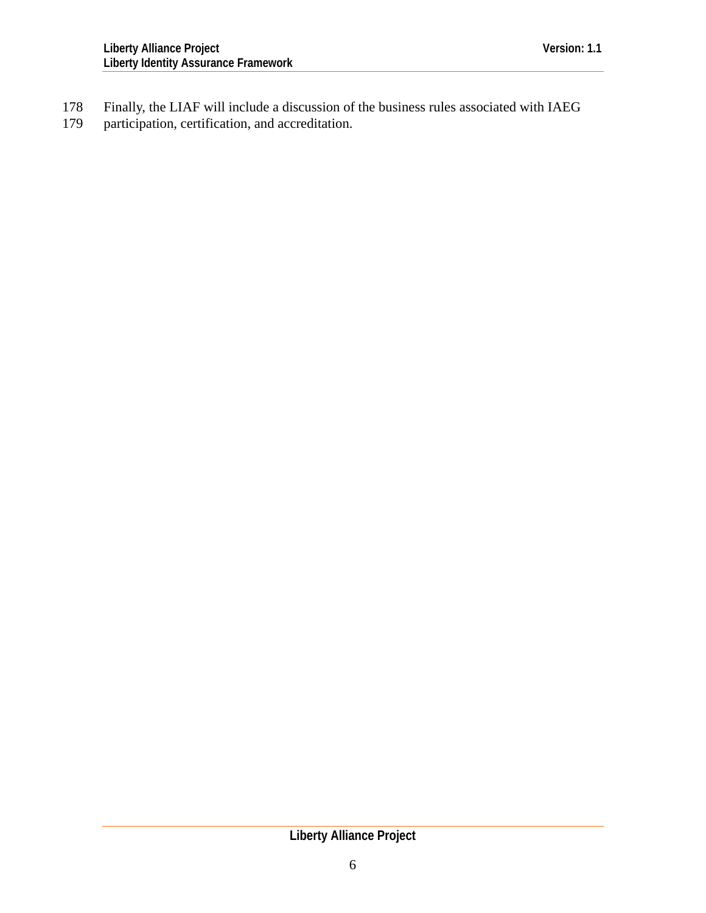Finally, the LIAF will include a discussion of the business rules associated with IAEG participation, certification, and accreditation.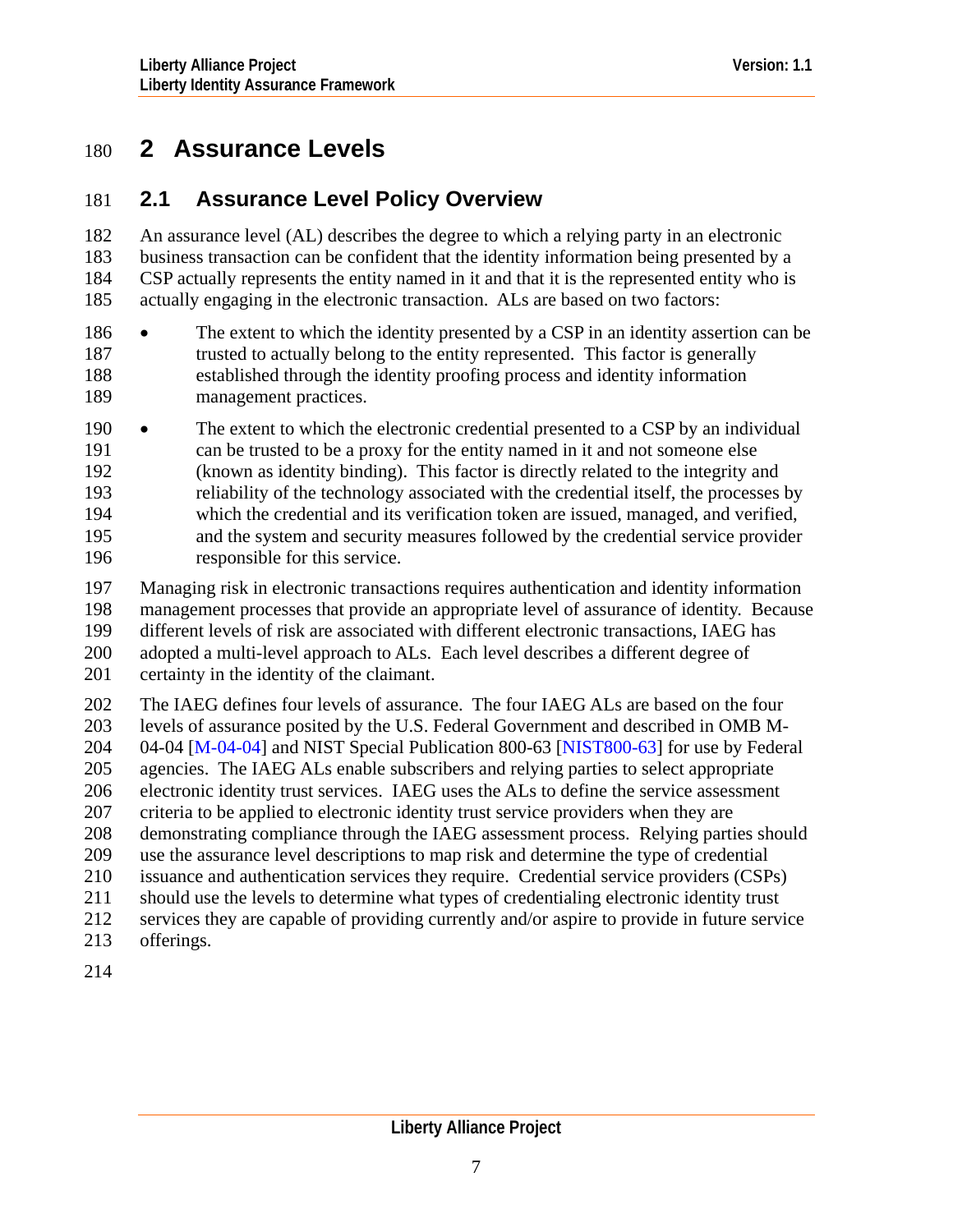# 2 Assurance Levels

## 2.1 Assurance Level Policy Overview

An assurance level (AL) describes the degree to which a relying party in an electronic business transaction can be confident that the identity information being presented by a CSP actually represents the entity named in it and that it is the represented entity who is actually engaging in the electronic transaction. ALs are based on two factors:

- The extent to which the identity presented by a CSP in an identity assertion can be trusted to actually belong to the entity represented. This factor is generally established through the identity proofing process and identity information management practices.
- The extent to which the electronic credential presented to a CSP by an individual can be trusted to be a proxy for the entity named in it and not someone else (known as identity binding). This factor is directly related to the integrity and reliability of the technology associated with the credential itself, the processes by which the credential and its verification token are issued, managed, and verified, and the system and security measures followed by the credential service provider responsible for this service.

Managing risk in electronic transactions requires authentication and identity information management processes that provide an appropriate level of assurance of identity. Because different levels of risk are associated with different electronic transactions, IAEG has adopted a multi-level approach to ALs. Each level describes a different degree of certainty in the identity of the claimant.

The IAEG defines four levels of assurance. The four IAEG ALs are based on the four levels of assurance posited by the U.S. Federal Government and described in OMB M-04-04 [M-04-04] and NIST Special Publication 800-63 [NIST800-63] for use by Federal agencies. The IAEG ALs enable subscribers and relying parties to select appropriate electronic identity trust services. IAEG uses the ALs to define the service assessment criteria to be applied to electronic identity trust service providers when they are demonstrating compliance through the IAEG assessment process. Relying parties should use the assurance level descriptions to map risk and determine the type of credential issuance and authentication services they require. Credential service providers (CSPs) should use the levels to determine what types of credentialing electronic identity trust services they are capable of providing currently and/or aspire to provide in future service offerings.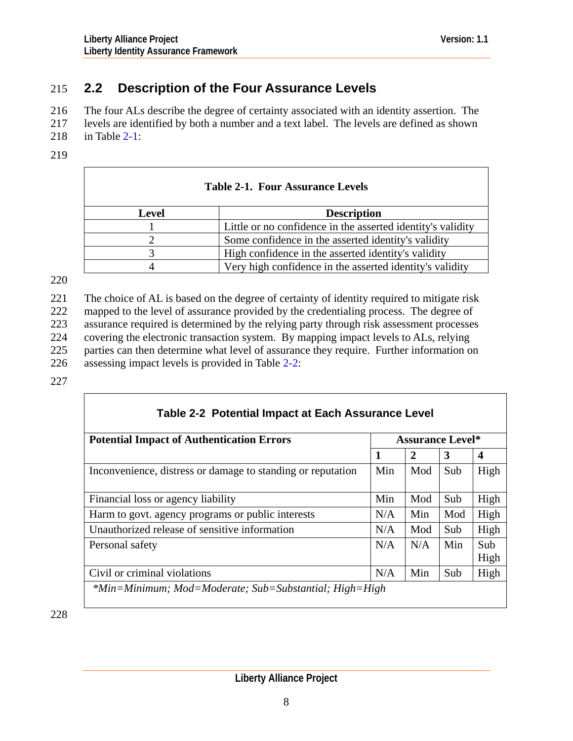## 2.2 Description of the Four Assurance Levels

The four ALs describe the degree of certainty associated with an identity assertion. The levels are identified by both a number and a text label. The levels are defined as shown in Table 2-1:

**Table 2-1. Four Assurance Levels**

| Level | Description |
|---|---|
| 1 | Little or no confidence in the asserted identity's validity |
| 2 | Some confidence in the asserted identity's validity |
| 3 | High confidence in the asserted identity's validity |
| 4 | Very high confidence in the asserted identity's validity |

The choice of AL is based on the degree of certainty of identity required to mitigate risk mapped to the level of assurance provided by the credentialing process. The degree of assurance required is determined by the relying party through risk assessment processes covering the electronic transaction system. By mapping impact levels to ALs, relying parties can then determine what level of assurance they require. Further information on assessing impact levels is provided in Table 2-2:

**Table 2-2 Potential Impact at Each Assurance Level**

| Potential Impact of Authentication Errors | Assurance Level* | | | |
|---|---|---|---|---|
| | **1** | **2** | **3** | **4** |
| Inconvenience, distress or damage to standing or reputation | Min | Mod | Sub | High |
| Financial loss or agency liability | Min | Mod | Sub | High |
| Harm to govt. agency programs or public interests | N/A | Min | Mod | High |
| Unauthorized release of sensitive information | N/A | Mod | Sub | High |
| Personal safety | N/A | N/A | Min | Sub High |
| Civil or criminal violations | N/A | Min | Sub | High |

*\*Min=Minimum; Mod=Moderate; Sub=Substantial; High=High*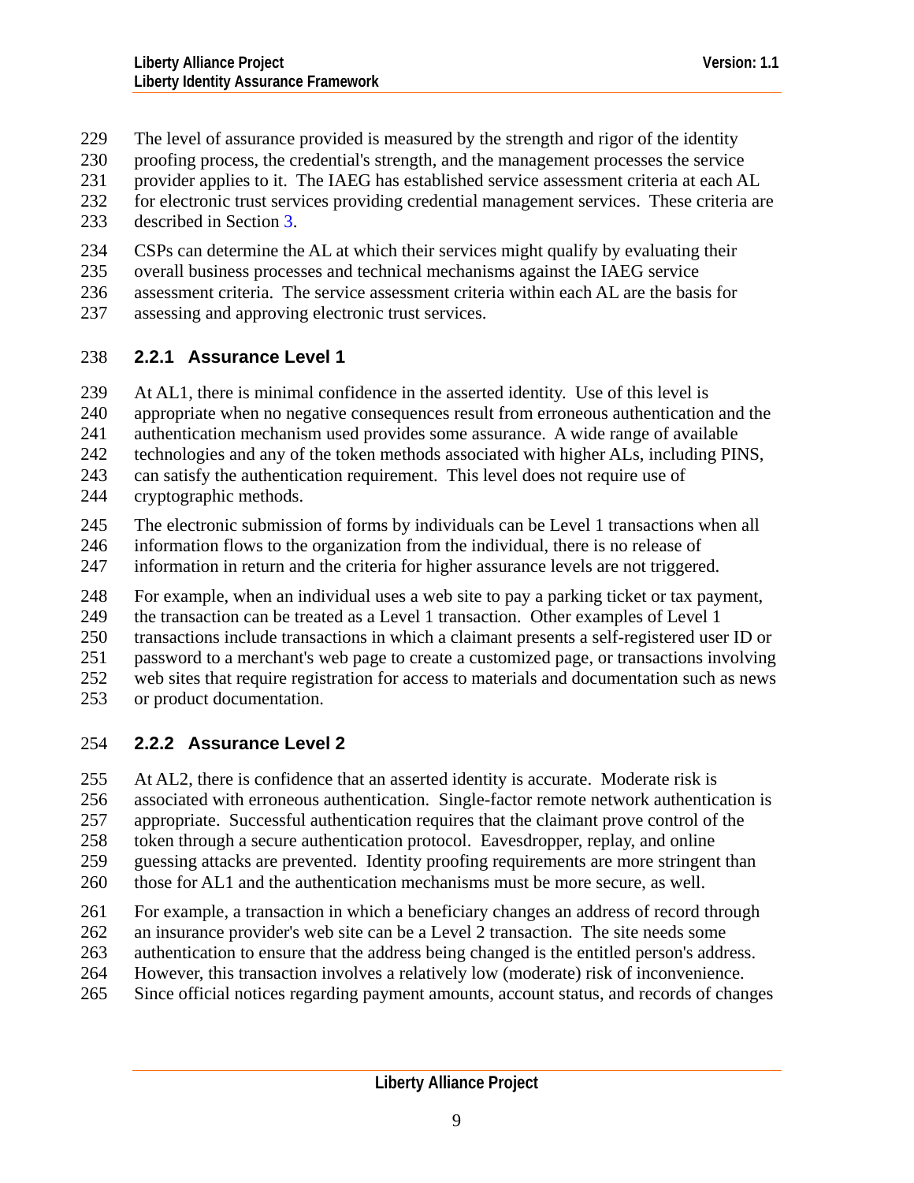The level of assurance provided is measured by the strength and rigor of the identity proofing process, the credential's strength, and the management processes the service provider applies to it. The IAEG has established service assessment criteria at each AL for electronic trust services providing credential management services. These criteria are described in Section 3.

CSPs can determine the AL at which their services might qualify by evaluating their overall business processes and technical mechanisms against the IAEG service assessment criteria. The service assessment criteria within each AL are the basis for assessing and approving electronic trust services.

### 2.2.1 Assurance Level 1

At AL1, there is minimal confidence in the asserted identity. Use of this level is appropriate when no negative consequences result from erroneous authentication and the authentication mechanism used provides some assurance. A wide range of available technologies and any of the token methods associated with higher ALs, including PINS, can satisfy the authentication requirement. This level does not require use of cryptographic methods.

The electronic submission of forms by individuals can be Level 1 transactions when all information flows to the organization from the individual, there is no release of information in return and the criteria for higher assurance levels are not triggered.

For example, when an individual uses a web site to pay a parking ticket or tax payment, the transaction can be treated as a Level 1 transaction. Other examples of Level 1 transactions include transactions in which a claimant presents a self-registered user ID or password to a merchant's web page to create a customized page, or transactions involving web sites that require registration for access to materials and documentation such as news or product documentation.

### 2.2.2 Assurance Level 2

At AL2, there is confidence that an asserted identity is accurate. Moderate risk is associated with erroneous authentication. Single-factor remote network authentication is appropriate. Successful authentication requires that the claimant prove control of the token through a secure authentication protocol. Eavesdropper, replay, and online guessing attacks are prevented. Identity proofing requirements are more stringent than those for AL1 and the authentication mechanisms must be more secure, as well.

For example, a transaction in which a beneficiary changes an address of record through an insurance provider's web site can be a Level 2 transaction. The site needs some authentication to ensure that the address being changed is the entitled person's address. However, this transaction involves a relatively low (moderate) risk of inconvenience. Since official notices regarding payment amounts, account status, and records of changes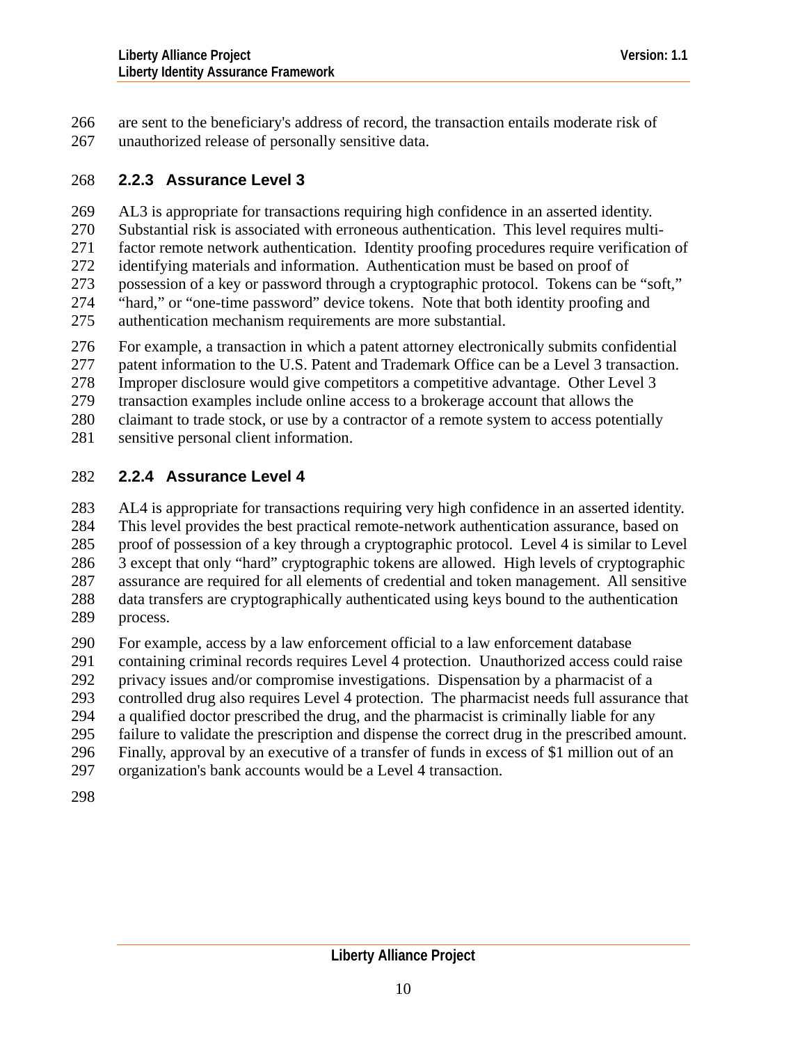are sent to the beneficiary's address of record, the transaction entails moderate risk of unauthorized release of personally sensitive data.

### 2.2.3 Assurance Level 3

AL3 is appropriate for transactions requiring high confidence in an asserted identity. Substantial risk is associated with erroneous authentication. This level requires multi-factor remote network authentication. Identity proofing procedures require verification of identifying materials and information. Authentication must be based on proof of possession of a key or password through a cryptographic protocol. Tokens can be "soft," "hard," or "one-time password" device tokens. Note that both identity proofing and authentication mechanism requirements are more substantial.

For example, a transaction in which a patent attorney electronically submits confidential patent information to the U.S. Patent and Trademark Office can be a Level 3 transaction. Improper disclosure would give competitors a competitive advantage. Other Level 3 transaction examples include online access to a brokerage account that allows the claimant to trade stock, or use by a contractor of a remote system to access potentially sensitive personal client information.

### 2.2.4 Assurance Level 4

AL4 is appropriate for transactions requiring very high confidence in an asserted identity. This level provides the best practical remote-network authentication assurance, based on proof of possession of a key through a cryptographic protocol. Level 4 is similar to Level 3 except that only "hard" cryptographic tokens are allowed. High levels of cryptographic assurance are required for all elements of credential and token management. All sensitive data transfers are cryptographically authenticated using keys bound to the authentication process.

For example, access by a law enforcement official to a law enforcement database containing criminal records requires Level 4 protection. Unauthorized access could raise privacy issues and/or compromise investigations. Dispensation by a pharmacist of a controlled drug also requires Level 4 protection. The pharmacist needs full assurance that a qualified doctor prescribed the drug, and the pharmacist is criminally liable for any failure to validate the prescription and dispense the correct drug in the prescribed amount. Finally, approval by an executive of a transfer of funds in excess of $1 million out of an organization's bank accounts would be a Level 4 transaction.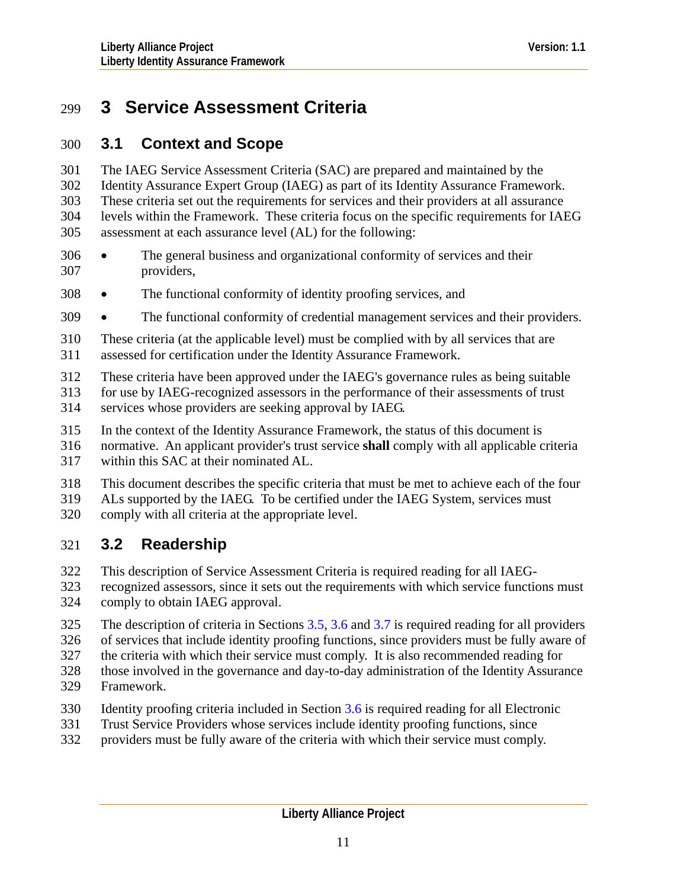# 3 Service Assessment Criteria

## 3.1 Context and Scope

The IAEG Service Assessment Criteria (SAC) are prepared and maintained by the Identity Assurance Expert Group (IAEG) as part of its Identity Assurance Framework. These criteria set out the requirements for services and their providers at all assurance levels within the Framework. These criteria focus on the specific requirements for IAEG assessment at each assurance level (AL) for the following:

- The general business and organizational conformity of services and their providers,
- The functional conformity of identity proofing services, and
- The functional conformity of credential management services and their providers.

These criteria (at the applicable level) must be complied with by all services that are assessed for certification under the Identity Assurance Framework.

These criteria have been approved under the IAEG's governance rules as being suitable for use by IAEG-recognized assessors in the performance of their assessments of trust services whose providers are seeking approval by IAEG.

In the context of the Identity Assurance Framework, the status of this document is normative. An applicant provider's trust service **shall** comply with all applicable criteria within this SAC at their nominated AL.

This document describes the specific criteria that must be met to achieve each of the four ALs supported by the IAEG. To be certified under the IAEG System, services must comply with all criteria at the appropriate level.

## 3.2 Readership

This description of Service Assessment Criteria is required reading for all IAEG-recognized assessors, since it sets out the requirements with which service functions must comply to obtain IAEG approval.

The description of criteria in Sections 3.5, 3.6 and 3.7 is required reading for all providers of services that include identity proofing functions, since providers must be fully aware of the criteria with which their service must comply. It is also recommended reading for those involved in the governance and day-to-day administration of the Identity Assurance Framework.

Identity proofing criteria included in Section 3.6 is required reading for all Electronic Trust Service Providers whose services include identity proofing functions, since providers must be fully aware of the criteria with which their service must comply.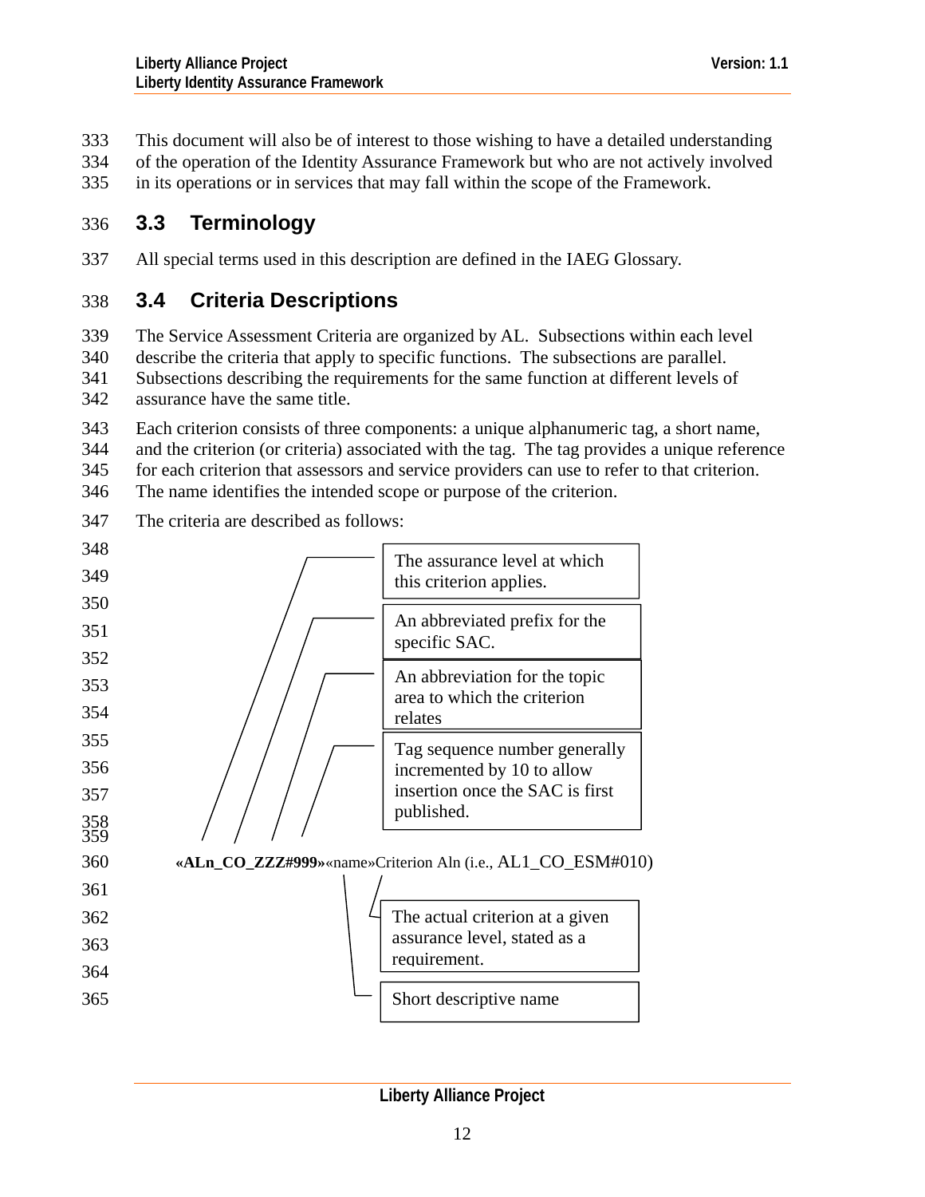This document will also be of interest to those wishing to have a detailed understanding of the operation of the Identity Assurance Framework but who are not actively involved in its operations or in services that may fall within the scope of the Framework.

## 3.3 Terminology

All special terms used in this description are defined in the IAEG Glossary.

## 3.4 Criteria Descriptions

The Service Assessment Criteria are organized by AL. Subsections within each level describe the criteria that apply to specific functions. The subsections are parallel. Subsections describing the requirements for the same function at different levels of assurance have the same title.

Each criterion consists of three components: a unique alphanumeric tag, a short name, and the criterion (or criteria) associated with the tag. The tag provides a unique reference for each criterion that assessors and service providers can use to refer to that criterion. The name identifies the intended scope or purpose of the criterion.

The criteria are described as follows:

The assurance level at which this criterion applies.

An abbreviated prefix for the specific SAC.

An abbreviation for the topic area to which the criterion relates

Tag sequence number generally incremented by 10 to allow insertion once the SAC is first published.

**«ALn_CO_ZZZ#999»**«name»Criterion Aln (i.e., AL1_CO_ESM#010)

The actual criterion at a given assurance level, stated as a requirement.

Short descriptive name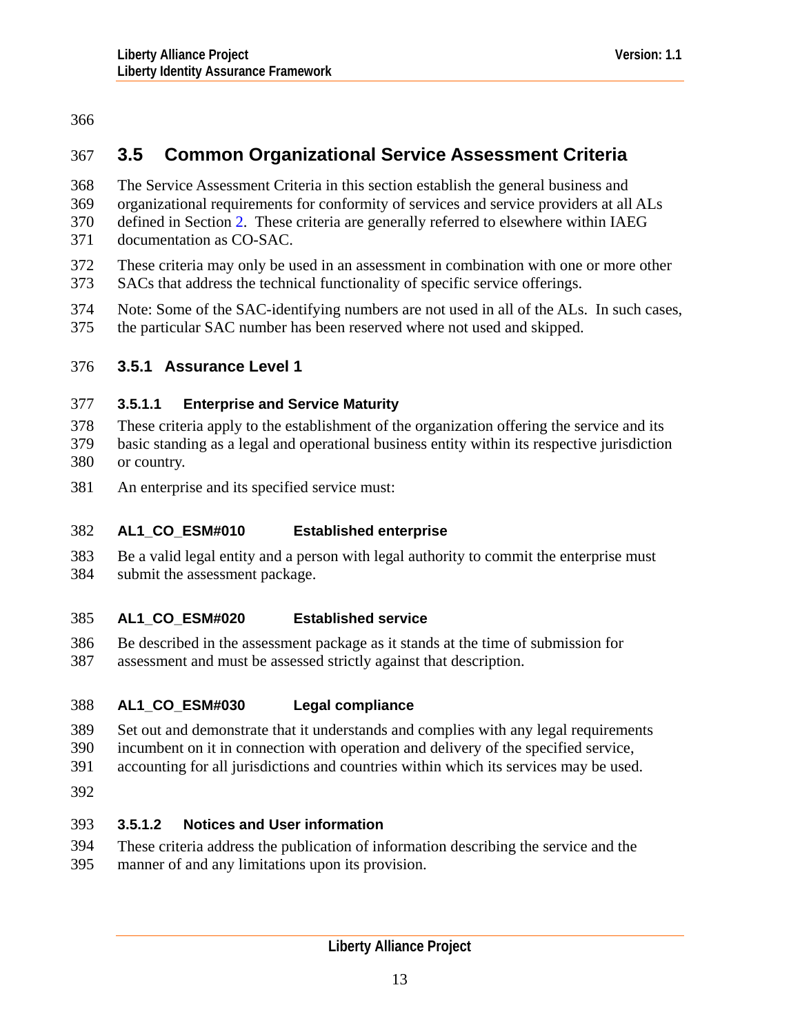## 3.5 Common Organizational Service Assessment Criteria

The Service Assessment Criteria in this section establish the general business and organizational requirements for conformity of services and service providers at all ALs defined in Section 2. These criteria are generally referred to elsewhere within IAEG documentation as CO-SAC.

These criteria may only be used in an assessment in combination with one or more other SACs that address the technical functionality of specific service offerings.

Note: Some of the SAC-identifying numbers are not used in all of the ALs. In such cases, the particular SAC number has been reserved where not used and skipped.

### 3.5.1 Assurance Level 1

#### 3.5.1.1 Enterprise and Service Maturity

These criteria apply to the establishment of the organization offering the service and its basic standing as a legal and operational business entity within its respective jurisdiction or country.

An enterprise and its specified service must:

**AL1_CO_ESM#010 Established enterprise**

Be a valid legal entity and a person with legal authority to commit the enterprise must submit the assessment package.

**AL1_CO_ESM#020 Established service**

Be described in the assessment package as it stands at the time of submission for assessment and must be assessed strictly against that description.

**AL1_CO_ESM#030 Legal compliance**

Set out and demonstrate that it understands and complies with any legal requirements incumbent on it in connection with operation and delivery of the specified service, accounting for all jurisdictions and countries within which its services may be used.

#### 3.5.1.2 Notices and User information

These criteria address the publication of information describing the service and the manner of and any limitations upon its provision.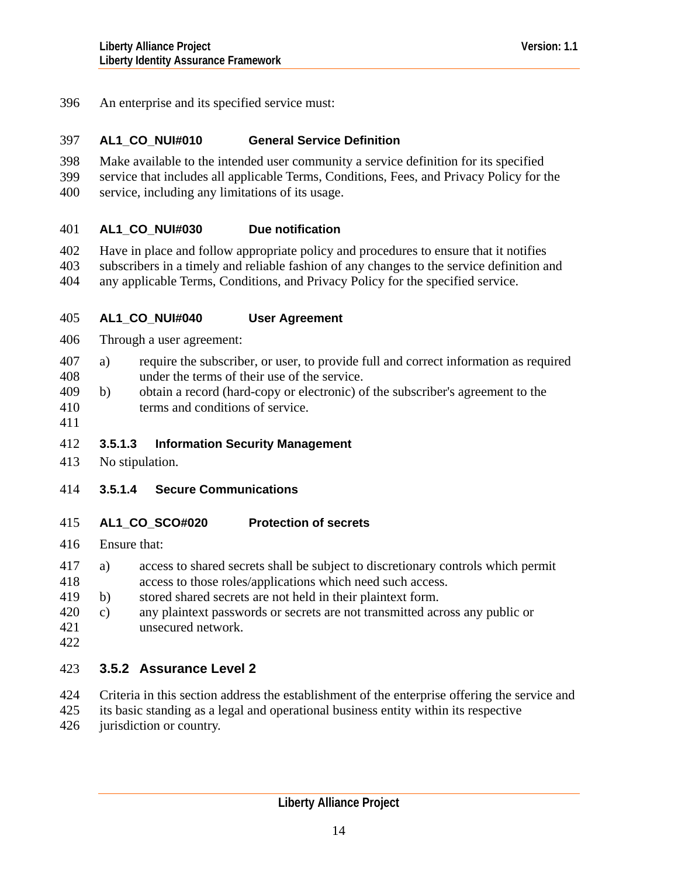An enterprise and its specified service must:

**AL1_CO_NUI#010 General Service Definition**

Make available to the intended user community a service definition for its specified service that includes all applicable Terms, Conditions, Fees, and Privacy Policy for the service, including any limitations of its usage.

**AL1_CO_NUI#030 Due notification**

Have in place and follow appropriate policy and procedures to ensure that it notifies subscribers in a timely and reliable fashion of any changes to the service definition and any applicable Terms, Conditions, and Privacy Policy for the specified service.

**AL1_CO_NUI#040 User Agreement**

Through a user agreement:

a) require the subscriber, or user, to provide full and correct information as required under the terms of their use of the service.
b) obtain a record (hard-copy or electronic) of the subscriber's agreement to the terms and conditions of service.

#### 3.5.1.3 Information Security Management

No stipulation.

#### 3.5.1.4 Secure Communications

**AL1_CO_SCO#020 Protection of secrets**

Ensure that:

a) access to shared secrets shall be subject to discretionary controls which permit access to those roles/applications which need such access.
b) stored shared secrets are not held in their plaintext form.
c) any plaintext passwords or secrets are not transmitted across any public or unsecured network.

### 3.5.2 Assurance Level 2

Criteria in this section address the establishment of the enterprise offering the service and its basic standing as a legal and operational business entity within its respective jurisdiction or country.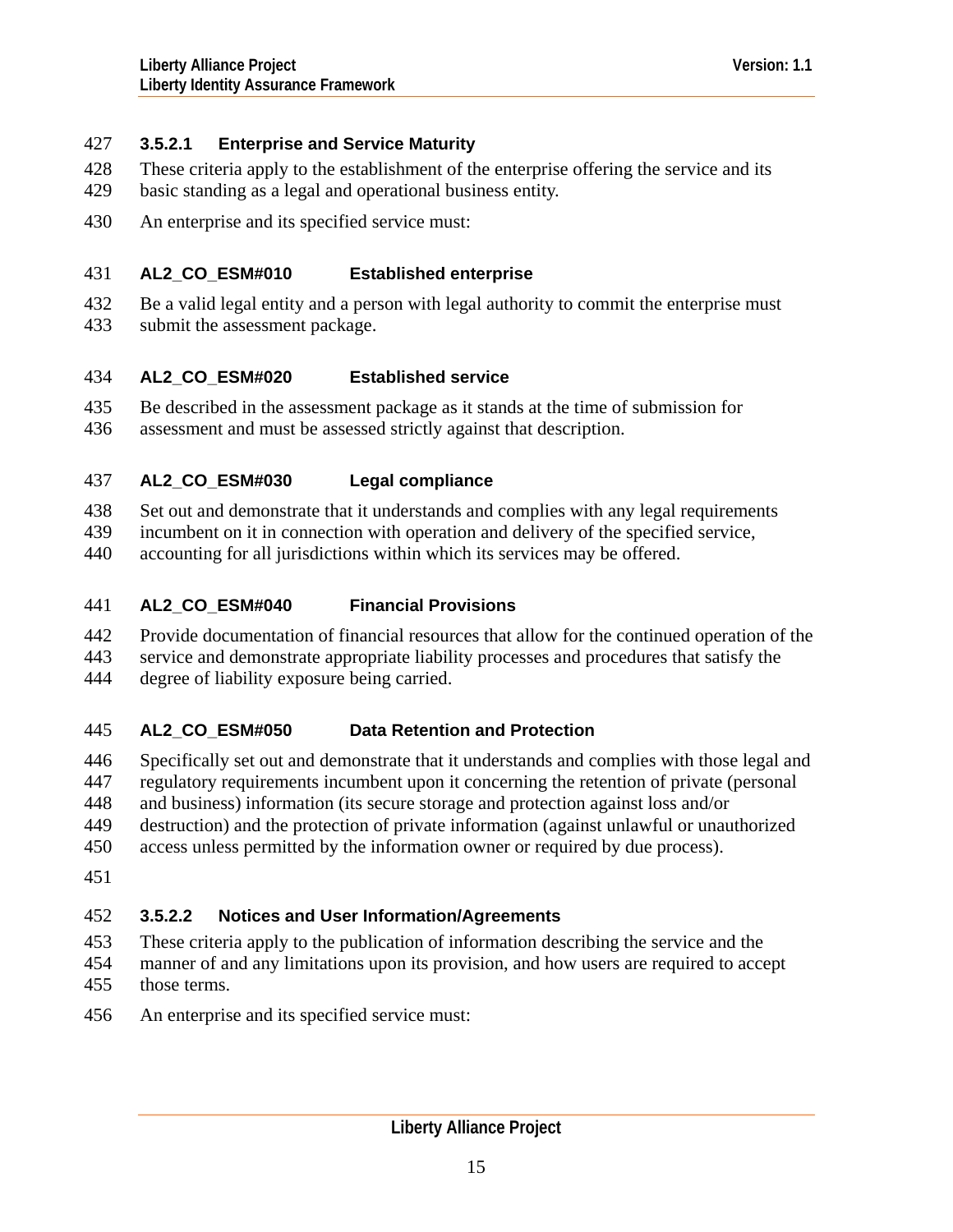#### 3.5.2.1 Enterprise and Service Maturity

These criteria apply to the establishment of the enterprise offering the service and its basic standing as a legal and operational business entity.

An enterprise and its specified service must:

**AL2_CO_ESM#010 Established enterprise**

Be a valid legal entity and a person with legal authority to commit the enterprise must submit the assessment package.

**AL2_CO_ESM#020 Established service**

Be described in the assessment package as it stands at the time of submission for assessment and must be assessed strictly against that description.

**AL2_CO_ESM#030 Legal compliance**

Set out and demonstrate that it understands and complies with any legal requirements incumbent on it in connection with operation and delivery of the specified service, accounting for all jurisdictions within which its services may be offered.

**AL2_CO_ESM#040 Financial Provisions**

Provide documentation of financial resources that allow for the continued operation of the service and demonstrate appropriate liability processes and procedures that satisfy the degree of liability exposure being carried.

**AL2_CO_ESM#050 Data Retention and Protection**

Specifically set out and demonstrate that it understands and complies with those legal and regulatory requirements incumbent upon it concerning the retention of private (personal and business) information (its secure storage and protection against loss and/or destruction) and the protection of private information (against unlawful or unauthorized access unless permitted by the information owner or required by due process).

#### 3.5.2.2 Notices and User Information/Agreements

These criteria apply to the publication of information describing the service and the manner of and any limitations upon its provision, and how users are required to accept those terms.

An enterprise and its specified service must: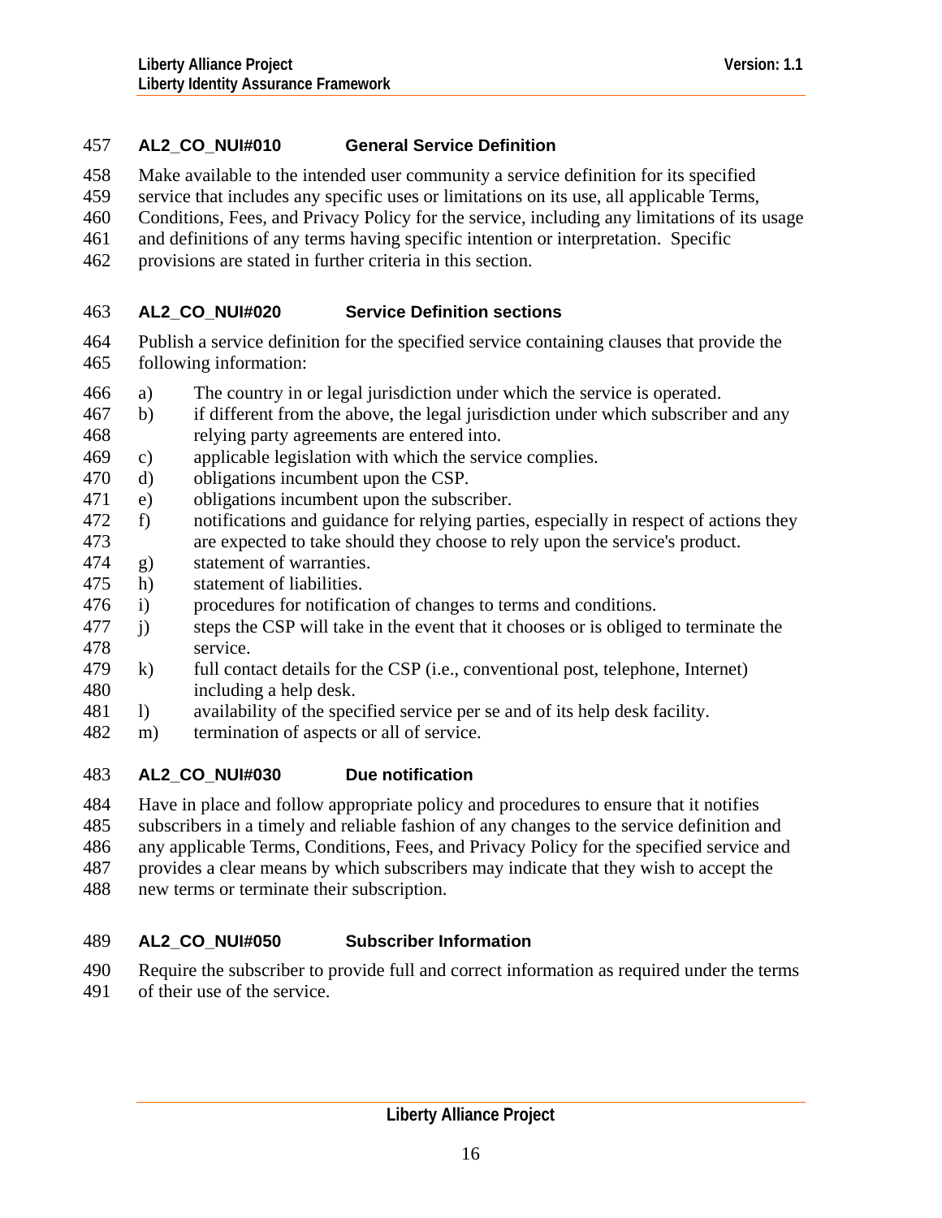### AL2_CO_NUI#010 General Service Definition

Make available to the intended user community a service definition for its specified service that includes any specific uses or limitations on its use, all applicable Terms, Conditions, Fees, and Privacy Policy for the service, including any limitations of its usage and definitions of any terms having specific intention or interpretation. Specific provisions are stated in further criteria in this section.

### AL2_CO_NUI#020 Service Definition sections

Publish a service definition for the specified service containing clauses that provide the following information:

a) The country in or legal jurisdiction under which the service is operated.
b) if different from the above, the legal jurisdiction under which subscriber and any relying party agreements are entered into.
c) applicable legislation with which the service complies.
d) obligations incumbent upon the CSP.
e) obligations incumbent upon the subscriber.
f) notifications and guidance for relying parties, especially in respect of actions they are expected to take should they choose to rely upon the service's product.
g) statement of warranties.
h) statement of liabilities.
i) procedures for notification of changes to terms and conditions.
j) steps the CSP will take in the event that it chooses or is obliged to terminate the service.
k) full contact details for the CSP (i.e., conventional post, telephone, Internet) including a help desk.
l) availability of the specified service per se and of its help desk facility.
m) termination of aspects or all of service.

### AL2_CO_NUI#030 Due notification

Have in place and follow appropriate policy and procedures to ensure that it notifies subscribers in a timely and reliable fashion of any changes to the service definition and any applicable Terms, Conditions, Fees, and Privacy Policy for the specified service and provides a clear means by which subscribers may indicate that they wish to accept the new terms or terminate their subscription.

### AL2_CO_NUI#050 Subscriber Information

Require the subscriber to provide full and correct information as required under the terms of their use of the service.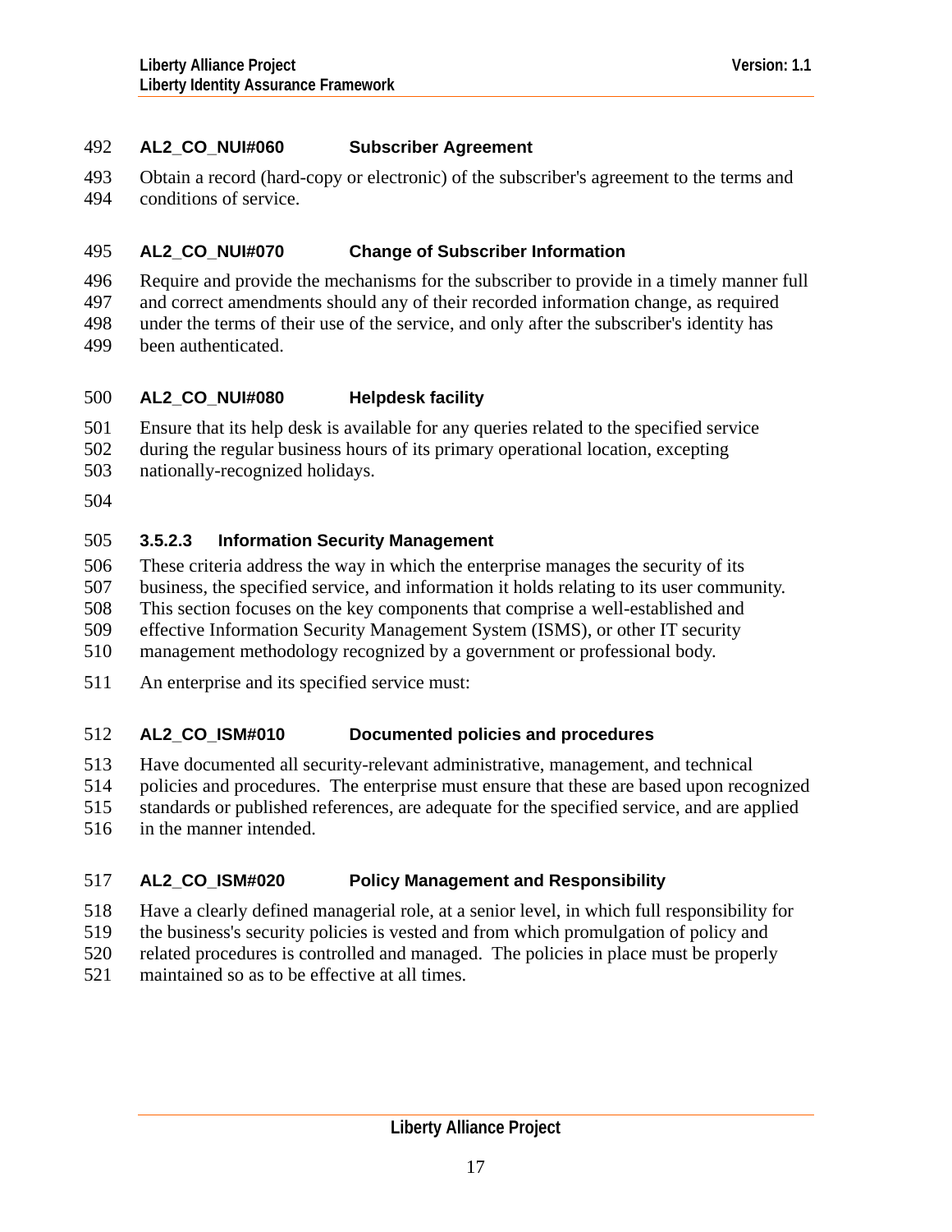**AL2_CO_NUI#060 Subscriber Agreement**

Obtain a record (hard-copy or electronic) of the subscriber's agreement to the terms and conditions of service.

**AL2_CO_NUI#070 Change of Subscriber Information**

Require and provide the mechanisms for the subscriber to provide in a timely manner full and correct amendments should any of their recorded information change, as required under the terms of their use of the service, and only after the subscriber's identity has been authenticated.

**AL2_CO_NUI#080 Helpdesk facility**

Ensure that its help desk is available for any queries related to the specified service during the regular business hours of its primary operational location, excepting nationally-recognized holidays.

### 3.5.2.3 Information Security Management

These criteria address the way in which the enterprise manages the security of its business, the specified service, and information it holds relating to its user community. This section focuses on the key components that comprise a well-established and effective Information Security Management System (ISMS), or other IT security management methodology recognized by a government or professional body.

An enterprise and its specified service must:

**AL2_CO_ISM#010 Documented policies and procedures**

Have documented all security-relevant administrative, management, and technical policies and procedures. The enterprise must ensure that these are based upon recognized standards or published references, are adequate for the specified service, and are applied in the manner intended.

**AL2_CO_ISM#020 Policy Management and Responsibility**

Have a clearly defined managerial role, at a senior level, in which full responsibility for the business's security policies is vested and from which promulgation of policy and related procedures is controlled and managed. The policies in place must be properly maintained so as to be effective at all times.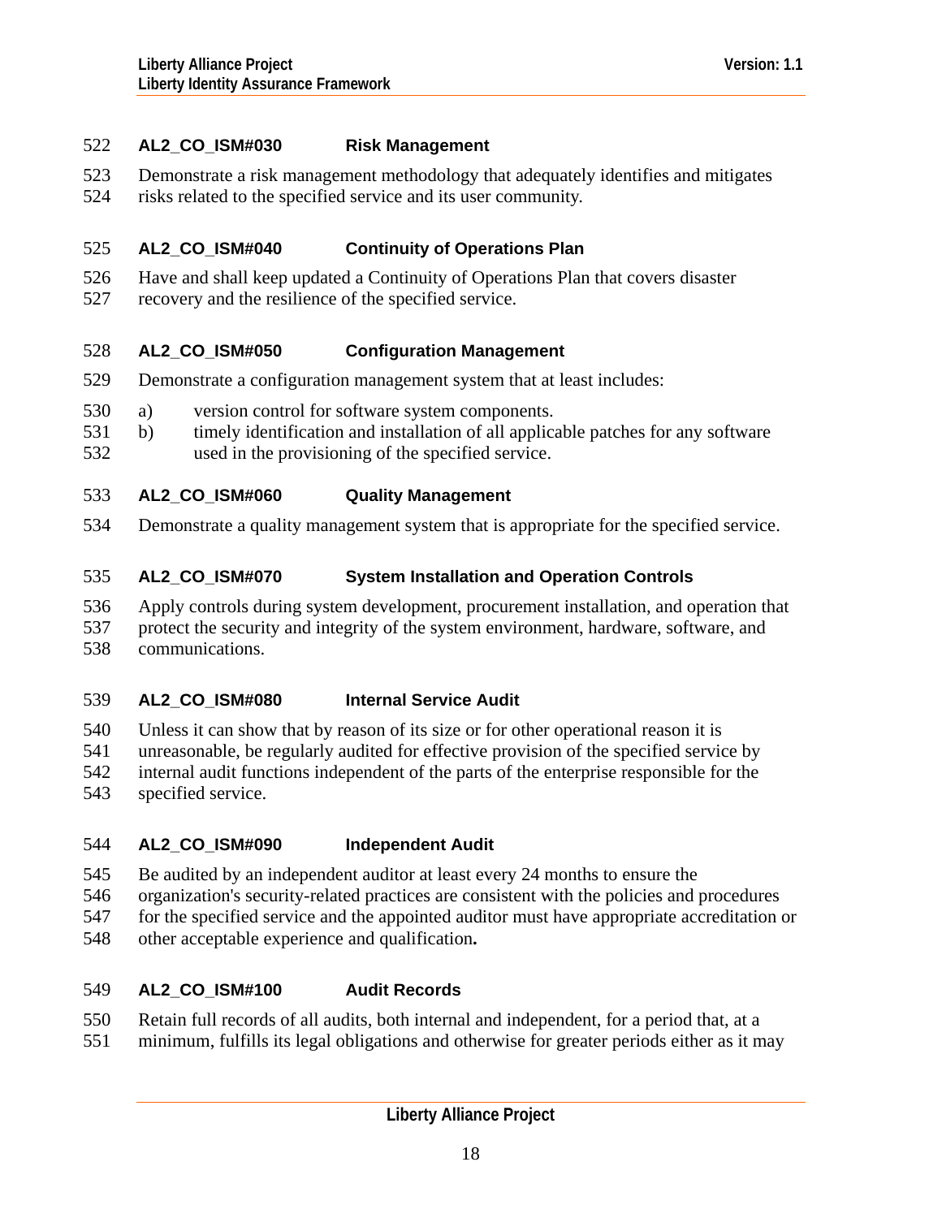#### AL2_CO_ISM#030 Risk Management

Demonstrate a risk management methodology that adequately identifies and mitigates risks related to the specified service and its user community.

#### AL2_CO_ISM#040 Continuity of Operations Plan

Have and shall keep updated a Continuity of Operations Plan that covers disaster recovery and the resilience of the specified service.

#### AL2_CO_ISM#050 Configuration Management

Demonstrate a configuration management system that at least includes:

a) version control for software system components.
b) timely identification and installation of all applicable patches for any software used in the provisioning of the specified service.

#### AL2_CO_ISM#060 Quality Management

Demonstrate a quality management system that is appropriate for the specified service.

#### AL2_CO_ISM#070 System Installation and Operation Controls

Apply controls during system development, procurement installation, and operation that protect the security and integrity of the system environment, hardware, software, and communications.

#### AL2_CO_ISM#080 Internal Service Audit

Unless it can show that by reason of its size or for other operational reason it is unreasonable, be regularly audited for effective provision of the specified service by internal audit functions independent of the parts of the enterprise responsible for the specified service.

#### AL2_CO_ISM#090 Independent Audit

Be audited by an independent auditor at least every 24 months to ensure the organization's security-related practices are consistent with the policies and procedures for the specified service and the appointed auditor must have appropriate accreditation or other acceptable experience and qualification**.**

#### AL2_CO_ISM#100 Audit Records

Retain full records of all audits, both internal and independent, for a period that, at a minimum, fulfills its legal obligations and otherwise for greater periods either as it may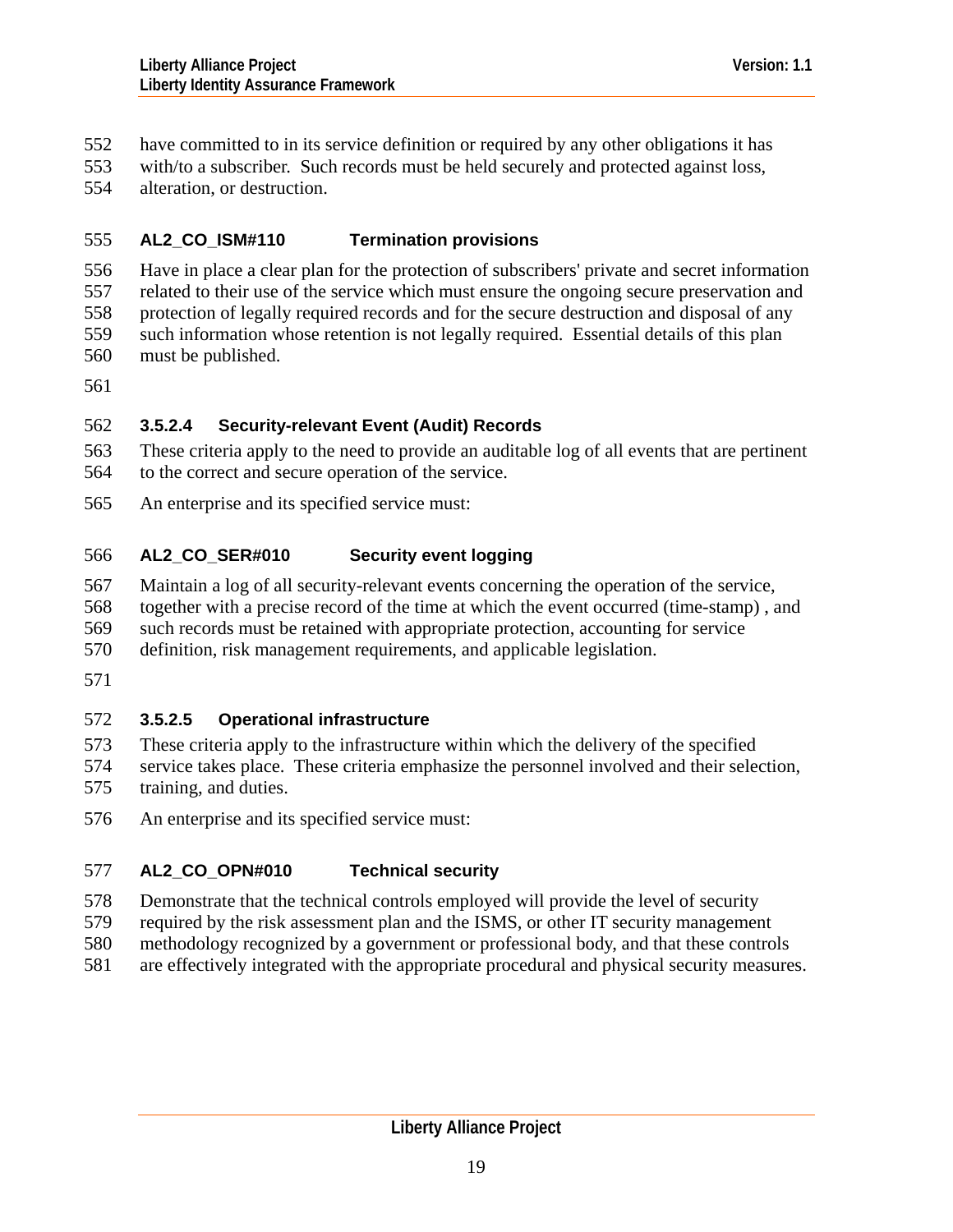have committed to in its service definition or required by any other obligations it has with/to a subscriber. Such records must be held securely and protected against loss, alteration, or destruction.

**AL2_CO_ISM#110 Termination provisions**

Have in place a clear plan for the protection of subscribers' private and secret information related to their use of the service which must ensure the ongoing secure preservation and protection of legally required records and for the secure destruction and disposal of any such information whose retention is not legally required. Essential details of this plan must be published.

#### 3.5.2.4 Security-relevant Event (Audit) Records

These criteria apply to the need to provide an auditable log of all events that are pertinent to the correct and secure operation of the service.

An enterprise and its specified service must:

**AL2_CO_SER#010 Security event logging**

Maintain a log of all security-relevant events concerning the operation of the service, together with a precise record of the time at which the event occurred (time-stamp) , and such records must be retained with appropriate protection, accounting for service definition, risk management requirements, and applicable legislation.

#### 3.5.2.5 Operational infrastructure

These criteria apply to the infrastructure within which the delivery of the specified service takes place. These criteria emphasize the personnel involved and their selection, training, and duties.

An enterprise and its specified service must:

**AL2_CO_OPN#010 Technical security**

Demonstrate that the technical controls employed will provide the level of security required by the risk assessment plan and the ISMS, or other IT security management methodology recognized by a government or professional body, and that these controls are effectively integrated with the appropriate procedural and physical security measures.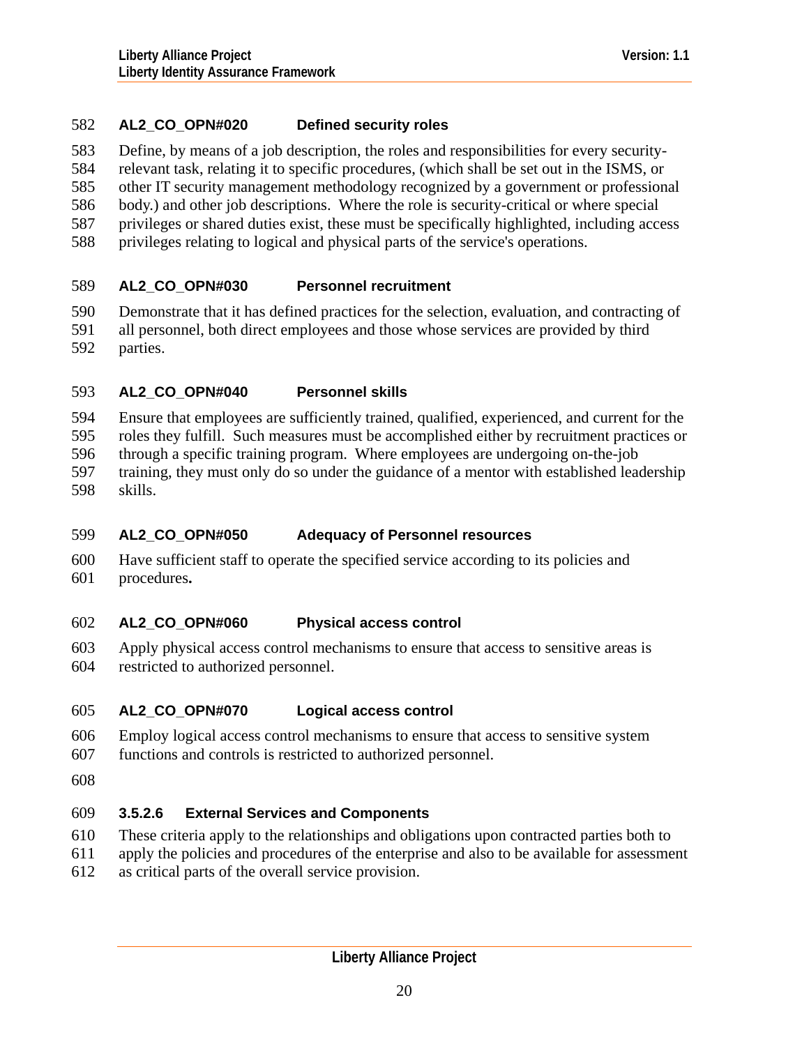**AL2_CO_OPN#020 Defined security roles**

Define, by means of a job description, the roles and responsibilities for every security-relevant task, relating it to specific procedures, (which shall be set out in the ISMS, or other IT security management methodology recognized by a government or professional body.) and other job descriptions. Where the role is security-critical or where special privileges or shared duties exist, these must be specifically highlighted, including access privileges relating to logical and physical parts of the service's operations.

**AL2_CO_OPN#030 Personnel recruitment**

Demonstrate that it has defined practices for the selection, evaluation, and contracting of all personnel, both direct employees and those whose services are provided by third parties.

**AL2_CO_OPN#040 Personnel skills**

Ensure that employees are sufficiently trained, qualified, experienced, and current for the roles they fulfill. Such measures must be accomplished either by recruitment practices or through a specific training program. Where employees are undergoing on-the-job training, they must only do so under the guidance of a mentor with established leadership skills.

**AL2_CO_OPN#050 Adequacy of Personnel resources**

Have sufficient staff to operate the specified service according to its policies and procedures**.**

**AL2_CO_OPN#060 Physical access control**

Apply physical access control mechanisms to ensure that access to sensitive areas is restricted to authorized personnel.

**AL2_CO_OPN#070 Logical access control**

Employ logical access control mechanisms to ensure that access to sensitive system functions and controls is restricted to authorized personnel.

#### 3.5.2.6 External Services and Components

These criteria apply to the relationships and obligations upon contracted parties both to apply the policies and procedures of the enterprise and also to be available for assessment as critical parts of the overall service provision.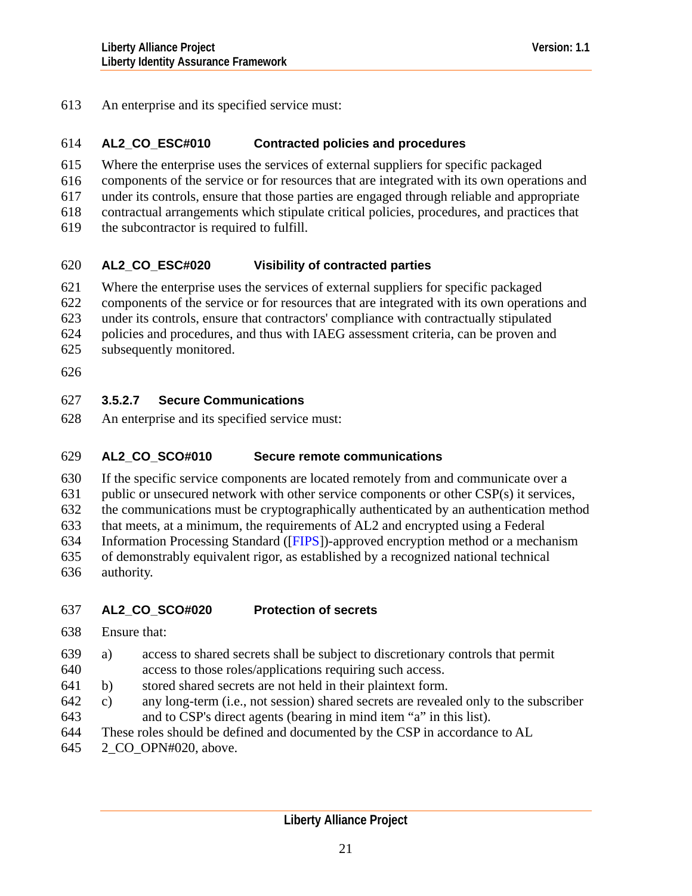An enterprise and its specified service must:

**AL2_CO_ESC#010 Contracted policies and procedures**

Where the enterprise uses the services of external suppliers for specific packaged components of the service or for resources that are integrated with its own operations and under its controls, ensure that those parties are engaged through reliable and appropriate contractual arrangements which stipulate critical policies, procedures, and practices that the subcontractor is required to fulfill.

**AL2_CO_ESC#020 Visibility of contracted parties**

Where the enterprise uses the services of external suppliers for specific packaged components of the service or for resources that are integrated with its own operations and under its controls, ensure that contractors' compliance with contractually stipulated policies and procedures, and thus with IAEG assessment criteria, can be proven and subsequently monitored.

#### 3.5.2.7 Secure Communications

An enterprise and its specified service must:

**AL2_CO_SCO#010 Secure remote communications**

If the specific service components are located remotely from and communicate over a public or unsecured network with other service components or other CSP(s) it services, the communications must be cryptographically authenticated by an authentication method that meets, at a minimum, the requirements of AL2 and encrypted using a Federal Information Processing Standard ([FIPS])-approved encryption method or a mechanism of demonstrably equivalent rigor, as established by a recognized national technical authority.

**AL2_CO_SCO#020 Protection of secrets**

Ensure that:

a) access to shared secrets shall be subject to discretionary controls that permit access to those roles/applications requiring such access.
b) stored shared secrets are not held in their plaintext form.
c) any long-term (i.e., not session) shared secrets are revealed only to the subscriber and to CSP's direct agents (bearing in mind item "a" in this list).

These roles should be defined and documented by the CSP in accordance to AL 2_CO_OPN#020, above.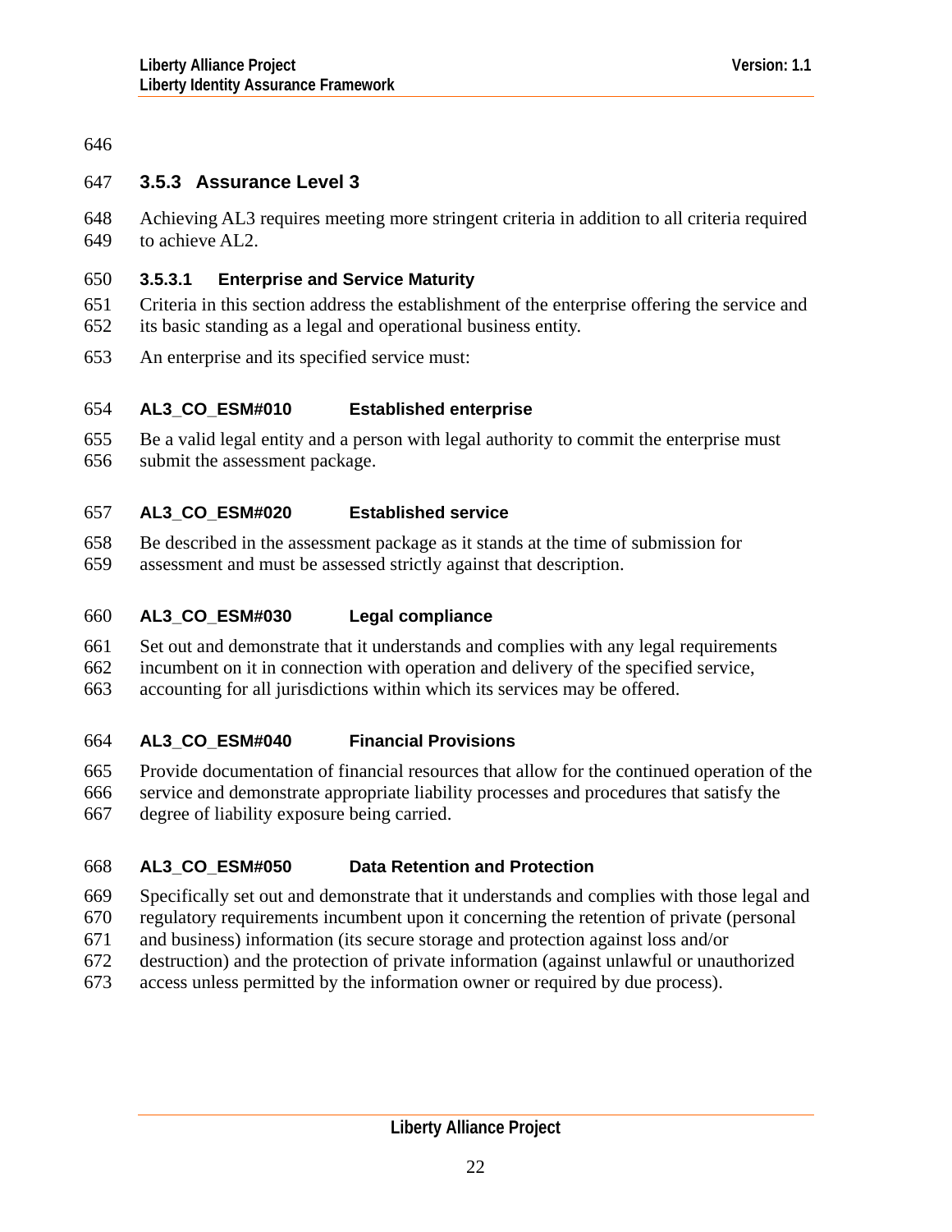### 3.5.3 Assurance Level 3

Achieving AL3 requires meeting more stringent criteria in addition to all criteria required to achieve AL2.

#### 3.5.3.1 Enterprise and Service Maturity

Criteria in this section address the establishment of the enterprise offering the service and its basic standing as a legal and operational business entity.

An enterprise and its specified service must:

**AL3_CO_ESM#010 Established enterprise**

Be a valid legal entity and a person with legal authority to commit the enterprise must submit the assessment package.

**AL3_CO_ESM#020 Established service**

Be described in the assessment package as it stands at the time of submission for assessment and must be assessed strictly against that description.

**AL3_CO_ESM#030 Legal compliance**

Set out and demonstrate that it understands and complies with any legal requirements incumbent on it in connection with operation and delivery of the specified service, accounting for all jurisdictions within which its services may be offered.

**AL3_CO_ESM#040 Financial Provisions**

Provide documentation of financial resources that allow for the continued operation of the service and demonstrate appropriate liability processes and procedures that satisfy the degree of liability exposure being carried.

**AL3_CO_ESM#050 Data Retention and Protection**

Specifically set out and demonstrate that it understands and complies with those legal and regulatory requirements incumbent upon it concerning the retention of private (personal and business) information (its secure storage and protection against loss and/or destruction) and the protection of private information (against unlawful or unauthorized access unless permitted by the information owner or required by due process).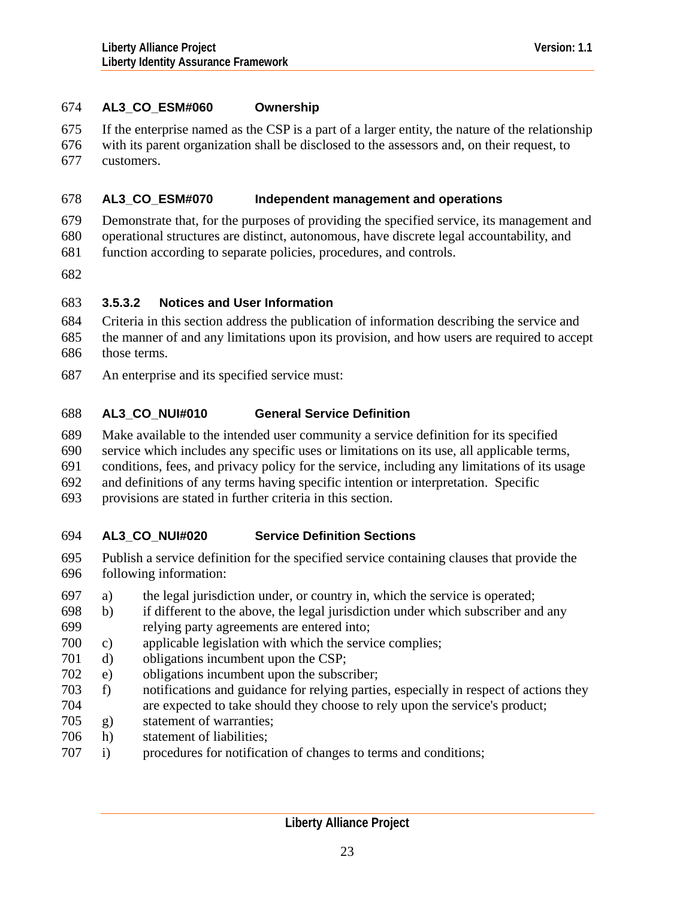**AL3_CO_ESM#060 Ownership**

If the enterprise named as the CSP is a part of a larger entity, the nature of the relationship with its parent organization shall be disclosed to the assessors and, on their request, to customers.

**AL3_CO_ESM#070 Independent management and operations**

Demonstrate that, for the purposes of providing the specified service, its management and operational structures are distinct, autonomous, have discrete legal accountability, and function according to separate policies, procedures, and controls.

#### 3.5.3.2 Notices and User Information

Criteria in this section address the publication of information describing the service and the manner of and any limitations upon its provision, and how users are required to accept those terms.

An enterprise and its specified service must:

**AL3_CO_NUI#010 General Service Definition**

Make available to the intended user community a service definition for its specified service which includes any specific uses or limitations on its use, all applicable terms, conditions, fees, and privacy policy for the service, including any limitations of its usage and definitions of any terms having specific intention or interpretation. Specific provisions are stated in further criteria in this section.

**AL3_CO_NUI#020 Service Definition Sections**

Publish a service definition for the specified service containing clauses that provide the following information:

a) the legal jurisdiction under, or country in, which the service is operated;
b) if different to the above, the legal jurisdiction under which subscriber and any relying party agreements are entered into;
c) applicable legislation with which the service complies;
d) obligations incumbent upon the CSP;
e) obligations incumbent upon the subscriber;
f) notifications and guidance for relying parties, especially in respect of actions they are expected to take should they choose to rely upon the service's product;
g) statement of warranties;
h) statement of liabilities;
i) procedures for notification of changes to terms and conditions;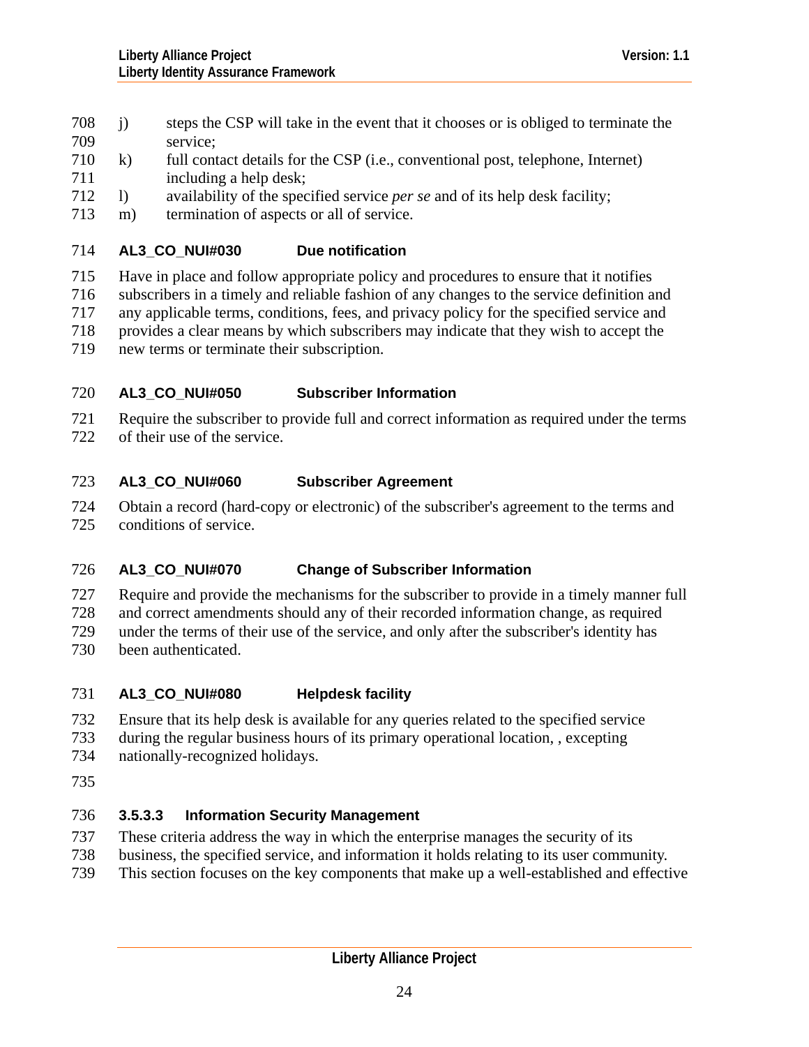j) steps the CSP will take in the event that it chooses or is obliged to terminate the service;

k) full contact details for the CSP (i.e., conventional post, telephone, Internet) including a help desk;

l) availability of the specified service *per se* and of its help desk facility;

m) termination of aspects or all of service.

**AL3_CO_NUI#030 Due notification**

Have in place and follow appropriate policy and procedures to ensure that it notifies subscribers in a timely and reliable fashion of any changes to the service definition and any applicable terms, conditions, fees, and privacy policy for the specified service and provides a clear means by which subscribers may indicate that they wish to accept the new terms or terminate their subscription.

**AL3_CO_NUI#050 Subscriber Information**

Require the subscriber to provide full and correct information as required under the terms of their use of the service.

**AL3_CO_NUI#060 Subscriber Agreement**

Obtain a record (hard-copy or electronic) of the subscriber's agreement to the terms and conditions of service.

**AL3_CO_NUI#070 Change of Subscriber Information**

Require and provide the mechanisms for the subscriber to provide in a timely manner full and correct amendments should any of their recorded information change, as required under the terms of their use of the service, and only after the subscriber's identity has been authenticated.

**AL3_CO_NUI#080 Helpdesk facility**

Ensure that its help desk is available for any queries related to the specified service during the regular business hours of its primary operational location, , excepting nationally-recognized holidays.

#### 3.5.3.3 Information Security Management

These criteria address the way in which the enterprise manages the security of its business, the specified service, and information it holds relating to its user community. This section focuses on the key components that make up a well-established and effective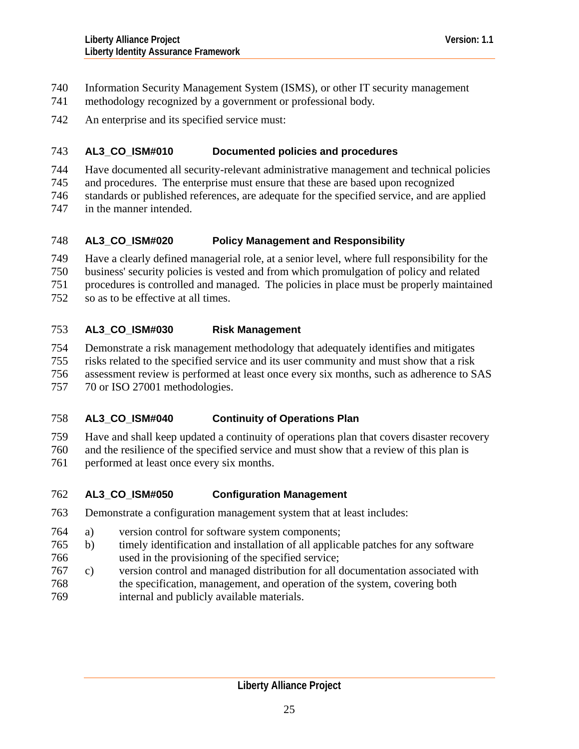Information Security Management System (ISMS), or other IT security management methodology recognized by a government or professional body.

An enterprise and its specified service must:

### AL3_CO_ISM#010 Documented policies and procedures

Have documented all security-relevant administrative management and technical policies and procedures. The enterprise must ensure that these are based upon recognized standards or published references, are adequate for the specified service, and are applied in the manner intended.

### AL3_CO_ISM#020 Policy Management and Responsibility

Have a clearly defined managerial role, at a senior level, where full responsibility for the business' security policies is vested and from which promulgation of policy and related procedures is controlled and managed. The policies in place must be properly maintained so as to be effective at all times.

### AL3_CO_ISM#030 Risk Management

Demonstrate a risk management methodology that adequately identifies and mitigates risks related to the specified service and its user community and must show that a risk assessment review is performed at least once every six months, such as adherence to SAS 70 or ISO 27001 methodologies.

### AL3_CO_ISM#040 Continuity of Operations Plan

Have and shall keep updated a continuity of operations plan that covers disaster recovery and the resilience of the specified service and must show that a review of this plan is performed at least once every six months.

### AL3_CO_ISM#050 Configuration Management

Demonstrate a configuration management system that at least includes:

a) version control for software system components;

b) timely identification and installation of all applicable patches for any software used in the provisioning of the specified service;

c) version control and managed distribution for all documentation associated with the specification, management, and operation of the system, covering both internal and publicly available materials.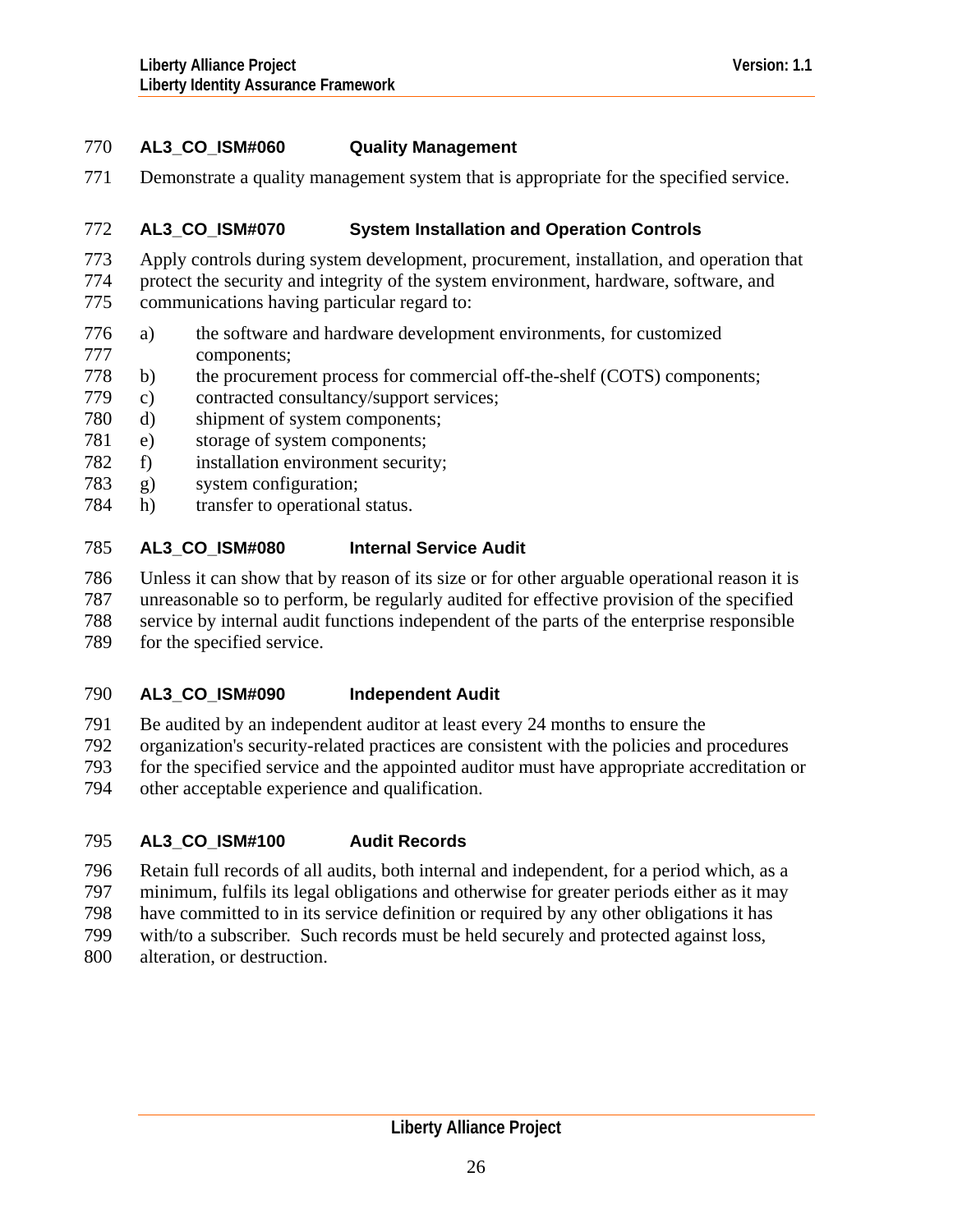#### AL3_CO_ISM#060 Quality Management

Demonstrate a quality management system that is appropriate for the specified service.

#### AL3_CO_ISM#070 System Installation and Operation Controls

Apply controls during system development, procurement, installation, and operation that protect the security and integrity of the system environment, hardware, software, and communications having particular regard to:

a) the software and hardware development environments, for customized components;
b) the procurement process for commercial off-the-shelf (COTS) components;
c) contracted consultancy/support services;
d) shipment of system components;
e) storage of system components;
f) installation environment security;
g) system configuration;
h) transfer to operational status.

#### AL3_CO_ISM#080 Internal Service Audit

Unless it can show that by reason of its size or for other arguable operational reason it is unreasonable so to perform, be regularly audited for effective provision of the specified service by internal audit functions independent of the parts of the enterprise responsible for the specified service.

#### AL3_CO_ISM#090 Independent Audit

Be audited by an independent auditor at least every 24 months to ensure the organization's security-related practices are consistent with the policies and procedures for the specified service and the appointed auditor must have appropriate accreditation or other acceptable experience and qualification.

#### AL3_CO_ISM#100 Audit Records

Retain full records of all audits, both internal and independent, for a period which, as a minimum, fulfils its legal obligations and otherwise for greater periods either as it may have committed to in its service definition or required by any other obligations it has with/to a subscriber. Such records must be held securely and protected against loss, alteration, or destruction.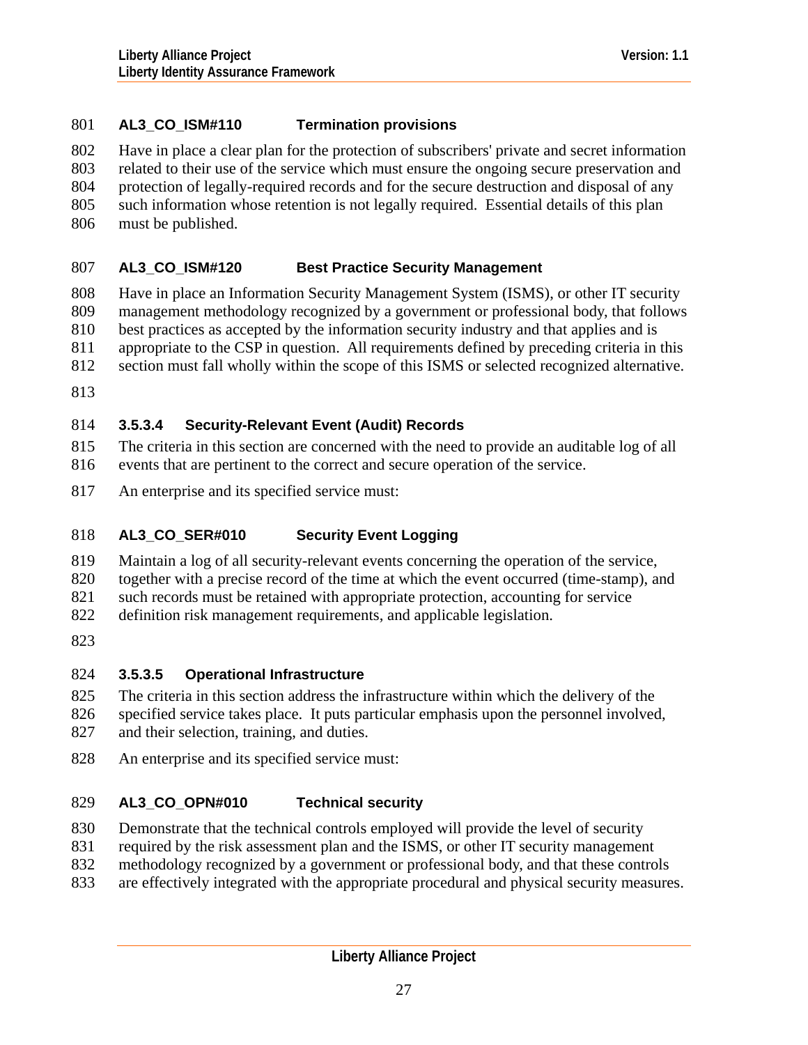#### AL3_CO_ISM#110 Termination provisions

Have in place a clear plan for the protection of subscribers' private and secret information related to their use of the service which must ensure the ongoing secure preservation and protection of legally-required records and for the secure destruction and disposal of any such information whose retention is not legally required. Essential details of this plan must be published.

#### AL3_CO_ISM#120 Best Practice Security Management

Have in place an Information Security Management System (ISMS), or other IT security management methodology recognized by a government or professional body, that follows best practices as accepted by the information security industry and that applies and is appropriate to the CSP in question. All requirements defined by preceding criteria in this section must fall wholly within the scope of this ISMS or selected recognized alternative.

### 3.5.3.4 Security-Relevant Event (Audit) Records

The criteria in this section are concerned with the need to provide an auditable log of all events that are pertinent to the correct and secure operation of the service.

An enterprise and its specified service must:

#### AL3_CO_SER#010 Security Event Logging

Maintain a log of all security-relevant events concerning the operation of the service, together with a precise record of the time at which the event occurred (time-stamp), and such records must be retained with appropriate protection, accounting for service definition risk management requirements, and applicable legislation.

### 3.5.3.5 Operational Infrastructure

The criteria in this section address the infrastructure within which the delivery of the specified service takes place. It puts particular emphasis upon the personnel involved, and their selection, training, and duties.

An enterprise and its specified service must:

#### AL3_CO_OPN#010 Technical security

Demonstrate that the technical controls employed will provide the level of security required by the risk assessment plan and the ISMS, or other IT security management methodology recognized by a government or professional body, and that these controls are effectively integrated with the appropriate procedural and physical security measures.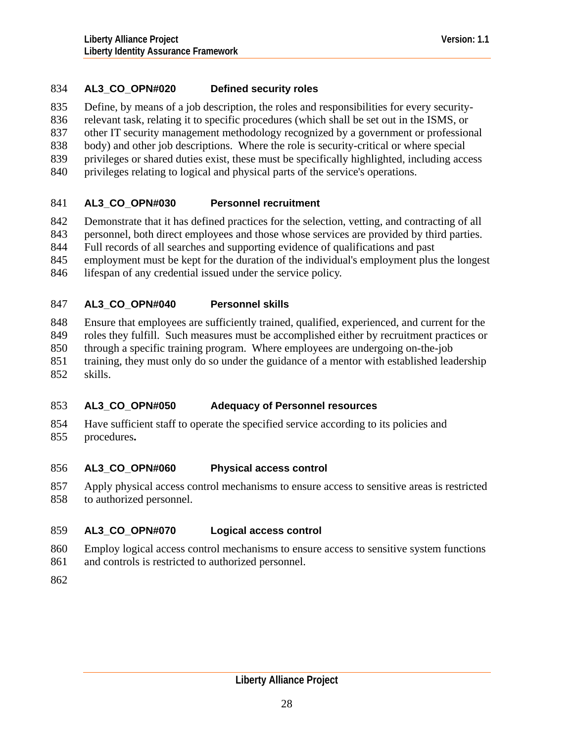#### AL3_CO_OPN#020 Defined security roles

Define, by means of a job description, the roles and responsibilities for every security-relevant task, relating it to specific procedures (which shall be set out in the ISMS, or other IT security management methodology recognized by a government or professional body) and other job descriptions. Where the role is security-critical or where special privileges or shared duties exist, these must be specifically highlighted, including access privileges relating to logical and physical parts of the service's operations.

#### AL3_CO_OPN#030 Personnel recruitment

Demonstrate that it has defined practices for the selection, vetting, and contracting of all personnel, both direct employees and those whose services are provided by third parties. Full records of all searches and supporting evidence of qualifications and past employment must be kept for the duration of the individual's employment plus the longest lifespan of any credential issued under the service policy.

#### AL3_CO_OPN#040 Personnel skills

Ensure that employees are sufficiently trained, qualified, experienced, and current for the roles they fulfill. Such measures must be accomplished either by recruitment practices or through a specific training program. Where employees are undergoing on-the-job training, they must only do so under the guidance of a mentor with established leadership skills.

#### AL3_CO_OPN#050 Adequacy of Personnel resources

Have sufficient staff to operate the specified service according to its policies and procedures**.**

#### AL3_CO_OPN#060 Physical access control

Apply physical access control mechanisms to ensure access to sensitive areas is restricted to authorized personnel.

#### AL3_CO_OPN#070 Logical access control

Employ logical access control mechanisms to ensure access to sensitive system functions and controls is restricted to authorized personnel.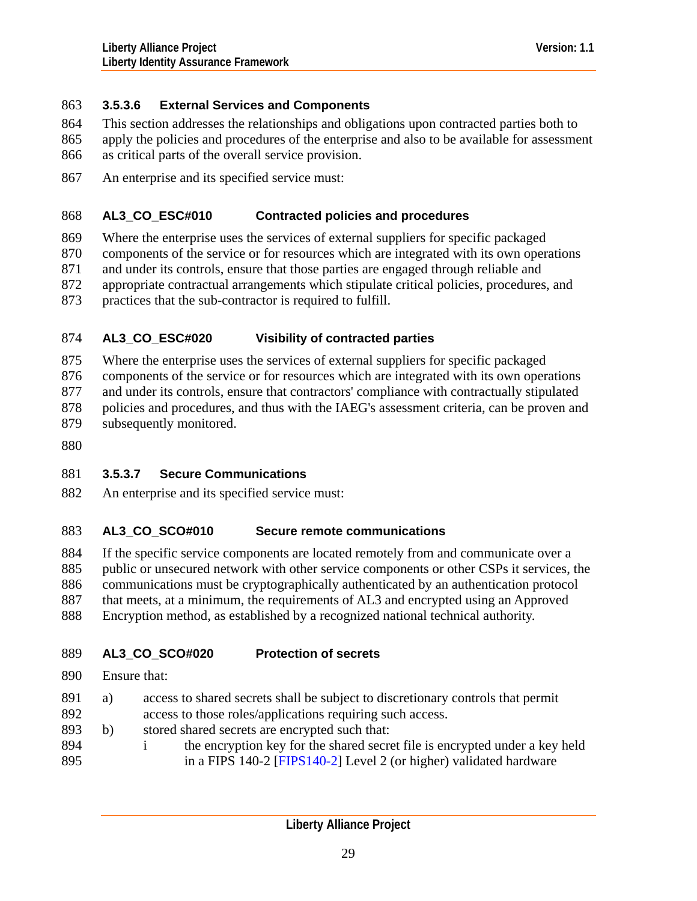#### 3.5.3.6 External Services and Components

This section addresses the relationships and obligations upon contracted parties both to apply the policies and procedures of the enterprise and also to be available for assessment as critical parts of the overall service provision.

An enterprise and its specified service must:

**AL3_CO_ESC#010 Contracted policies and procedures**

Where the enterprise uses the services of external suppliers for specific packaged components of the service or for resources which are integrated with its own operations and under its controls, ensure that those parties are engaged through reliable and appropriate contractual arrangements which stipulate critical policies, procedures, and practices that the sub-contractor is required to fulfill.

**AL3_CO_ESC#020 Visibility of contracted parties**

Where the enterprise uses the services of external suppliers for specific packaged components of the service or for resources which are integrated with its own operations and under its controls, ensure that contractors' compliance with contractually stipulated policies and procedures, and thus with the IAEG's assessment criteria, can be proven and subsequently monitored.

#### 3.5.3.7 Secure Communications

An enterprise and its specified service must:

**AL3_CO_SCO#010 Secure remote communications**

If the specific service components are located remotely from and communicate over a public or unsecured network with other service components or other CSPs it services, the communications must be cryptographically authenticated by an authentication protocol that meets, at a minimum, the requirements of AL3 and encrypted using an Approved Encryption method, as established by a recognized national technical authority.

**AL3_CO_SCO#020 Protection of secrets**

Ensure that:

a) access to shared secrets shall be subject to discretionary controls that permit access to those roles/applications requiring such access.

b) stored shared secrets are encrypted such that:

   i the encryption key for the shared secret file is encrypted under a key held in a FIPS 140-2 [FIPS140-2] Level 2 (or higher) validated hardware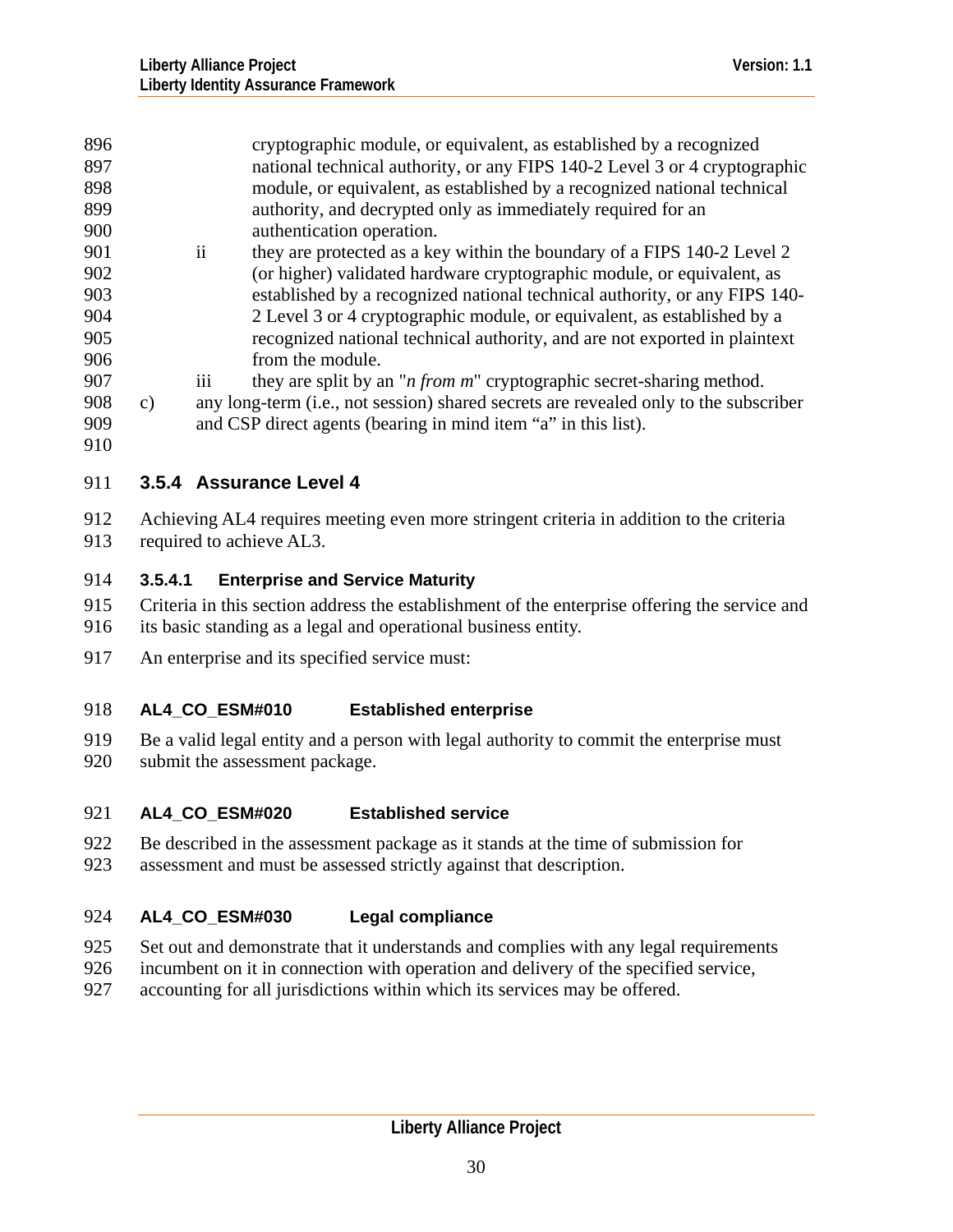cryptographic module, or equivalent, as established by a recognized national technical authority, or any FIPS 140-2 Level 3 or 4 cryptographic module, or equivalent, as established by a recognized national technical authority, and decrypted only as immediately required for an authentication operation.

ii they are protected as a key within the boundary of a FIPS 140-2 Level 2 (or higher) validated hardware cryptographic module, or equivalent, as established by a recognized national technical authority, or any FIPS 140-2 Level 3 or 4 cryptographic module, or equivalent, as established by a recognized national technical authority, and are not exported in plaintext from the module.

iii they are split by an "*n from m*" cryptographic secret-sharing method.

c) any long-term (i.e., not session) shared secrets are revealed only to the subscriber and CSP direct agents (bearing in mind item "a" in this list).

### 3.5.4 Assurance Level 4

Achieving AL4 requires meeting even more stringent criteria in addition to the criteria required to achieve AL3.

#### 3.5.4.1 Enterprise and Service Maturity

Criteria in this section address the establishment of the enterprise offering the service and its basic standing as a legal and operational business entity.

An enterprise and its specified service must:

**AL4_CO_ESM#010 Established enterprise**

Be a valid legal entity and a person with legal authority to commit the enterprise must submit the assessment package.

**AL4_CO_ESM#020 Established service**

Be described in the assessment package as it stands at the time of submission for assessment and must be assessed strictly against that description.

**AL4_CO_ESM#030 Legal compliance**

Set out and demonstrate that it understands and complies with any legal requirements incumbent on it in connection with operation and delivery of the specified service, accounting for all jurisdictions within which its services may be offered.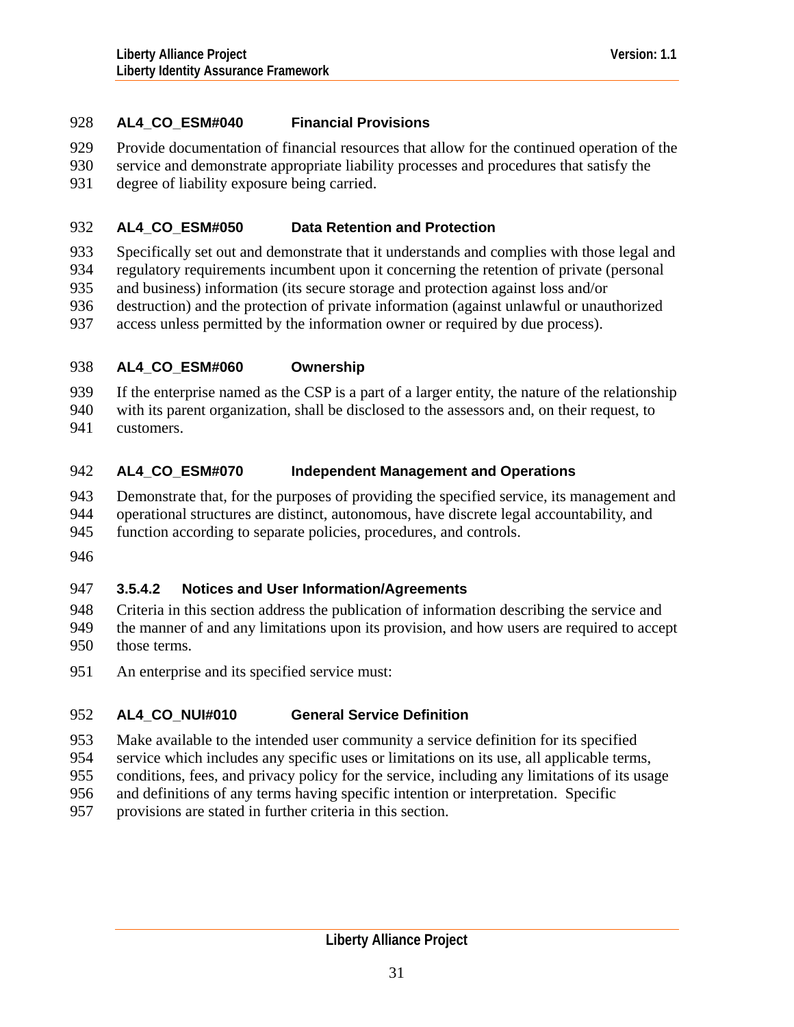**AL4_CO_ESM#040 Financial Provisions**

Provide documentation of financial resources that allow for the continued operation of the service and demonstrate appropriate liability processes and procedures that satisfy the degree of liability exposure being carried.

**AL4_CO_ESM#050 Data Retention and Protection**

Specifically set out and demonstrate that it understands and complies with those legal and regulatory requirements incumbent upon it concerning the retention of private (personal and business) information (its secure storage and protection against loss and/or destruction) and the protection of private information (against unlawful or unauthorized access unless permitted by the information owner or required by due process).

**AL4_CO_ESM#060 Ownership**

If the enterprise named as the CSP is a part of a larger entity, the nature of the relationship with its parent organization, shall be disclosed to the assessors and, on their request, to customers.

**AL4_CO_ESM#070 Independent Management and Operations**

Demonstrate that, for the purposes of providing the specified service, its management and operational structures are distinct, autonomous, have discrete legal accountability, and function according to separate policies, procedures, and controls.

#### 3.5.4.2 Notices and User Information/Agreements

Criteria in this section address the publication of information describing the service and the manner of and any limitations upon its provision, and how users are required to accept those terms.

An enterprise and its specified service must:

**AL4_CO_NUI#010 General Service Definition**

Make available to the intended user community a service definition for its specified service which includes any specific uses or limitations on its use, all applicable terms, conditions, fees, and privacy policy for the service, including any limitations of its usage and definitions of any terms having specific intention or interpretation. Specific provisions are stated in further criteria in this section.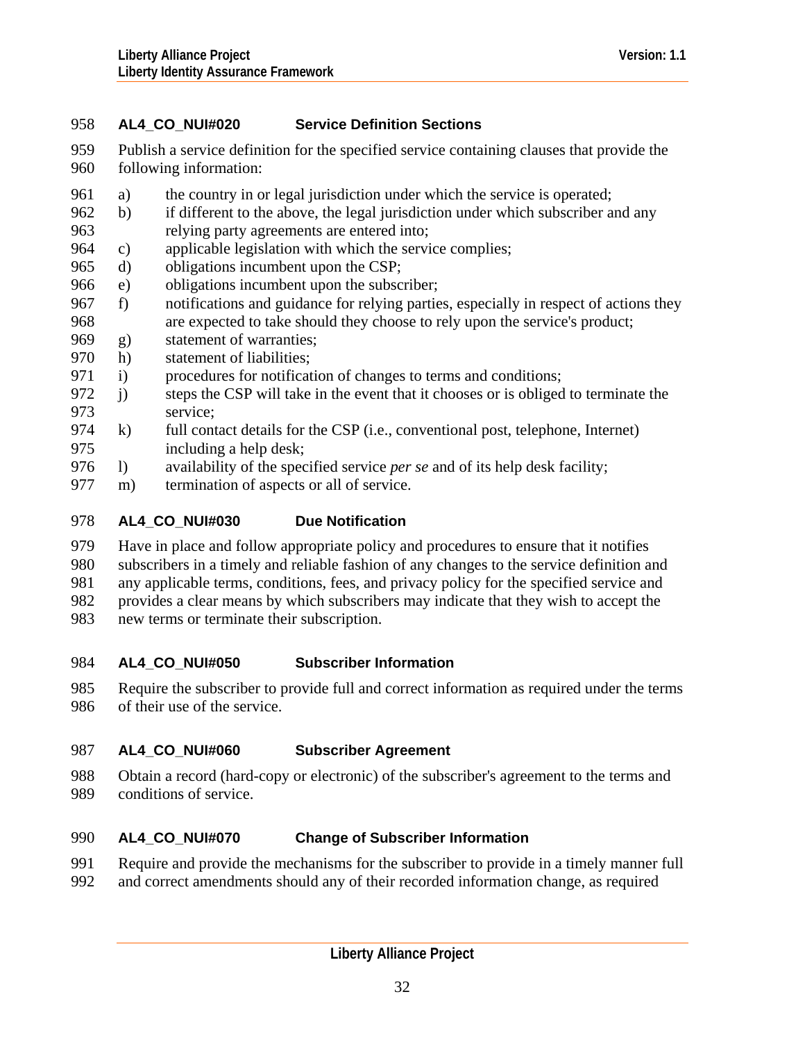#### AL4_CO_NUI#020 Service Definition Sections

Publish a service definition for the specified service containing clauses that provide the following information:

a) the country in or legal jurisdiction under which the service is operated;
b) if different to the above, the legal jurisdiction under which subscriber and any relying party agreements are entered into;
c) applicable legislation with which the service complies;
d) obligations incumbent upon the CSP;
e) obligations incumbent upon the subscriber;
f) notifications and guidance for relying parties, especially in respect of actions they are expected to take should they choose to rely upon the service's product;
g) statement of warranties;
h) statement of liabilities;
i) procedures for notification of changes to terms and conditions;
j) steps the CSP will take in the event that it chooses or is obliged to terminate the service;
k) full contact details for the CSP (i.e., conventional post, telephone, Internet) including a help desk;
l) availability of the specified service *per se* and of its help desk facility;
m) termination of aspects or all of service.

#### AL4_CO_NUI#030 Due Notification

Have in place and follow appropriate policy and procedures to ensure that it notifies subscribers in a timely and reliable fashion of any changes to the service definition and any applicable terms, conditions, fees, and privacy policy for the specified service and provides a clear means by which subscribers may indicate that they wish to accept the new terms or terminate their subscription.

#### AL4_CO_NUI#050 Subscriber Information

Require the subscriber to provide full and correct information as required under the terms of their use of the service.

#### AL4_CO_NUI#060 Subscriber Agreement

Obtain a record (hard-copy or electronic) of the subscriber's agreement to the terms and conditions of service.

#### AL4_CO_NUI#070 Change of Subscriber Information

Require and provide the mechanisms for the subscriber to provide in a timely manner full and correct amendments should any of their recorded information change, as required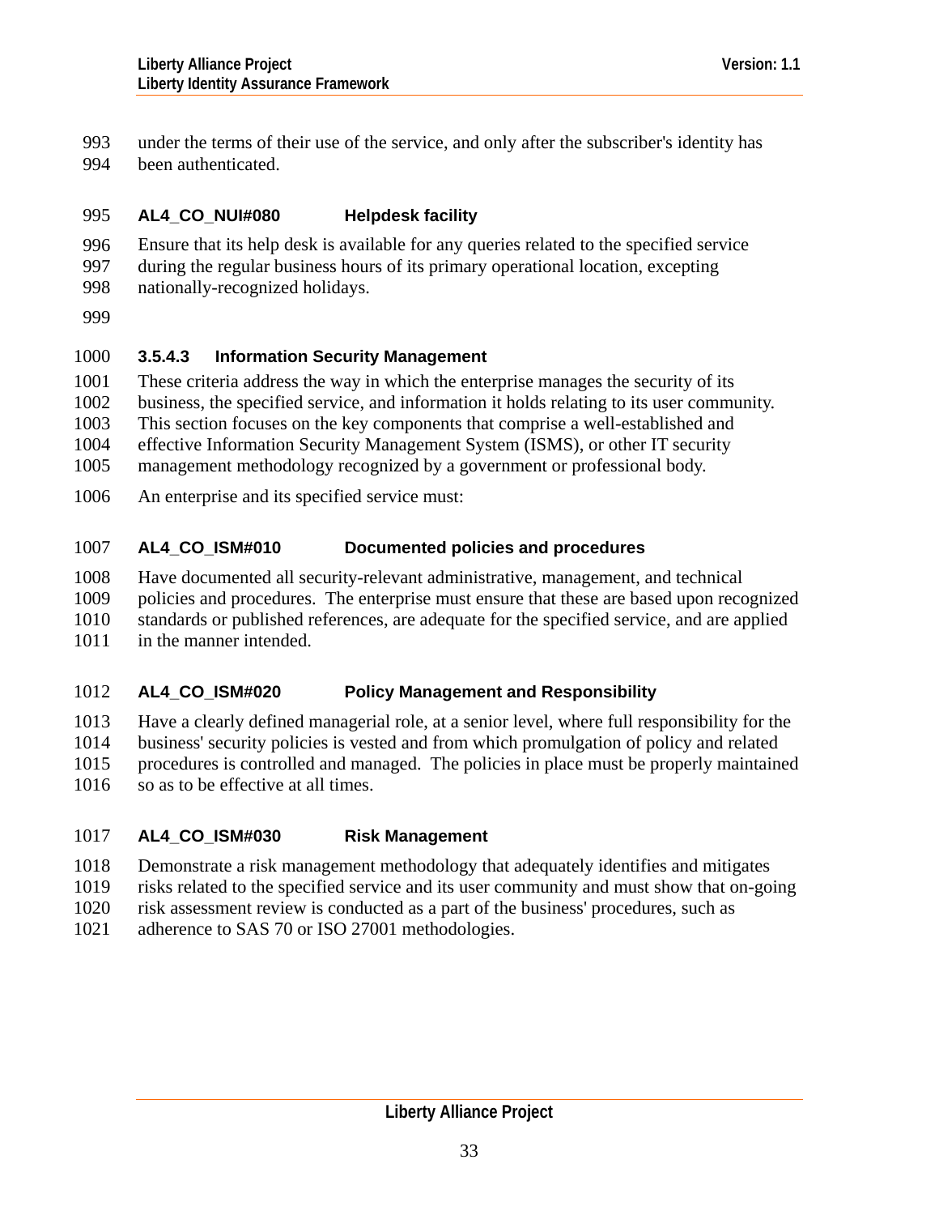under the terms of their use of the service, and only after the subscriber's identity has been authenticated.

**AL4_CO_NUI#080 Helpdesk facility**

Ensure that its help desk is available for any queries related to the specified service during the regular business hours of its primary operational location, excepting nationally-recognized holidays.

#### 3.5.4.3 Information Security Management

These criteria address the way in which the enterprise manages the security of its business, the specified service, and information it holds relating to its user community. This section focuses on the key components that comprise a well-established and effective Information Security Management System (ISMS), or other IT security management methodology recognized by a government or professional body.

An enterprise and its specified service must:

**AL4_CO_ISM#010 Documented policies and procedures**

Have documented all security-relevant administrative, management, and technical policies and procedures. The enterprise must ensure that these are based upon recognized standards or published references, are adequate for the specified service, and are applied in the manner intended.

**AL4_CO_ISM#020 Policy Management and Responsibility**

Have a clearly defined managerial role, at a senior level, where full responsibility for the business' security policies is vested and from which promulgation of policy and related procedures is controlled and managed. The policies in place must be properly maintained so as to be effective at all times.

**AL4_CO_ISM#030 Risk Management**

Demonstrate a risk management methodology that adequately identifies and mitigates risks related to the specified service and its user community and must show that on-going risk assessment review is conducted as a part of the business' procedures, such as adherence to SAS 70 or ISO 27001 methodologies.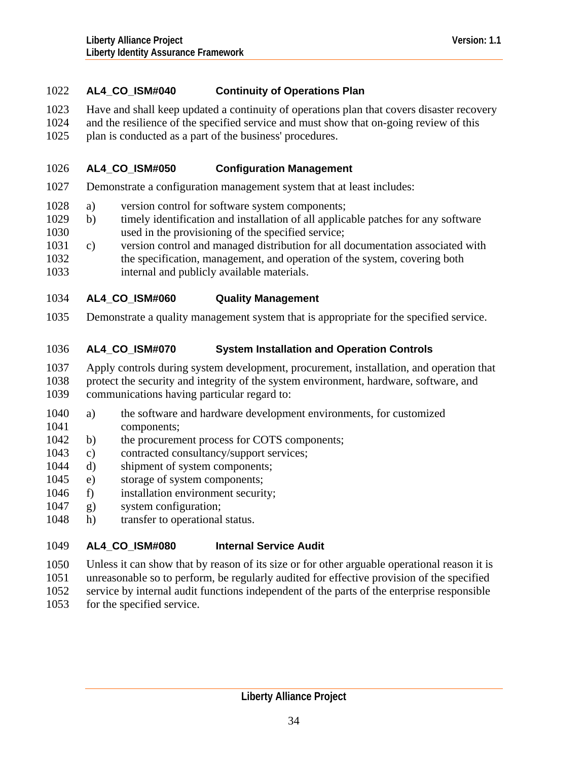**AL4_CO_ISM#040 Continuity of Operations Plan**

Have and shall keep updated a continuity of operations plan that covers disaster recovery and the resilience of the specified service and must show that on-going review of this plan is conducted as a part of the business' procedures.

**AL4_CO_ISM#050 Configuration Management**

Demonstrate a configuration management system that at least includes:

a) version control for software system components;
b) timely identification and installation of all applicable patches for any software used in the provisioning of the specified service;
c) version control and managed distribution for all documentation associated with the specification, management, and operation of the system, covering both internal and publicly available materials.

**AL4_CO_ISM#060 Quality Management**

Demonstrate a quality management system that is appropriate for the specified service.

**AL4_CO_ISM#070 System Installation and Operation Controls**

Apply controls during system development, procurement, installation, and operation that protect the security and integrity of the system environment, hardware, software, and communications having particular regard to:

a) the software and hardware development environments, for customized components;
b) the procurement process for COTS components;
c) contracted consultancy/support services;
d) shipment of system components;
e) storage of system components;
f) installation environment security;
g) system configuration;
h) transfer to operational status.

**AL4_CO_ISM#080 Internal Service Audit**

Unless it can show that by reason of its size or for other arguable operational reason it is unreasonable so to perform, be regularly audited for effective provision of the specified service by internal audit functions independent of the parts of the enterprise responsible for the specified service.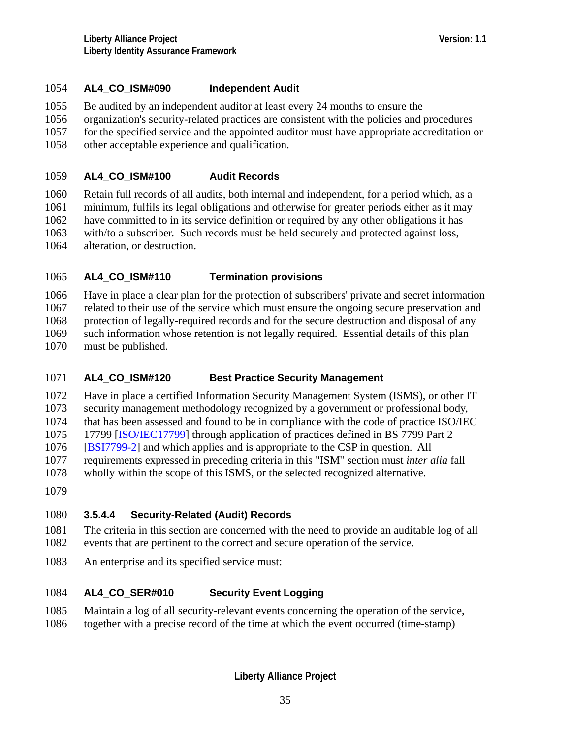#### AL4_CO_ISM#090 Independent Audit

Be audited by an independent auditor at least every 24 months to ensure the organization's security-related practices are consistent with the policies and procedures for the specified service and the appointed auditor must have appropriate accreditation or other acceptable experience and qualification.

#### AL4_CO_ISM#100 Audit Records

Retain full records of all audits, both internal and independent, for a period which, as a minimum, fulfils its legal obligations and otherwise for greater periods either as it may have committed to in its service definition or required by any other obligations it has with/to a subscriber. Such records must be held securely and protected against loss, alteration, or destruction.

#### AL4_CO_ISM#110 Termination provisions

Have in place a clear plan for the protection of subscribers' private and secret information related to their use of the service which must ensure the ongoing secure preservation and protection of legally-required records and for the secure destruction and disposal of any such information whose retention is not legally required. Essential details of this plan must be published.

#### AL4_CO_ISM#120 Best Practice Security Management

Have in place a certified Information Security Management System (ISMS), or other IT security management methodology recognized by a government or professional body, that has been assessed and found to be in compliance with the code of practice ISO/IEC 17799 [ISO/IEC17799] through application of practices defined in BS 7799 Part 2 [BSI7799-2] and which applies and is appropriate to the CSP in question. All requirements expressed in preceding criteria in this "ISM" section must *inter alia* fall wholly within the scope of this ISMS, or the selected recognized alternative.

### 3.5.4.4 Security-Related (Audit) Records

The criteria in this section are concerned with the need to provide an auditable log of all events that are pertinent to the correct and secure operation of the service.

An enterprise and its specified service must:

#### AL4_CO_SER#010 Security Event Logging

Maintain a log of all security-relevant events concerning the operation of the service, together with a precise record of the time at which the event occurred (time-stamp)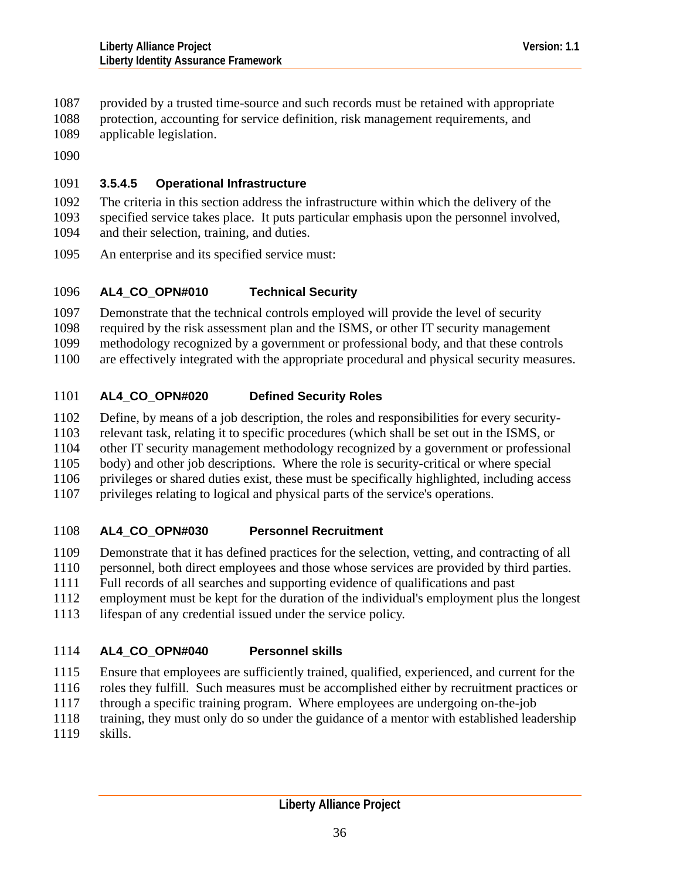provided by a trusted time-source and such records must be retained with appropriate protection, accounting for service definition, risk management requirements, and applicable legislation.

#### 3.5.4.5 Operational Infrastructure

The criteria in this section address the infrastructure within which the delivery of the specified service takes place. It puts particular emphasis upon the personnel involved, and their selection, training, and duties.

An enterprise and its specified service must:

**AL4_CO_OPN#010 Technical Security**

Demonstrate that the technical controls employed will provide the level of security required by the risk assessment plan and the ISMS, or other IT security management methodology recognized by a government or professional body, and that these controls are effectively integrated with the appropriate procedural and physical security measures.

**AL4_CO_OPN#020 Defined Security Roles**

Define, by means of a job description, the roles and responsibilities for every security-relevant task, relating it to specific procedures (which shall be set out in the ISMS, or other IT security management methodology recognized by a government or professional body) and other job descriptions. Where the role is security-critical or where special privileges or shared duties exist, these must be specifically highlighted, including access privileges relating to logical and physical parts of the service's operations.

**AL4_CO_OPN#030 Personnel Recruitment**

Demonstrate that it has defined practices for the selection, vetting, and contracting of all personnel, both direct employees and those whose services are provided by third parties. Full records of all searches and supporting evidence of qualifications and past employment must be kept for the duration of the individual's employment plus the longest lifespan of any credential issued under the service policy.

**AL4_CO_OPN#040 Personnel skills**

Ensure that employees are sufficiently trained, qualified, experienced, and current for the roles they fulfill. Such measures must be accomplished either by recruitment practices or through a specific training program. Where employees are undergoing on-the-job training, they must only do so under the guidance of a mentor with established leadership skills.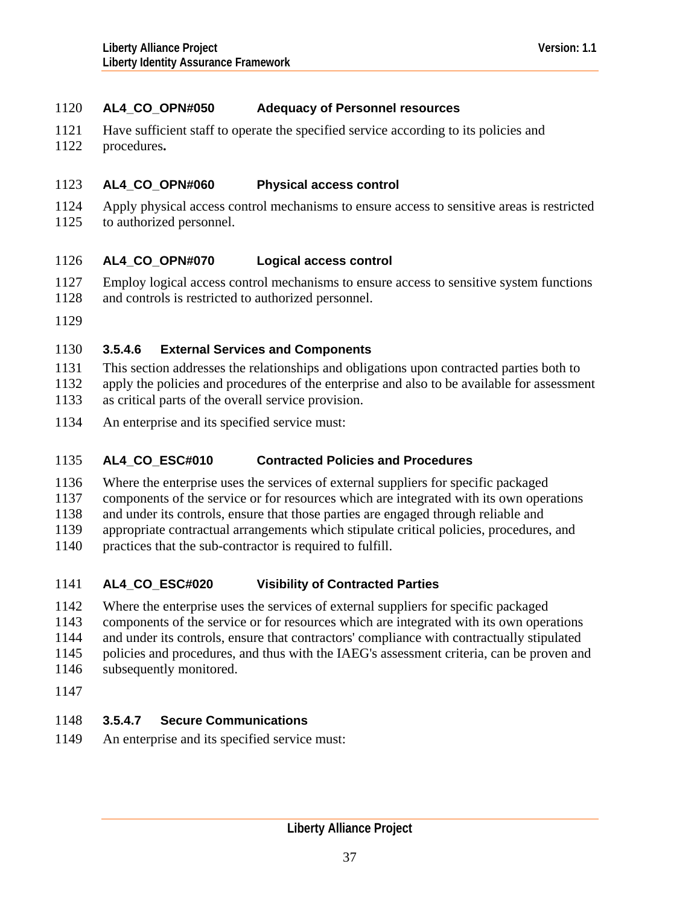**AL4_CO_OPN#050 Adequacy of Personnel resources**

Have sufficient staff to operate the specified service according to its policies and procedures**.**

**AL4_CO_OPN#060 Physical access control**

Apply physical access control mechanisms to ensure access to sensitive areas is restricted to authorized personnel.

**AL4_CO_OPN#070 Logical access control**

Employ logical access control mechanisms to ensure access to sensitive system functions and controls is restricted to authorized personnel.

#### 3.5.4.6 External Services and Components

This section addresses the relationships and obligations upon contracted parties both to apply the policies and procedures of the enterprise and also to be available for assessment as critical parts of the overall service provision.

An enterprise and its specified service must:

**AL4_CO_ESC#010 Contracted Policies and Procedures**

Where the enterprise uses the services of external suppliers for specific packaged components of the service or for resources which are integrated with its own operations and under its controls, ensure that those parties are engaged through reliable and appropriate contractual arrangements which stipulate critical policies, procedures, and practices that the sub-contractor is required to fulfill.

**AL4_CO_ESC#020 Visibility of Contracted Parties**

Where the enterprise uses the services of external suppliers for specific packaged components of the service or for resources which are integrated with its own operations and under its controls, ensure that contractors' compliance with contractually stipulated policies and procedures, and thus with the IAEG's assessment criteria, can be proven and subsequently monitored.

#### 3.5.4.7 Secure Communications

An enterprise and its specified service must: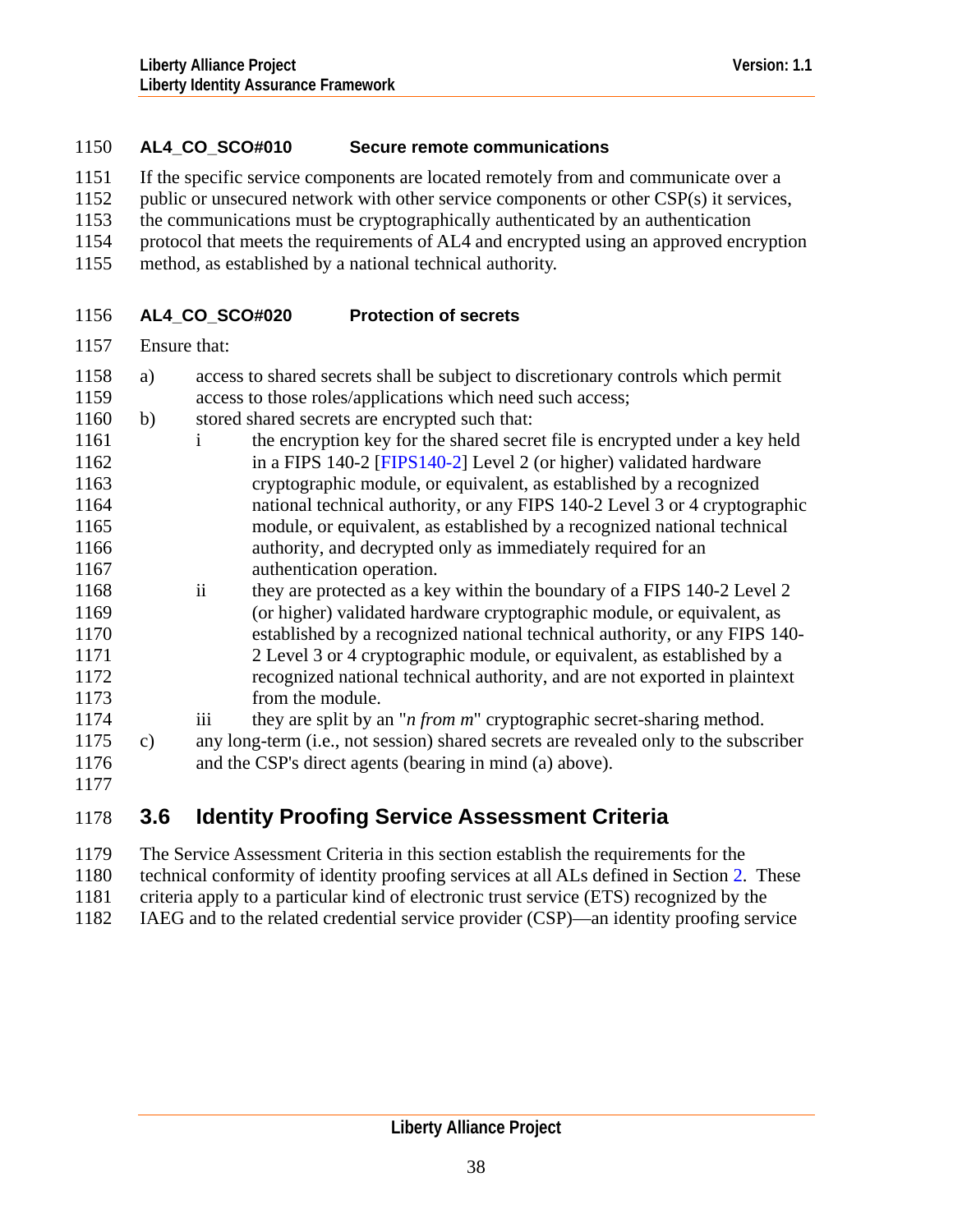**AL4_CO_SCO#010 Secure remote communications**

If the specific service components are located remotely from and communicate over a public or unsecured network with other service components or other CSP(s) it services, the communications must be cryptographically authenticated by an authentication protocol that meets the requirements of AL4 and encrypted using an approved encryption method, as established by a national technical authority.

**AL4_CO_SCO#020 Protection of secrets**

Ensure that:

a) access to shared secrets shall be subject to discretionary controls which permit access to those roles/applications which need such access;

b) stored shared secrets are encrypted such that:

   i the encryption key for the shared secret file is encrypted under a key held in a FIPS 140-2 [FIPS140-2] Level 2 (or higher) validated hardware cryptographic module, or equivalent, as established by a recognized national technical authority, or any FIPS 140-2 Level 3 or 4 cryptographic module, or equivalent, as established by a recognized national technical authority, and decrypted only as immediately required for an authentication operation.

   ii they are protected as a key within the boundary of a FIPS 140-2 Level 2 (or higher) validated hardware cryptographic module, or equivalent, as established by a recognized national technical authority, or any FIPS 140-2 Level 3 or 4 cryptographic module, or equivalent, as established by a recognized national technical authority, and are not exported in plaintext from the module.

   iii they are split by an "*n from m*" cryptographic secret-sharing method.

c) any long-term (i.e., not session) shared secrets are revealed only to the subscriber and the CSP's direct agents (bearing in mind (a) above).

## 3.6 Identity Proofing Service Assessment Criteria

The Service Assessment Criteria in this section establish the requirements for the technical conformity of identity proofing services at all ALs defined in Section 2. These criteria apply to a particular kind of electronic trust service (ETS) recognized by the IAEG and to the related credential service provider (CSP)—an identity proofing service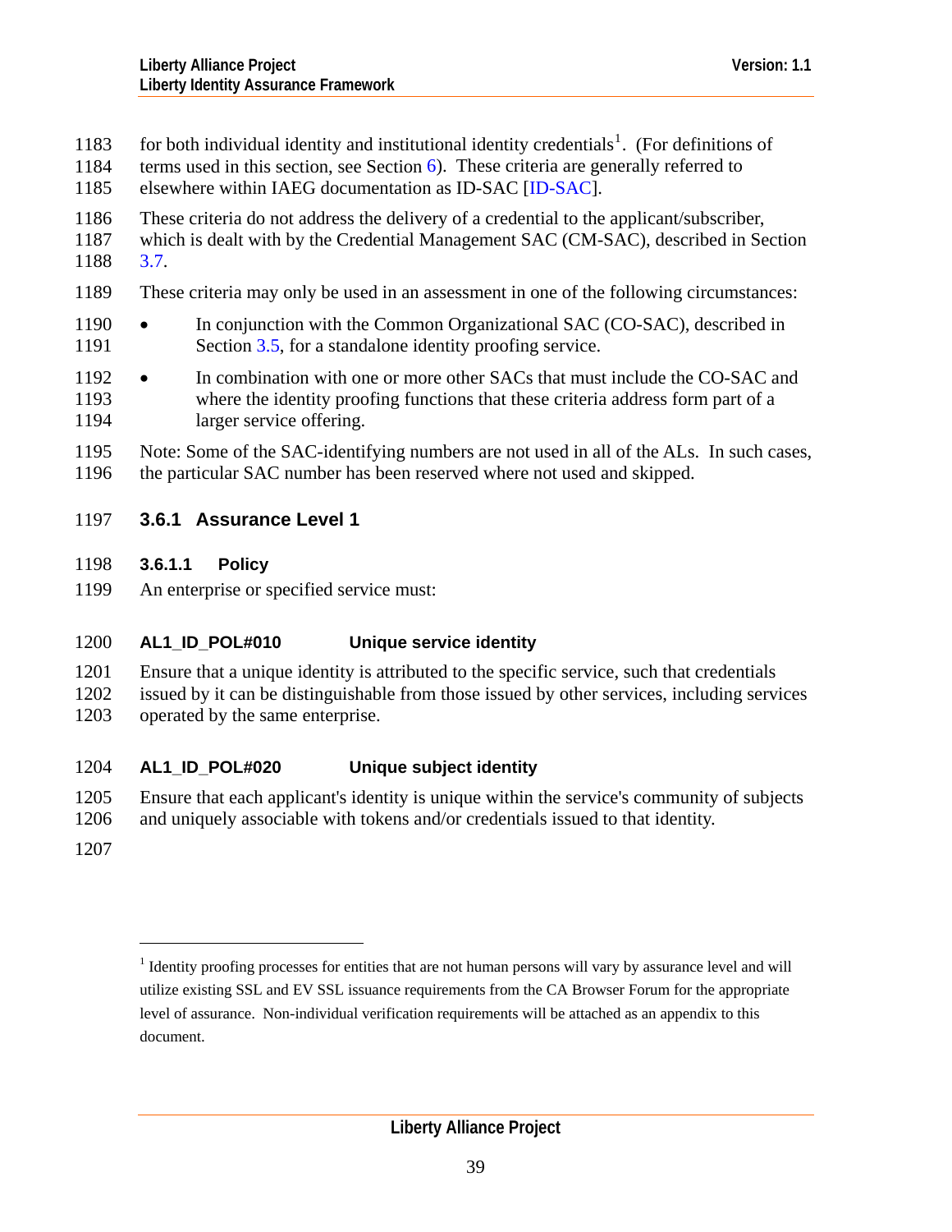for both individual identity and institutional identity credentials[1]. (For definitions of terms used in this section, see Section 6). These criteria are generally referred to elsewhere within IAEG documentation as ID-SAC [ID-SAC].

These criteria do not address the delivery of a credential to the applicant/subscriber, which is dealt with by the Credential Management SAC (CM-SAC), described in Section 3.7.

These criteria may only be used in an assessment in one of the following circumstances:

- In conjunction with the Common Organizational SAC (CO-SAC), described in Section 3.5, for a standalone identity proofing service.
- In combination with one or more other SACs that must include the CO-SAC and where the identity proofing functions that these criteria address form part of a larger service offering.

Note: Some of the SAC-identifying numbers are not used in all of the ALs. In such cases, the particular SAC number has been reserved where not used and skipped.

### 3.6.1 Assurance Level 1

#### 3.6.1.1 Policy

An enterprise or specified service must:

**AL1_ID_POL#010 Unique service identity**

Ensure that a unique identity is attributed to the specific service, such that credentials issued by it can be distinguishable from those issued by other services, including services operated by the same enterprise.

**AL1_ID_POL#020 Unique subject identity**

Ensure that each applicant's identity is unique within the service's community of subjects and uniquely associable with tokens and/or credentials issued to that identity.

---

[1] Identity proofing processes for entities that are not human persons will vary by assurance level and will utilize existing SSL and EV SSL issuance requirements from the CA Browser Forum for the appropriate level of assurance. Non-individual verification requirements will be attached as an appendix to this document.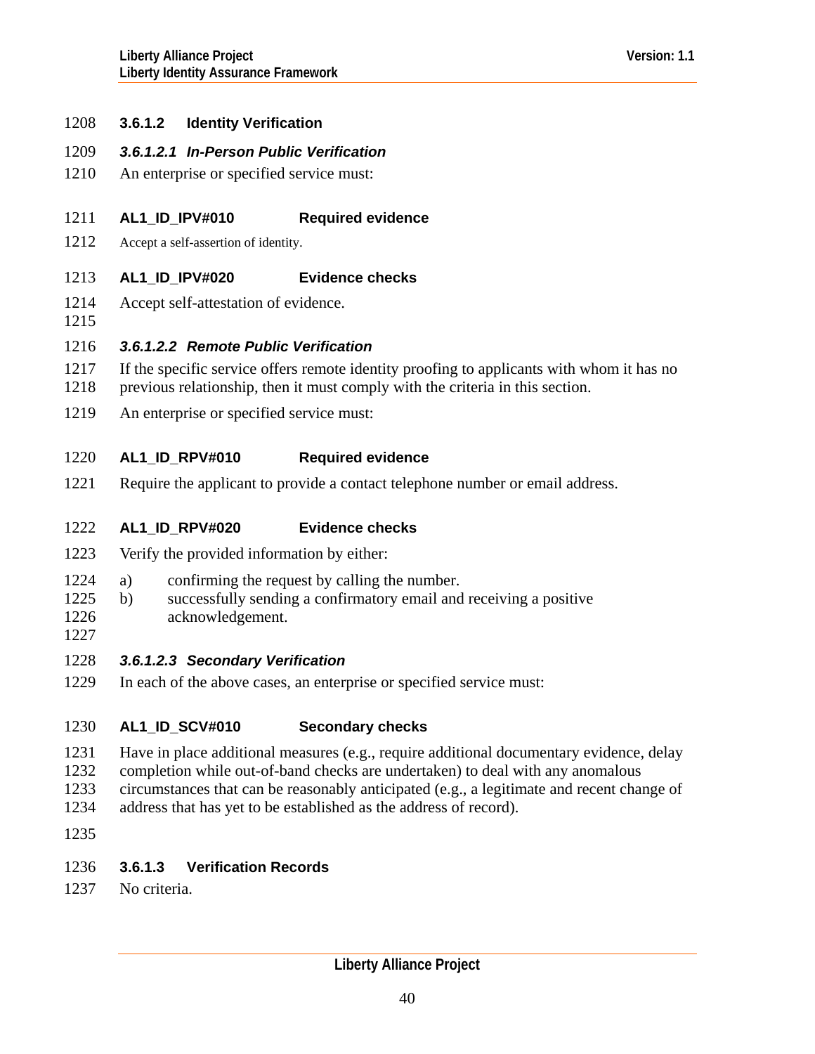#### 3.6.1.2 Identity Verification

##### *3.6.1.2.1 In-Person Public Verification*

An enterprise or specified service must:

**AL1_ID_IPV#010 Required evidence**

Accept a self-assertion of identity.

**AL1_ID_IPV#020 Evidence checks**

Accept self-attestation of evidence.

##### *3.6.1.2.2 Remote Public Verification*

If the specific service offers remote identity proofing to applicants with whom it has no previous relationship, then it must comply with the criteria in this section.

An enterprise or specified service must:

**AL1_ID_RPV#010 Required evidence**

Require the applicant to provide a contact telephone number or email address.

**AL1_ID_RPV#020 Evidence checks**

Verify the provided information by either:

a) confirming the request by calling the number.
b) successfully sending a confirmatory email and receiving a positive acknowledgement.

##### *3.6.1.2.3 Secondary Verification*

In each of the above cases, an enterprise or specified service must:

**AL1_ID_SCV#010 Secondary checks**

Have in place additional measures (e.g., require additional documentary evidence, delay completion while out-of-band checks are undertaken) to deal with any anomalous circumstances that can be reasonably anticipated (e.g., a legitimate and recent change of address that has yet to be established as the address of record).

#### 3.6.1.3 Verification Records

No criteria.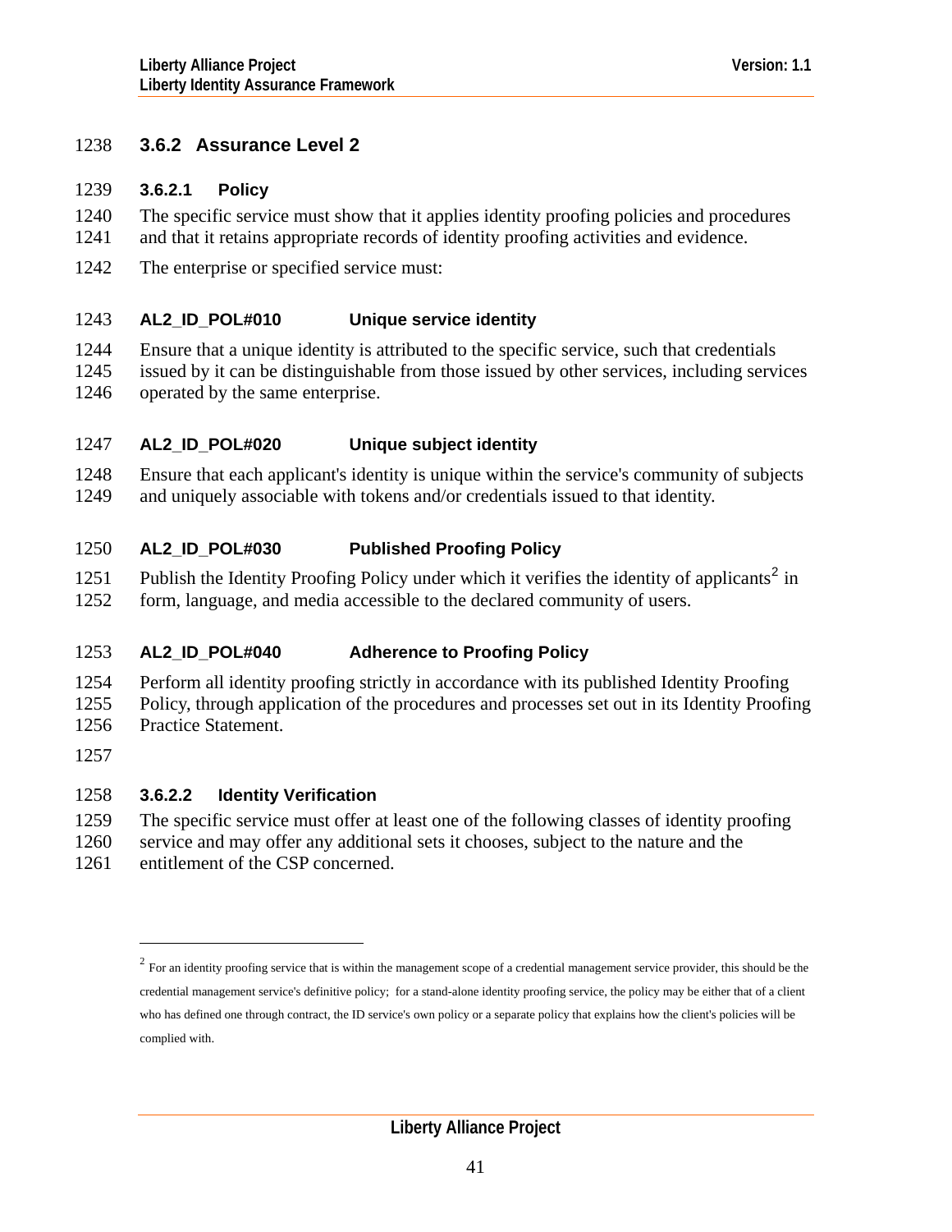### 3.6.2 Assurance Level 2

#### 3.6.2.1 Policy

The specific service must show that it applies identity proofing policies and procedures and that it retains appropriate records of identity proofing activities and evidence.

The enterprise or specified service must:

**AL2_ID_POL#010 Unique service identity**

Ensure that a unique identity is attributed to the specific service, such that credentials issued by it can be distinguishable from those issued by other services, including services operated by the same enterprise.

**AL2_ID_POL#020 Unique subject identity**

Ensure that each applicant's identity is unique within the service's community of subjects and uniquely associable with tokens and/or credentials issued to that identity.

**AL2_ID_POL#030 Published Proofing Policy**

Publish the Identity Proofing Policy under which it verifies the identity of applicants[2] in form, language, and media accessible to the declared community of users.

**AL2_ID_POL#040 Adherence to Proofing Policy**

Perform all identity proofing strictly in accordance with its published Identity Proofing Policy, through application of the procedures and processes set out in its Identity Proofing Practice Statement.

#### 3.6.2.2 Identity Verification

The specific service must offer at least one of the following classes of identity proofing service and may offer any additional sets it chooses, subject to the nature and the entitlement of the CSP concerned.

---

[2] For an identity proofing service that is within the management scope of a credential management service provider, this should be the credential management service's definitive policy; for a stand-alone identity proofing service, the policy may be either that of a client who has defined one through contract, the ID service's own policy or a separate policy that explains how the client's policies will be complied with.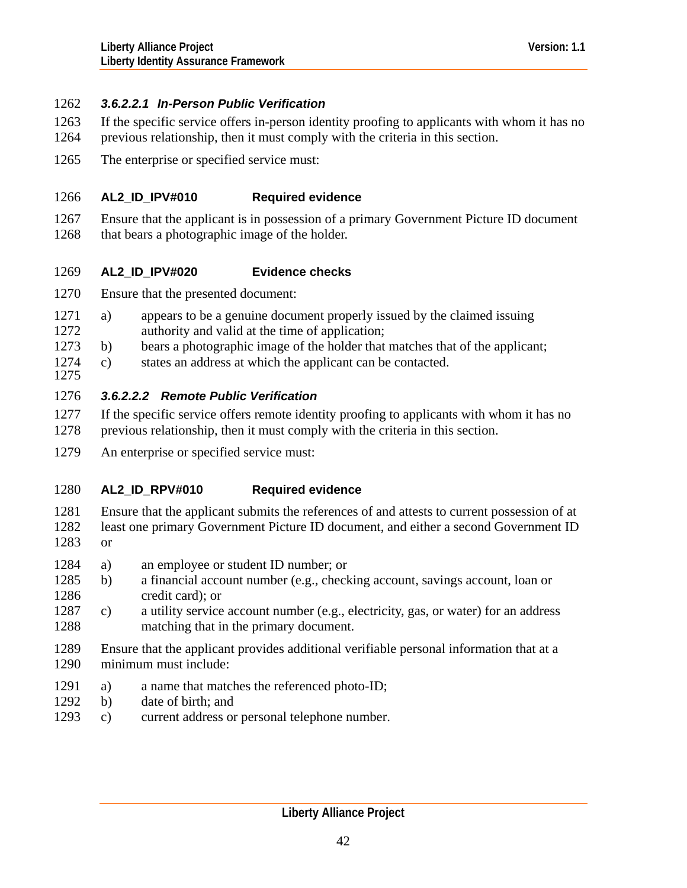#### 3.6.2.2.1 In-Person Public Verification

If the specific service offers in-person identity proofing to applicants with whom it has no previous relationship, then it must comply with the criteria in this section.

The enterprise or specified service must:

**AL2_ID_IPV#010 Required evidence**

Ensure that the applicant is in possession of a primary Government Picture ID document that bears a photographic image of the holder.

**AL2_ID_IPV#020 Evidence checks**

Ensure that the presented document:

a) appears to be a genuine document properly issued by the claimed issuing authority and valid at the time of application;
b) bears a photographic image of the holder that matches that of the applicant;
c) states an address at which the applicant can be contacted.

#### 3.6.2.2.2 Remote Public Verification

If the specific service offers remote identity proofing to applicants with whom it has no previous relationship, then it must comply with the criteria in this section.

An enterprise or specified service must:

**AL2_ID_RPV#010 Required evidence**

Ensure that the applicant submits the references of and attests to current possession of at least one primary Government Picture ID document, and either a second Government ID or

a) an employee or student ID number; or
b) a financial account number (e.g., checking account, savings account, loan or credit card); or
c) a utility service account number (e.g., electricity, gas, or water) for an address matching that in the primary document.

Ensure that the applicant provides additional verifiable personal information that at a minimum must include:

a) a name that matches the referenced photo-ID;
b) date of birth; and
c) current address or personal telephone number.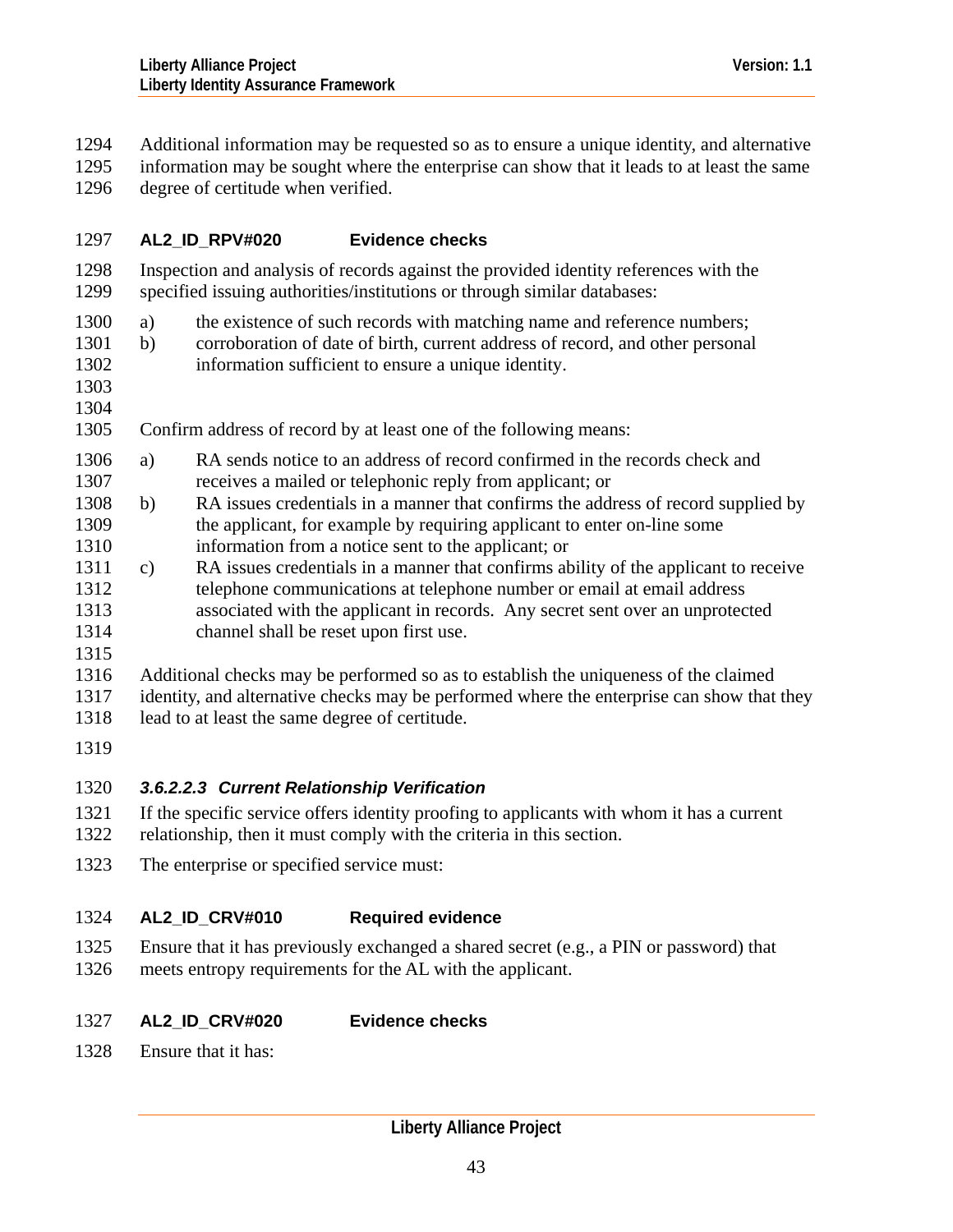Additional information may be requested so as to ensure a unique identity, and alternative information may be sought where the enterprise can show that it leads to at least the same degree of certitude when verified.

**AL2_ID_RPV#020 Evidence checks**

Inspection and analysis of records against the provided identity references with the specified issuing authorities/institutions or through similar databases:

a) the existence of such records with matching name and reference numbers;
b) corroboration of date of birth, current address of record, and other personal information sufficient to ensure a unique identity.

Confirm address of record by at least one of the following means:

a) RA sends notice to an address of record confirmed in the records check and receives a mailed or telephonic reply from applicant; or
b) RA issues credentials in a manner that confirms the address of record supplied by the applicant, for example by requiring applicant to enter on-line some information from a notice sent to the applicant; or
c) RA issues credentials in a manner that confirms ability of the applicant to receive telephone communications at telephone number or email at email address associated with the applicant in records. Any secret sent over an unprotected channel shall be reset upon first use.

Additional checks may be performed so as to establish the uniqueness of the claimed identity, and alternative checks may be performed where the enterprise can show that they lead to at least the same degree of certitude.

#### *3.6.2.2.3 Current Relationship Verification*

If the specific service offers identity proofing to applicants with whom it has a current relationship, then it must comply with the criteria in this section.

The enterprise or specified service must:

**AL2_ID_CRV#010 Required evidence**

Ensure that it has previously exchanged a shared secret (e.g., a PIN or password) that meets entropy requirements for the AL with the applicant.

**AL2_ID_CRV#020 Evidence checks**

Ensure that it has: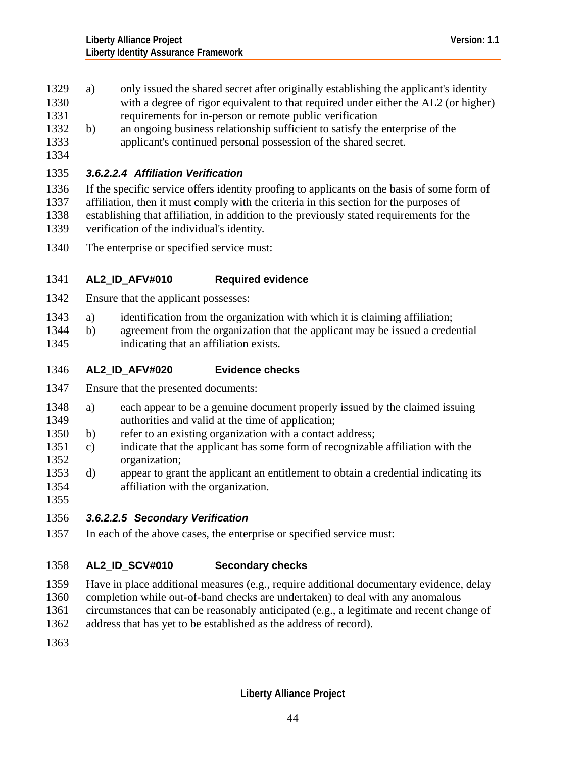a) only issued the shared secret after originally establishing the applicant's identity with a degree of rigor equivalent to that required under either the AL2 (or higher) requirements for in-person or remote public verification
b) an ongoing business relationship sufficient to satisfy the enterprise of the applicant's continued personal possession of the shared secret.

##### 3.6.2.2.4 Affiliation Verification

If the specific service offers identity proofing to applicants on the basis of some form of affiliation, then it must comply with the criteria in this section for the purposes of establishing that affiliation, in addition to the previously stated requirements for the verification of the individual's identity.

The enterprise or specified service must:

**AL2_ID_AFV#010 Required evidence**

Ensure that the applicant possesses:

a) identification from the organization with which it is claiming affiliation;
b) agreement from the organization that the applicant may be issued a credential indicating that an affiliation exists.

**AL2_ID_AFV#020 Evidence checks**

Ensure that the presented documents:

a) each appear to be a genuine document properly issued by the claimed issuing authorities and valid at the time of application;
b) refer to an existing organization with a contact address;
c) indicate that the applicant has some form of recognizable affiliation with the organization;
d) appear to grant the applicant an entitlement to obtain a credential indicating its affiliation with the organization.

##### 3.6.2.2.5 Secondary Verification

In each of the above cases, the enterprise or specified service must:

**AL2_ID_SCV#010 Secondary checks**

Have in place additional measures (e.g., require additional documentary evidence, delay completion while out-of-band checks are undertaken) to deal with any anomalous circumstances that can be reasonably anticipated (e.g., a legitimate and recent change of address that has yet to be established as the address of record).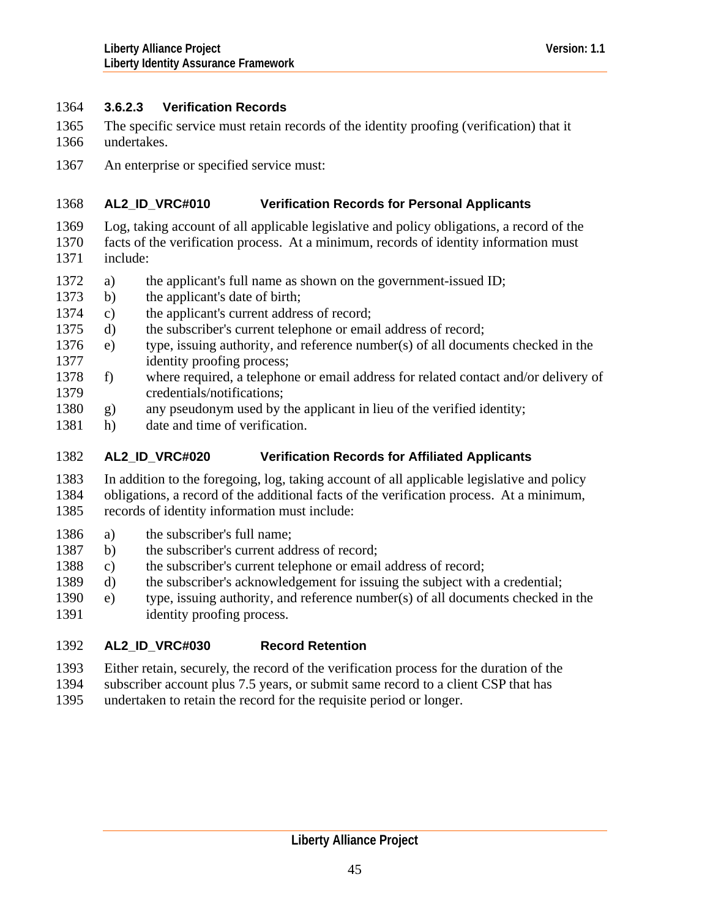#### 3.6.2.3 Verification Records

The specific service must retain records of the identity proofing (verification) that it undertakes.

An enterprise or specified service must:

**AL2_ID_VRC#010 Verification Records for Personal Applicants**

Log, taking account of all applicable legislative and policy obligations, a record of the facts of the verification process. At a minimum, records of identity information must include:

a) the applicant's full name as shown on the government-issued ID;
b) the applicant's date of birth;
c) the applicant's current address of record;
d) the subscriber's current telephone or email address of record;
e) type, issuing authority, and reference number(s) of all documents checked in the identity proofing process;
f) where required, a telephone or email address for related contact and/or delivery of credentials/notifications;
g) any pseudonym used by the applicant in lieu of the verified identity;
h) date and time of verification.

**AL2_ID_VRC#020 Verification Records for Affiliated Applicants**

In addition to the foregoing, log, taking account of all applicable legislative and policy obligations, a record of the additional facts of the verification process. At a minimum, records of identity information must include:

a) the subscriber's full name;
b) the subscriber's current address of record;
c) the subscriber's current telephone or email address of record;
d) the subscriber's acknowledgement for issuing the subject with a credential;
e) type, issuing authority, and reference number(s) of all documents checked in the identity proofing process.

**AL2_ID_VRC#030 Record Retention**

Either retain, securely, the record of the verification process for the duration of the subscriber account plus 7.5 years, or submit same record to a client CSP that has undertaken to retain the record for the requisite period or longer.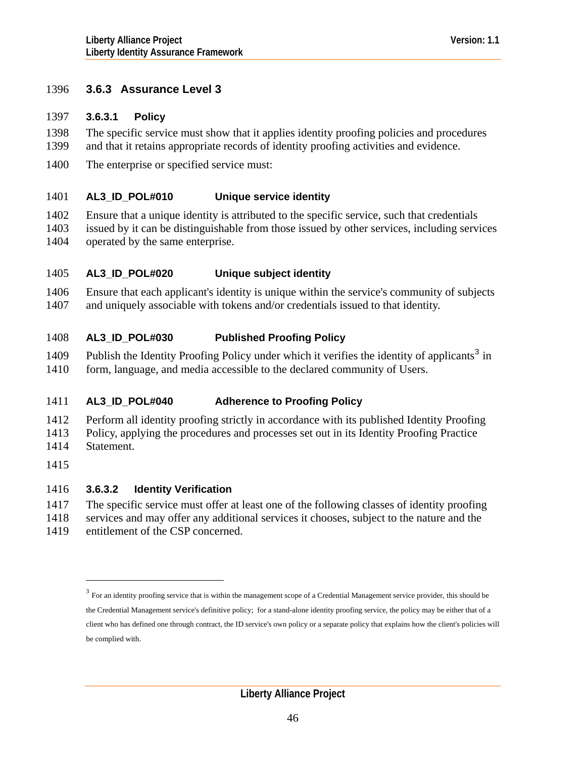### 3.6.3 Assurance Level 3

#### 3.6.3.1 Policy

The specific service must show that it applies identity proofing policies and procedures and that it retains appropriate records of identity proofing activities and evidence.

The enterprise or specified service must:

**AL3_ID_POL#010 Unique service identity**

Ensure that a unique identity is attributed to the specific service, such that credentials issued by it can be distinguishable from those issued by other services, including services operated by the same enterprise.

**AL3_ID_POL#020 Unique subject identity**

Ensure that each applicant's identity is unique within the service's community of subjects and uniquely associable with tokens and/or credentials issued to that identity.

**AL3_ID_POL#030 Published Proofing Policy**

Publish the Identity Proofing Policy under which it verifies the identity of applicants[3] in form, language, and media accessible to the declared community of Users.

**AL3_ID_POL#040 Adherence to Proofing Policy**

Perform all identity proofing strictly in accordance with its published Identity Proofing Policy, applying the procedures and processes set out in its Identity Proofing Practice Statement.

#### 3.6.3.2 Identity Verification

The specific service must offer at least one of the following classes of identity proofing services and may offer any additional services it chooses, subject to the nature and the entitlement of the CSP concerned.

---

[3] For an identity proofing service that is within the management scope of a Credential Management service provider, this should be the Credential Management service's definitive policy; for a stand-alone identity proofing service, the policy may be either that of a client who has defined one through contract, the ID service's own policy or a separate policy that explains how the client's policies will be complied with.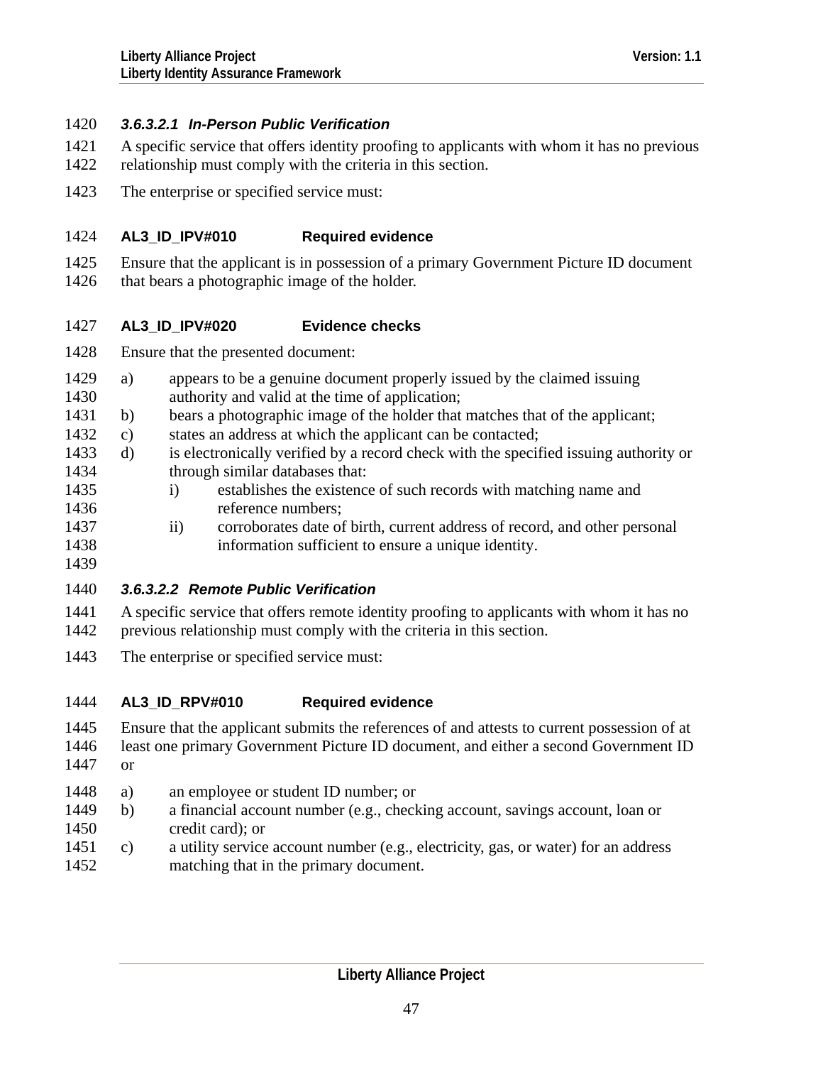##### 3.6.3.2.1 In-Person Public Verification

A specific service that offers identity proofing to applicants with whom it has no previous relationship must comply with the criteria in this section.

The enterprise or specified service must:

**AL3_ID_IPV#010 Required evidence**

Ensure that the applicant is in possession of a primary Government Picture ID document that bears a photographic image of the holder.

**AL3_ID_IPV#020 Evidence checks**

Ensure that the presented document:

a) appears to be a genuine document properly issued by the claimed issuing authority and valid at the time of application;
b) bears a photographic image of the holder that matches that of the applicant;
c) states an address at which the applicant can be contacted;
d) is electronically verified by a record check with the specified issuing authority or through similar databases that:
    i) establishes the existence of such records with matching name and reference numbers;
    ii) corroborates date of birth, current address of record, and other personal information sufficient to ensure a unique identity.

##### 3.6.3.2.2 Remote Public Verification

A specific service that offers remote identity proofing to applicants with whom it has no previous relationship must comply with the criteria in this section.

The enterprise or specified service must:

**AL3_ID_RPV#010 Required evidence**

Ensure that the applicant submits the references of and attests to current possession of at least one primary Government Picture ID document, and either a second Government ID or

a) an employee or student ID number; or
b) a financial account number (e.g., checking account, savings account, loan or credit card); or
c) a utility service account number (e.g., electricity, gas, or water) for an address matching that in the primary document.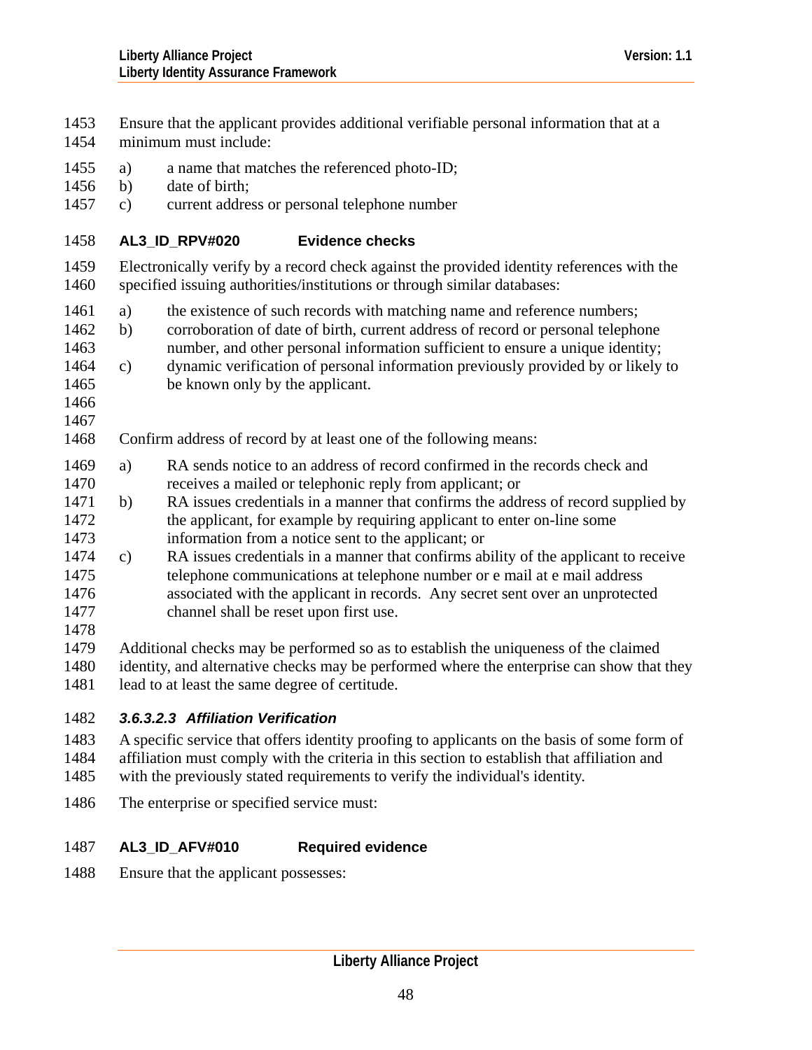Ensure that the applicant provides additional verifiable personal information that at a minimum must include:

a) a name that matches the referenced photo-ID;
b) date of birth;
c) current address or personal telephone number

**AL3_ID_RPV#020 Evidence checks**

Electronically verify by a record check against the provided identity references with the specified issuing authorities/institutions or through similar databases:

a) the existence of such records with matching name and reference numbers;
b) corroboration of date of birth, current address of record or personal telephone number, and other personal information sufficient to ensure a unique identity;
c) dynamic verification of personal information previously provided by or likely to be known only by the applicant.

Confirm address of record by at least one of the following means:

a) RA sends notice to an address of record confirmed in the records check and receives a mailed or telephonic reply from applicant; or
b) RA issues credentials in a manner that confirms the address of record supplied by the applicant, for example by requiring applicant to enter on-line some information from a notice sent to the applicant; or
c) RA issues credentials in a manner that confirms ability of the applicant to receive telephone communications at telephone number or e mail at e mail address associated with the applicant in records. Any secret sent over an unprotected channel shall be reset upon first use.

Additional checks may be performed so as to establish the uniqueness of the claimed identity, and alternative checks may be performed where the enterprise can show that they lead to at least the same degree of certitude.

#### *3.6.3.2.3 Affiliation Verification*

A specific service that offers identity proofing to applicants on the basis of some form of affiliation must comply with the criteria in this section to establish that affiliation and with the previously stated requirements to verify the individual's identity.

The enterprise or specified service must:

**AL3_ID_AFV#010 Required evidence**

Ensure that the applicant possesses: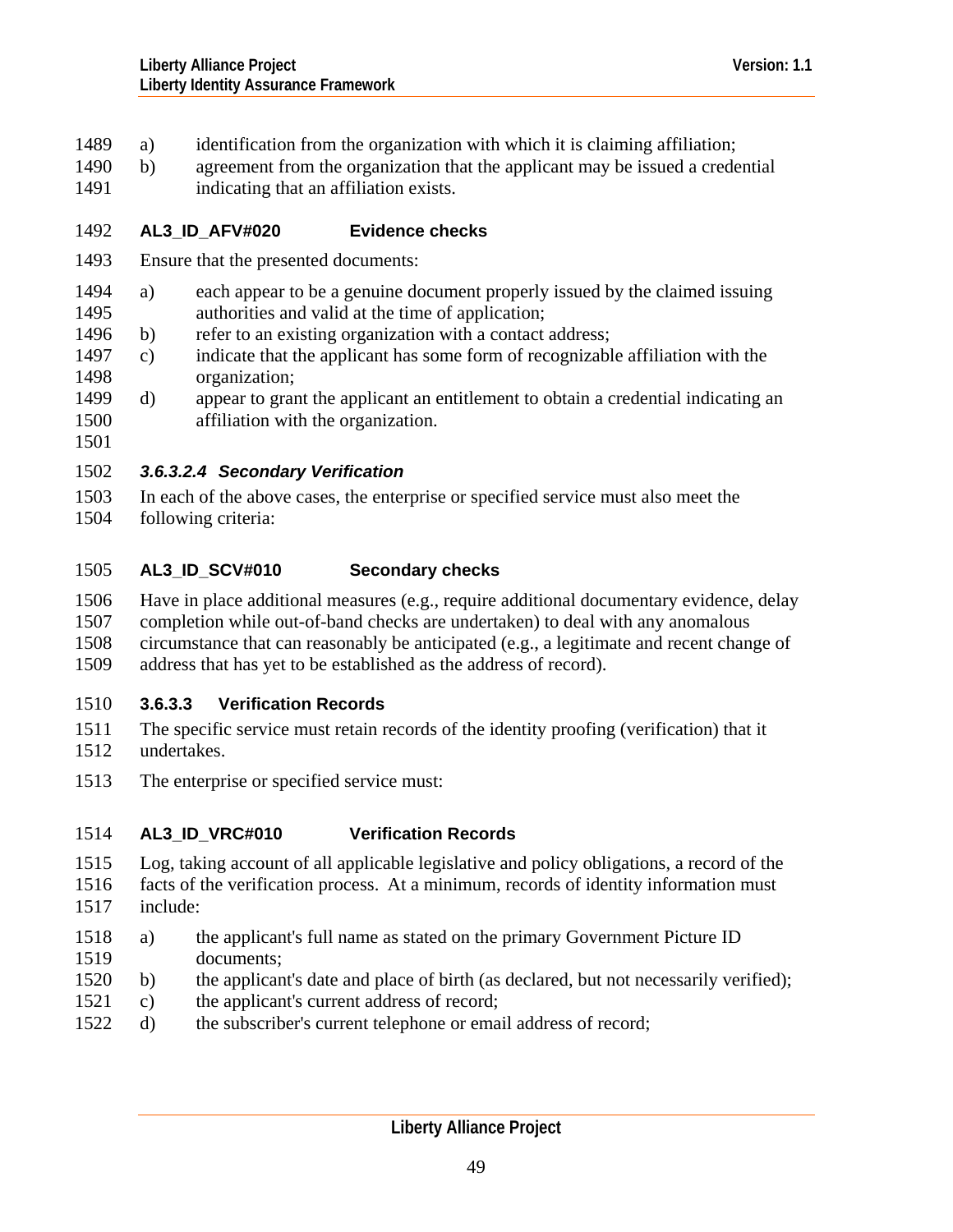a) identification from the organization with which it is claiming affiliation;
b) agreement from the organization that the applicant may be issued a credential indicating that an affiliation exists.

**AL3_ID_AFV#020 Evidence checks**

Ensure that the presented documents:

a) each appear to be a genuine document properly issued by the claimed issuing authorities and valid at the time of application;
b) refer to an existing organization with a contact address;
c) indicate that the applicant has some form of recognizable affiliation with the organization;
d) appear to grant the applicant an entitlement to obtain a credential indicating an affiliation with the organization.

##### *3.6.3.2.4 Secondary Verification*

In each of the above cases, the enterprise or specified service must also meet the following criteria:

**AL3_ID_SCV#010 Secondary checks**

Have in place additional measures (e.g., require additional documentary evidence, delay completion while out-of-band checks are undertaken) to deal with any anomalous circumstance that can reasonably be anticipated (e.g., a legitimate and recent change of address that has yet to be established as the address of record).

#### 3.6.3.3 Verification Records

The specific service must retain records of the identity proofing (verification) that it undertakes.

The enterprise or specified service must:

**AL3_ID_VRC#010 Verification Records**

Log, taking account of all applicable legislative and policy obligations, a record of the facts of the verification process. At a minimum, records of identity information must include:

a) the applicant's full name as stated on the primary Government Picture ID documents;
b) the applicant's date and place of birth (as declared, but not necessarily verified);
c) the applicant's current address of record;
d) the subscriber's current telephone or email address of record;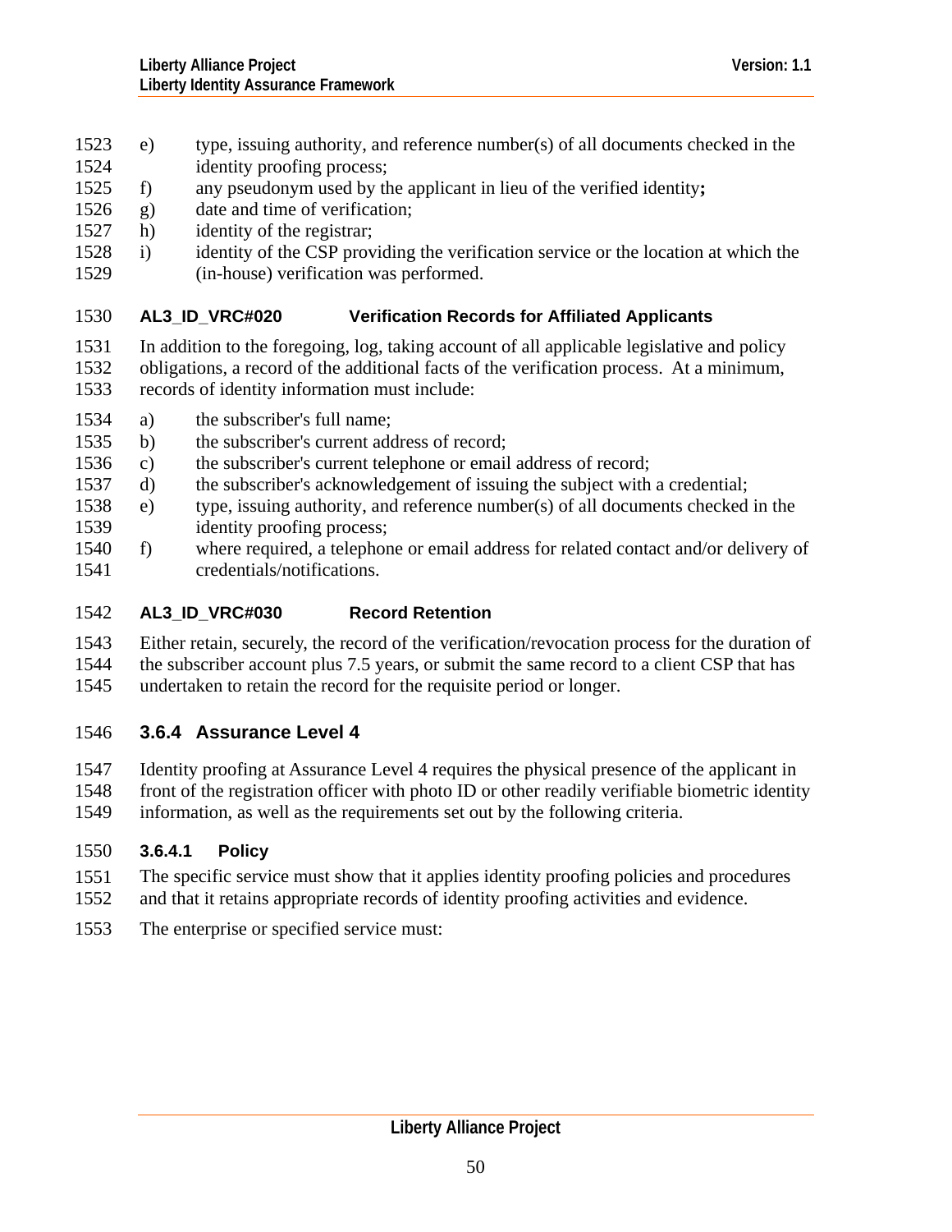e) type, issuing authority, and reference number(s) of all documents checked in the identity proofing process;
f) any pseudonym used by the applicant in lieu of the verified identity**;**
g) date and time of verification;
h) identity of the registrar;
i) identity of the CSP providing the verification service or the location at which the (in-house) verification was performed.

**AL3_ID_VRC#020 Verification Records for Affiliated Applicants**

In addition to the foregoing, log, taking account of all applicable legislative and policy obligations, a record of the additional facts of the verification process. At a minimum, records of identity information must include:

a) the subscriber's full name;
b) the subscriber's current address of record;
c) the subscriber's current telephone or email address of record;
d) the subscriber's acknowledgement of issuing the subject with a credential;
e) type, issuing authority, and reference number(s) of all documents checked in the identity proofing process;
f) where required, a telephone or email address for related contact and/or delivery of credentials/notifications.

**AL3_ID_VRC#030 Record Retention**

Either retain, securely, the record of the verification/revocation process for the duration of the subscriber account plus 7.5 years, or submit the same record to a client CSP that has undertaken to retain the record for the requisite period or longer.

### 3.6.4 Assurance Level 4

Identity proofing at Assurance Level 4 requires the physical presence of the applicant in front of the registration officer with photo ID or other readily verifiable biometric identity information, as well as the requirements set out by the following criteria.

#### 3.6.4.1 Policy

The specific service must show that it applies identity proofing policies and procedures and that it retains appropriate records of identity proofing activities and evidence.

The enterprise or specified service must: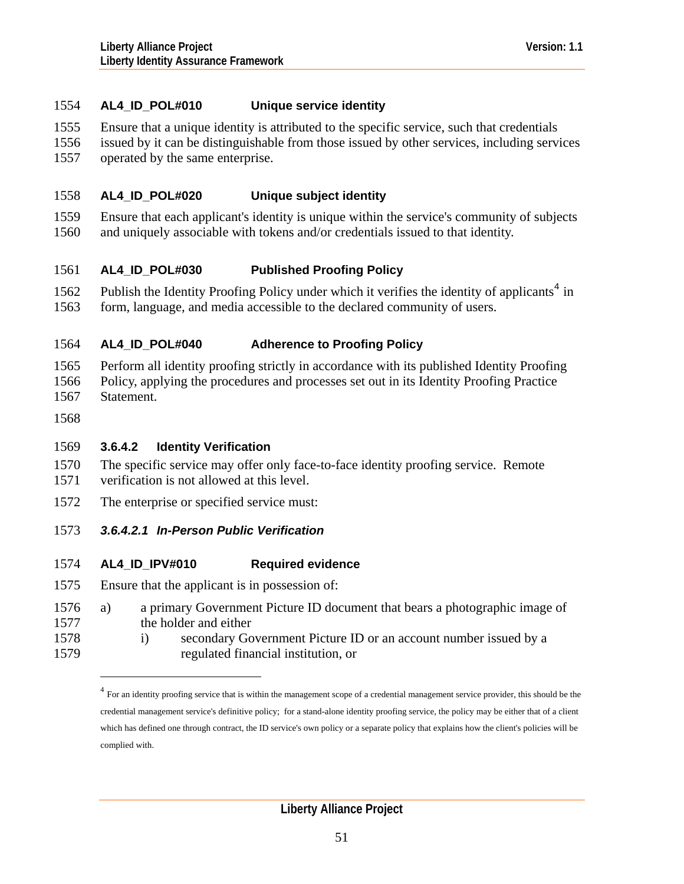**AL4_ID_POL#010 Unique service identity**

Ensure that a unique identity is attributed to the specific service, such that credentials issued by it can be distinguishable from those issued by other services, including services operated by the same enterprise.

**AL4_ID_POL#020 Unique subject identity**

Ensure that each applicant's identity is unique within the service's community of subjects and uniquely associable with tokens and/or credentials issued to that identity.

**AL4_ID_POL#030 Published Proofing Policy**

Publish the Identity Proofing Policy under which it verifies the identity of applicants[4] in form, language, and media accessible to the declared community of users.

**AL4_ID_POL#040 Adherence to Proofing Policy**

Perform all identity proofing strictly in accordance with its published Identity Proofing Policy, applying the procedures and processes set out in its Identity Proofing Practice Statement.

#### 3.6.4.2 Identity Verification

The specific service may offer only face-to-face identity proofing service. Remote verification is not allowed at this level.

The enterprise or specified service must:

##### *3.6.4.2.1 In-Person Public Verification*

**AL4_ID_IPV#010 Required evidence**

Ensure that the applicant is in possession of:

a) a primary Government Picture ID document that bears a photographic image of the holder and either
   i) secondary Government Picture ID or an account number issued by a regulated financial institution, or

---

[4] For an identity proofing service that is within the management scope of a credential management service provider, this should be the credential management service's definitive policy; for a stand-alone identity proofing service, the policy may be either that of a client which has defined one through contract, the ID service's own policy or a separate policy that explains how the client's policies will be complied with.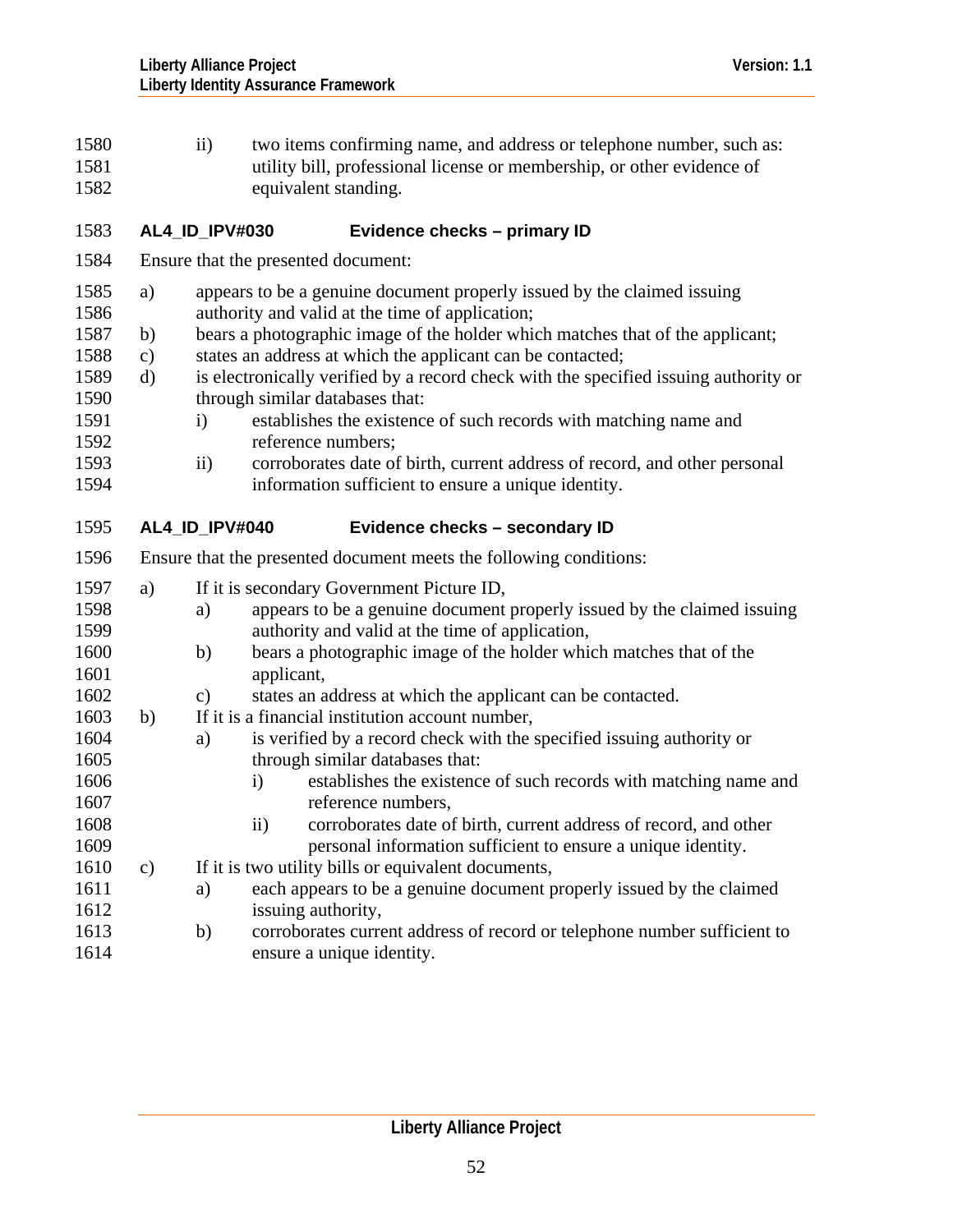ii) two items confirming name, and address or telephone number, such as: utility bill, professional license or membership, or other evidence of equivalent standing.

### AL4_ID_IPV#030 Evidence checks – primary ID

Ensure that the presented document:

a) appears to be a genuine document properly issued by the claimed issuing authority and valid at the time of application;

b) bears a photographic image of the holder which matches that of the applicant;

c) states an address at which the applicant can be contacted;

d) is electronically verified by a record check with the specified issuing authority or through similar databases that:

   i) establishes the existence of such records with matching name and reference numbers;

   ii) corroborates date of birth, current address of record, and other personal information sufficient to ensure a unique identity.

### AL4_ID_IPV#040 Evidence checks – secondary ID

Ensure that the presented document meets the following conditions:

a) If it is secondary Government Picture ID,

   a) appears to be a genuine document properly issued by the claimed issuing authority and valid at the time of application,

   b) bears a photographic image of the holder which matches that of the applicant,

   c) states an address at which the applicant can be contacted.

b) If it is a financial institution account number,

   a) is verified by a record check with the specified issuing authority or through similar databases that:

      i) establishes the existence of such records with matching name and reference numbers,

      ii) corroborates date of birth, current address of record, and other personal information sufficient to ensure a unique identity.

c) If it is two utility bills or equivalent documents,

   a) each appears to be a genuine document properly issued by the claimed issuing authority,

   b) corroborates current address of record or telephone number sufficient to ensure a unique identity.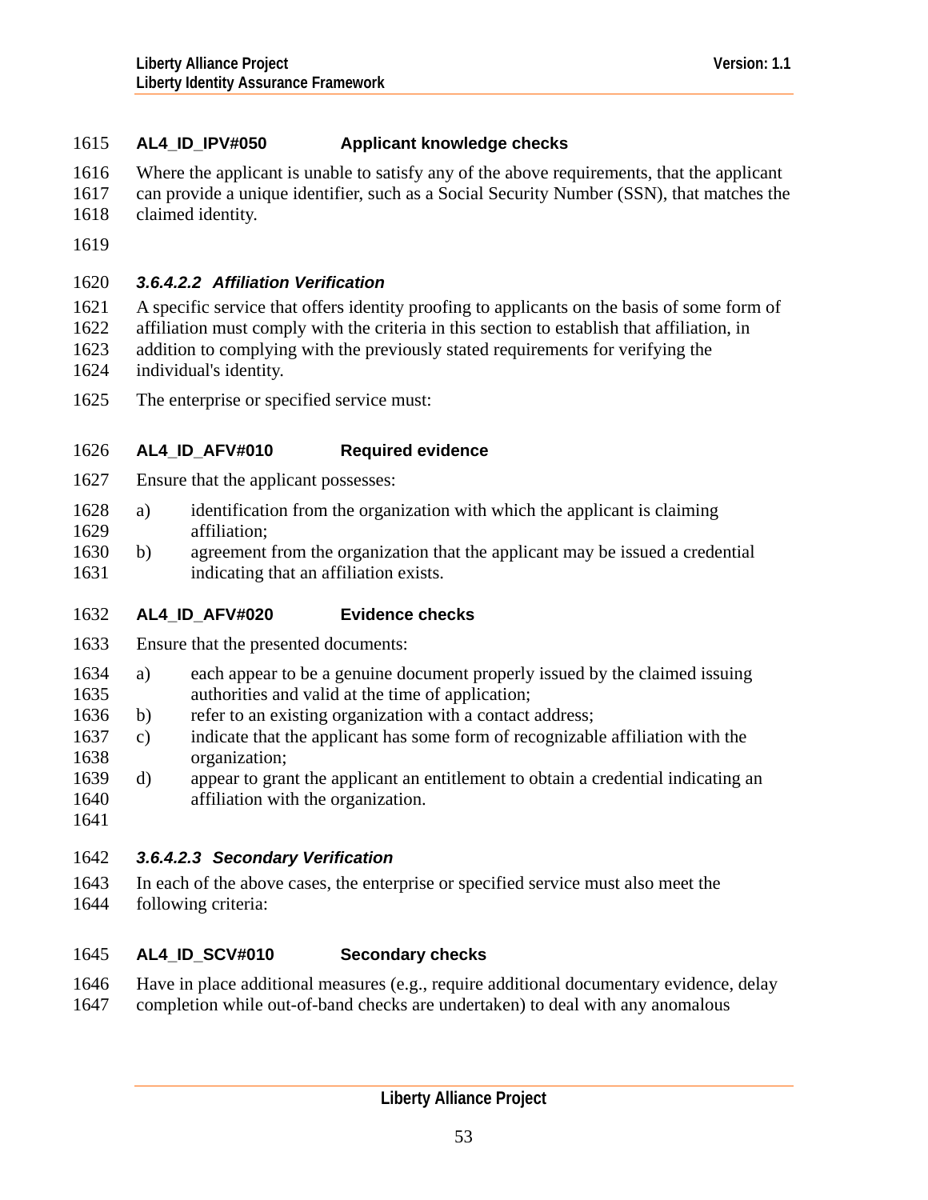**AL4_ID_IPV#050 Applicant knowledge checks**

Where the applicant is unable to satisfy any of the above requirements, that the applicant can provide a unique identifier, such as a Social Security Number (SSN), that matches the claimed identity.

#### *3.6.4.2.2 Affiliation Verification*

A specific service that offers identity proofing to applicants on the basis of some form of affiliation must comply with the criteria in this section to establish that affiliation, in addition to complying with the previously stated requirements for verifying the individual's identity.

The enterprise or specified service must:

**AL4_ID_AFV#010 Required evidence**

Ensure that the applicant possesses:

a) identification from the organization with which the applicant is claiming affiliation;
b) agreement from the organization that the applicant may be issued a credential indicating that an affiliation exists.

**AL4_ID_AFV#020 Evidence checks**

Ensure that the presented documents:

a) each appear to be a genuine document properly issued by the claimed issuing authorities and valid at the time of application;
b) refer to an existing organization with a contact address;
c) indicate that the applicant has some form of recognizable affiliation with the organization;
d) appear to grant the applicant an entitlement to obtain a credential indicating an affiliation with the organization.

#### *3.6.4.2.3 Secondary Verification*

In each of the above cases, the enterprise or specified service must also meet the following criteria:

**AL4_ID_SCV#010 Secondary checks**

Have in place additional measures (e.g., require additional documentary evidence, delay completion while out-of-band checks are undertaken) to deal with any anomalous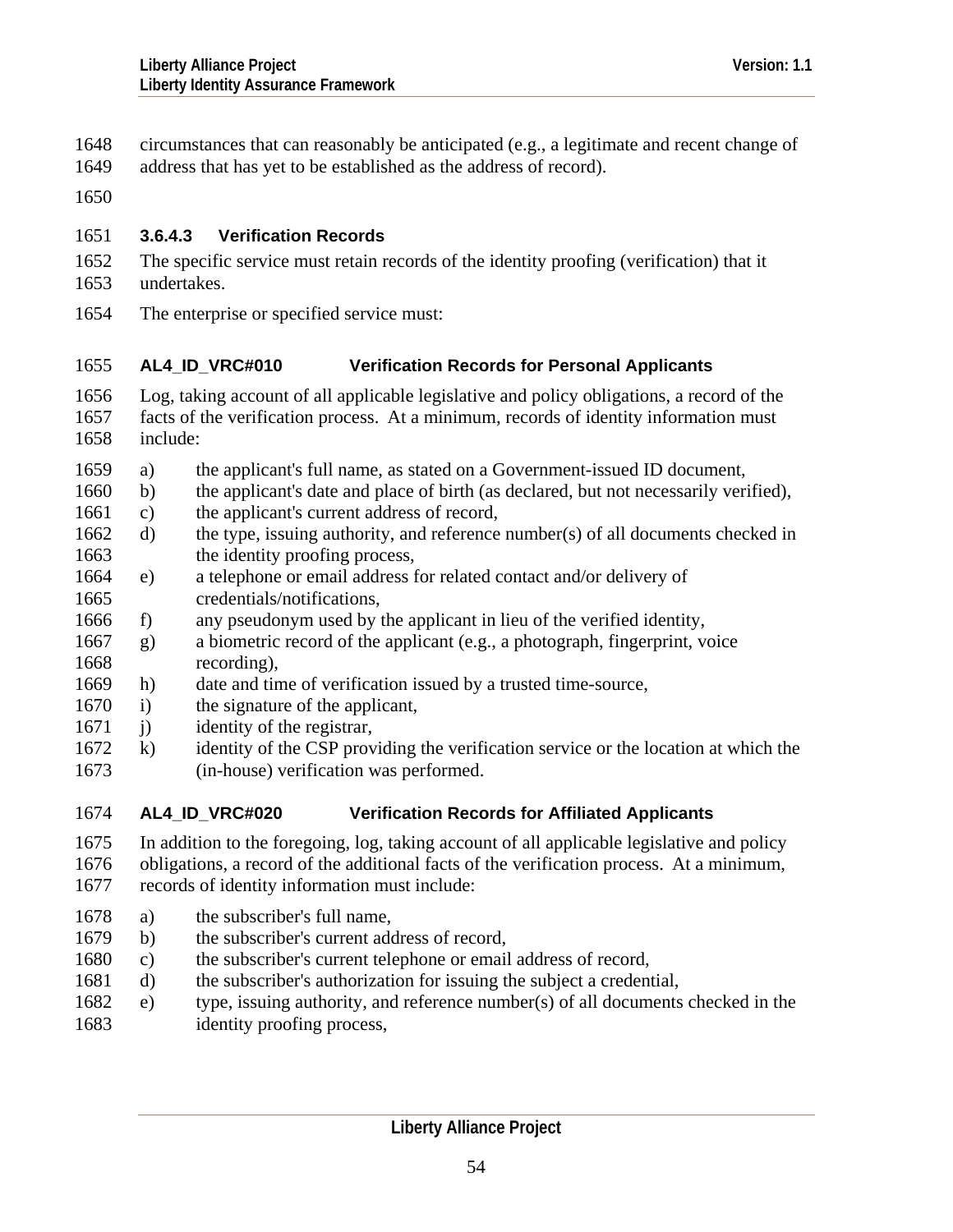circumstances that can reasonably be anticipated (e.g., a legitimate and recent change of address that has yet to be established as the address of record).

#### 3.6.4.3 Verification Records

The specific service must retain records of the identity proofing (verification) that it undertakes.

The enterprise or specified service must:

**AL4_ID_VRC#010 Verification Records for Personal Applicants**

Log, taking account of all applicable legislative and policy obligations, a record of the facts of the verification process. At a minimum, records of identity information must include:

a) the applicant's full name, as stated on a Government-issued ID document,
b) the applicant's date and place of birth (as declared, but not necessarily verified),
c) the applicant's current address of record,
d) the type, issuing authority, and reference number(s) of all documents checked in the identity proofing process,
e) a telephone or email address for related contact and/or delivery of credentials/notifications,
f) any pseudonym used by the applicant in lieu of the verified identity,
g) a biometric record of the applicant (e.g., a photograph, fingerprint, voice recording),
h) date and time of verification issued by a trusted time-source,
i) the signature of the applicant,
j) identity of the registrar,
k) identity of the CSP providing the verification service or the location at which the (in-house) verification was performed.

**AL4_ID_VRC#020 Verification Records for Affiliated Applicants**

In addition to the foregoing, log, taking account of all applicable legislative and policy obligations, a record of the additional facts of the verification process. At a minimum, records of identity information must include:

a) the subscriber's full name,
b) the subscriber's current address of record,
c) the subscriber's current telephone or email address of record,
d) the subscriber's authorization for issuing the subject a credential,
e) type, issuing authority, and reference number(s) of all documents checked in the identity proofing process,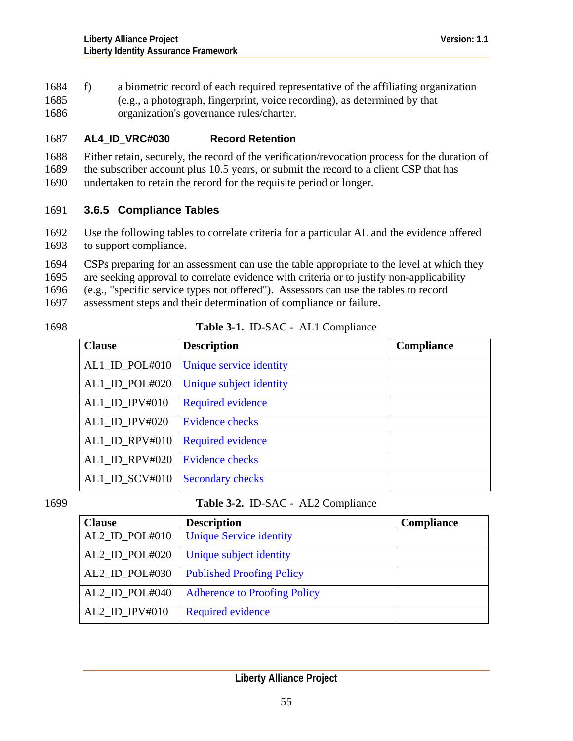f) a biometric record of each required representative of the affiliating organization (e.g., a photograph, fingerprint, voice recording), as determined by that organization's governance rules/charter.

**AL4_ID_VRC#030 Record Retention**

Either retain, securely, the record of the verification/revocation process for the duration of the subscriber account plus 10.5 years, or submit the record to a client CSP that has undertaken to retain the record for the requisite period or longer.

### 3.6.5 Compliance Tables

Use the following tables to correlate criteria for a particular AL and the evidence offered to support compliance.

CSPs preparing for an assessment can use the table appropriate to the level at which they are seeking approval to correlate evidence with criteria or to justify non-applicability (e.g., "specific service types not offered"). Assessors can use the tables to record assessment steps and their determination of compliance or failure.

**Table 3-1.** ID-SAC - AL1 Compliance

| Clause | Description | Compliance |
|---|---|---|
| AL1_ID_POL#010 | Unique service identity | |
| AL1_ID_POL#020 | Unique subject identity | |
| AL1_ID_IPV#010 | Required evidence | |
| AL1_ID_IPV#020 | Evidence checks | |
| AL1_ID_RPV#010 | Required evidence | |
| AL1_ID_RPV#020 | Evidence checks | |
| AL1_ID_SCV#010 | Secondary checks | |

**Table 3-2.** ID-SAC - AL2 Compliance

| Clause | Description | Compliance |
|---|---|---|
| AL2_ID_POL#010 | Unique Service identity | |
| AL2_ID_POL#020 | Unique subject identity | |
| AL2_ID_POL#030 | Published Proofing Policy | |
| AL2_ID_POL#040 | Adherence to Proofing Policy | |
| AL2_ID_IPV#010 | Required evidence | |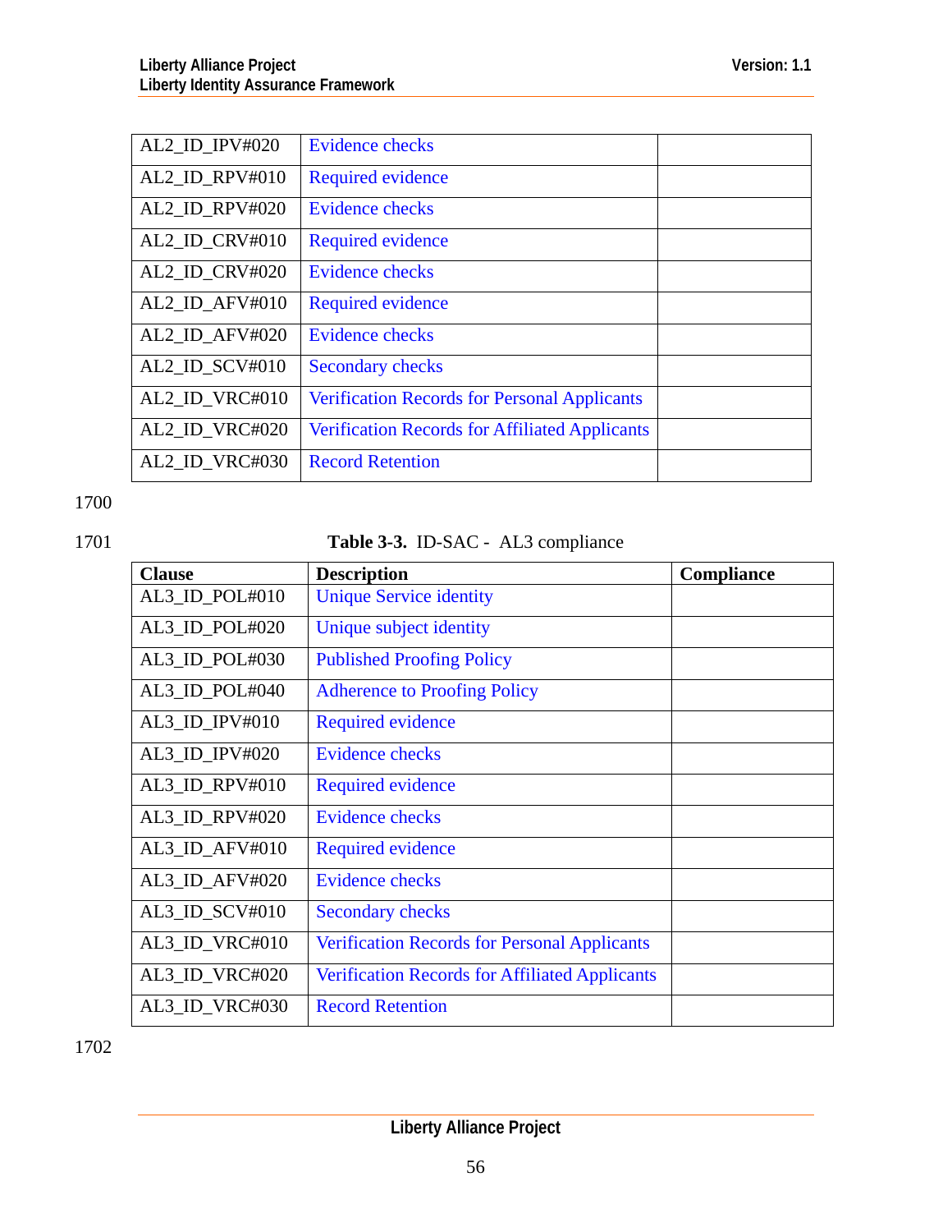| | | |
|---|---|---|
| AL2_ID_IPV#020 | Evidence checks | |
| AL2_ID_RPV#010 | Required evidence | |
| AL2_ID_RPV#020 | Evidence checks | |
| AL2_ID_CRV#010 | Required evidence | |
| AL2_ID_CRV#020 | Evidence checks | |
| AL2_ID_AFV#010 | Required evidence | |
| AL2_ID_AFV#020 | Evidence checks | |
| AL2_ID_SCV#010 | Secondary checks | |
| AL2_ID_VRC#010 | Verification Records for Personal Applicants | |
| AL2_ID_VRC#020 | Verification Records for Affiliated Applicants | |
| AL2_ID_VRC#030 | Record Retention | |

**Table 3-3.** ID-SAC - AL3 compliance

| Clause | Description | Compliance |
|---|---|---|
| AL3_ID_POL#010 | Unique Service identity | |
| AL3_ID_POL#020 | Unique subject identity | |
| AL3_ID_POL#030 | Published Proofing Policy | |
| AL3_ID_POL#040 | Adherence to Proofing Policy | |
| AL3_ID_IPV#010 | Required evidence | |
| AL3_ID_IPV#020 | Evidence checks | |
| AL3_ID_RPV#010 | Required evidence | |
| AL3_ID_RPV#020 | Evidence checks | |
| AL3_ID_AFV#010 | Required evidence | |
| AL3_ID_AFV#020 | Evidence checks | |
| AL3_ID_SCV#010 | Secondary checks | |
| AL3_ID_VRC#010 | Verification Records for Personal Applicants | |
| AL3_ID_VRC#020 | Verification Records for Affiliated Applicants | |
| AL3_ID_VRC#030 | Record Retention | |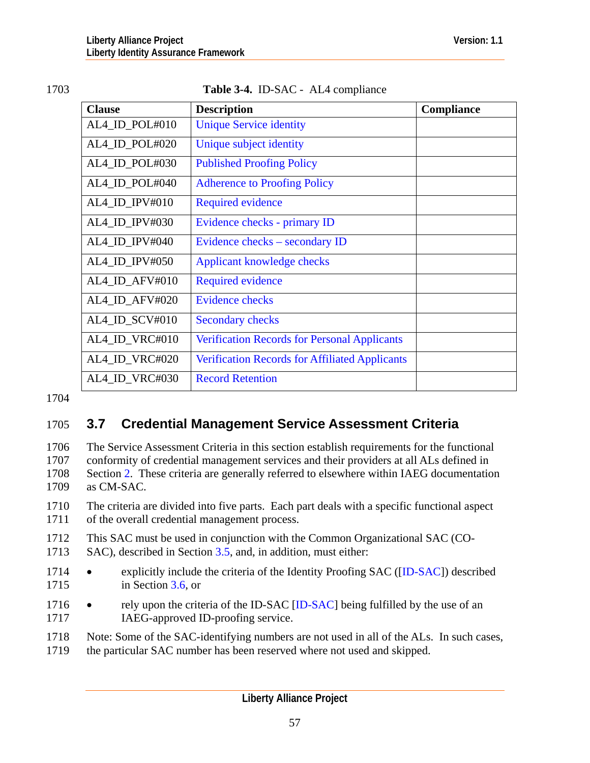**Table 3-4.** ID-SAC - AL4 compliance

| Clause | Description | Compliance |
|---|---|---|
| AL4_ID_POL#010 | Unique Service identity | |
| AL4_ID_POL#020 | Unique subject identity | |
| AL4_ID_POL#030 | Published Proofing Policy | |
| AL4_ID_POL#040 | Adherence to Proofing Policy | |
| AL4_ID_IPV#010 | Required evidence | |
| AL4_ID_IPV#030 | Evidence checks - primary ID | |
| AL4_ID_IPV#040 | Evidence checks – secondary ID | |
| AL4_ID_IPV#050 | Applicant knowledge checks | |
| AL4_ID_AFV#010 | Required evidence | |
| AL4_ID_AFV#020 | Evidence checks | |
| AL4_ID_SCV#010 | Secondary checks | |
| AL4_ID_VRC#010 | Verification Records for Personal Applicants | |
| AL4_ID_VRC#020 | Verification Records for Affiliated Applicants | |
| AL4_ID_VRC#030 | Record Retention | |

## 3.7 Credential Management Service Assessment Criteria

The Service Assessment Criteria in this section establish requirements for the functional conformity of credential management services and their providers at all ALs defined in Section 2. These criteria are generally referred to elsewhere within IAEG documentation as CM-SAC.

The criteria are divided into five parts. Each part deals with a specific functional aspect of the overall credential management process.

This SAC must be used in conjunction with the Common Organizational SAC (CO-SAC), described in Section 3.5, and, in addition, must either:

- explicitly include the criteria of the Identity Proofing SAC ([ID-SAC]) described in Section 3.6, or
- rely upon the criteria of the ID-SAC [ID-SAC] being fulfilled by the use of an IAEG-approved ID-proofing service.

Note: Some of the SAC-identifying numbers are not used in all of the ALs. In such cases, the particular SAC number has been reserved where not used and skipped.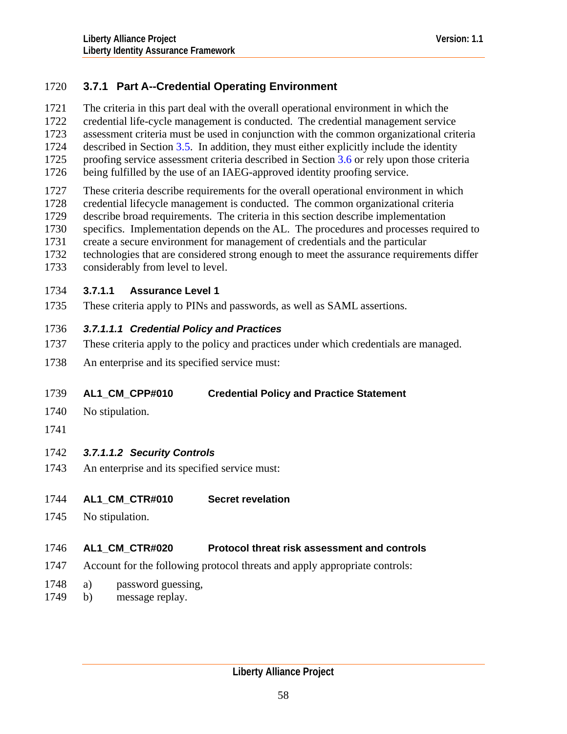### 3.7.1 Part A--Credential Operating Environment

The criteria in this part deal with the overall operational environment in which the credential life-cycle management is conducted. The credential management service assessment criteria must be used in conjunction with the common organizational criteria described in Section 3.5. In addition, they must either explicitly include the identity proofing service assessment criteria described in Section 3.6 or rely upon those criteria being fulfilled by the use of an IAEG-approved identity proofing service.

These criteria describe requirements for the overall operational environment in which credential lifecycle management is conducted. The common organizational criteria describe broad requirements. The criteria in this section describe implementation specifics. Implementation depends on the AL. The procedures and processes required to create a secure environment for management of credentials and the particular technologies that are considered strong enough to meet the assurance requirements differ considerably from level to level.

#### 3.7.1.1 Assurance Level 1

These criteria apply to PINs and passwords, as well as SAML assertions.

##### *3.7.1.1.1 Credential Policy and Practices*

These criteria apply to the policy and practices under which credentials are managed.

An enterprise and its specified service must:

**AL1_CM_CPP#010 Credential Policy and Practice Statement**

No stipulation.

##### *3.7.1.1.2 Security Controls*

An enterprise and its specified service must:

**AL1_CM_CTR#010 Secret revelation**

No stipulation.

**AL1_CM_CTR#020 Protocol threat risk assessment and controls**

Account for the following protocol threats and apply appropriate controls:

a) password guessing,
b) message replay.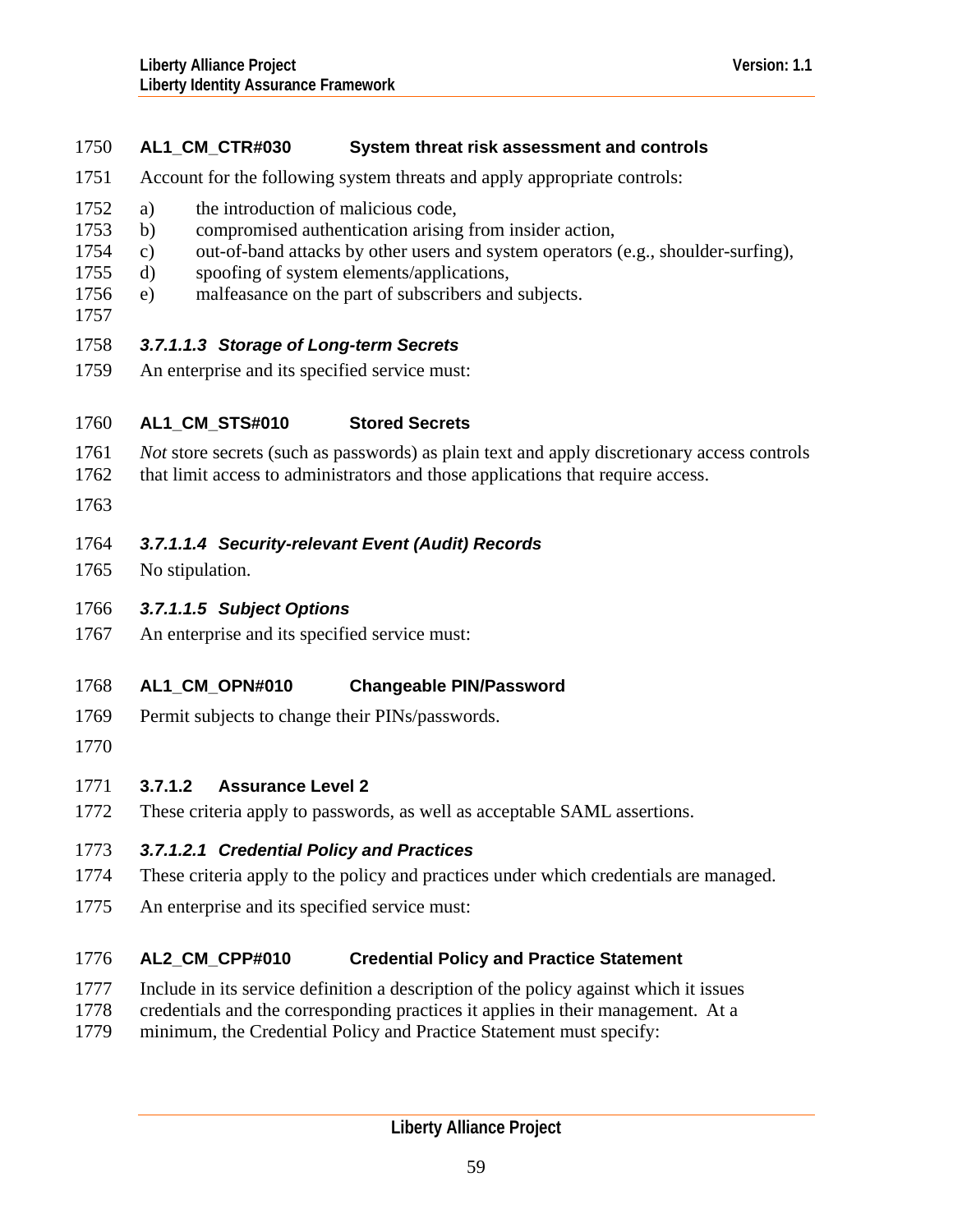**AL1_CM_CTR#030 System threat risk assessment and controls**

Account for the following system threats and apply appropriate controls:

a) the introduction of malicious code,
b) compromised authentication arising from insider action,
c) out-of-band attacks by other users and system operators (e.g., shoulder-surfing),
d) spoofing of system elements/applications,
e) malfeasance on the part of subscribers and subjects.

##### *3.7.1.1.3 Storage of Long-term Secrets*

An enterprise and its specified service must:

**AL1_CM_STS#010 Stored Secrets**

*Not* store secrets (such as passwords) as plain text and apply discretionary access controls that limit access to administrators and those applications that require access.

##### *3.7.1.1.4 Security-relevant Event (Audit) Records*

No stipulation.

##### *3.7.1.1.5 Subject Options*

An enterprise and its specified service must:

**AL1_CM_OPN#010 Changeable PIN/Password**

Permit subjects to change their PINs/passwords.

#### 3.7.1.2 Assurance Level 2

These criteria apply to passwords, as well as acceptable SAML assertions.

##### *3.7.1.2.1 Credential Policy and Practices*

These criteria apply to the policy and practices under which credentials are managed.

An enterprise and its specified service must:

**AL2_CM_CPP#010 Credential Policy and Practice Statement**

Include in its service definition a description of the policy against which it issues credentials and the corresponding practices it applies in their management. At a minimum, the Credential Policy and Practice Statement must specify: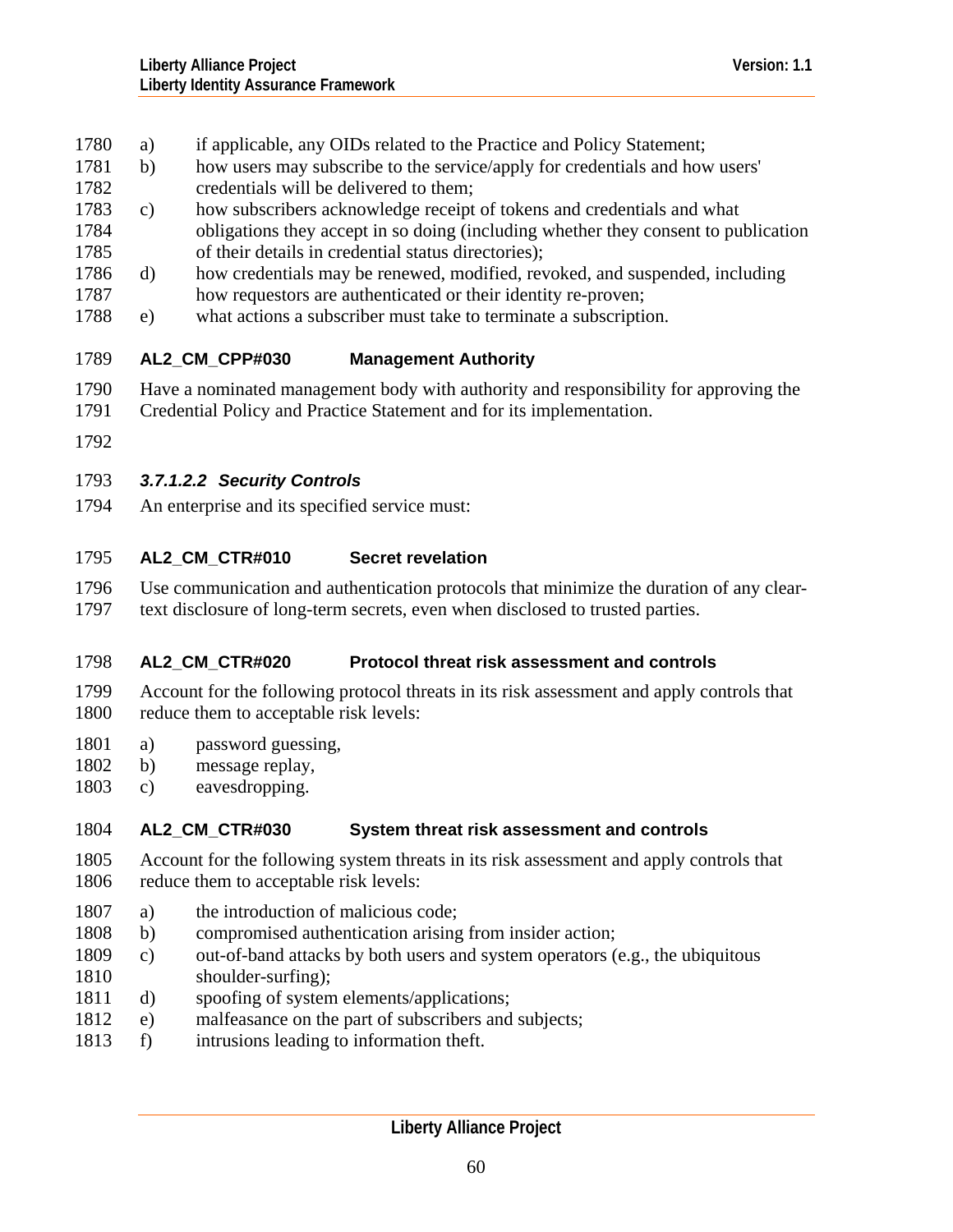a) if applicable, any OIDs related to the Practice and Policy Statement;
b) how users may subscribe to the service/apply for credentials and how users' credentials will be delivered to them;
c) how subscribers acknowledge receipt of tokens and credentials and what obligations they accept in so doing (including whether they consent to publication of their details in credential status directories);
d) how credentials may be renewed, modified, revoked, and suspended, including how requestors are authenticated or their identity re-proven;
e) what actions a subscriber must take to terminate a subscription.

**AL2_CM_CPP#030 Management Authority**

Have a nominated management body with authority and responsibility for approving the Credential Policy and Practice Statement and for its implementation.

##### *3.7.1.2.2 Security Controls*

An enterprise and its specified service must:

**AL2_CM_CTR#010 Secret revelation**

Use communication and authentication protocols that minimize the duration of any clear-text disclosure of long-term secrets, even when disclosed to trusted parties.

**AL2_CM_CTR#020 Protocol threat risk assessment and controls**

Account for the following protocol threats in its risk assessment and apply controls that reduce them to acceptable risk levels:

a) password guessing,
b) message replay,
c) eavesdropping.

**AL2_CM_CTR#030 System threat risk assessment and controls**

Account for the following system threats in its risk assessment and apply controls that reduce them to acceptable risk levels:

a) the introduction of malicious code;
b) compromised authentication arising from insider action;
c) out-of-band attacks by both users and system operators (e.g., the ubiquitous shoulder-surfing);
d) spoofing of system elements/applications;
e) malfeasance on the part of subscribers and subjects;
f) intrusions leading to information theft.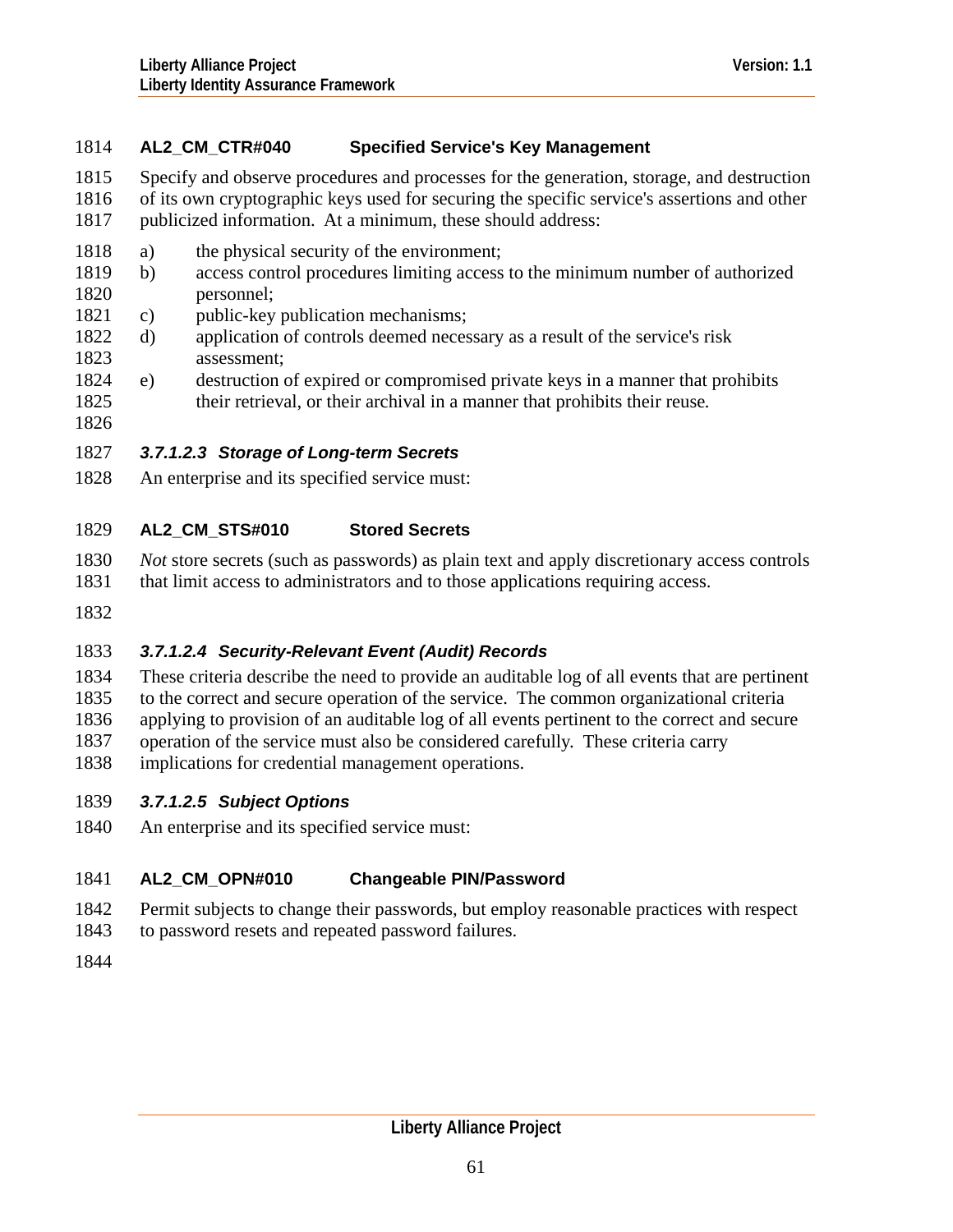**AL2_CM_CTR#040 Specified Service's Key Management**

Specify and observe procedures and processes for the generation, storage, and destruction of its own cryptographic keys used for securing the specific service's assertions and other publicized information. At a minimum, these should address:

a) the physical security of the environment;
b) access control procedures limiting access to the minimum number of authorized personnel;
c) public-key publication mechanisms;
d) application of controls deemed necessary as a result of the service's risk assessment;
e) destruction of expired or compromised private keys in a manner that prohibits their retrieval, or their archival in a manner that prohibits their reuse.

##### *3.7.1.2.3 Storage of Long-term Secrets*

An enterprise and its specified service must:

**AL2_CM_STS#010 Stored Secrets**

*Not* store secrets (such as passwords) as plain text and apply discretionary access controls that limit access to administrators and to those applications requiring access.

##### *3.7.1.2.4 Security-Relevant Event (Audit) Records*

These criteria describe the need to provide an auditable log of all events that are pertinent to the correct and secure operation of the service. The common organizational criteria applying to provision of an auditable log of all events pertinent to the correct and secure operation of the service must also be considered carefully. These criteria carry implications for credential management operations.

##### *3.7.1.2.5 Subject Options*

An enterprise and its specified service must:

**AL2_CM_OPN#010 Changeable PIN/Password**

Permit subjects to change their passwords, but employ reasonable practices with respect to password resets and repeated password failures.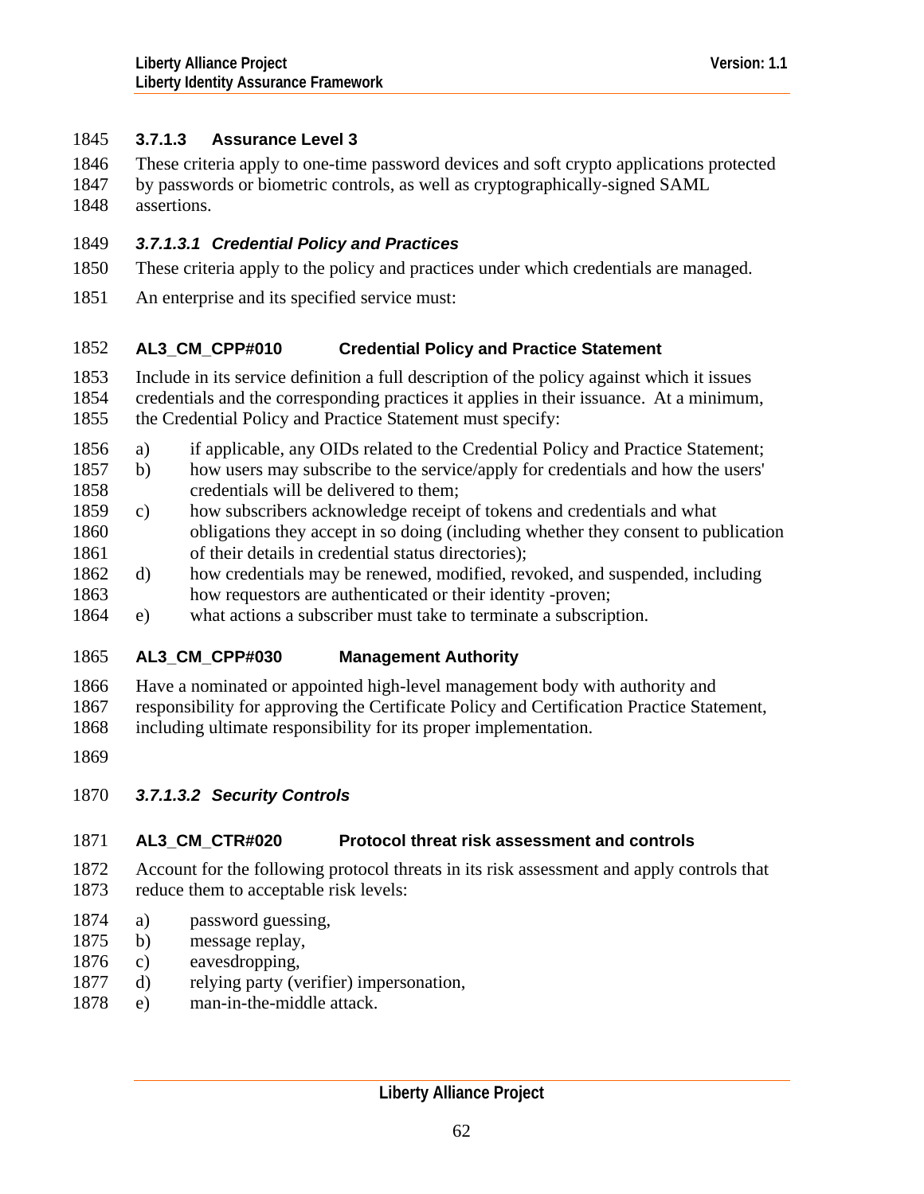### 3.7.1.3 Assurance Level 3

These criteria apply to one-time password devices and soft crypto applications protected by passwords or biometric controls, as well as cryptographically-signed SAML assertions.

#### *3.7.1.3.1 Credential Policy and Practices*

These criteria apply to the policy and practices under which credentials are managed.

An enterprise and its specified service must:

**AL3_CM_CPP#010 Credential Policy and Practice Statement**

Include in its service definition a full description of the policy against which it issues credentials and the corresponding practices it applies in their issuance. At a minimum, the Credential Policy and Practice Statement must specify:

a) if applicable, any OIDs related to the Credential Policy and Practice Statement;
b) how users may subscribe to the service/apply for credentials and how the users' credentials will be delivered to them;
c) how subscribers acknowledge receipt of tokens and credentials and what obligations they accept in so doing (including whether they consent to publication of their details in credential status directories);
d) how credentials may be renewed, modified, revoked, and suspended, including how requestors are authenticated or their identity -proven;
e) what actions a subscriber must take to terminate a subscription.

**AL3_CM_CPP#030 Management Authority**

Have a nominated or appointed high-level management body with authority and responsibility for approving the Certificate Policy and Certification Practice Statement, including ultimate responsibility for its proper implementation.

#### *3.7.1.3.2 Security Controls*

**AL3_CM_CTR#020 Protocol threat risk assessment and controls**

Account for the following protocol threats in its risk assessment and apply controls that reduce them to acceptable risk levels:

a) password guessing,
b) message replay,
c) eavesdropping,
d) relying party (verifier) impersonation,
e) man-in-the-middle attack.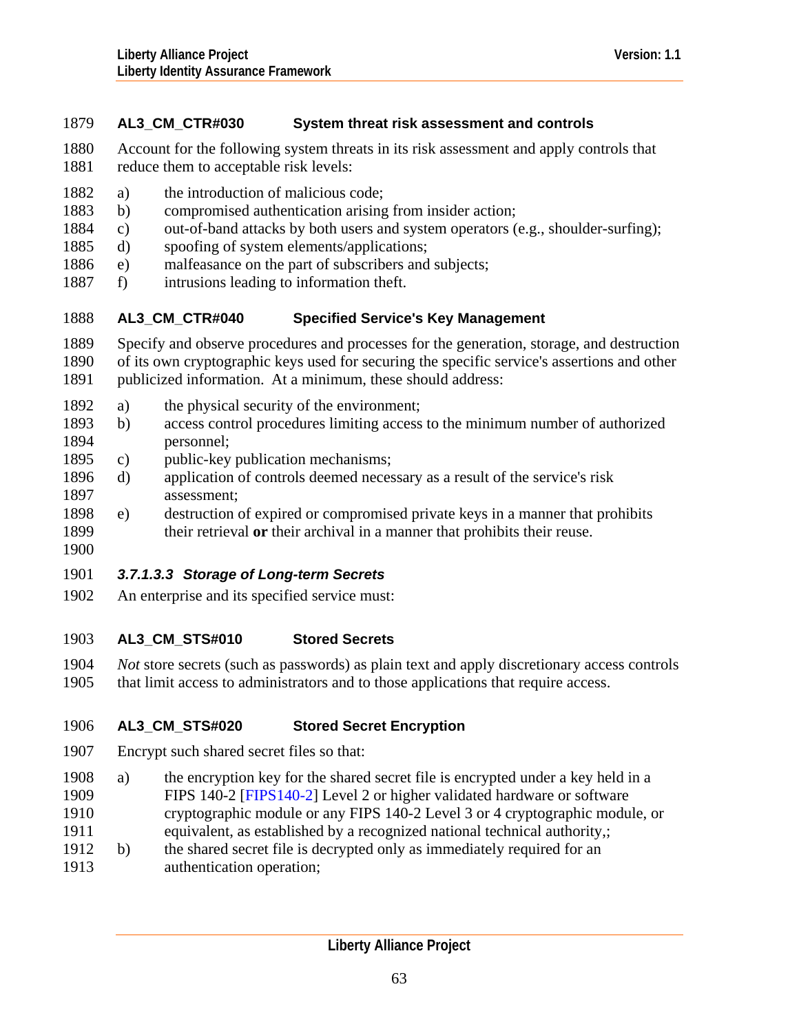#### AL3_CM_CTR#030 System threat risk assessment and controls

Account for the following system threats in its risk assessment and apply controls that reduce them to acceptable risk levels:

a) the introduction of malicious code;
b) compromised authentication arising from insider action;
c) out-of-band attacks by both users and system operators (e.g., shoulder-surfing);
d) spoofing of system elements/applications;
e) malfeasance on the part of subscribers and subjects;
f) intrusions leading to information theft.

#### AL3_CM_CTR#040 Specified Service's Key Management

Specify and observe procedures and processes for the generation, storage, and destruction of its own cryptographic keys used for securing the specific service's assertions and other publicized information. At a minimum, these should address:

a) the physical security of the environment;
b) access control procedures limiting access to the minimum number of authorized personnel;
c) public-key publication mechanisms;
d) application of controls deemed necessary as a result of the service's risk assessment;
e) destruction of expired or compromised private keys in a manner that prohibits their retrieval **or** their archival in a manner that prohibits their reuse.

### *3.7.1.3.3 Storage of Long-term Secrets*

An enterprise and its specified service must:

#### AL3_CM_STS#010 Stored Secrets

*Not* store secrets (such as passwords) as plain text and apply discretionary access controls that limit access to administrators and to those applications that require access.

#### AL3_CM_STS#020 Stored Secret Encryption

Encrypt such shared secret files so that:

a) the encryption key for the shared secret file is encrypted under a key held in a FIPS 140-2 [FIPS140-2] Level 2 or higher validated hardware or software cryptographic module or any FIPS 140-2 Level 3 or 4 cryptographic module, or equivalent, as established by a recognized national technical authority,;
b) the shared secret file is decrypted only as immediately required for an authentication operation;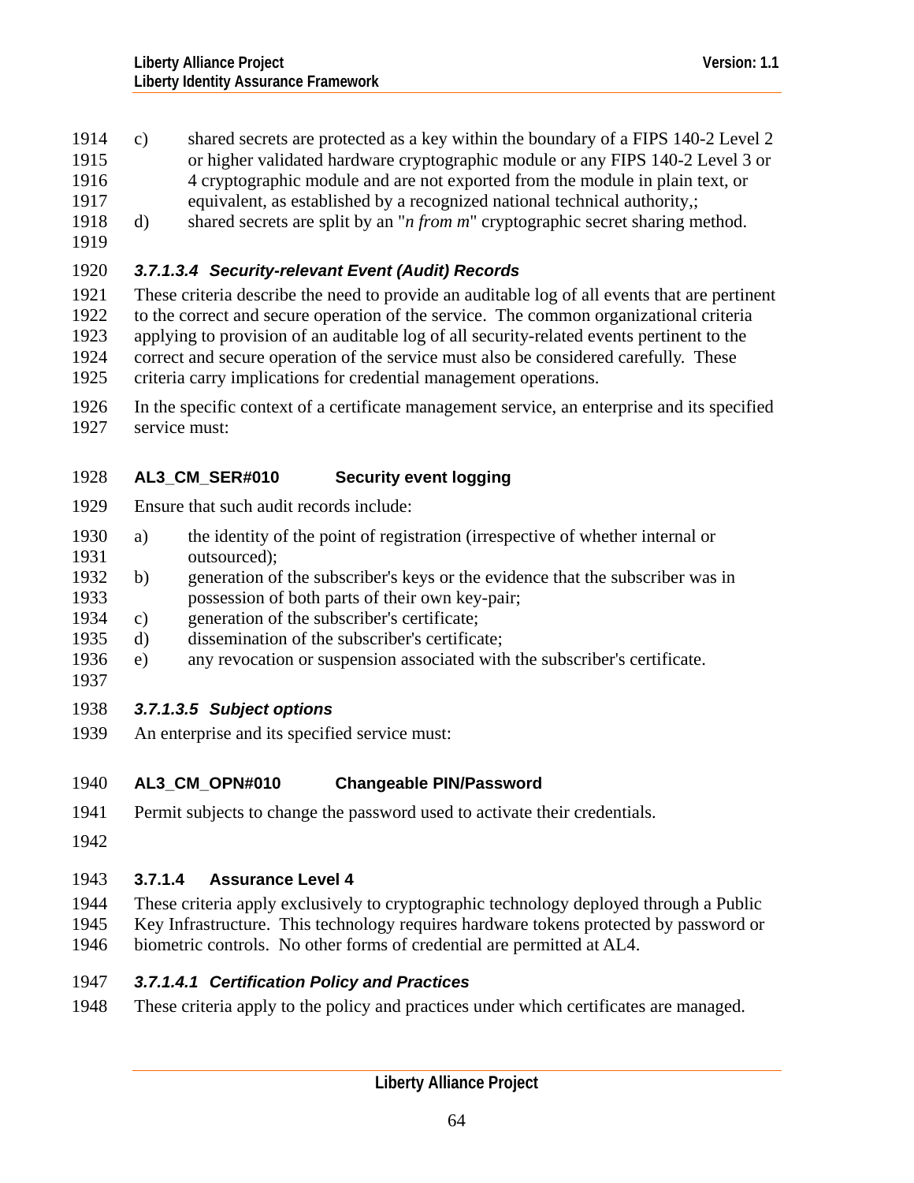c) shared secrets are protected as a key within the boundary of a FIPS 140-2 Level 2 or higher validated hardware cryptographic module or any FIPS 140-2 Level 3 or 4 cryptographic module and are not exported from the module in plain text, or equivalent, as established by a recognized national technical authority,;

d) shared secrets are split by an "*n from m*" cryptographic secret sharing method.

#### *3.7.1.3.4 Security-relevant Event (Audit) Records*

These criteria describe the need to provide an auditable log of all events that are pertinent to the correct and secure operation of the service. The common organizational criteria applying to provision of an auditable log of all security-related events pertinent to the correct and secure operation of the service must also be considered carefully. These criteria carry implications for credential management operations.

In the specific context of a certificate management service, an enterprise and its specified service must:

**AL3_CM_SER#010 Security event logging**

Ensure that such audit records include:

a) the identity of the point of registration (irrespective of whether internal or outsourced);

b) generation of the subscriber's keys or the evidence that the subscriber was in possession of both parts of their own key-pair;

c) generation of the subscriber's certificate;

d) dissemination of the subscriber's certificate;

e) any revocation or suspension associated with the subscriber's certificate.

#### *3.7.1.3.5 Subject options*

An enterprise and its specified service must:

**AL3_CM_OPN#010 Changeable PIN/Password**

Permit subjects to change the password used to activate their credentials.

### 3.7.1.4 Assurance Level 4

These criteria apply exclusively to cryptographic technology deployed through a Public Key Infrastructure. This technology requires hardware tokens protected by password or biometric controls. No other forms of credential are permitted at AL4.

#### *3.7.1.4.1 Certification Policy and Practices*

These criteria apply to the policy and practices under which certificates are managed.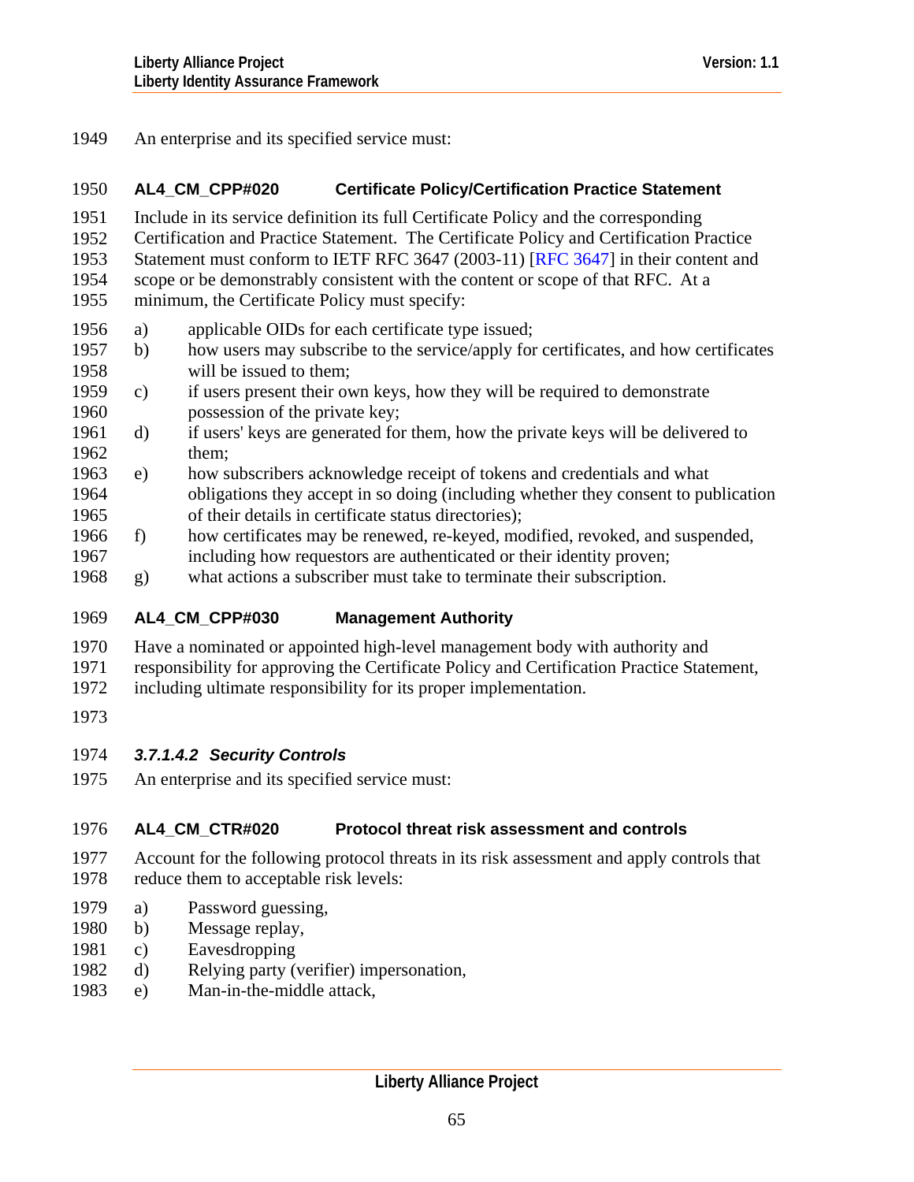An enterprise and its specified service must:

**AL4_CM_CPP#020 Certificate Policy/Certification Practice Statement**

Include in its service definition its full Certificate Policy and the corresponding Certification and Practice Statement. The Certificate Policy and Certification Practice Statement must conform to IETF RFC 3647 (2003-11) [RFC 3647] in their content and scope or be demonstrably consistent with the content or scope of that RFC. At a minimum, the Certificate Policy must specify:

a) applicable OIDs for each certificate type issued;
b) how users may subscribe to the service/apply for certificates, and how certificates will be issued to them;
c) if users present their own keys, how they will be required to demonstrate possession of the private key;
d) if users' keys are generated for them, how the private keys will be delivered to them;
e) how subscribers acknowledge receipt of tokens and credentials and what obligations they accept in so doing (including whether they consent to publication of their details in certificate status directories);
f) how certificates may be renewed, re-keyed, modified, revoked, and suspended, including how requestors are authenticated or their identity proven;
g) what actions a subscriber must take to terminate their subscription.

**AL4_CM_CPP#030 Management Authority**

Have a nominated or appointed high-level management body with authority and responsibility for approving the Certificate Policy and Certification Practice Statement, including ultimate responsibility for its proper implementation.

#### *3.7.1.4.2 Security Controls*

An enterprise and its specified service must:

**AL4_CM_CTR#020 Protocol threat risk assessment and controls**

Account for the following protocol threats in its risk assessment and apply controls that reduce them to acceptable risk levels:

a) Password guessing,
b) Message replay,
c) Eavesdropping
d) Relying party (verifier) impersonation,
e) Man-in-the-middle attack,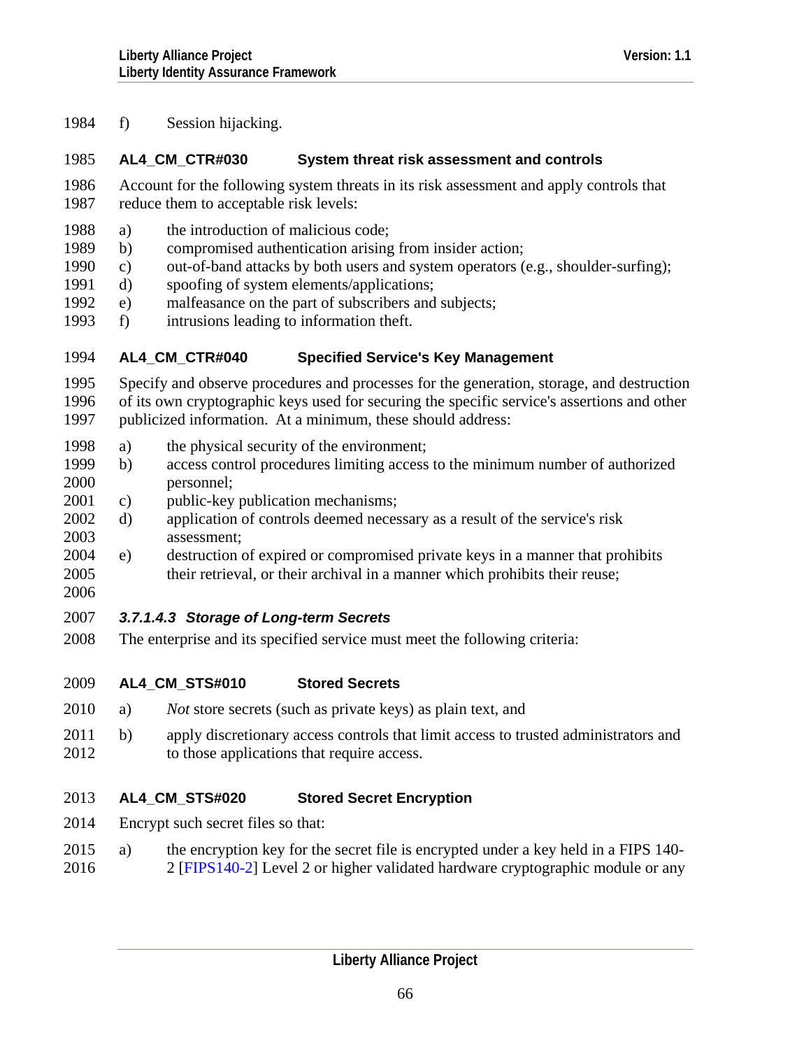f) Session hijacking.

**AL4_CM_CTR#030 System threat risk assessment and controls**

Account for the following system threats in its risk assessment and apply controls that reduce them to acceptable risk levels:

a) the introduction of malicious code;
b) compromised authentication arising from insider action;
c) out-of-band attacks by both users and system operators (e.g., shoulder-surfing);
d) spoofing of system elements/applications;
e) malfeasance on the part of subscribers and subjects;
f) intrusions leading to information theft.

**AL4_CM_CTR#040 Specified Service's Key Management**

Specify and observe procedures and processes for the generation, storage, and destruction of its own cryptographic keys used for securing the specific service's assertions and other publicized information. At a minimum, these should address:

a) the physical security of the environment;
b) access control procedures limiting access to the minimum number of authorized personnel;
c) public-key publication mechanisms;
d) application of controls deemed necessary as a result of the service's risk assessment;
e) destruction of expired or compromised private keys in a manner that prohibits their retrieval, or their archival in a manner which prohibits their reuse;

#### *3.7.1.4.3 Storage of Long-term Secrets*

The enterprise and its specified service must meet the following criteria:

**AL4_CM_STS#010 Stored Secrets**

a) *Not* store secrets (such as private keys) as plain text, and

b) apply discretionary access controls that limit access to trusted administrators and to those applications that require access.

**AL4_CM_STS#020 Stored Secret Encryption**

Encrypt such secret files so that:

a) the encryption key for the secret file is encrypted under a key held in a FIPS 140-2 [FIPS140-2] Level 2 or higher validated hardware cryptographic module or any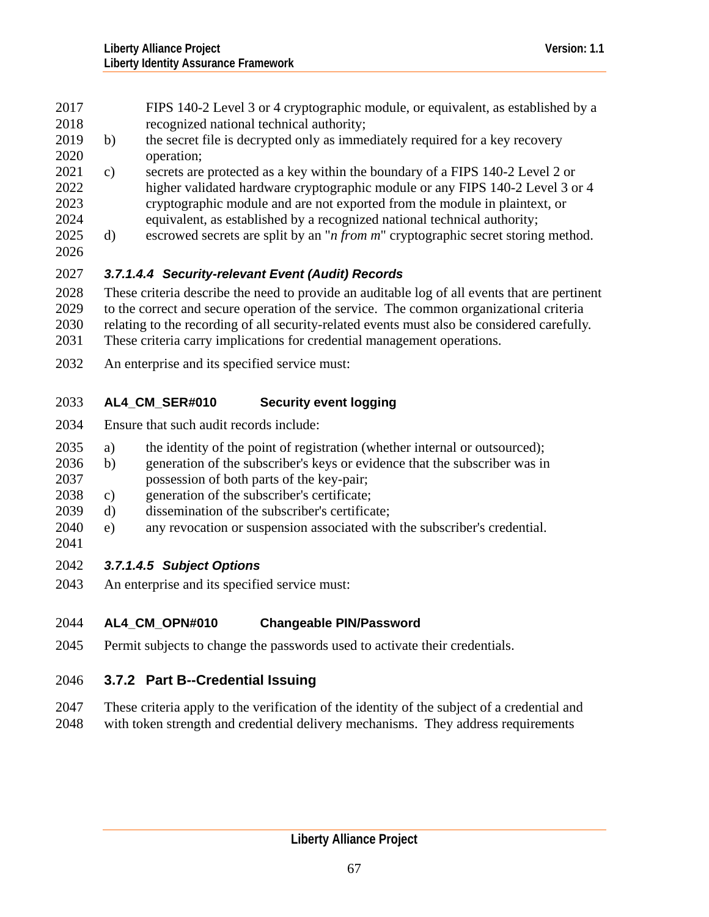FIPS 140-2 Level 3 or 4 cryptographic module, or equivalent, as established by a recognized national technical authority;

b) the secret file is decrypted only as immediately required for a key recovery operation;

c) secrets are protected as a key within the boundary of a FIPS 140-2 Level 2 or higher validated hardware cryptographic module or any FIPS 140-2 Level 3 or 4 cryptographic module and are not exported from the module in plaintext, or equivalent, as established by a recognized national technical authority;

d) escrowed secrets are split by an "*n from m*" cryptographic secret storing method.

##### *3.7.1.4.4 Security-relevant Event (Audit) Records*

These criteria describe the need to provide an auditable log of all events that are pertinent to the correct and secure operation of the service. The common organizational criteria relating to the recording of all security-related events must also be considered carefully. These criteria carry implications for credential management operations.

An enterprise and its specified service must:

**AL4_CM_SER#010 Security event logging**

Ensure that such audit records include:

a) the identity of the point of registration (whether internal or outsourced);

b) generation of the subscriber's keys or evidence that the subscriber was in possession of both parts of the key-pair;

c) generation of the subscriber's certificate;

d) dissemination of the subscriber's certificate;

e) any revocation or suspension associated with the subscriber's credential.

##### *3.7.1.4.5 Subject Options*

An enterprise and its specified service must:

**AL4_CM_OPN#010 Changeable PIN/Password**

Permit subjects to change the passwords used to activate their credentials.

### 3.7.2 Part B--Credential Issuing

These criteria apply to the verification of the identity of the subject of a credential and with token strength and credential delivery mechanisms. They address requirements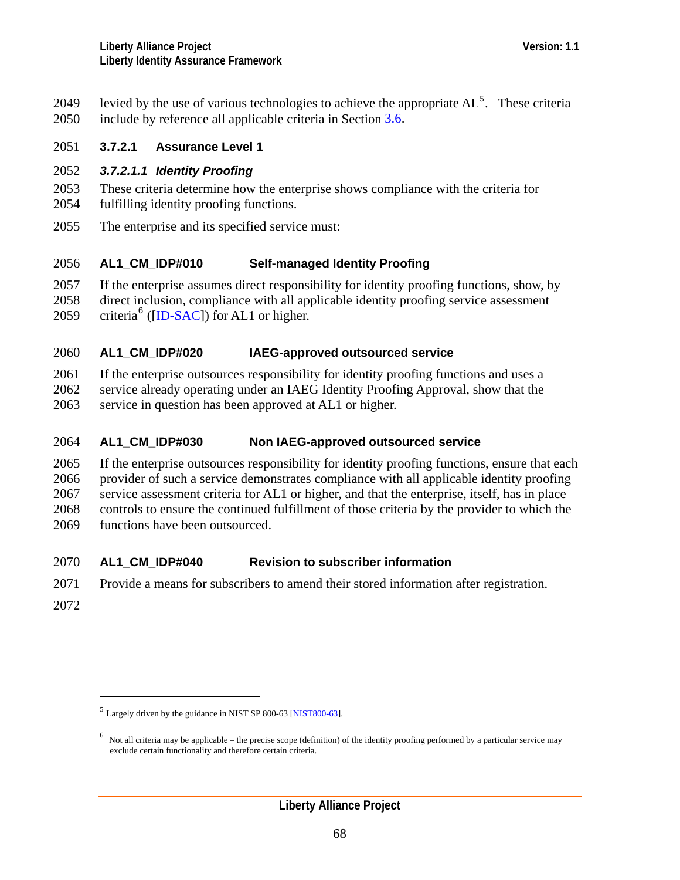levied by the use of various technologies to achieve the appropriate AL[5]. These criteria include by reference all applicable criteria in Section 3.6.

### 3.7.2.1 Assurance Level 1

#### *3.7.2.1.1 Identity Proofing*

These criteria determine how the enterprise shows compliance with the criteria for fulfilling identity proofing functions.

The enterprise and its specified service must:

**AL1_CM_IDP#010 Self-managed Identity Proofing**

If the enterprise assumes direct responsibility for identity proofing functions, show, by direct inclusion, compliance with all applicable identity proofing service assessment criteria[6] ([ID-SAC]) for AL1 or higher.

**AL1_CM_IDP#020 IAEG-approved outsourced service**

If the enterprise outsources responsibility for identity proofing functions and uses a service already operating under an IAEG Identity Proofing Approval, show that the service in question has been approved at AL1 or higher.

**AL1_CM_IDP#030 Non IAEG-approved outsourced service**

If the enterprise outsources responsibility for identity proofing functions, ensure that each provider of such a service demonstrates compliance with all applicable identity proofing service assessment criteria for AL1 or higher, and that the enterprise, itself, has in place controls to ensure the continued fulfillment of those criteria by the provider to which the functions have been outsourced.

**AL1_CM_IDP#040 Revision to subscriber information**

Provide a means for subscribers to amend their stored information after registration.

---

[5] Largely driven by the guidance in NIST SP 800-63 [NIST800-63].

[6] Not all criteria may be applicable – the precise scope (definition) of the identity proofing performed by a particular service may exclude certain functionality and therefore certain criteria.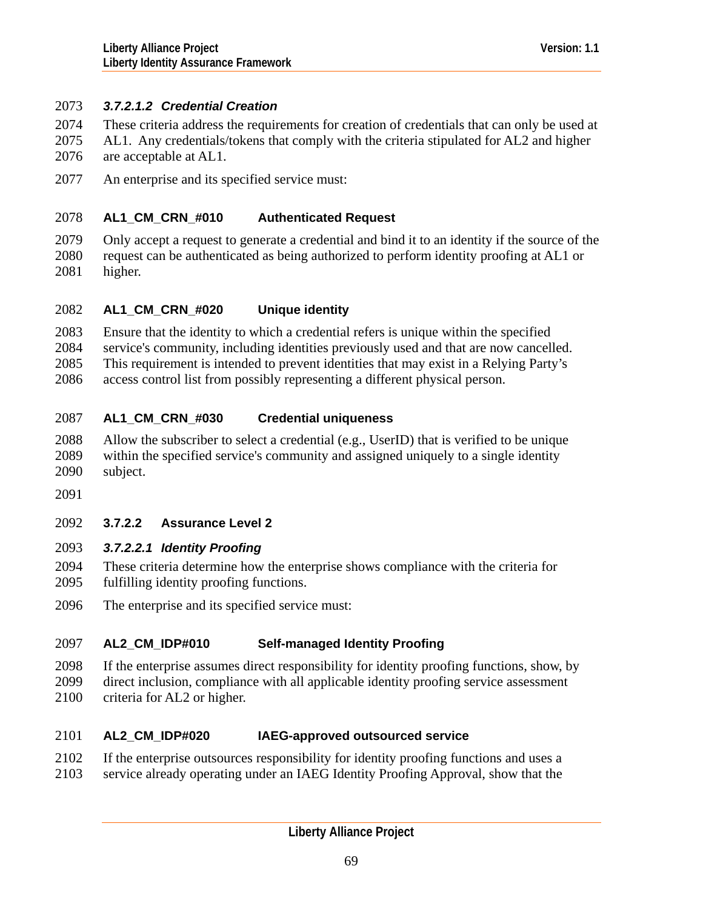##### *3.7.2.1.2 Credential Creation*

These criteria address the requirements for creation of credentials that can only be used at AL1. Any credentials/tokens that comply with the criteria stipulated for AL2 and higher are acceptable at AL1.

An enterprise and its specified service must:

**AL1_CM_CRN_#010 Authenticated Request**

Only accept a request to generate a credential and bind it to an identity if the source of the request can be authenticated as being authorized to perform identity proofing at AL1 or higher.

**AL1_CM_CRN_#020 Unique identity**

Ensure that the identity to which a credential refers is unique within the specified service's community, including identities previously used and that are now cancelled. This requirement is intended to prevent identities that may exist in a Relying Party's access control list from possibly representing a different physical person.

**AL1_CM_CRN_#030 Credential uniqueness**

Allow the subscriber to select a credential (e.g., UserID) that is verified to be unique within the specified service's community and assigned uniquely to a single identity subject.

#### 3.7.2.2 Assurance Level 2

##### *3.7.2.2.1 Identity Proofing*

These criteria determine how the enterprise shows compliance with the criteria for fulfilling identity proofing functions.

The enterprise and its specified service must:

**AL2_CM_IDP#010 Self-managed Identity Proofing**

If the enterprise assumes direct responsibility for identity proofing functions, show, by direct inclusion, compliance with all applicable identity proofing service assessment criteria for AL2 or higher.

**AL2_CM_IDP#020 IAEG-approved outsourced service**

If the enterprise outsources responsibility for identity proofing functions and uses a service already operating under an IAEG Identity Proofing Approval, show that the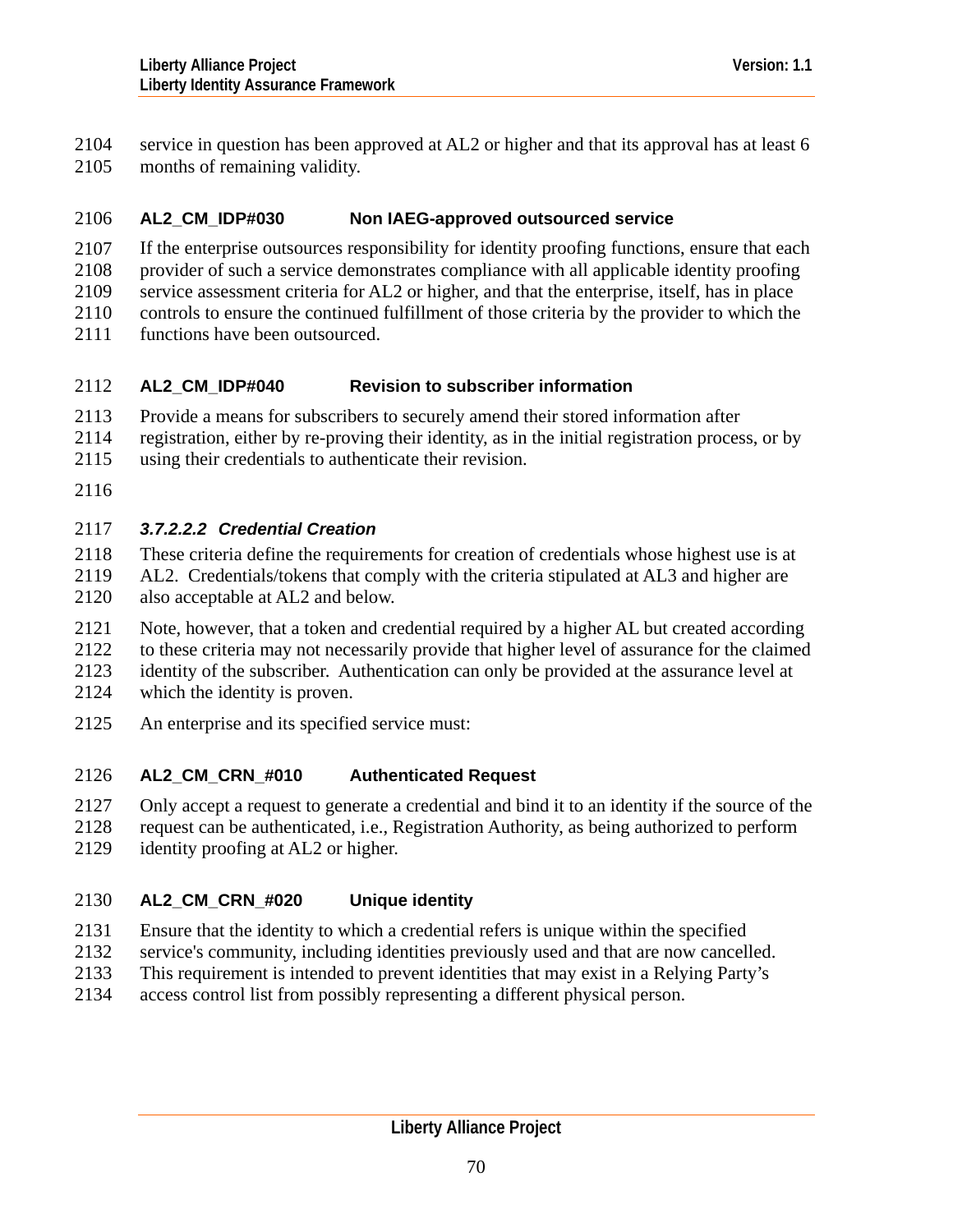service in question has been approved at AL2 or higher and that its approval has at least 6 months of remaining validity.

**AL2_CM_IDP#030 Non IAEG-approved outsourced service**

If the enterprise outsources responsibility for identity proofing functions, ensure that each provider of such a service demonstrates compliance with all applicable identity proofing service assessment criteria for AL2 or higher, and that the enterprise, itself, has in place controls to ensure the continued fulfillment of those criteria by the provider to which the functions have been outsourced.

**AL2_CM_IDP#040 Revision to subscriber information**

Provide a means for subscribers to securely amend their stored information after registration, either by re-proving their identity, as in the initial registration process, or by using their credentials to authenticate their revision.

#### *3.7.2.2.2 Credential Creation*

These criteria define the requirements for creation of credentials whose highest use is at AL2. Credentials/tokens that comply with the criteria stipulated at AL3 and higher are also acceptable at AL2 and below.

Note, however, that a token and credential required by a higher AL but created according to these criteria may not necessarily provide that higher level of assurance for the claimed identity of the subscriber. Authentication can only be provided at the assurance level at which the identity is proven.

An enterprise and its specified service must:

**AL2_CM_CRN_#010 Authenticated Request**

Only accept a request to generate a credential and bind it to an identity if the source of the request can be authenticated, i.e., Registration Authority, as being authorized to perform identity proofing at AL2 or higher.

**AL2_CM_CRN_#020 Unique identity**

Ensure that the identity to which a credential refers is unique within the specified service's community, including identities previously used and that are now cancelled. This requirement is intended to prevent identities that may exist in a Relying Party's access control list from possibly representing a different physical person.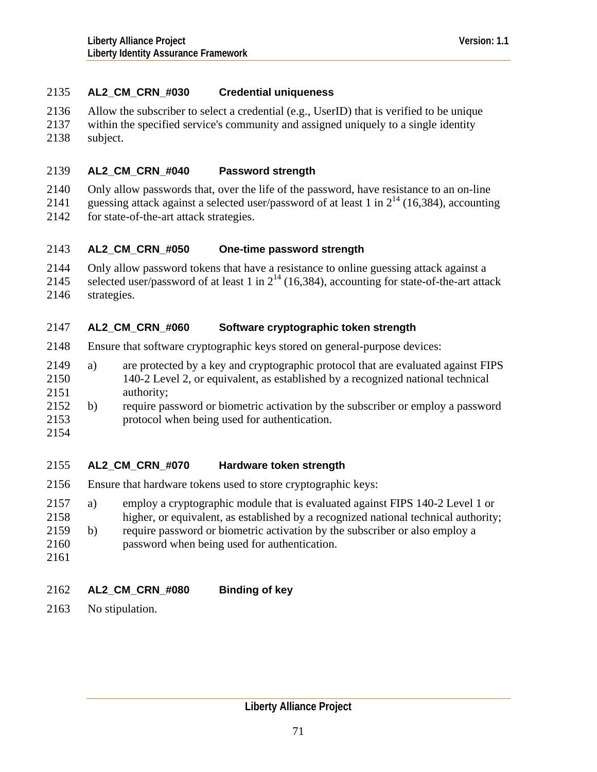#### AL2_CM_CRN_#030 Credential uniqueness

Allow the subscriber to select a credential (e.g., UserID) that is verified to be unique within the specified service's community and assigned uniquely to a single identity subject.

#### AL2_CM_CRN_#040 Password strength

Only allow passwords that, over the life of the password, have resistance to an on-line guessing attack against a selected user/password of at least 1 in $2^{14}$ (16,384), accounting for state-of-the-art attack strategies.

#### AL2_CM_CRN_#050 One-time password strength

Only allow password tokens that have a resistance to online guessing attack against a selected user/password of at least 1 in $2^{14}$ (16,384), accounting for state-of-the-art attack strategies.

#### AL2_CM_CRN_#060 Software cryptographic token strength

Ensure that software cryptographic keys stored on general-purpose devices:

a) are protected by a key and cryptographic protocol that are evaluated against FIPS 140-2 Level 2, or equivalent, as established by a recognized national technical authority;
b) require password or biometric activation by the subscriber or employ a password protocol when being used for authentication.

#### AL2_CM_CRN_#070 Hardware token strength

Ensure that hardware tokens used to store cryptographic keys:

a) employ a cryptographic module that is evaluated against FIPS 140-2 Level 1 or higher, or equivalent, as established by a recognized national technical authority;
b) require password or biometric activation by the subscriber or also employ a password when being used for authentication.

#### AL2_CM_CRN_#080 Binding of key

No stipulation.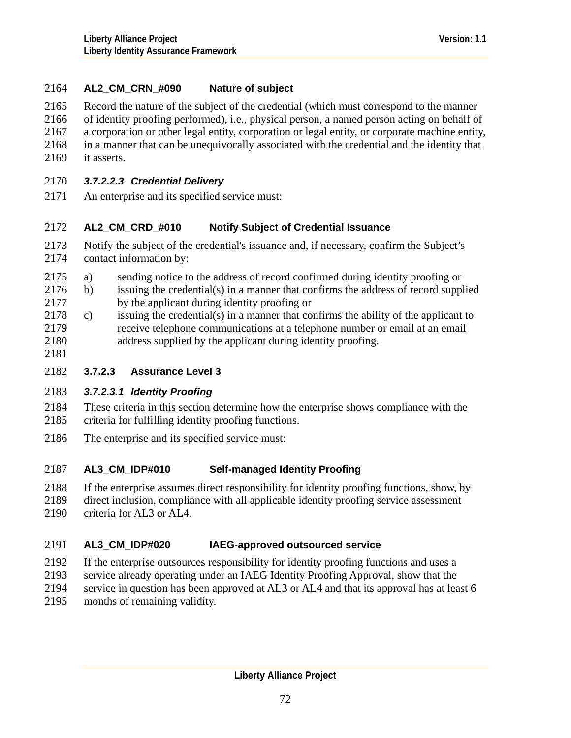**AL2_CM_CRN_#090 Nature of subject**

Record the nature of the subject of the credential (which must correspond to the manner of identity proofing performed), i.e., physical person, a named person acting on behalf of a corporation or other legal entity, corporation or legal entity, or corporate machine entity, in a manner that can be unequivocally associated with the credential and the identity that it asserts.

##### 3.7.2.2.3 Credential Delivery

An enterprise and its specified service must:

**AL2_CM_CRD_#010 Notify Subject of Credential Issuance**

Notify the subject of the credential's issuance and, if necessary, confirm the Subject's contact information by:

a) sending notice to the address of record confirmed during identity proofing or
b) issuing the credential(s) in a manner that confirms the address of record supplied by the applicant during identity proofing or
c) issuing the credential(s) in a manner that confirms the ability of the applicant to receive telephone communications at a telephone number or email at an email address supplied by the applicant during identity proofing.

#### 3.7.2.3 Assurance Level 3

##### 3.7.2.3.1 Identity Proofing

These criteria in this section determine how the enterprise shows compliance with the criteria for fulfilling identity proofing functions.

The enterprise and its specified service must:

**AL3_CM_IDP#010 Self-managed Identity Proofing**

If the enterprise assumes direct responsibility for identity proofing functions, show, by direct inclusion, compliance with all applicable identity proofing service assessment criteria for AL3 or AL4.

**AL3_CM_IDP#020 IAEG-approved outsourced service**

If the enterprise outsources responsibility for identity proofing functions and uses a service already operating under an IAEG Identity Proofing Approval, show that the service in question has been approved at AL3 or AL4 and that its approval has at least 6 months of remaining validity.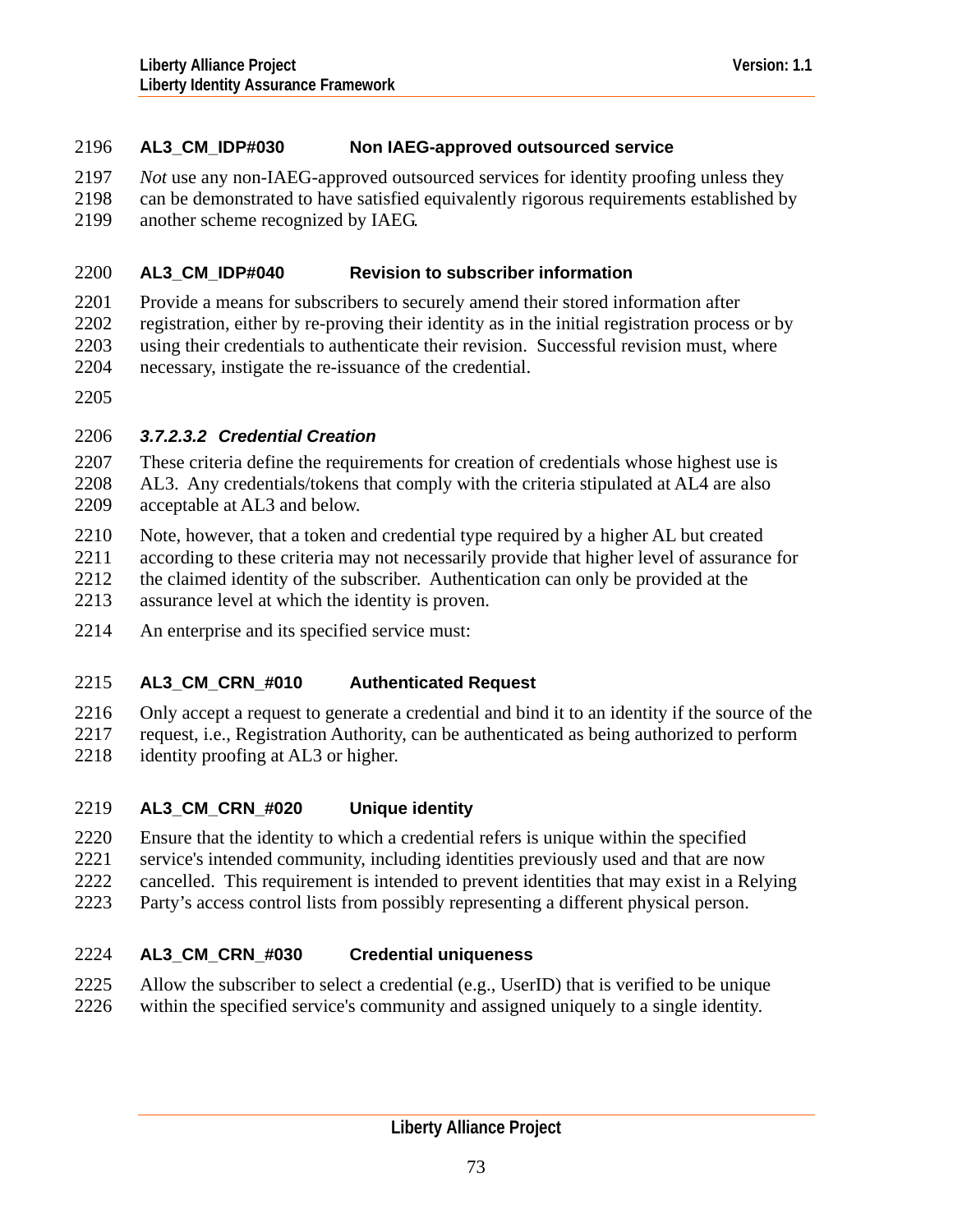**AL3_CM_IDP#030 Non IAEG-approved outsourced service**

*Not* use any non-IAEG-approved outsourced services for identity proofing unless they can be demonstrated to have satisfied equivalently rigorous requirements established by another scheme recognized by IAEG.

**AL3_CM_IDP#040 Revision to subscriber information**

Provide a means for subscribers to securely amend their stored information after registration, either by re-proving their identity as in the initial registration process or by using their credentials to authenticate their revision. Successful revision must, where necessary, instigate the re-issuance of the credential.

#### *3.7.2.3.2 Credential Creation*

These criteria define the requirements for creation of credentials whose highest use is AL3. Any credentials/tokens that comply with the criteria stipulated at AL4 are also acceptable at AL3 and below.

Note, however, that a token and credential type required by a higher AL but created according to these criteria may not necessarily provide that higher level of assurance for the claimed identity of the subscriber. Authentication can only be provided at the assurance level at which the identity is proven.

An enterprise and its specified service must:

**AL3_CM_CRN_#010 Authenticated Request**

Only accept a request to generate a credential and bind it to an identity if the source of the request, i.e., Registration Authority, can be authenticated as being authorized to perform identity proofing at AL3 or higher.

**AL3_CM_CRN_#020 Unique identity**

Ensure that the identity to which a credential refers is unique within the specified service's intended community, including identities previously used and that are now cancelled. This requirement is intended to prevent identities that may exist in a Relying Party's access control lists from possibly representing a different physical person.

**AL3_CM_CRN_#030 Credential uniqueness**

Allow the subscriber to select a credential (e.g., UserID) that is verified to be unique within the specified service's community and assigned uniquely to a single identity.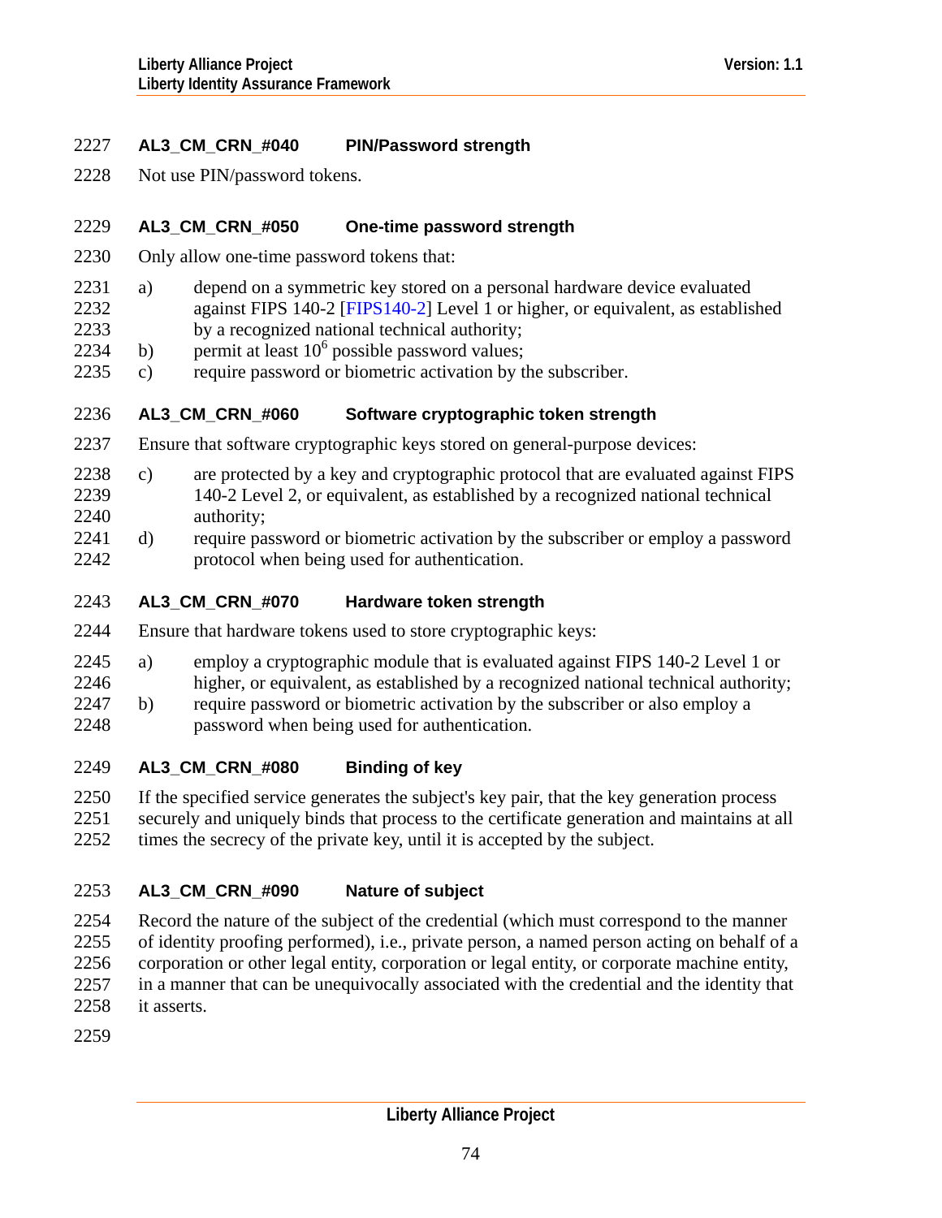#### AL3_CM_CRN_#040 PIN/Password strength

Not use PIN/password tokens.

#### AL3_CM_CRN_#050 One-time password strength

Only allow one-time password tokens that:

a) depend on a symmetric key stored on a personal hardware device evaluated against FIPS 140-2 [FIPS140-2] Level 1 or higher, or equivalent, as established by a recognized national technical authority;
b) permit at least $10^6$ possible password values;
c) require password or biometric activation by the subscriber.

#### AL3_CM_CRN_#060 Software cryptographic token strength

Ensure that software cryptographic keys stored on general-purpose devices:

c) are protected by a key and cryptographic protocol that are evaluated against FIPS 140-2 Level 2, or equivalent, as established by a recognized national technical authority;
d) require password or biometric activation by the subscriber or employ a password protocol when being used for authentication.

#### AL3_CM_CRN_#070 Hardware token strength

Ensure that hardware tokens used to store cryptographic keys:

a) employ a cryptographic module that is evaluated against FIPS 140-2 Level 1 or higher, or equivalent, as established by a recognized national technical authority;
b) require password or biometric activation by the subscriber or also employ a password when being used for authentication.

#### AL3_CM_CRN_#080 Binding of key

If the specified service generates the subject's key pair, that the key generation process securely and uniquely binds that process to the certificate generation and maintains at all times the secrecy of the private key, until it is accepted by the subject.

#### AL3_CM_CRN_#090 Nature of subject

Record the nature of the subject of the credential (which must correspond to the manner of identity proofing performed), i.e., private person, a named person acting on behalf of a corporation or other legal entity, corporation or legal entity, or corporate machine entity, in a manner that can be unequivocally associated with the credential and the identity that it asserts.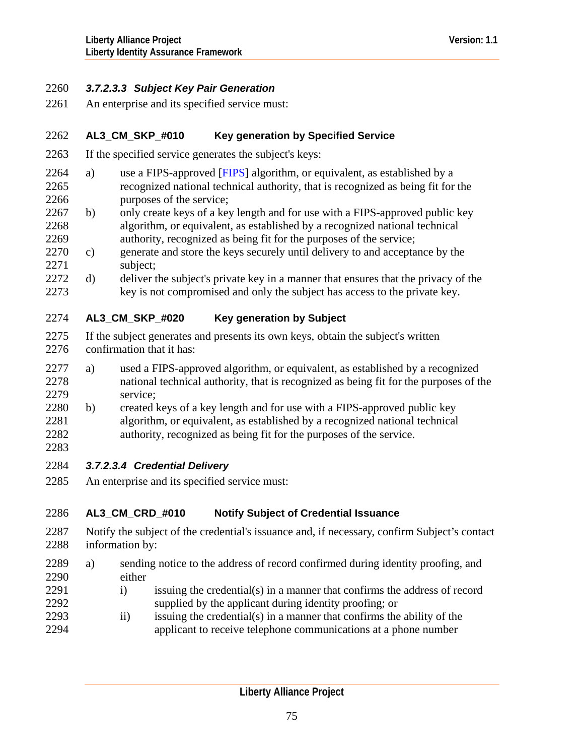#### *3.7.2.3.3 Subject Key Pair Generation*

An enterprise and its specified service must:

**AL3_CM_SKP_#010 Key generation by Specified Service**

If the specified service generates the subject's keys:

a) use a FIPS-approved [FIPS] algorithm, or equivalent, as established by a recognized national technical authority, that is recognized as being fit for the purposes of the service;
b) only create keys of a key length and for use with a FIPS-approved public key algorithm, or equivalent, as established by a recognized national technical authority, recognized as being fit for the purposes of the service;
c) generate and store the keys securely until delivery to and acceptance by the subject;
d) deliver the subject's private key in a manner that ensures that the privacy of the key is not compromised and only the subject has access to the private key.

**AL3_CM_SKP_#020 Key generation by Subject**

If the subject generates and presents its own keys, obtain the subject's written confirmation that it has:

a) used a FIPS-approved algorithm, or equivalent, as established by a recognized national technical authority, that is recognized as being fit for the purposes of the service;
b) created keys of a key length and for use with a FIPS-approved public key algorithm, or equivalent, as established by a recognized national technical authority, recognized as being fit for the purposes of the service.

#### *3.7.2.3.4 Credential Delivery*

An enterprise and its specified service must:

**AL3_CM_CRD_#010 Notify Subject of Credential Issuance**

Notify the subject of the credential's issuance and, if necessary, confirm Subject's contact information by:

a) sending notice to the address of record confirmed during identity proofing, and either
   i) issuing the credential(s) in a manner that confirms the address of record supplied by the applicant during identity proofing; or
   ii) issuing the credential(s) in a manner that confirms the ability of the applicant to receive telephone communications at a phone number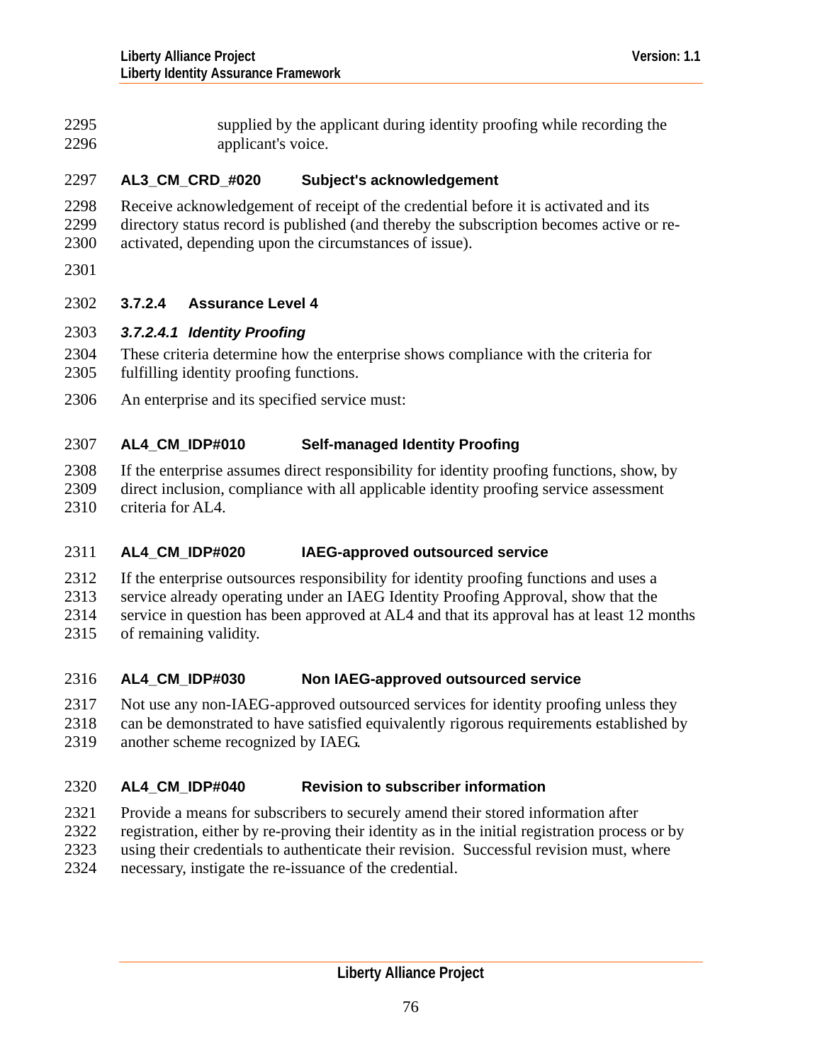supplied by the applicant during identity proofing while recording the applicant's voice.

**AL3_CM_CRD_#020 Subject's acknowledgement**

Receive acknowledgement of receipt of the credential before it is activated and its directory status record is published (and thereby the subscription becomes active or re-activated, depending upon the circumstances of issue).

### 3.7.2.4 Assurance Level 4

#### *3.7.2.4.1 Identity Proofing*

These criteria determine how the enterprise shows compliance with the criteria for fulfilling identity proofing functions.

An enterprise and its specified service must:

**AL4_CM_IDP#010 Self-managed Identity Proofing**

If the enterprise assumes direct responsibility for identity proofing functions, show, by direct inclusion, compliance with all applicable identity proofing service assessment criteria for AL4.

**AL4_CM_IDP#020 IAEG-approved outsourced service**

If the enterprise outsources responsibility for identity proofing functions and uses a service already operating under an IAEG Identity Proofing Approval, show that the service in question has been approved at AL4 and that its approval has at least 12 months of remaining validity.

**AL4_CM_IDP#030 Non IAEG-approved outsourced service**

Not use any non-IAEG-approved outsourced services for identity proofing unless they can be demonstrated to have satisfied equivalently rigorous requirements established by another scheme recognized by IAEG.

**AL4_CM_IDP#040 Revision to subscriber information**

Provide a means for subscribers to securely amend their stored information after registration, either by re-proving their identity as in the initial registration process or by using their credentials to authenticate their revision. Successful revision must, where necessary, instigate the re-issuance of the credential.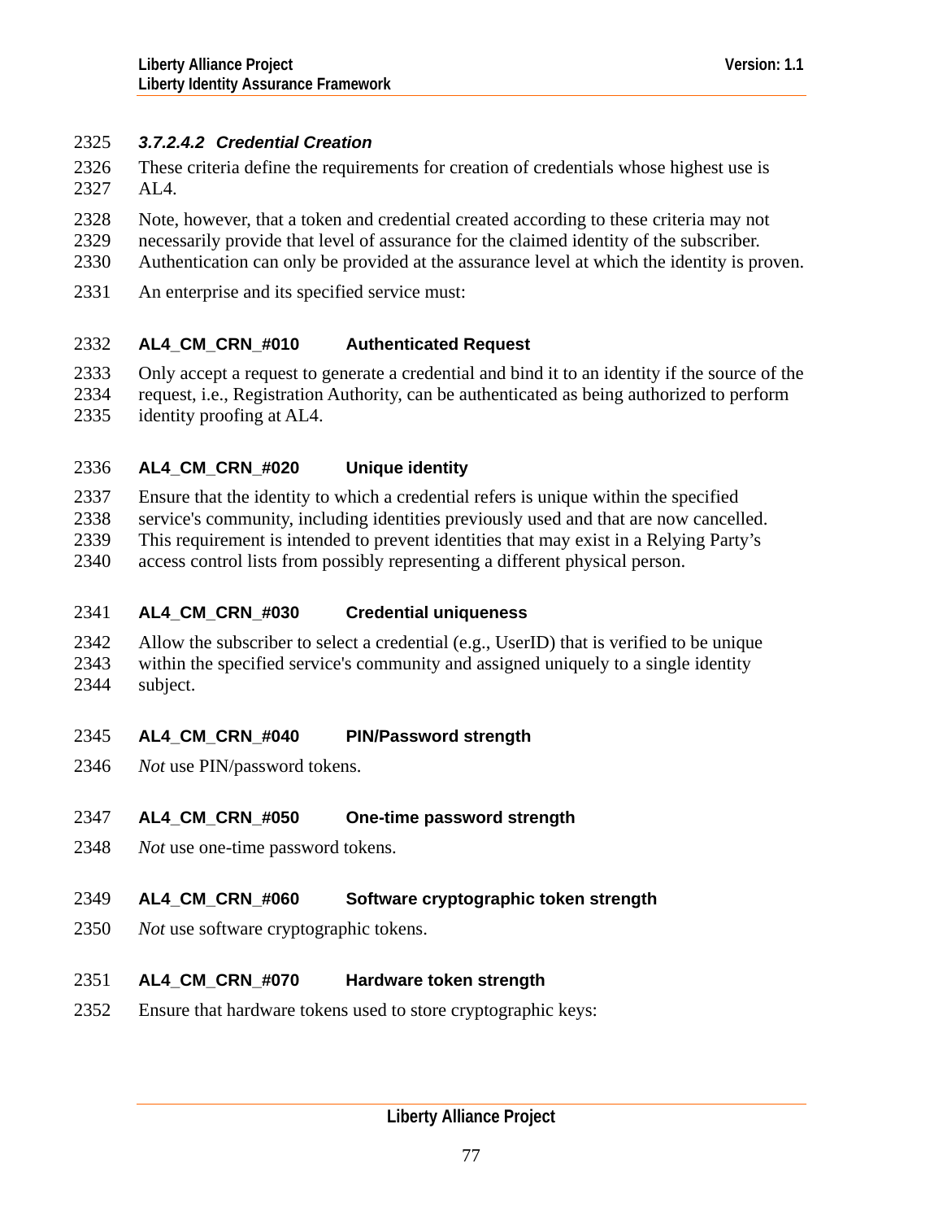#### 3.7.2.4.2 Credential Creation

These criteria define the requirements for creation of credentials whose highest use is AL4.

Note, however, that a token and credential created according to these criteria may not necessarily provide that level of assurance for the claimed identity of the subscriber. Authentication can only be provided at the assurance level at which the identity is proven.

An enterprise and its specified service must:

**AL4_CM_CRN_#010 Authenticated Request**

Only accept a request to generate a credential and bind it to an identity if the source of the request, i.e., Registration Authority, can be authenticated as being authorized to perform identity proofing at AL4.

**AL4_CM_CRN_#020 Unique identity**

Ensure that the identity to which a credential refers is unique within the specified service's community, including identities previously used and that are now cancelled. This requirement is intended to prevent identities that may exist in a Relying Party's access control lists from possibly representing a different physical person.

**AL4_CM_CRN_#030 Credential uniqueness**

Allow the subscriber to select a credential (e.g., UserID) that is verified to be unique within the specified service's community and assigned uniquely to a single identity subject.

**AL4_CM_CRN_#040 PIN/Password strength**

*Not* use PIN/password tokens.

**AL4_CM_CRN_#050 One-time password strength**

*Not* use one-time password tokens.

**AL4_CM_CRN_#060 Software cryptographic token strength**

*Not* use software cryptographic tokens.

**AL4_CM_CRN_#070 Hardware token strength**

Ensure that hardware tokens used to store cryptographic keys: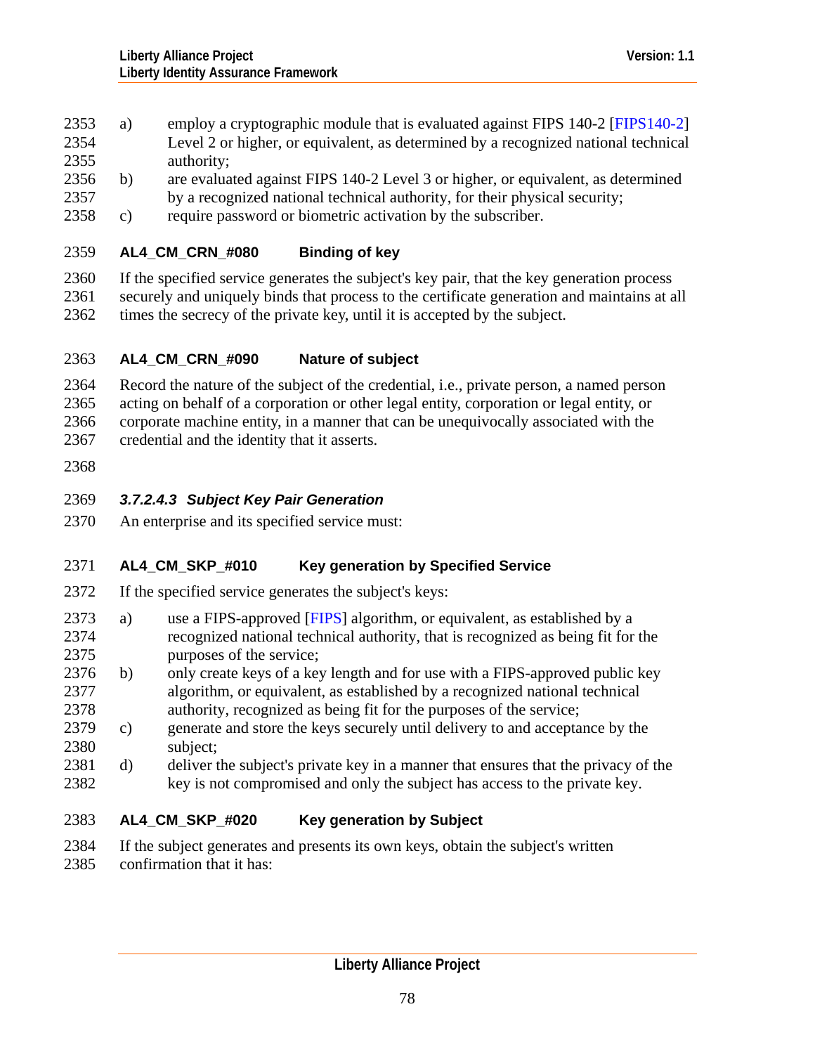a) employ a cryptographic module that is evaluated against FIPS 140-2 [FIPS140-2] Level 2 or higher, or equivalent, as determined by a recognized national technical authority;

b) are evaluated against FIPS 140-2 Level 3 or higher, or equivalent, as determined by a recognized national technical authority, for their physical security;

c) require password or biometric activation by the subscriber.

**AL4_CM_CRN_#080 Binding of key**

If the specified service generates the subject's key pair, that the key generation process securely and uniquely binds that process to the certificate generation and maintains at all times the secrecy of the private key, until it is accepted by the subject.

**AL4_CM_CRN_#090 Nature of subject**

Record the nature of the subject of the credential, i.e., private person, a named person acting on behalf of a corporation or other legal entity, corporation or legal entity, or corporate machine entity, in a manner that can be unequivocally associated with the credential and the identity that it asserts.

#### *3.7.2.4.3 Subject Key Pair Generation*

An enterprise and its specified service must:

**AL4_CM_SKP_#010 Key generation by Specified Service**

If the specified service generates the subject's keys:

a) use a FIPS-approved [FIPS] algorithm, or equivalent, as established by a recognized national technical authority, that is recognized as being fit for the purposes of the service;

b) only create keys of a key length and for use with a FIPS-approved public key algorithm, or equivalent, as established by a recognized national technical authority, recognized as being fit for the purposes of the service;

c) generate and store the keys securely until delivery to and acceptance by the subject;

d) deliver the subject's private key in a manner that ensures that the privacy of the key is not compromised and only the subject has access to the private key.

**AL4_CM_SKP_#020 Key generation by Subject**

If the subject generates and presents its own keys, obtain the subject's written confirmation that it has: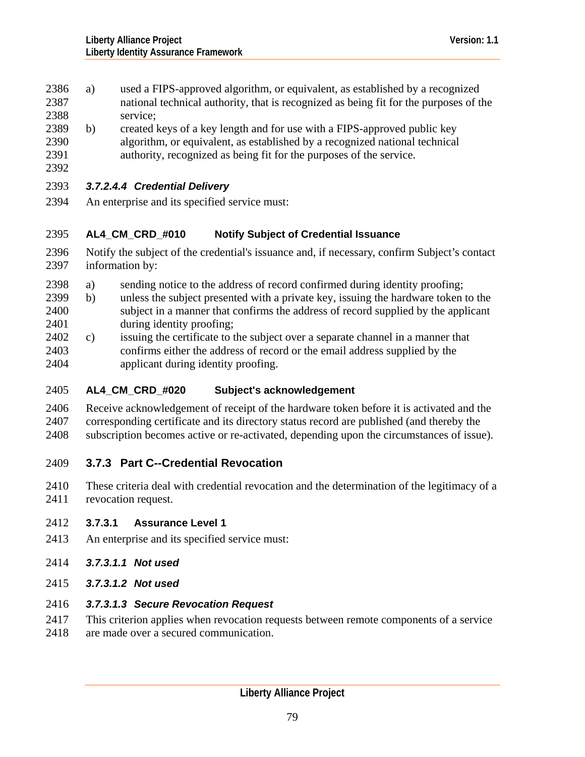a) used a FIPS-approved algorithm, or equivalent, as established by a recognized national technical authority, that is recognized as being fit for the purposes of the service;

b) created keys of a key length and for use with a FIPS-approved public key algorithm, or equivalent, as established by a recognized national technical authority, recognized as being fit for the purposes of the service.

##### *3.7.2.4.4 Credential Delivery*

An enterprise and its specified service must:

**AL4_CM_CRD_#010 Notify Subject of Credential Issuance**

Notify the subject of the credential's issuance and, if necessary, confirm Subject's contact information by:

a) sending notice to the address of record confirmed during identity proofing;

b) unless the subject presented with a private key, issuing the hardware token to the subject in a manner that confirms the address of record supplied by the applicant during identity proofing;

c) issuing the certificate to the subject over a separate channel in a manner that confirms either the address of record or the email address supplied by the applicant during identity proofing.

**AL4_CM_CRD_#020 Subject's acknowledgement**

Receive acknowledgement of receipt of the hardware token before it is activated and the corresponding certificate and its directory status record are published (and thereby the subscription becomes active or re-activated, depending upon the circumstances of issue).

### 3.7.3 Part C--Credential Revocation

These criteria deal with credential revocation and the determination of the legitimacy of a revocation request.

#### 3.7.3.1 Assurance Level 1

An enterprise and its specified service must:

##### *3.7.3.1.1 Not used*

##### *3.7.3.1.2 Not used*

##### *3.7.3.1.3 Secure Revocation Request*

This criterion applies when revocation requests between remote components of a service are made over a secured communication.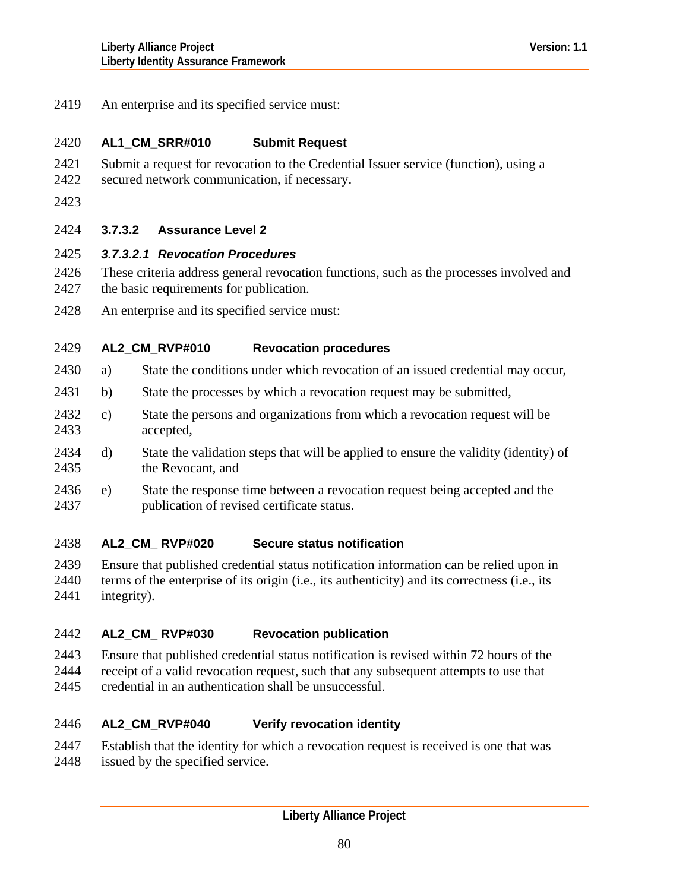An enterprise and its specified service must:

**AL1_CM_SRR#010 Submit Request**

Submit a request for revocation to the Credential Issuer service (function), using a secured network communication, if necessary.

### 3.7.3.2 Assurance Level 2

#### *3.7.3.2.1 Revocation Procedures*

These criteria address general revocation functions, such as the processes involved and the basic requirements for publication.

An enterprise and its specified service must:

**AL2_CM_RVP#010 Revocation procedures**

a) State the conditions under which revocation of an issued credential may occur,

b) State the processes by which a revocation request may be submitted,

c) State the persons and organizations from which a revocation request will be accepted,

d) State the validation steps that will be applied to ensure the validity (identity) of the Revocant, and

e) State the response time between a revocation request being accepted and the publication of revised certificate status.

**AL2_CM_ RVP#020 Secure status notification**

Ensure that published credential status notification information can be relied upon in terms of the enterprise of its origin (i.e., its authenticity) and its correctness (i.e., its integrity).

**AL2_CM_ RVP#030 Revocation publication**

Ensure that published credential status notification is revised within 72 hours of the receipt of a valid revocation request, such that any subsequent attempts to use that credential in an authentication shall be unsuccessful.

**AL2_CM_RVP#040 Verify revocation identity**

Establish that the identity for which a revocation request is received is one that was issued by the specified service.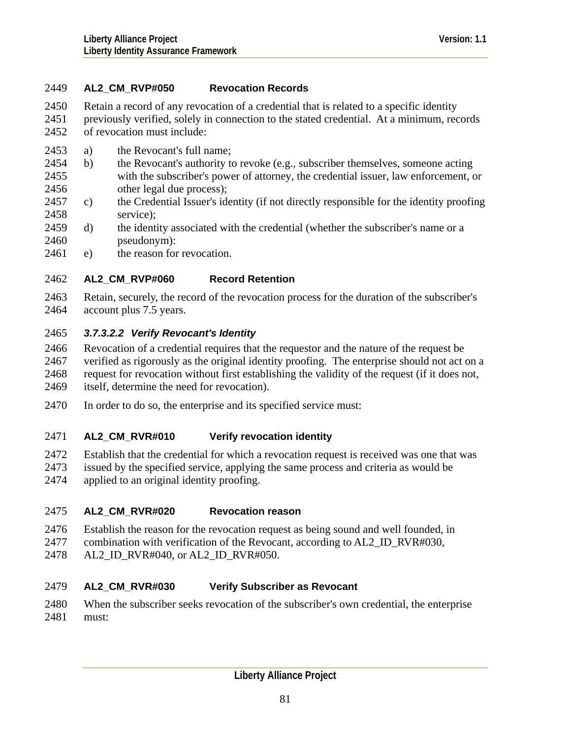#### AL2_CM_RVP#050 Revocation Records

Retain a record of any revocation of a credential that is related to a specific identity previously verified, solely in connection to the stated credential. At a minimum, records of revocation must include:

a) the Revocant's full name;
b) the Revocant's authority to revoke (e.g., subscriber themselves, someone acting with the subscriber's power of attorney, the credential issuer, law enforcement, or other legal due process);
c) the Credential Issuer's identity (if not directly responsible for the identity proofing service);
d) the identity associated with the credential (whether the subscriber's name or a pseudonym):
e) the reason for revocation.

#### AL2_CM_RVP#060 Record Retention

Retain, securely, the record of the revocation process for the duration of the subscriber's account plus 7.5 years.

##### *3.7.3.2.2 Verify Revocant's Identity*

Revocation of a credential requires that the requestor and the nature of the request be verified as rigorously as the original identity proofing. The enterprise should not act on a request for revocation without first establishing the validity of the request (if it does not, itself, determine the need for revocation).

In order to do so, the enterprise and its specified service must:

#### AL2_CM_RVR#010 Verify revocation identity

Establish that the credential for which a revocation request is received was one that was issued by the specified service, applying the same process and criteria as would be applied to an original identity proofing.

#### AL2_CM_RVR#020 Revocation reason

Establish the reason for the revocation request as being sound and well founded, in combination with verification of the Revocant, according to AL2_ID_RVR#030, AL2_ID_RVR#040, or AL2_ID_RVR#050.

#### AL2_CM_RVR#030 Verify Subscriber as Revocant

When the subscriber seeks revocation of the subscriber's own credential, the enterprise must: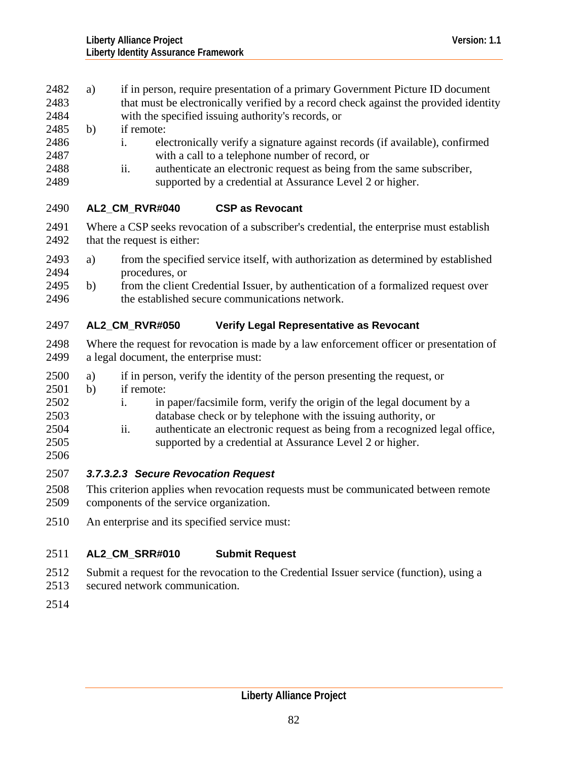a) if in person, require presentation of a primary Government Picture ID document that must be electronically verified by a record check against the provided identity with the specified issuing authority's records, or

b) if remote:

   i. electronically verify a signature against records (if available), confirmed with a call to a telephone number of record, or

   ii. authenticate an electronic request as being from the same subscriber, supported by a credential at Assurance Level 2 or higher.

**AL2_CM_RVR#040 CSP as Revocant**

Where a CSP seeks revocation of a subscriber's credential, the enterprise must establish that the request is either:

a) from the specified service itself, with authorization as determined by established procedures, or

b) from the client Credential Issuer, by authentication of a formalized request over the established secure communications network.

**AL2_CM_RVR#050 Verify Legal Representative as Revocant**

Where the request for revocation is made by a law enforcement officer or presentation of a legal document, the enterprise must:

a) if in person, verify the identity of the person presenting the request, or

b) if remote:

   i. in paper/facsimile form, verify the origin of the legal document by a database check or by telephone with the issuing authority, or

   ii. authenticate an electronic request as being from a recognized legal office, supported by a credential at Assurance Level 2 or higher.

#### *3.7.3.2.3 Secure Revocation Request*

This criterion applies when revocation requests must be communicated between remote components of the service organization.

An enterprise and its specified service must:

**AL2_CM_SRR#010 Submit Request**

Submit a request for the revocation to the Credential Issuer service (function), using a secured network communication.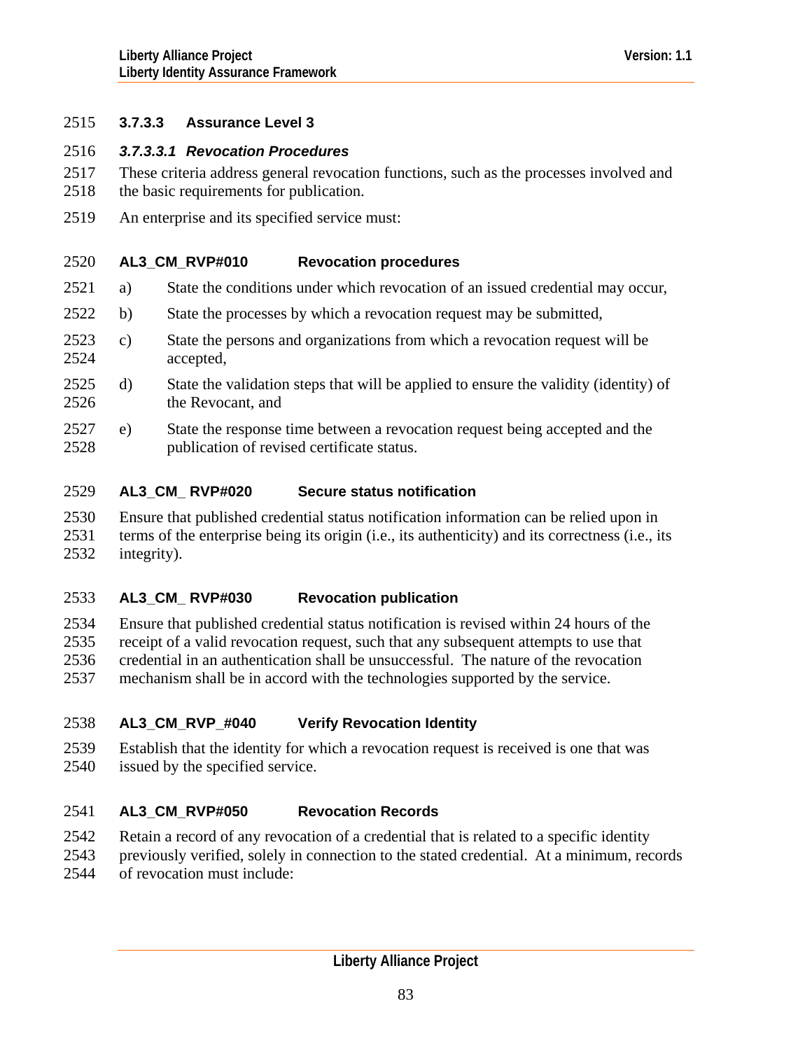#### 3.7.3.3 Assurance Level 3

##### *3.7.3.3.1 Revocation Procedures*

These criteria address general revocation functions, such as the processes involved and the basic requirements for publication.

An enterprise and its specified service must:

**AL3_CM_RVP#010 Revocation procedures**

a) State the conditions under which revocation of an issued credential may occur,

b) State the processes by which a revocation request may be submitted,

c) State the persons and organizations from which a revocation request will be accepted,

d) State the validation steps that will be applied to ensure the validity (identity) of the Revocant, and

e) State the response time between a revocation request being accepted and the publication of revised certificate status.

**AL3_CM_ RVP#020 Secure status notification**

Ensure that published credential status notification information can be relied upon in terms of the enterprise being its origin (i.e., its authenticity) and its correctness (i.e., its integrity).

**AL3_CM_ RVP#030 Revocation publication**

Ensure that published credential status notification is revised within 24 hours of the receipt of a valid revocation request, such that any subsequent attempts to use that credential in an authentication shall be unsuccessful. The nature of the revocation mechanism shall be in accord with the technologies supported by the service.

**AL3_CM_RVP_#040 Verify Revocation Identity**

Establish that the identity for which a revocation request is received is one that was issued by the specified service.

**AL3_CM_RVP#050 Revocation Records**

Retain a record of any revocation of a credential that is related to a specific identity previously verified, solely in connection to the stated credential. At a minimum, records of revocation must include: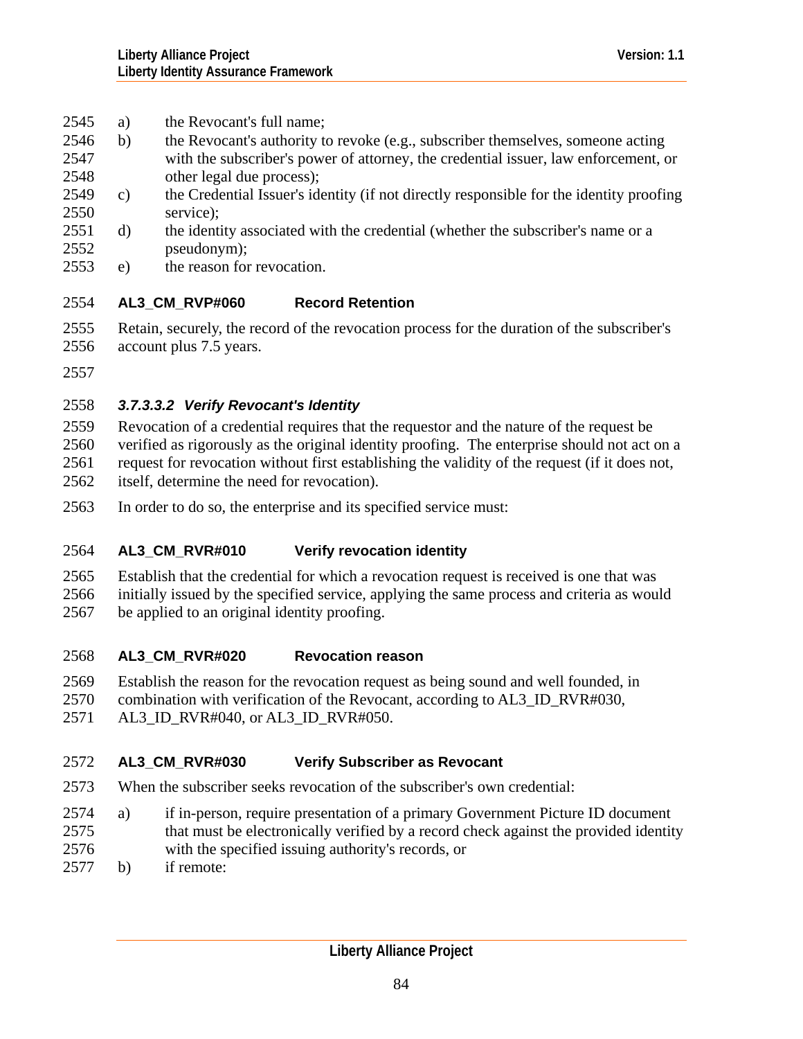a) the Revocant's full name;

b) the Revocant's authority to revoke (e.g., subscriber themselves, someone acting with the subscriber's power of attorney, the credential issuer, law enforcement, or other legal due process);

c) the Credential Issuer's identity (if not directly responsible for the identity proofing service);

d) the identity associated with the credential (whether the subscriber's name or a pseudonym);

e) the reason for revocation.

**AL3_CM_RVP#060 Record Retention**

Retain, securely, the record of the revocation process for the duration of the subscriber's account plus 7.5 years.

#### *3.7.3.3.2 Verify Revocant's Identity*

Revocation of a credential requires that the requestor and the nature of the request be verified as rigorously as the original identity proofing. The enterprise should not act on a request for revocation without first establishing the validity of the request (if it does not, itself, determine the need for revocation).

In order to do so, the enterprise and its specified service must:

**AL3_CM_RVR#010 Verify revocation identity**

Establish that the credential for which a revocation request is received is one that was initially issued by the specified service, applying the same process and criteria as would be applied to an original identity proofing.

**AL3_CM_RVR#020 Revocation reason**

Establish the reason for the revocation request as being sound and well founded, in combination with verification of the Revocant, according to AL3_ID_RVR#030, AL3_ID_RVR#040, or AL3_ID_RVR#050.

**AL3_CM_RVR#030 Verify Subscriber as Revocant**

When the subscriber seeks revocation of the subscriber's own credential:

a) if in-person, require presentation of a primary Government Picture ID document that must be electronically verified by a record check against the provided identity with the specified issuing authority's records, or

b) if remote: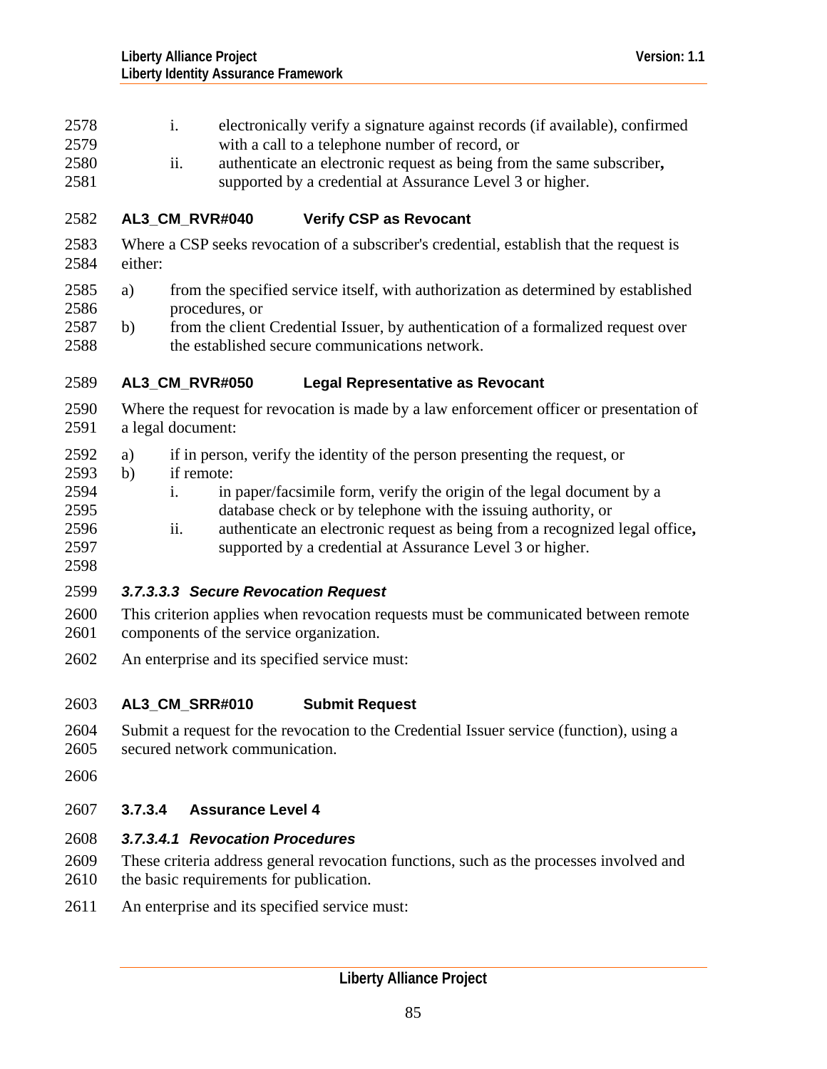i. electronically verify a signature against records (if available), confirmed with a call to a telephone number of record, or
ii. authenticate an electronic request as being from the same subscriber**,** supported by a credential at Assurance Level 3 or higher.

**AL3_CM_RVR#040 Verify CSP as Revocant**

Where a CSP seeks revocation of a subscriber's credential, establish that the request is either:

a) from the specified service itself, with authorization as determined by established procedures, or
b) from the client Credential Issuer, by authentication of a formalized request over the established secure communications network.

**AL3_CM_RVR#050 Legal Representative as Revocant**

Where the request for revocation is made by a law enforcement officer or presentation of a legal document:

a) if in person, verify the identity of the person presenting the request, or
b) if remote:
   i. in paper/facsimile form, verify the origin of the legal document by a database check or by telephone with the issuing authority, or
   ii. authenticate an electronic request as being from a recognized legal office**,** supported by a credential at Assurance Level 3 or higher.

#### *3.7.3.3.3 Secure Revocation Request*

This criterion applies when revocation requests must be communicated between remote components of the service organization.

An enterprise and its specified service must:

**AL3_CM_SRR#010 Submit Request**

Submit a request for the revocation to the Credential Issuer service (function), using a secured network communication.

### 3.7.3.4 Assurance Level 4

#### *3.7.3.4.1 Revocation Procedures*

These criteria address general revocation functions, such as the processes involved and the basic requirements for publication.

An enterprise and its specified service must: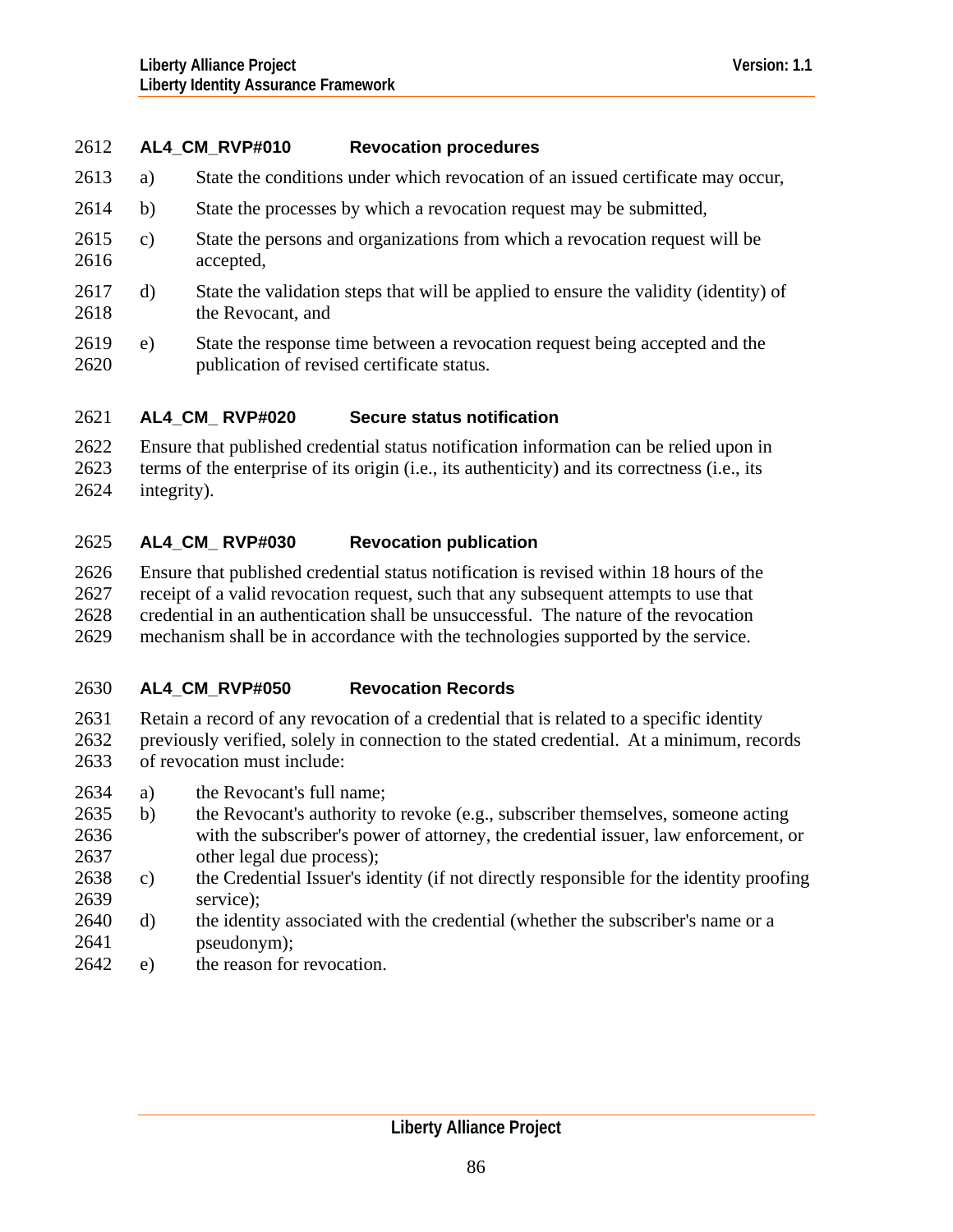#### AL4_CM_RVP#010 Revocation procedures

a) State the conditions under which revocation of an issued certificate may occur,

b) State the processes by which a revocation request may be submitted,

c) State the persons and organizations from which a revocation request will be accepted,

d) State the validation steps that will be applied to ensure the validity (identity) of the Revocant, and

e) State the response time between a revocation request being accepted and the publication of revised certificate status.

#### AL4_CM_ RVP#020 Secure status notification

Ensure that published credential status notification information can be relied upon in terms of the enterprise of its origin (i.e., its authenticity) and its correctness (i.e., its integrity).

#### AL4_CM_ RVP#030 Revocation publication

Ensure that published credential status notification is revised within 18 hours of the receipt of a valid revocation request, such that any subsequent attempts to use that credential in an authentication shall be unsuccessful. The nature of the revocation mechanism shall be in accordance with the technologies supported by the service.

#### AL4_CM_RVP#050 Revocation Records

Retain a record of any revocation of a credential that is related to a specific identity previously verified, solely in connection to the stated credential. At a minimum, records of revocation must include:

a) the Revocant's full name;
b) the Revocant's authority to revoke (e.g., subscriber themselves, someone acting with the subscriber's power of attorney, the credential issuer, law enforcement, or other legal due process);
c) the Credential Issuer's identity (if not directly responsible for the identity proofing service);
d) the identity associated with the credential (whether the subscriber's name or a pseudonym);
e) the reason for revocation.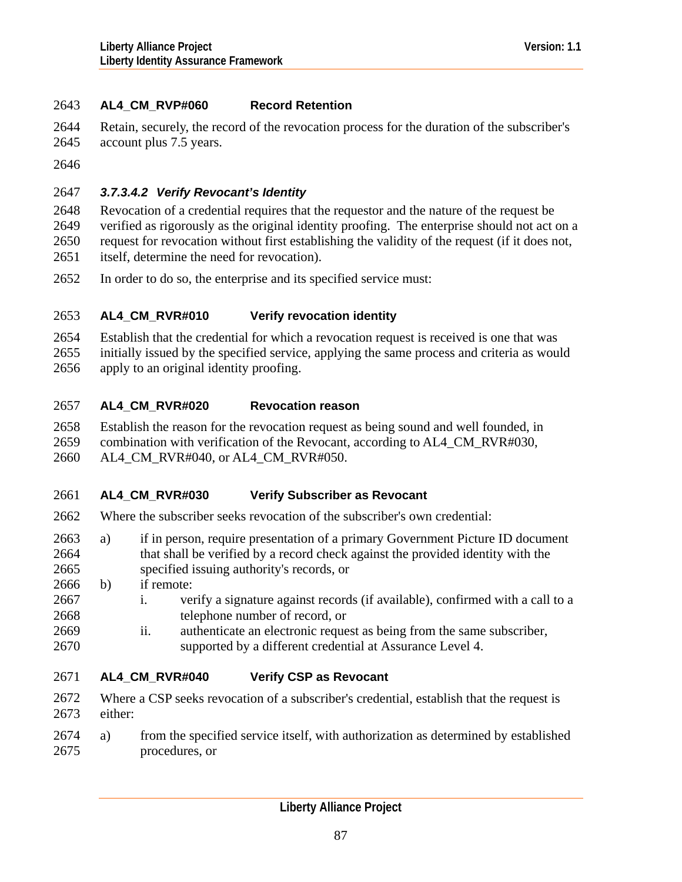**AL4_CM_RVP#060 Record Retention**

Retain, securely, the record of the revocation process for the duration of the subscriber's account plus 7.5 years.

#### *3.7.3.4.2 Verify Revocant's Identity*

Revocation of a credential requires that the requestor and the nature of the request be verified as rigorously as the original identity proofing. The enterprise should not act on a request for revocation without first establishing the validity of the request (if it does not, itself, determine the need for revocation).

In order to do so, the enterprise and its specified service must:

**AL4_CM_RVR#010 Verify revocation identity**

Establish that the credential for which a revocation request is received is one that was initially issued by the specified service, applying the same process and criteria as would apply to an original identity proofing.

**AL4_CM_RVR#020 Revocation reason**

Establish the reason for the revocation request as being sound and well founded, in combination with verification of the Revocant, according to AL4_CM_RVR#030, AL4_CM_RVR#040, or AL4_CM_RVR#050.

**AL4_CM_RVR#030 Verify Subscriber as Revocant**

Where the subscriber seeks revocation of the subscriber's own credential:

a) if in person, require presentation of a primary Government Picture ID document that shall be verified by a record check against the provided identity with the specified issuing authority's records, or
b) if remote:
   i. verify a signature against records (if available), confirmed with a call to a telephone number of record, or
   ii. authenticate an electronic request as being from the same subscriber, supported by a different credential at Assurance Level 4.

**AL4_CM_RVR#040 Verify CSP as Revocant**

Where a CSP seeks revocation of a subscriber's credential, establish that the request is either:

a) from the specified service itself, with authorization as determined by established procedures, or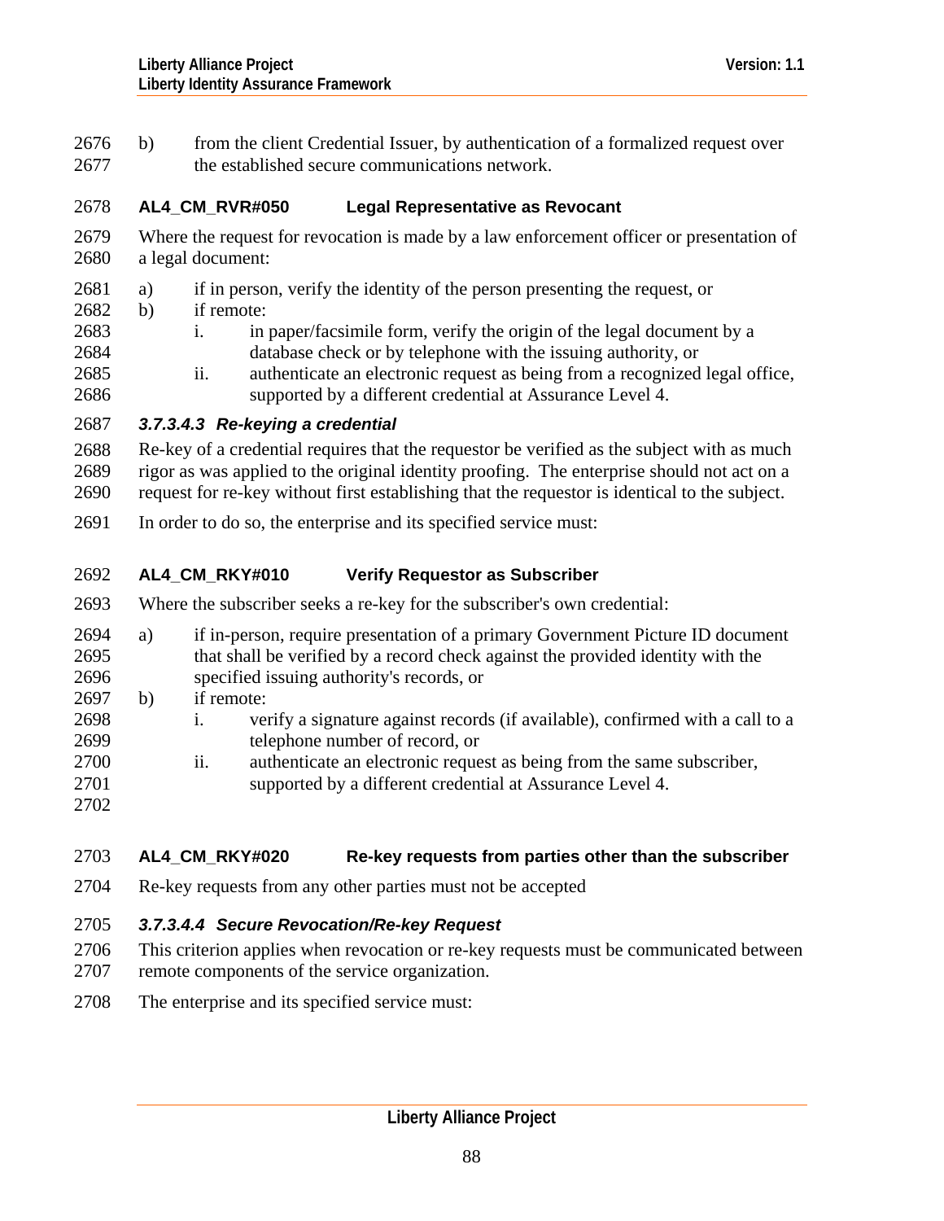b) from the client Credential Issuer, by authentication of a formalized request over the established secure communications network.

**AL4_CM_RVR#050 Legal Representative as Revocant**

Where the request for revocation is made by a law enforcement officer or presentation of a legal document:

a) if in person, verify the identity of the person presenting the request, or
b) if remote:
   i. in paper/facsimile form, verify the origin of the legal document by a database check or by telephone with the issuing authority, or
   ii. authenticate an electronic request as being from a recognized legal office, supported by a different credential at Assurance Level 4.

#### *3.7.3.4.3 Re-keying a credential*

Re-key of a credential requires that the requestor be verified as the subject with as much rigor as was applied to the original identity proofing. The enterprise should not act on a request for re-key without first establishing that the requestor is identical to the subject.

In order to do so, the enterprise and its specified service must:

**AL4_CM_RKY#010 Verify Requestor as Subscriber**

Where the subscriber seeks a re-key for the subscriber's own credential:

a) if in-person, require presentation of a primary Government Picture ID document that shall be verified by a record check against the provided identity with the specified issuing authority's records, or
b) if remote:
   i. verify a signature against records (if available), confirmed with a call to a telephone number of record, or
   ii. authenticate an electronic request as being from the same subscriber, supported by a different credential at Assurance Level 4.

**AL4_CM_RKY#020 Re-key requests from parties other than the subscriber**

Re-key requests from any other parties must not be accepted

#### *3.7.3.4.4 Secure Revocation/Re-key Request*

This criterion applies when revocation or re-key requests must be communicated between remote components of the service organization.

The enterprise and its specified service must: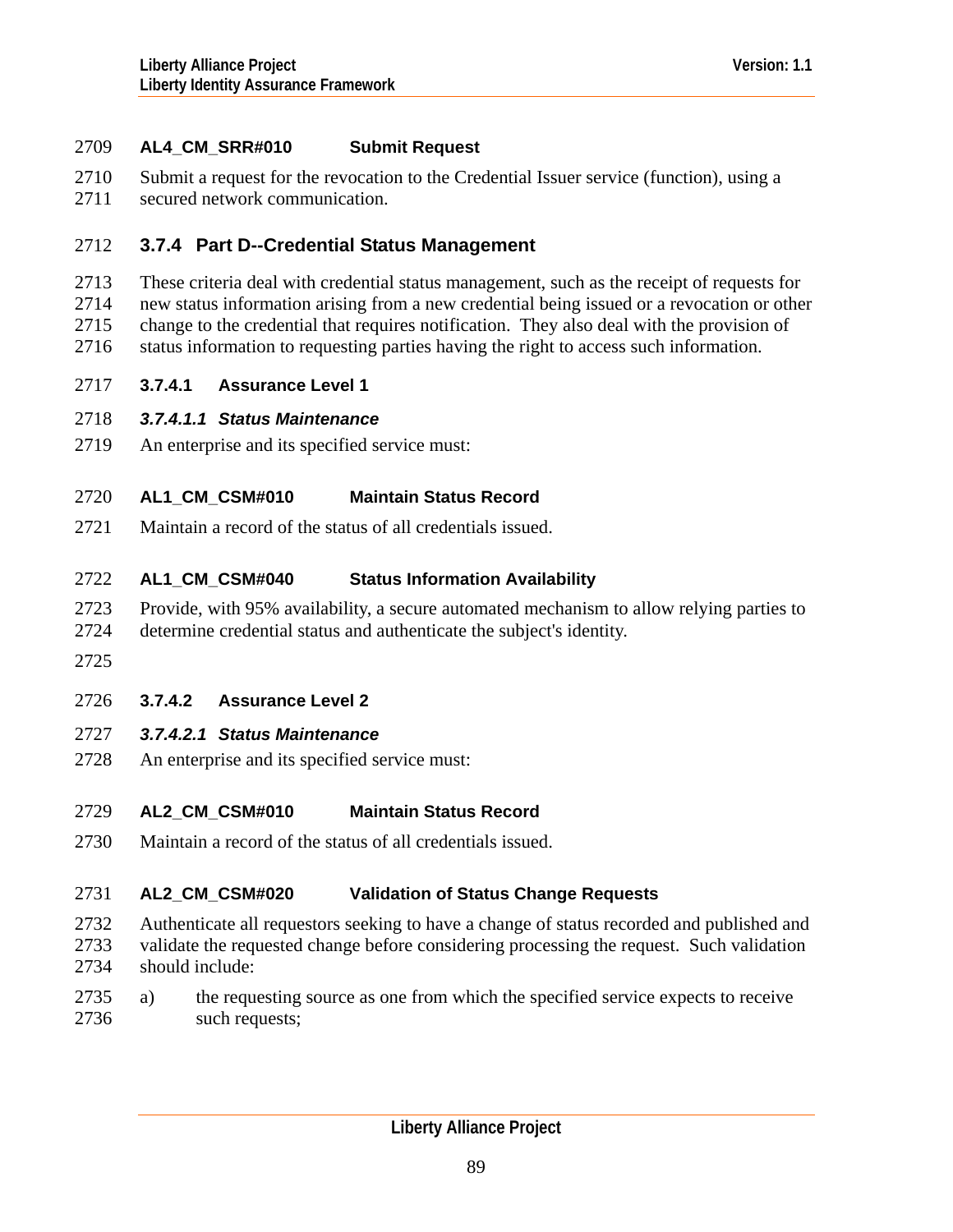**AL4_CM_SRR#010 Submit Request**

Submit a request for the revocation to the Credential Issuer service (function), using a secured network communication.

## 3.7.4 Part D--Credential Status Management

These criteria deal with credential status management, such as the receipt of requests for new status information arising from a new credential being issued or a revocation or other change to the credential that requires notification. They also deal with the provision of status information to requesting parties having the right to access such information.

### 3.7.4.1 Assurance Level 1

#### *3.7.4.1.1 Status Maintenance*

An enterprise and its specified service must:

**AL1_CM_CSM#010 Maintain Status Record**

Maintain a record of the status of all credentials issued.

**AL1_CM_CSM#040 Status Information Availability**

Provide, with 95% availability, a secure automated mechanism to allow relying parties to determine credential status and authenticate the subject's identity.

### 3.7.4.2 Assurance Level 2

#### *3.7.4.2.1 Status Maintenance*

An enterprise and its specified service must:

**AL2_CM_CSM#010 Maintain Status Record**

Maintain a record of the status of all credentials issued.

**AL2_CM_CSM#020 Validation of Status Change Requests**

Authenticate all requestors seeking to have a change of status recorded and published and validate the requested change before considering processing the request. Such validation should include:

a) the requesting source as one from which the specified service expects to receive such requests;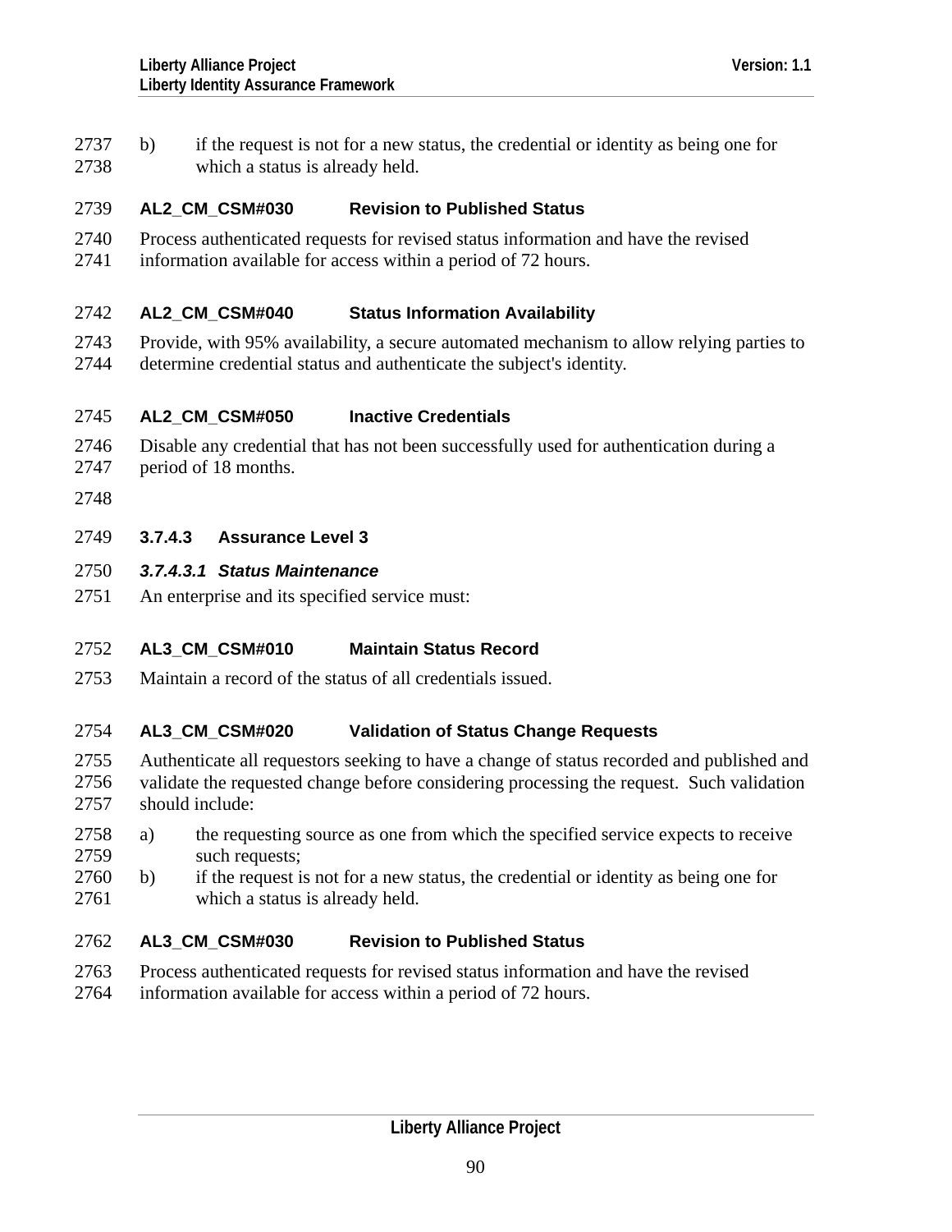b) if the request is not for a new status, the credential or identity as being one for which a status is already held.

**AL2_CM_CSM#030 Revision to Published Status**

Process authenticated requests for revised status information and have the revised information available for access within a period of 72 hours.

**AL2_CM_CSM#040 Status Information Availability**

Provide, with 95% availability, a secure automated mechanism to allow relying parties to determine credential status and authenticate the subject's identity.

**AL2_CM_CSM#050 Inactive Credentials**

Disable any credential that has not been successfully used for authentication during a period of 18 months.

### 3.7.4.3 Assurance Level 3

#### *3.7.4.3.1 Status Maintenance*

An enterprise and its specified service must:

**AL3_CM_CSM#010 Maintain Status Record**

Maintain a record of the status of all credentials issued.

**AL3_CM_CSM#020 Validation of Status Change Requests**

Authenticate all requestors seeking to have a change of status recorded and published and validate the requested change before considering processing the request. Such validation should include:

a) the requesting source as one from which the specified service expects to receive such requests;

b) if the request is not for a new status, the credential or identity as being one for which a status is already held.

**AL3_CM_CSM#030 Revision to Published Status**

Process authenticated requests for revised status information and have the revised information available for access within a period of 72 hours.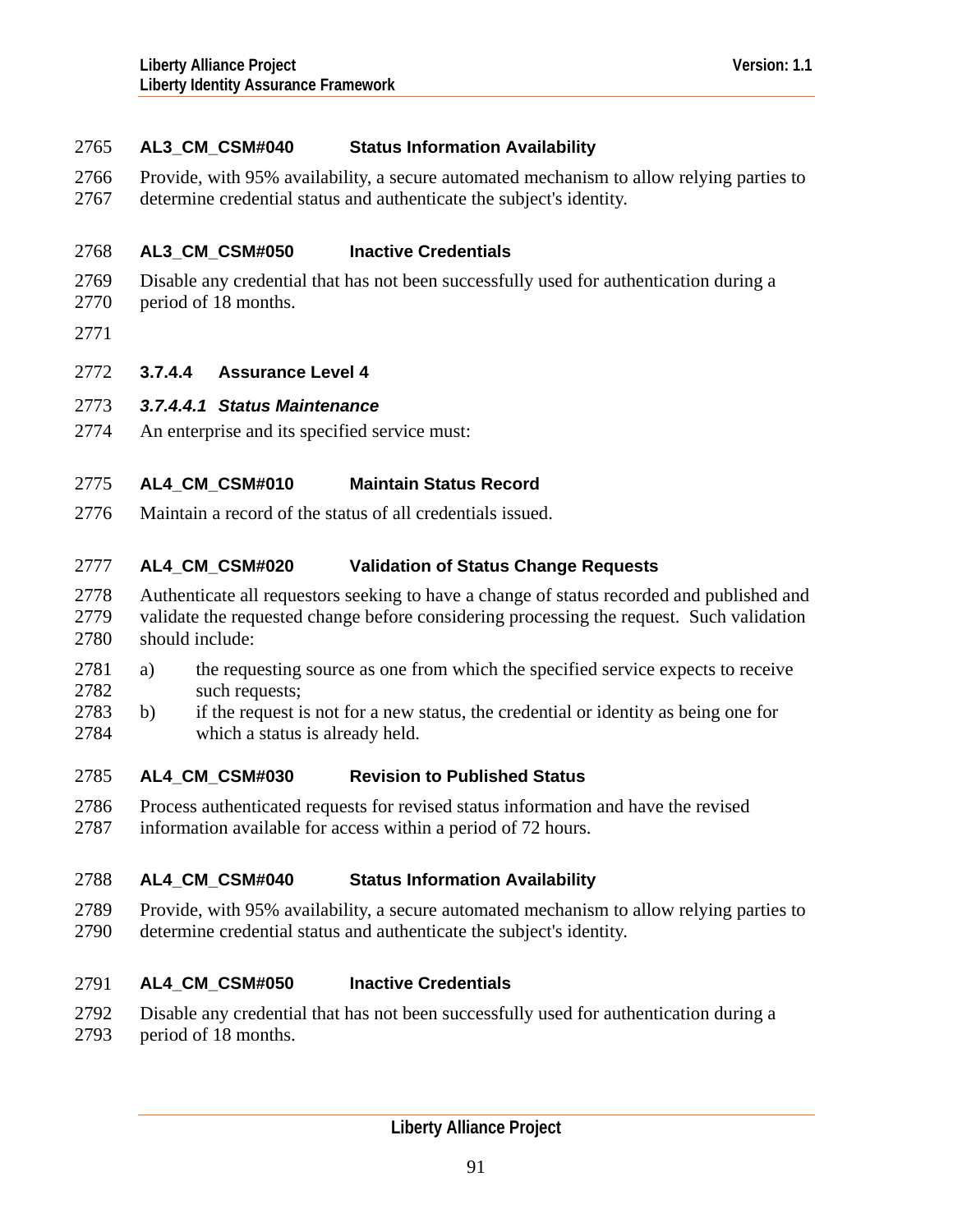**AL3_CM_CSM#040 Status Information Availability**

Provide, with 95% availability, a secure automated mechanism to allow relying parties to determine credential status and authenticate the subject's identity.

**AL3_CM_CSM#050 Inactive Credentials**

Disable any credential that has not been successfully used for authentication during a period of 18 months.

### 3.7.4.4 Assurance Level 4

#### *3.7.4.4.1 Status Maintenance*

An enterprise and its specified service must:

**AL4_CM_CSM#010 Maintain Status Record**

Maintain a record of the status of all credentials issued.

**AL4_CM_CSM#020 Validation of Status Change Requests**

Authenticate all requestors seeking to have a change of status recorded and published and validate the requested change before considering processing the request. Such validation should include:

a) the requesting source as one from which the specified service expects to receive such requests;
b) if the request is not for a new status, the credential or identity as being one for which a status is already held.

**AL4_CM_CSM#030 Revision to Published Status**

Process authenticated requests for revised status information and have the revised information available for access within a period of 72 hours.

**AL4_CM_CSM#040 Status Information Availability**

Provide, with 95% availability, a secure automated mechanism to allow relying parties to determine credential status and authenticate the subject's identity.

**AL4_CM_CSM#050 Inactive Credentials**

Disable any credential that has not been successfully used for authentication during a period of 18 months.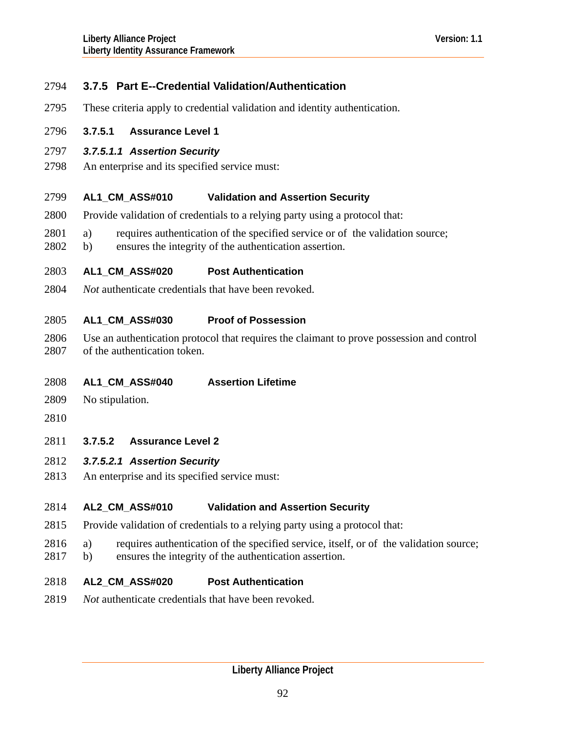### 3.7.5 Part E--Credential Validation/Authentication

These criteria apply to credential validation and identity authentication.

#### 3.7.5.1 Assurance Level 1

##### *3.7.5.1.1 Assertion Security*

An enterprise and its specified service must:

**AL1_CM_ASS#010 Validation and Assertion Security**

Provide validation of credentials to a relying party using a protocol that:

a) requires authentication of the specified service or of the validation source;
b) ensures the integrity of the authentication assertion.

**AL1_CM_ASS#020 Post Authentication**

*Not* authenticate credentials that have been revoked.

**AL1_CM_ASS#030 Proof of Possession**

Use an authentication protocol that requires the claimant to prove possession and control of the authentication token.

**AL1_CM_ASS#040 Assertion Lifetime**

No stipulation.

#### 3.7.5.2 Assurance Level 2

##### *3.7.5.2.1 Assertion Security*

An enterprise and its specified service must:

**AL2_CM_ASS#010 Validation and Assertion Security**

Provide validation of credentials to a relying party using a protocol that:

a) requires authentication of the specified service, itself, or of the validation source;
b) ensures the integrity of the authentication assertion.

**AL2_CM_ASS#020 Post Authentication**

*Not* authenticate credentials that have been revoked.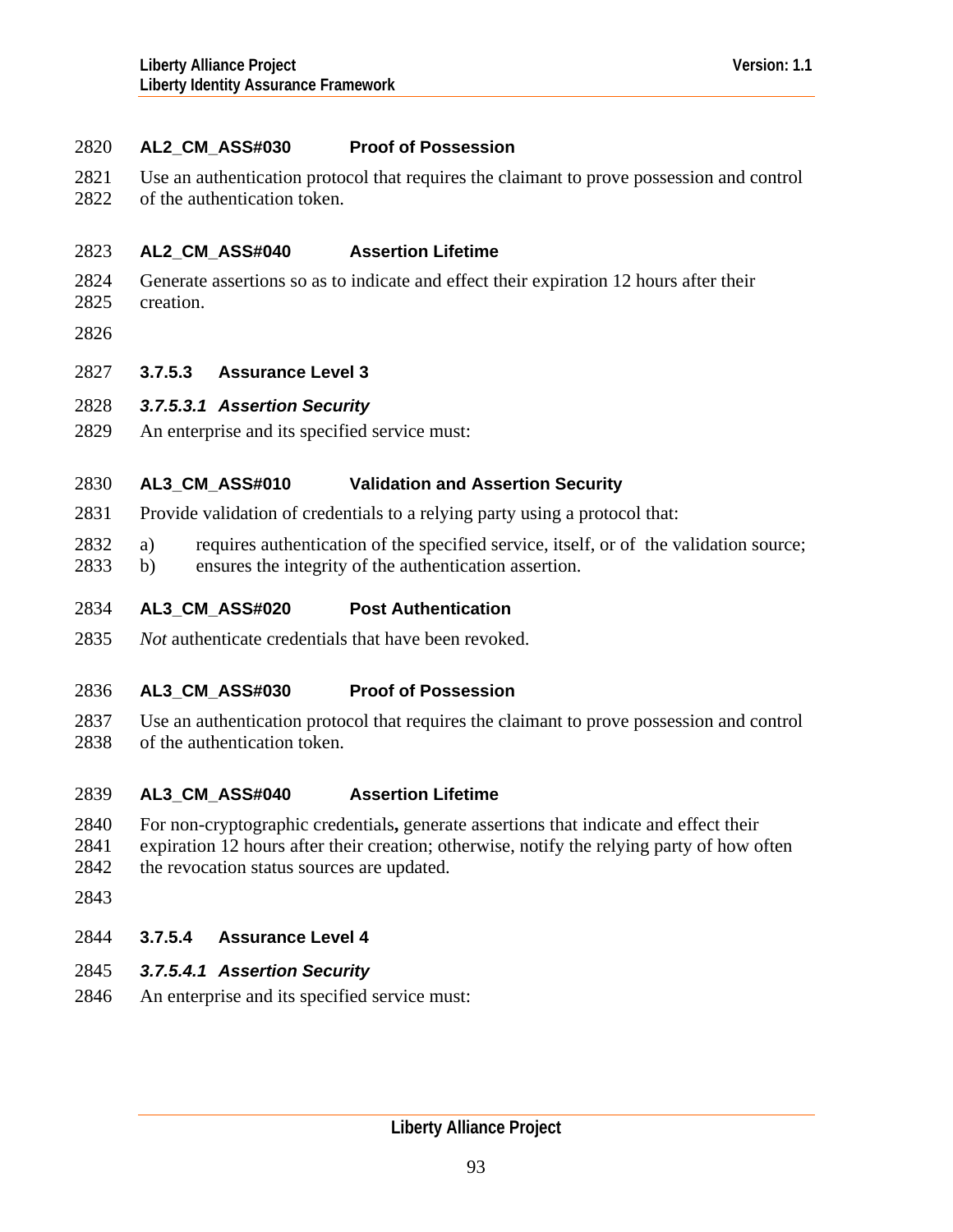**AL2_CM_ASS#030 Proof of Possession**

Use an authentication protocol that requires the claimant to prove possession and control of the authentication token.

**AL2_CM_ASS#040 Assertion Lifetime**

Generate assertions so as to indicate and effect their expiration 12 hours after their creation.

### 3.7.5.3 Assurance Level 3

#### *3.7.5.3.1 Assertion Security*

An enterprise and its specified service must:

**AL3_CM_ASS#010 Validation and Assertion Security**

Provide validation of credentials to a relying party using a protocol that:

a) requires authentication of the specified service, itself, or of the validation source;
b) ensures the integrity of the authentication assertion.

**AL3_CM_ASS#020 Post Authentication**

*Not* authenticate credentials that have been revoked.

**AL3_CM_ASS#030 Proof of Possession**

Use an authentication protocol that requires the claimant to prove possession and control of the authentication token.

**AL3_CM_ASS#040 Assertion Lifetime**

For non-cryptographic credentials**,** generate assertions that indicate and effect their expiration 12 hours after their creation; otherwise, notify the relying party of how often the revocation status sources are updated.

### 3.7.5.4 Assurance Level 4

#### *3.7.5.4.1 Assertion Security*

An enterprise and its specified service must: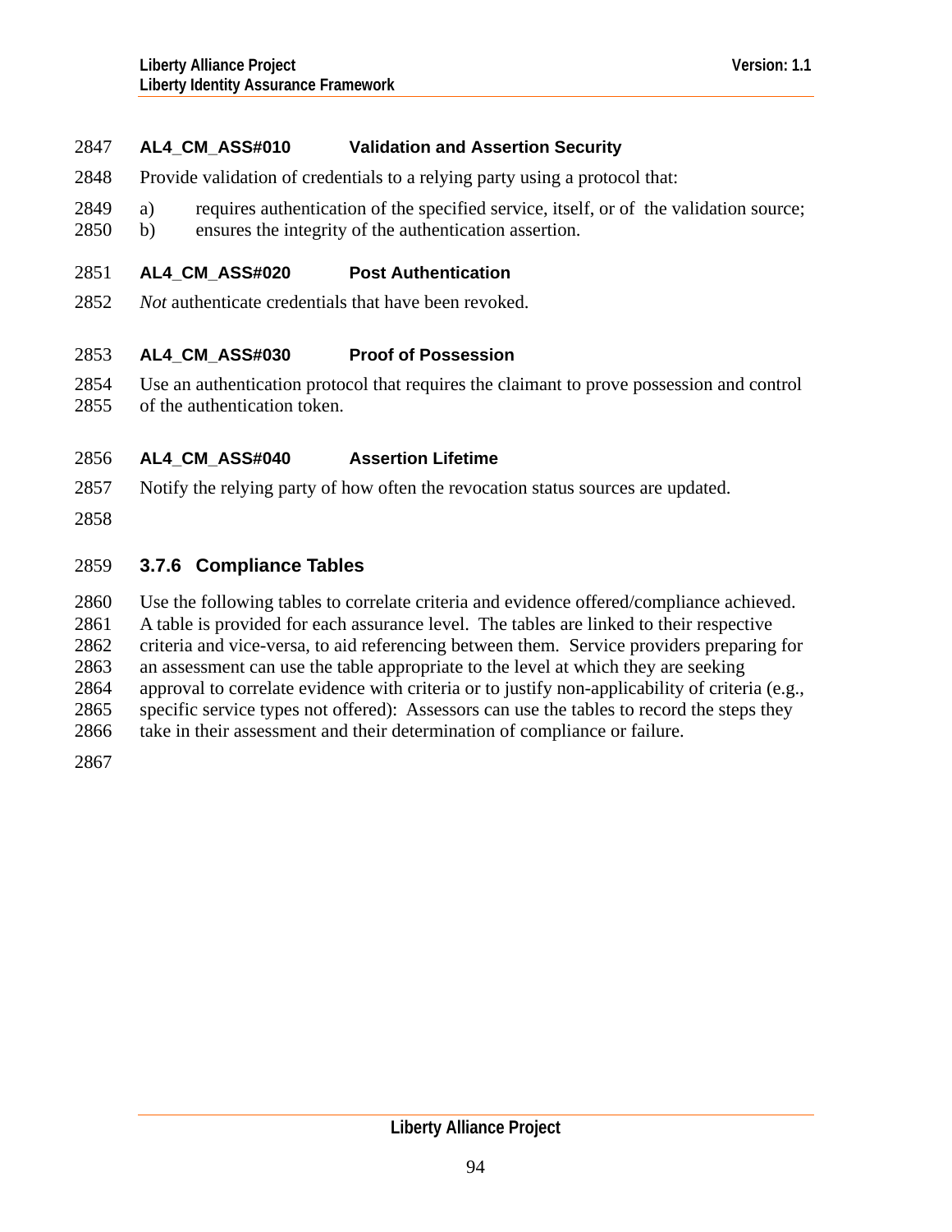**AL4_CM_ASS#010 Validation and Assertion Security**

Provide validation of credentials to a relying party using a protocol that:

a) requires authentication of the specified service, itself, or of the validation source;
b) ensures the integrity of the authentication assertion.

**AL4_CM_ASS#020 Post Authentication**

*Not* authenticate credentials that have been revoked.

**AL4_CM_ASS#030 Proof of Possession**

Use an authentication protocol that requires the claimant to prove possession and control of the authentication token.

**AL4_CM_ASS#040 Assertion Lifetime**

Notify the relying party of how often the revocation status sources are updated.

### 3.7.6 Compliance Tables

Use the following tables to correlate criteria and evidence offered/compliance achieved. A table is provided for each assurance level. The tables are linked to their respective criteria and vice-versa, to aid referencing between them. Service providers preparing for an assessment can use the table appropriate to the level at which they are seeking approval to correlate evidence with criteria or to justify non-applicability of criteria (e.g., specific service types not offered): Assessors can use the tables to record the steps they take in their assessment and their determination of compliance or failure.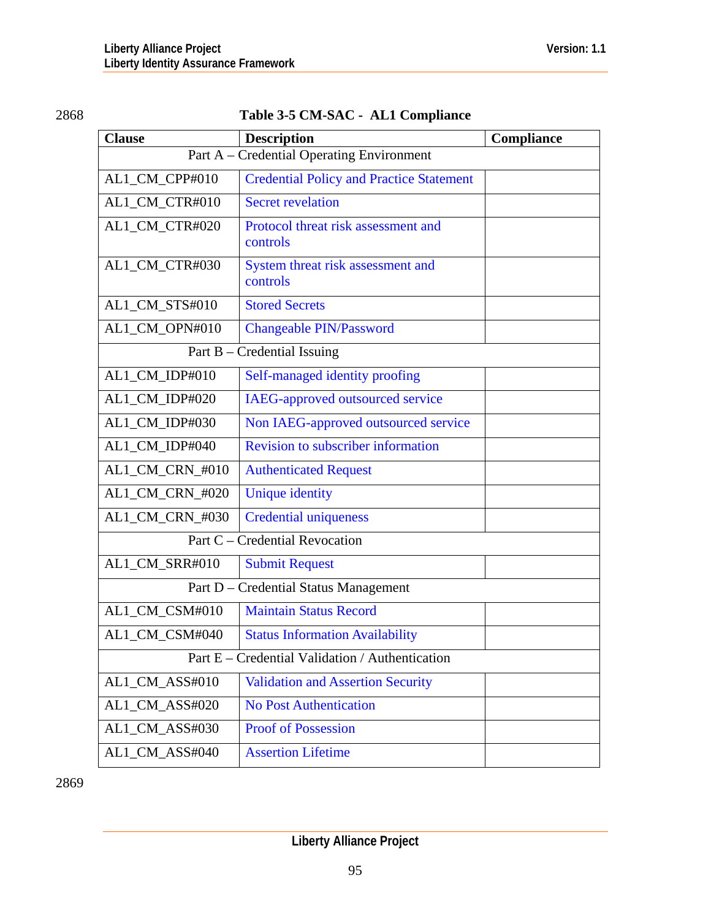2868

**Table 3-5 CM-SAC - AL1 Compliance**

| Clause | Description | Compliance |
|---|---|---|
| Part A – Credential Operating Environment | | |
| AL1_CM_CPP#010 | Credential Policy and Practice Statement | |
| AL1_CM_CTR#010 | Secret revelation | |
| AL1_CM_CTR#020 | Protocol threat risk assessment and controls | |
| AL1_CM_CTR#030 | System threat risk assessment and controls | |
| AL1_CM_STS#010 | Stored Secrets | |
| AL1_CM_OPN#010 | Changeable PIN/Password | |
| Part B – Credential Issuing | | |
| AL1_CM_IDP#010 | Self-managed identity proofing | |
| AL1_CM_IDP#020 | IAEG-approved outsourced service | |
| AL1_CM_IDP#030 | Non IAEG-approved outsourced service | |
| AL1_CM_IDP#040 | Revision to subscriber information | |
| AL1_CM_CRN_#010 | Authenticated Request | |
| AL1_CM_CRN_#020 | Unique identity | |
| AL1_CM_CRN_#030 | Credential uniqueness | |
| Part C – Credential Revocation | | |
| AL1_CM_SRR#010 | Submit Request | |
| Part D – Credential Status Management | | |
| AL1_CM_CSM#010 | Maintain Status Record | |
| AL1_CM_CSM#040 | Status Information Availability | |
| Part E – Credential Validation / Authentication | | |
| AL1_CM_ASS#010 | Validation and Assertion Security | |
| AL1_CM_ASS#020 | No Post Authentication | |
| AL1_CM_ASS#030 | Proof of Possession | |
| AL1_CM_ASS#040 | Assertion Lifetime | |

2869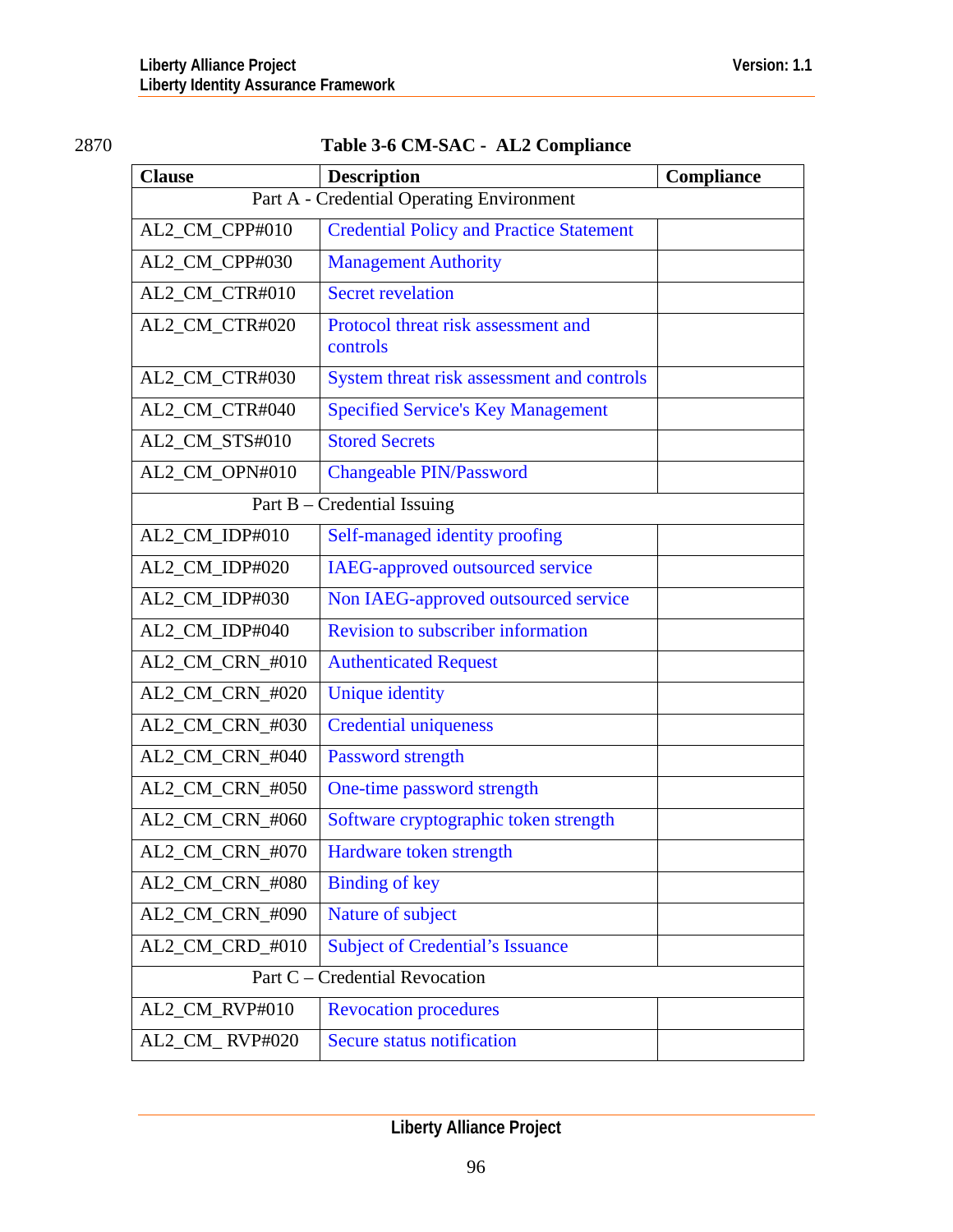2870

**Table 3-6 CM-SAC - AL2 Compliance**

| Clause | Description | Compliance |
|---|---|---|
| Part A - Credential Operating Environment | | |
| AL2_CM_CPP#010 | Credential Policy and Practice Statement | |
| AL2_CM_CPP#030 | Management Authority | |
| AL2_CM_CTR#010 | Secret revelation | |
| AL2_CM_CTR#020 | Protocol threat risk assessment and controls | |
| AL2_CM_CTR#030 | System threat risk assessment and controls | |
| AL2_CM_CTR#040 | Specified Service's Key Management | |
| AL2_CM_STS#010 | Stored Secrets | |
| AL2_CM_OPN#010 | Changeable PIN/Password | |
| Part B – Credential Issuing | | |
| AL2_CM_IDP#010 | Self-managed identity proofing | |
| AL2_CM_IDP#020 | IAEG-approved outsourced service | |
| AL2_CM_IDP#030 | Non IAEG-approved outsourced service | |
| AL2_CM_IDP#040 | Revision to subscriber information | |
| AL2_CM_CRN_#010 | Authenticated Request | |
| AL2_CM_CRN_#020 | Unique identity | |
| AL2_CM_CRN_#030 | Credential uniqueness | |
| AL2_CM_CRN_#040 | Password strength | |
| AL2_CM_CRN_#050 | One-time password strength | |
| AL2_CM_CRN_#060 | Software cryptographic token strength | |
| AL2_CM_CRN_#070 | Hardware token strength | |
| AL2_CM_CRN_#080 | Binding of key | |
| AL2_CM_CRN_#090 | Nature of subject | |
| AL2_CM_CRD_#010 | Subject of Credential's Issuance | |
| Part C – Credential Revocation | | |
| AL2_CM_RVP#010 | Revocation procedures | |
| AL2_CM_ RVP#020 | Secure status notification | |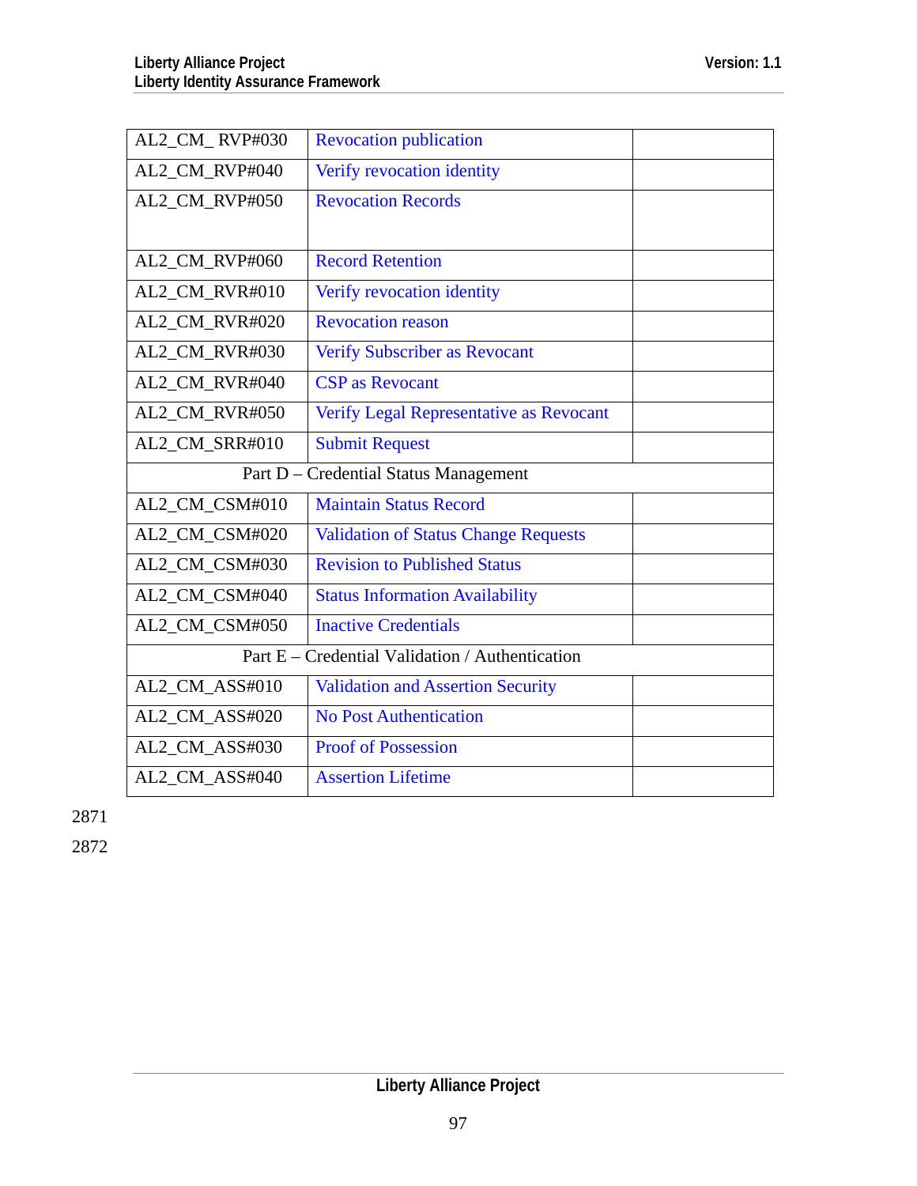| | | |
|---|---|---|
| AL2_CM_ RVP#030 | Revocation publication | |
| AL2_CM_RVP#040 | Verify revocation identity | |
| AL2_CM_RVP#050 | Revocation Records | |
| AL2_CM_RVP#060 | Record Retention | |
| AL2_CM_RVR#010 | Verify revocation identity | |
| AL2_CM_RVR#020 | Revocation reason | |
| AL2_CM_RVR#030 | Verify Subscriber as Revocant | |
| AL2_CM_RVR#040 | CSP as Revocant | |
| AL2_CM_RVR#050 | Verify Legal Representative as Revocant | |
| AL2_CM_SRR#010 | Submit Request | |
| Part D – Credential Status Management | | |
| AL2_CM_CSM#010 | Maintain Status Record | |
| AL2_CM_CSM#020 | Validation of Status Change Requests | |
| AL2_CM_CSM#030 | Revision to Published Status | |
| AL2_CM_CSM#040 | Status Information Availability | |
| AL2_CM_CSM#050 | Inactive Credentials | |
| Part E – Credential Validation / Authentication | | |
| AL2_CM_ASS#010 | Validation and Assertion Security | |
| AL2_CM_ASS#020 | No Post Authentication | |
| AL2_CM_ASS#030 | Proof of Possession | |
| AL2_CM_ASS#040 | Assertion Lifetime | |

2871

2872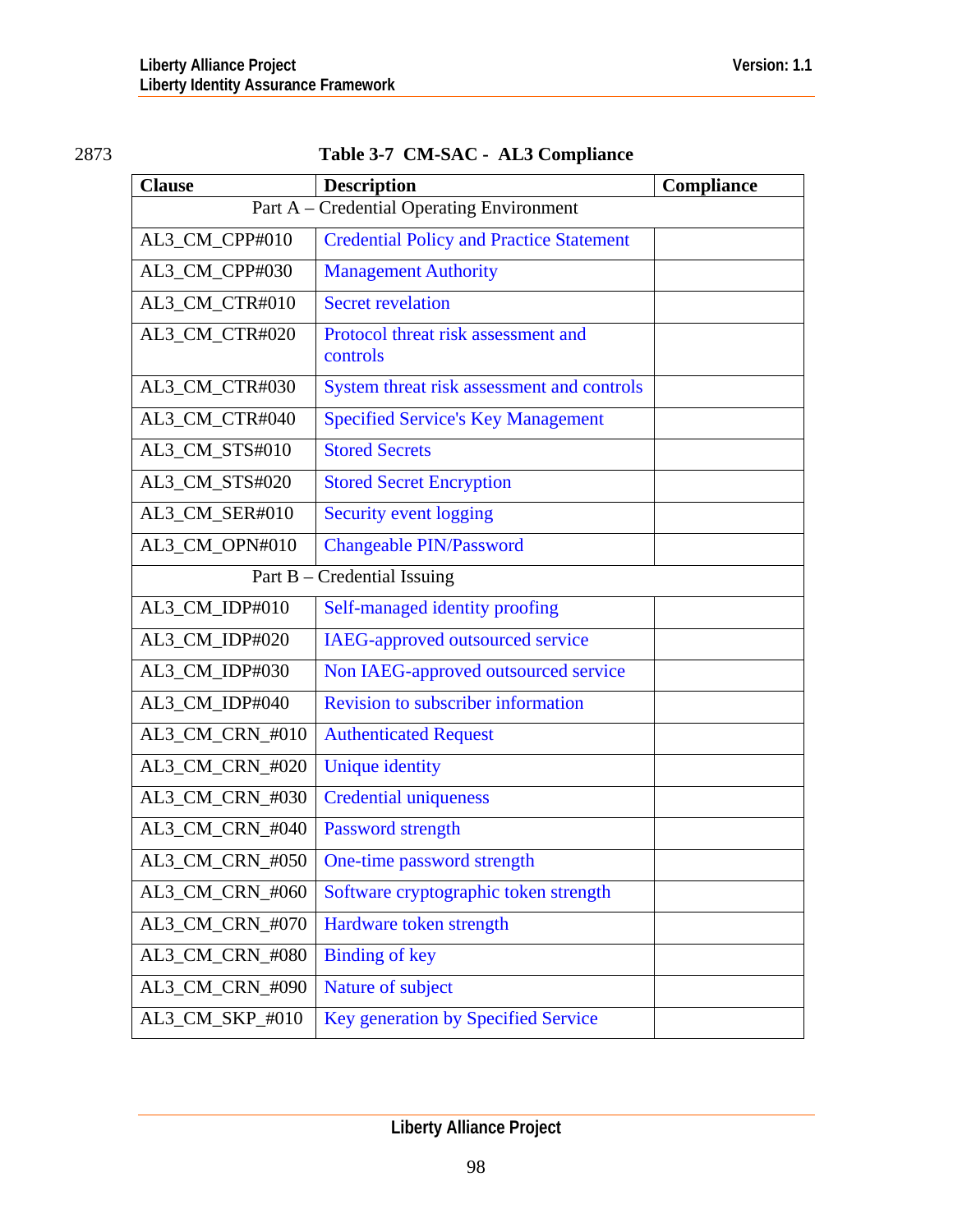2873

**Table 3-7 CM-SAC - AL3 Compliance**

| Clause | Description | Compliance |
|---|---|---|
| Part A – Credential Operating Environment | | |
| AL3_CM_CPP#010 | Credential Policy and Practice Statement | |
| AL3_CM_CPP#030 | Management Authority | |
| AL3_CM_CTR#010 | Secret revelation | |
| AL3_CM_CTR#020 | Protocol threat risk assessment and controls | |
| AL3_CM_CTR#030 | System threat risk assessment and controls | |
| AL3_CM_CTR#040 | Specified Service's Key Management | |
| AL3_CM_STS#010 | Stored Secrets | |
| AL3_CM_STS#020 | Stored Secret Encryption | |
| AL3_CM_SER#010 | Security event logging | |
| AL3_CM_OPN#010 | Changeable PIN/Password | |
| Part B – Credential Issuing | | |
| AL3_CM_IDP#010 | Self-managed identity proofing | |
| AL3_CM_IDP#020 | IAEG-approved outsourced service | |
| AL3_CM_IDP#030 | Non IAEG-approved outsourced service | |
| AL3_CM_IDP#040 | Revision to subscriber information | |
| AL3_CM_CRN_#010 | Authenticated Request | |
| AL3_CM_CRN_#020 | Unique identity | |
| AL3_CM_CRN_#030 | Credential uniqueness | |
| AL3_CM_CRN_#040 | Password strength | |
| AL3_CM_CRN_#050 | One-time password strength | |
| AL3_CM_CRN_#060 | Software cryptographic token strength | |
| AL3_CM_CRN_#070 | Hardware token strength | |
| AL3_CM_CRN_#080 | Binding of key | |
| AL3_CM_CRN_#090 | Nature of subject | |
| AL3_CM_SKP_#010 | Key generation by Specified Service | |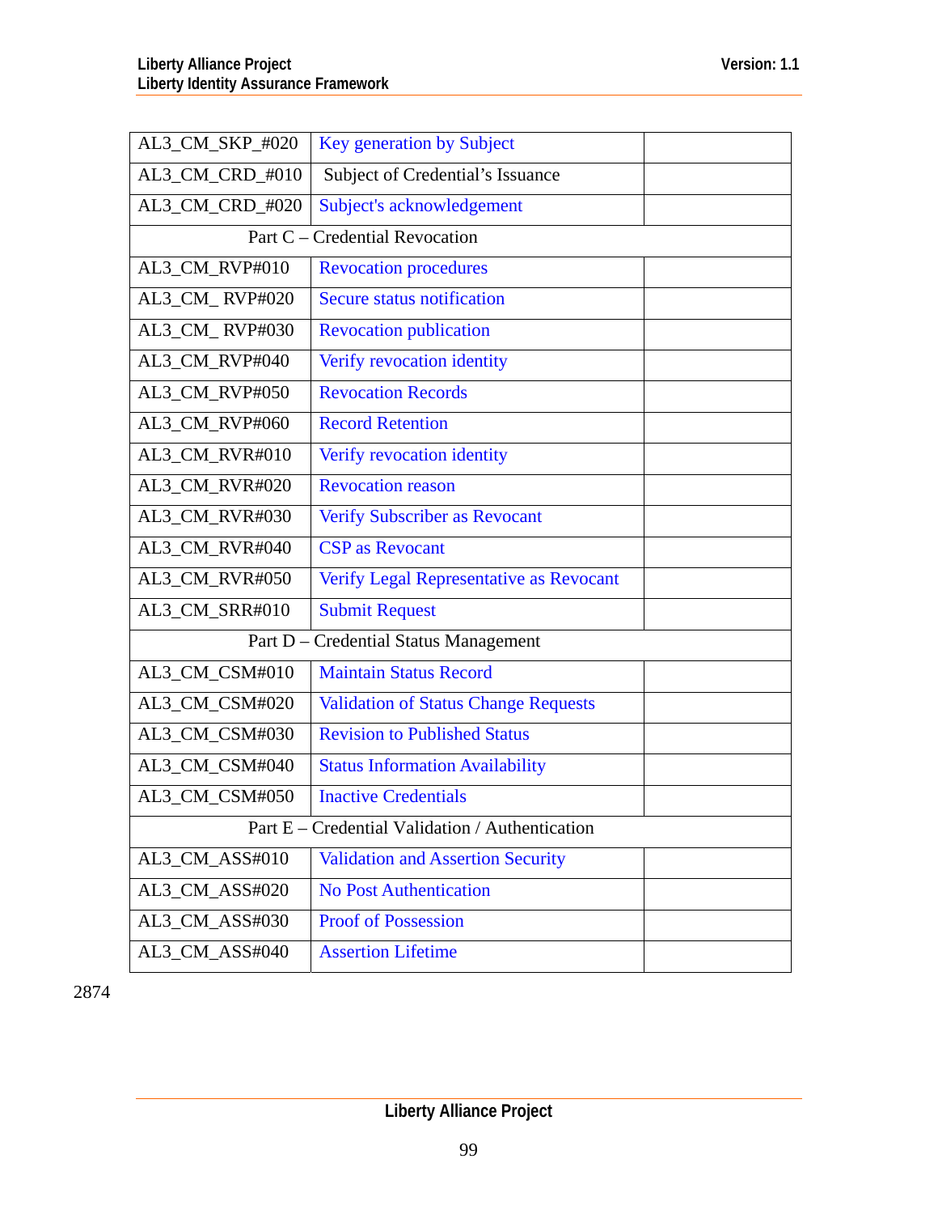| | | |
|---|---|---|
| AL3_CM_SKP_#020 | Key generation by Subject | |
| AL3_CM_CRD_#010 | Subject of Credential's Issuance | |
| AL3_CM_CRD_#020 | Subject's acknowledgement | |
| Part C – Credential Revocation | | |
| AL3_CM_RVP#010 | Revocation procedures | |
| AL3_CM_ RVP#020 | Secure status notification | |
| AL3_CM_ RVP#030 | Revocation publication | |
| AL3_CM_RVP#040 | Verify revocation identity | |
| AL3_CM_RVP#050 | Revocation Records | |
| AL3_CM_RVP#060 | Record Retention | |
| AL3_CM_RVR#010 | Verify revocation identity | |
| AL3_CM_RVR#020 | Revocation reason | |
| AL3_CM_RVR#030 | Verify Subscriber as Revocant | |
| AL3_CM_RVR#040 | CSP as Revocant | |
| AL3_CM_RVR#050 | Verify Legal Representative as Revocant | |
| AL3_CM_SRR#010 | Submit Request | |
| Part D – Credential Status Management | | |
| AL3_CM_CSM#010 | Maintain Status Record | |
| AL3_CM_CSM#020 | Validation of Status Change Requests | |
| AL3_CM_CSM#030 | Revision to Published Status | |
| AL3_CM_CSM#040 | Status Information Availability | |
| AL3_CM_CSM#050 | Inactive Credentials | |
| Part E – Credential Validation / Authentication | | |
| AL3_CM_ASS#010 | Validation and Assertion Security | |
| AL3_CM_ASS#020 | No Post Authentication | |
| AL3_CM_ASS#030 | Proof of Possession | |
| AL3_CM_ASS#040 | Assertion Lifetime | |

2874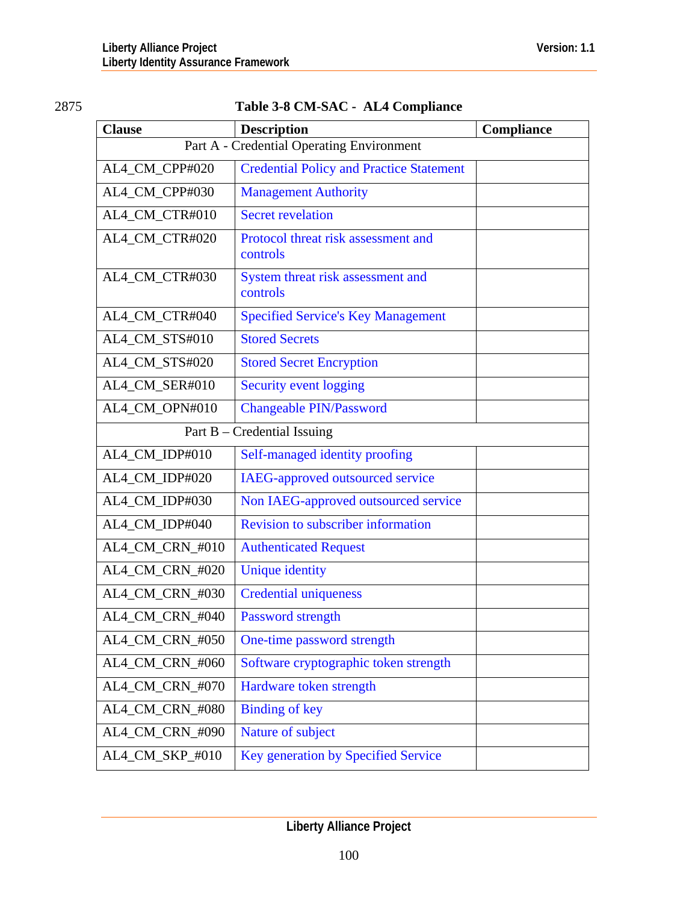2875

**Table 3-8 CM-SAC - AL4 Compliance**

| Clause | Description | Compliance |
|---|---|---|
| Part A - Credential Operating Environment | | |
| AL4_CM_CPP#020 | Credential Policy and Practice Statement | |
| AL4_CM_CPP#030 | Management Authority | |
| AL4_CM_CTR#010 | Secret revelation | |
| AL4_CM_CTR#020 | Protocol threat risk assessment and controls | |
| AL4_CM_CTR#030 | System threat risk assessment and controls | |
| AL4_CM_CTR#040 | Specified Service's Key Management | |
| AL4_CM_STS#010 | Stored Secrets | |
| AL4_CM_STS#020 | Stored Secret Encryption | |
| AL4_CM_SER#010 | Security event logging | |
| AL4_CM_OPN#010 | Changeable PIN/Password | |
| Part B – Credential Issuing | | |
| AL4_CM_IDP#010 | Self-managed identity proofing | |
| AL4_CM_IDP#020 | IAEG-approved outsourced service | |
| AL4_CM_IDP#030 | Non IAEG-approved outsourced service | |
| AL4_CM_IDP#040 | Revision to subscriber information | |
| AL4_CM_CRN_#010 | Authenticated Request | |
| AL4_CM_CRN_#020 | Unique identity | |
| AL4_CM_CRN_#030 | Credential uniqueness | |
| AL4_CM_CRN_#040 | Password strength | |
| AL4_CM_CRN_#050 | One-time password strength | |
| AL4_CM_CRN_#060 | Software cryptographic token strength | |
| AL4_CM_CRN_#070 | Hardware token strength | |
| AL4_CM_CRN_#080 | Binding of key | |
| AL4_CM_CRN_#090 | Nature of subject | |
| AL4_CM_SKP_#010 | Key generation by Specified Service | |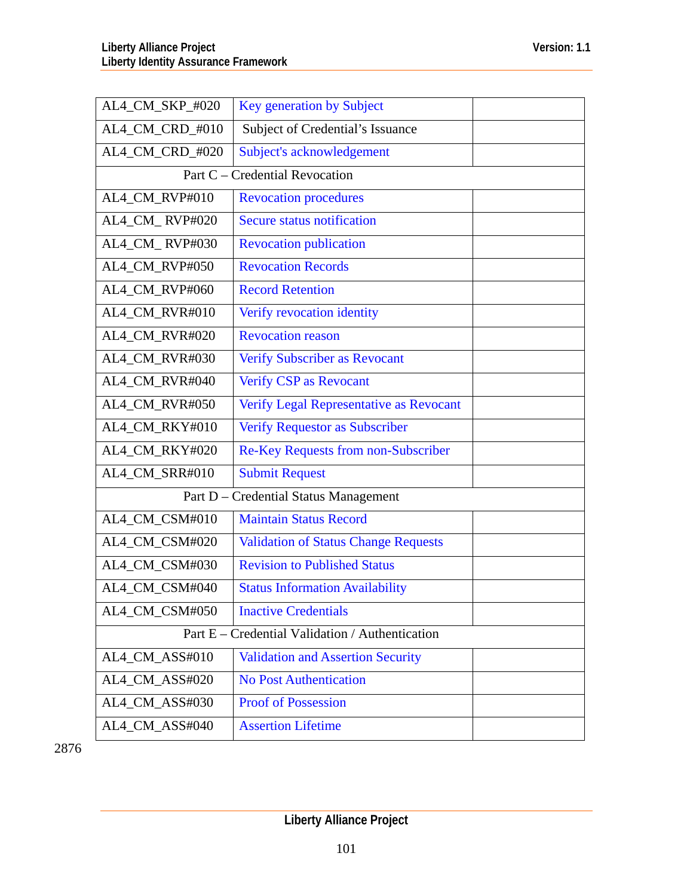| | | |
|---|---|---|
| AL4_CM_SKP_#020 | Key generation by Subject | |
| AL4_CM_CRD_#010 | Subject of Credential's Issuance | |
| AL4_CM_CRD_#020 | Subject's acknowledgement | |
| Part C – Credential Revocation | | |
| AL4_CM_RVP#010 | Revocation procedures | |
| AL4_CM_ RVP#020 | Secure status notification | |
| AL4_CM_ RVP#030 | Revocation publication | |
| AL4_CM_RVP#050 | Revocation Records | |
| AL4_CM_RVP#060 | Record Retention | |
| AL4_CM_RVR#010 | Verify revocation identity | |
| AL4_CM_RVR#020 | Revocation reason | |
| AL4_CM_RVR#030 | Verify Subscriber as Revocant | |
| AL4_CM_RVR#040 | Verify CSP as Revocant | |
| AL4_CM_RVR#050 | Verify Legal Representative as Revocant | |
| AL4_CM_RKY#010 | Verify Requestor as Subscriber | |
| AL4_CM_RKY#020 | Re-Key Requests from non-Subscriber | |
| AL4_CM_SRR#010 | Submit Request | |
| Part D – Credential Status Management | | |
| AL4_CM_CSM#010 | Maintain Status Record | |
| AL4_CM_CSM#020 | Validation of Status Change Requests | |
| AL4_CM_CSM#030 | Revision to Published Status | |
| AL4_CM_CSM#040 | Status Information Availability | |
| AL4_CM_CSM#050 | Inactive Credentials | |
| Part E – Credential Validation / Authentication | | |
| AL4_CM_ASS#010 | Validation and Assertion Security | |
| AL4_CM_ASS#020 | No Post Authentication | |
| AL4_CM_ASS#030 | Proof of Possession | |
| AL4_CM_ASS#040 | Assertion Lifetime | |

2876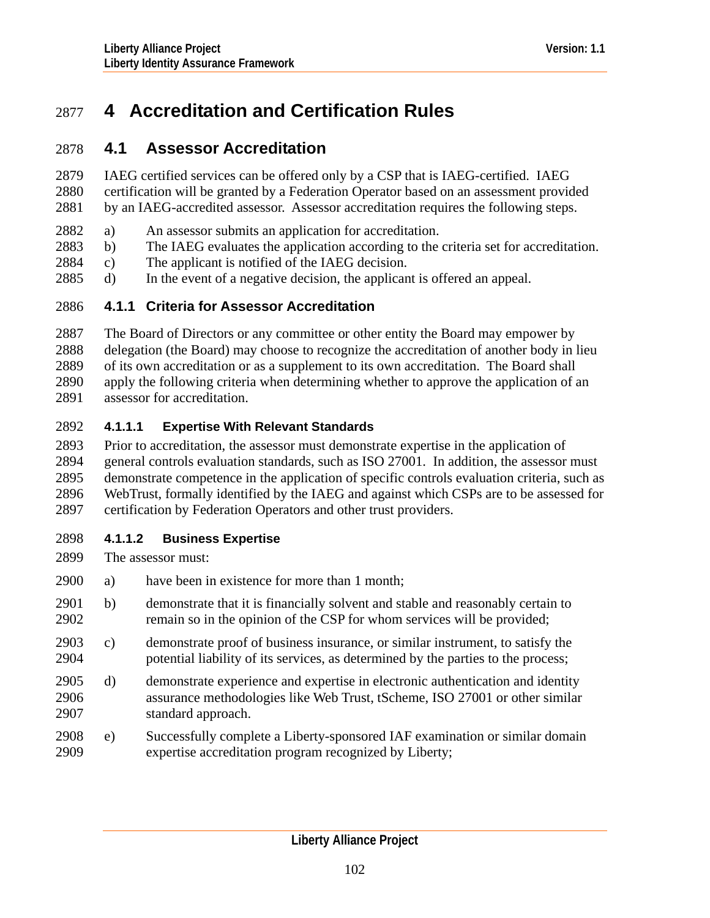# 4 Accreditation and Certification Rules

## 4.1 Assessor Accreditation

IAEG certified services can be offered only by a CSP that is IAEG-certified. IAEG certification will be granted by a Federation Operator based on an assessment provided by an IAEG-accredited assessor. Assessor accreditation requires the following steps.

a) An assessor submits an application for accreditation.
b) The IAEG evaluates the application according to the criteria set for accreditation.
c) The applicant is notified of the IAEG decision.
d) In the event of a negative decision, the applicant is offered an appeal.

### 4.1.1 Criteria for Assessor Accreditation

The Board of Directors or any committee or other entity the Board may empower by delegation (the Board) may choose to recognize the accreditation of another body in lieu of its own accreditation or as a supplement to its own accreditation. The Board shall apply the following criteria when determining whether to approve the application of an assessor for accreditation.

#### 4.1.1.1 Expertise With Relevant Standards

Prior to accreditation, the assessor must demonstrate expertise in the application of general controls evaluation standards, such as ISO 27001. In addition, the assessor must demonstrate competence in the application of specific controls evaluation criteria, such as WebTrust, formally identified by the IAEG and against which CSPs are to be assessed for certification by Federation Operators and other trust providers.

#### 4.1.1.2 Business Expertise

The assessor must:

a) have been in existence for more than 1 month;

b) demonstrate that it is financially solvent and stable and reasonably certain to remain so in the opinion of the CSP for whom services will be provided;

c) demonstrate proof of business insurance, or similar instrument, to satisfy the potential liability of its services, as determined by the parties to the process;

d) demonstrate experience and expertise in electronic authentication and identity assurance methodologies like Web Trust, tScheme, ISO 27001 or other similar standard approach.

e) Successfully complete a Liberty-sponsored IAF examination or similar domain expertise accreditation program recognized by Liberty;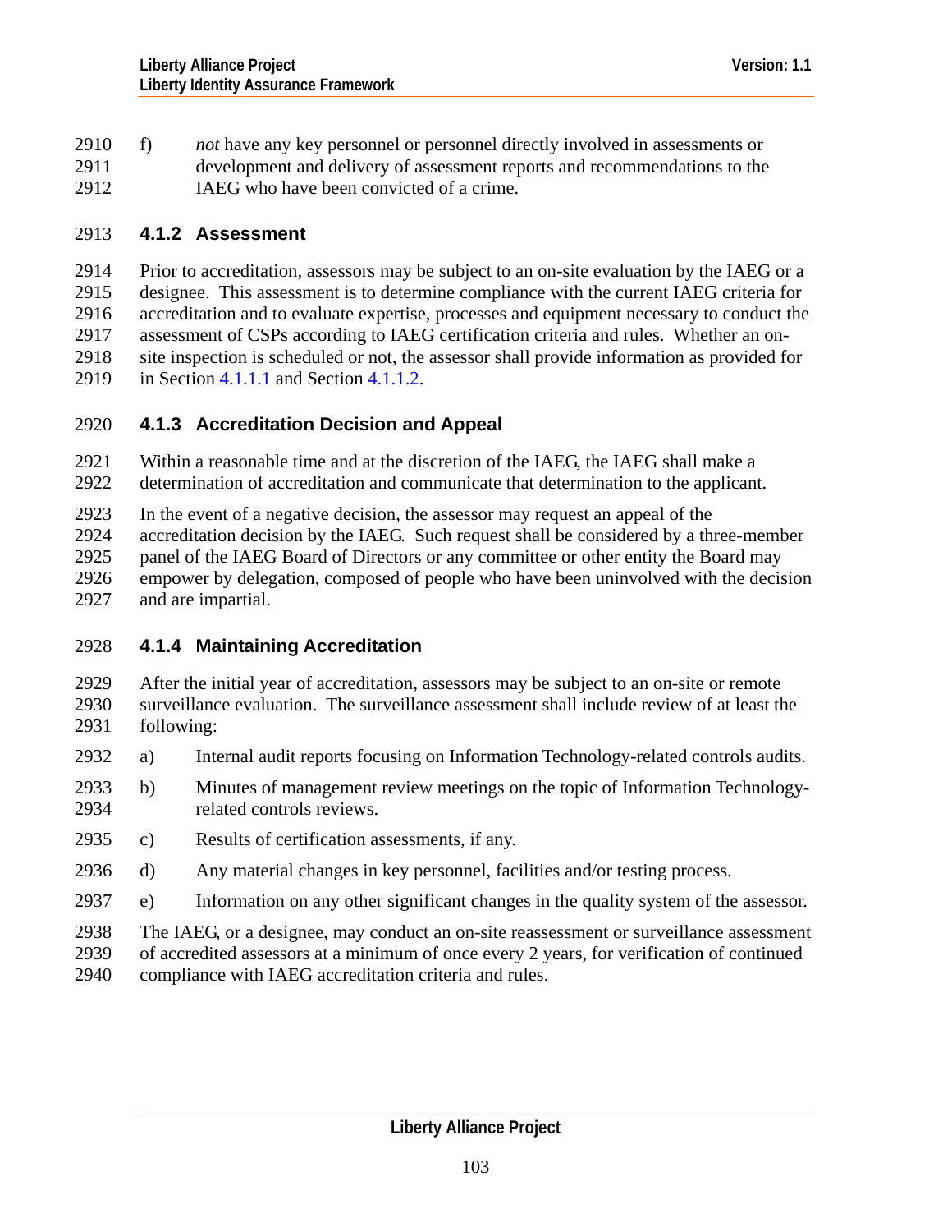f) *not* have any key personnel or personnel directly involved in assessments or development and delivery of assessment reports and recommendations to the IAEG who have been convicted of a crime.

### 4.1.2 Assessment

Prior to accreditation, assessors may be subject to an on-site evaluation by the IAEG or a designee. This assessment is to determine compliance with the current IAEG criteria for accreditation and to evaluate expertise, processes and equipment necessary to conduct the assessment of CSPs according to IAEG certification criteria and rules. Whether an on-site inspection is scheduled or not, the assessor shall provide information as provided for in Section 4.1.1.1 and Section 4.1.1.2.

### 4.1.3 Accreditation Decision and Appeal

Within a reasonable time and at the discretion of the IAEG, the IAEG shall make a determination of accreditation and communicate that determination to the applicant.

In the event of a negative decision, the assessor may request an appeal of the accreditation decision by the IAEG. Such request shall be considered by a three-member panel of the IAEG Board of Directors or any committee or other entity the Board may empower by delegation, composed of people who have been uninvolved with the decision and are impartial.

### 4.1.4 Maintaining Accreditation

After the initial year of accreditation, assessors may be subject to an on-site or remote surveillance evaluation. The surveillance assessment shall include review of at least the following:

a) Internal audit reports focusing on Information Technology-related controls audits.

b) Minutes of management review meetings on the topic of Information Technology-related controls reviews.

c) Results of certification assessments, if any.

d) Any material changes in key personnel, facilities and/or testing process.

e) Information on any other significant changes in the quality system of the assessor.

The IAEG, or a designee, may conduct an on-site reassessment or surveillance assessment of accredited assessors at a minimum of once every 2 years, for verification of continued compliance with IAEG accreditation criteria and rules.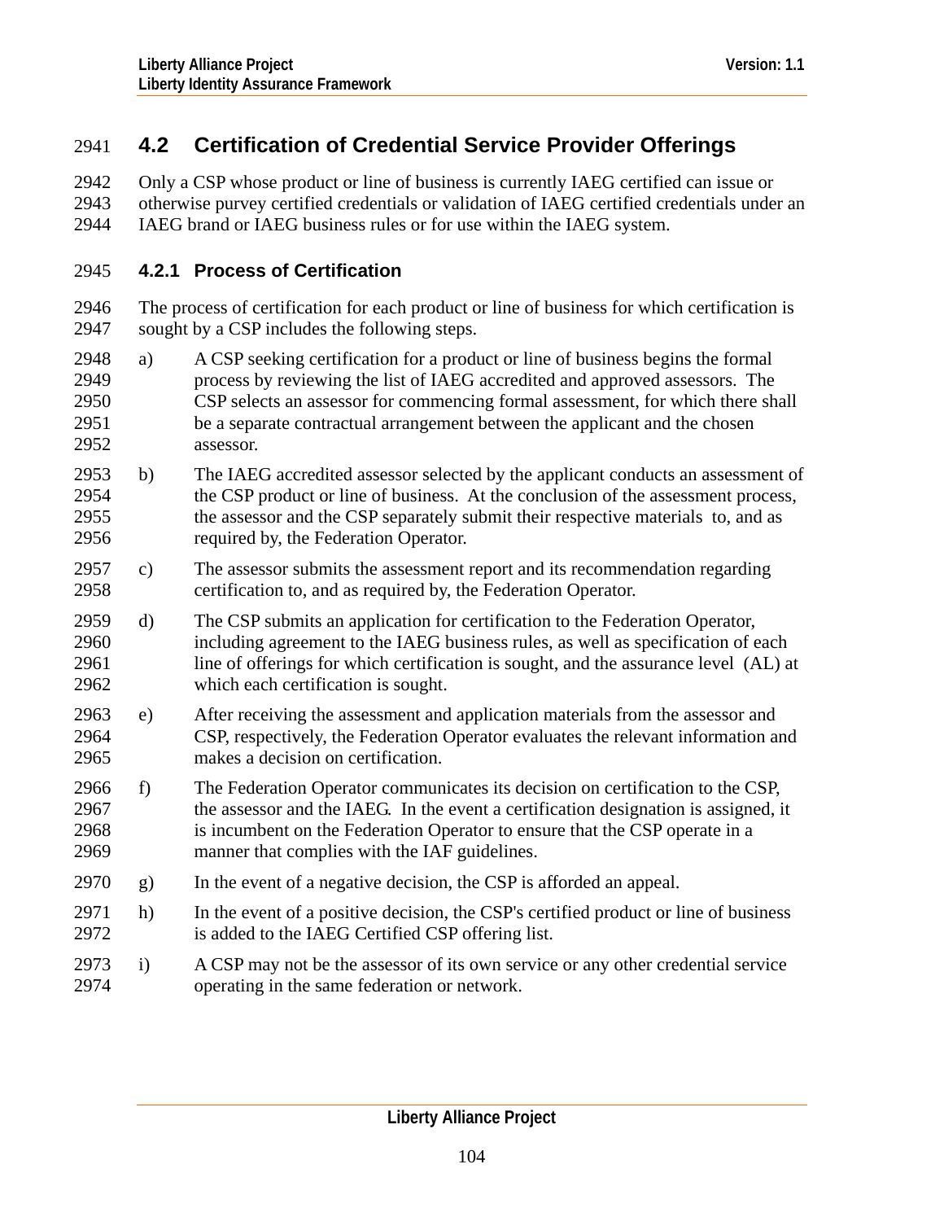## 4.2 Certification of Credential Service Provider Offerings

Only a CSP whose product or line of business is currently IAEG certified can issue or otherwise purvey certified credentials or validation of IAEG certified credentials under an IAEG brand or IAEG business rules or for use within the IAEG system.

### 4.2.1 Process of Certification

The process of certification for each product or line of business for which certification is sought by a CSP includes the following steps.

a) A CSP seeking certification for a product or line of business begins the formal process by reviewing the list of IAEG accredited and approved assessors. The CSP selects an assessor for commencing formal assessment, for which there shall be a separate contractual arrangement between the applicant and the chosen assessor.

b) The IAEG accredited assessor selected by the applicant conducts an assessment of the CSP product or line of business. At the conclusion of the assessment process, the assessor and the CSP separately submit their respective materials to, and as required by, the Federation Operator.

c) The assessor submits the assessment report and its recommendation regarding certification to, and as required by, the Federation Operator.

d) The CSP submits an application for certification to the Federation Operator, including agreement to the IAEG business rules, as well as specification of each line of offerings for which certification is sought, and the assurance level (AL) at which each certification is sought.

e) After receiving the assessment and application materials from the assessor and CSP, respectively, the Federation Operator evaluates the relevant information and makes a decision on certification.

f) The Federation Operator communicates its decision on certification to the CSP, the assessor and the IAEG. In the event a certification designation is assigned, it is incumbent on the Federation Operator to ensure that the CSP operate in a manner that complies with the IAF guidelines.

g) In the event of a negative decision, the CSP is afforded an appeal.

h) In the event of a positive decision, the CSP's certified product or line of business is added to the IAEG Certified CSP offering list.

i) A CSP may not be the assessor of its own service or any other credential service operating in the same federation or network.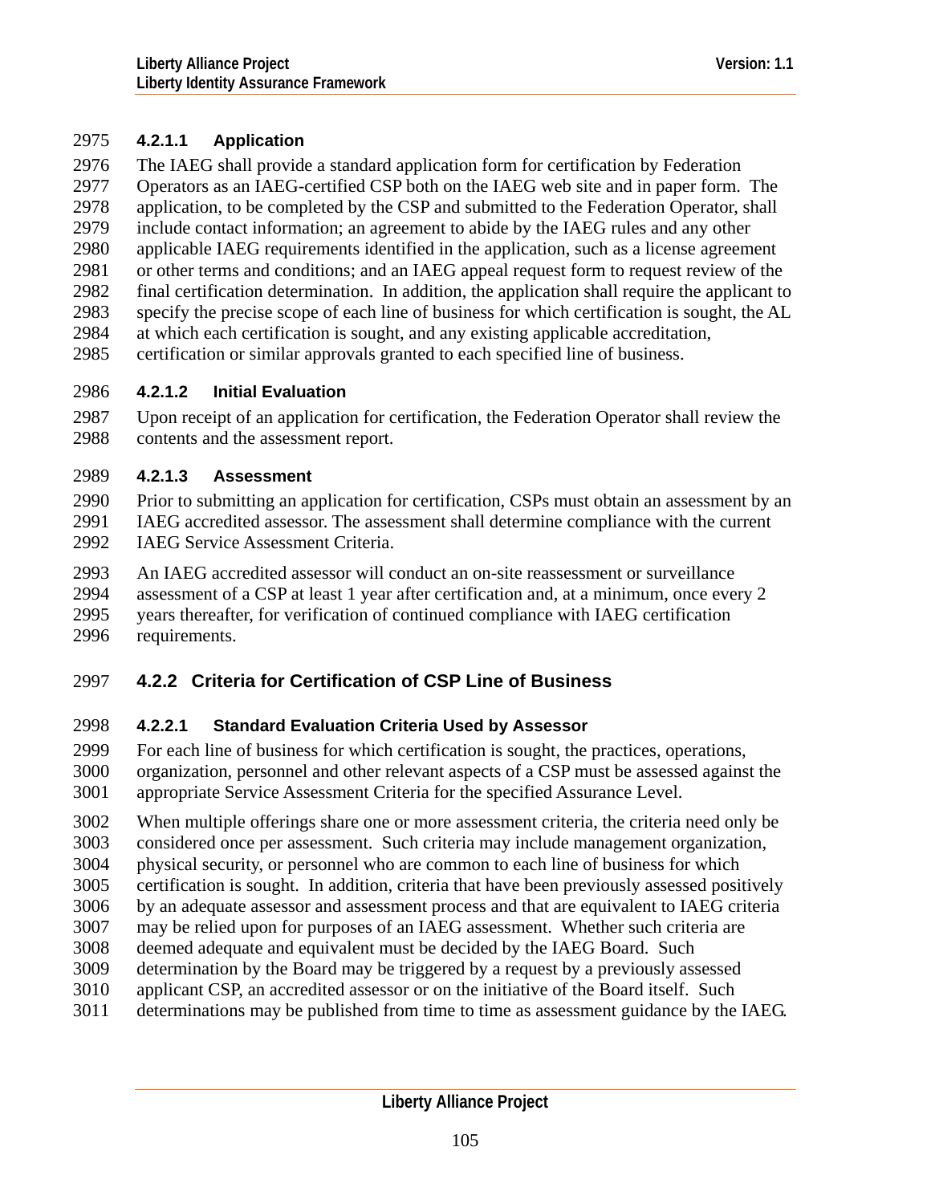#### 4.2.1.1 Application

The IAEG shall provide a standard application form for certification by Federation Operators as an IAEG-certified CSP both on the IAEG web site and in paper form. The application, to be completed by the CSP and submitted to the Federation Operator, shall include contact information; an agreement to abide by the IAEG rules and any other applicable IAEG requirements identified in the application, such as a license agreement or other terms and conditions; and an IAEG appeal request form to request review of the final certification determination. In addition, the application shall require the applicant to specify the precise scope of each line of business for which certification is sought, the AL at which each certification is sought, and any existing applicable accreditation, certification or similar approvals granted to each specified line of business.

#### 4.2.1.2 Initial Evaluation

Upon receipt of an application for certification, the Federation Operator shall review the contents and the assessment report.

#### 4.2.1.3 Assessment

Prior to submitting an application for certification, CSPs must obtain an assessment by an IAEG accredited assessor. The assessment shall determine compliance with the current IAEG Service Assessment Criteria.

An IAEG accredited assessor will conduct an on-site reassessment or surveillance assessment of a CSP at least 1 year after certification and, at a minimum, once every 2 years thereafter, for verification of continued compliance with IAEG certification requirements.

### 4.2.2 Criteria for Certification of CSP Line of Business

#### 4.2.2.1 Standard Evaluation Criteria Used by Assessor

For each line of business for which certification is sought, the practices, operations, organization, personnel and other relevant aspects of a CSP must be assessed against the appropriate Service Assessment Criteria for the specified Assurance Level.

When multiple offerings share one or more assessment criteria, the criteria need only be considered once per assessment. Such criteria may include management organization, physical security, or personnel who are common to each line of business for which certification is sought. In addition, criteria that have been previously assessed positively by an adequate assessor and assessment process and that are equivalent to IAEG criteria may be relied upon for purposes of an IAEG assessment. Whether such criteria are deemed adequate and equivalent must be decided by the IAEG Board. Such determination by the Board may be triggered by a request by a previously assessed applicant CSP, an accredited assessor or on the initiative of the Board itself. Such determinations may be published from time to time as assessment guidance by the IAEG.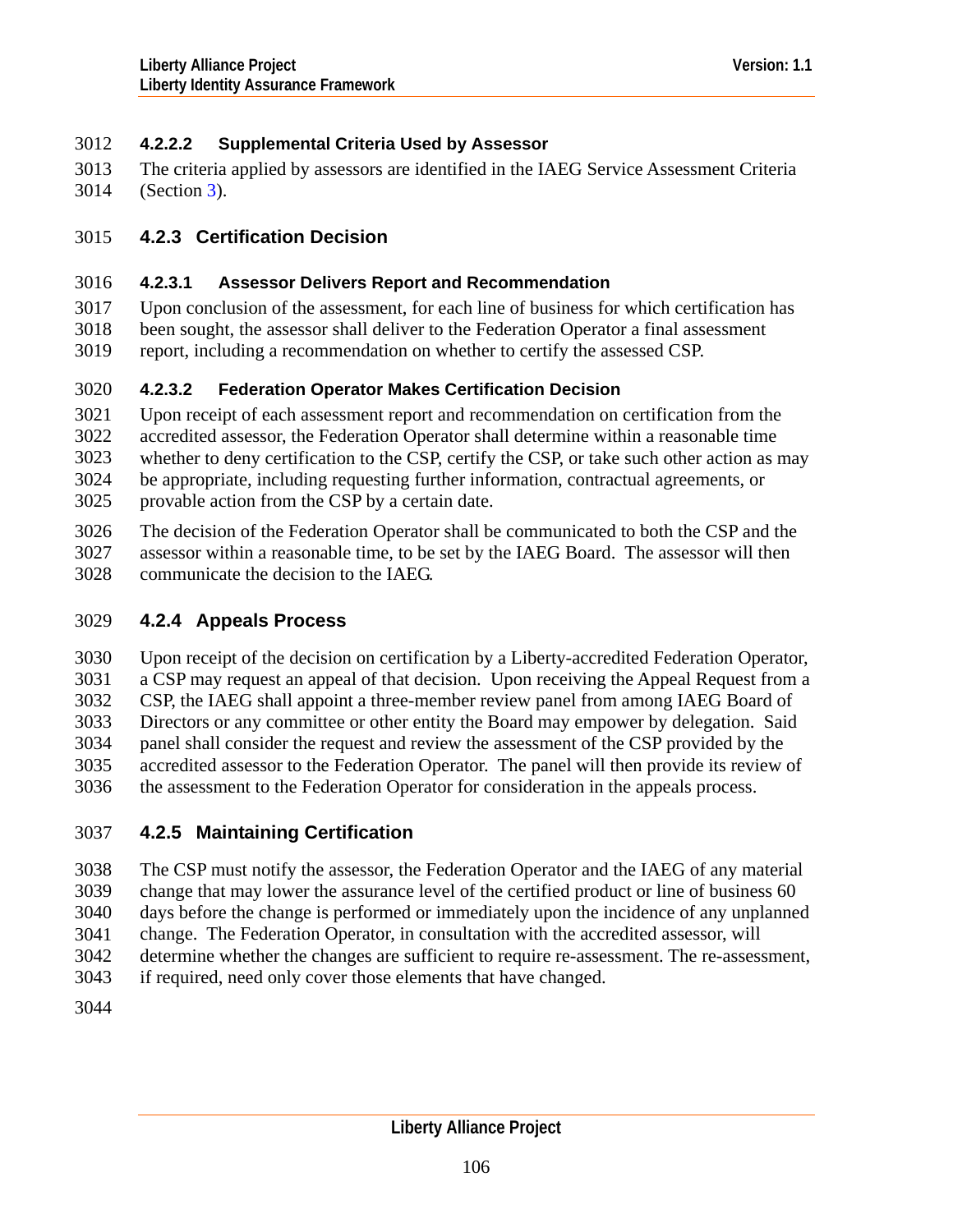#### 4.2.2.2 Supplemental Criteria Used by Assessor

The criteria applied by assessors are identified in the IAEG Service Assessment Criteria (Section 3).

### 4.2.3 Certification Decision

#### 4.2.3.1 Assessor Delivers Report and Recommendation

Upon conclusion of the assessment, for each line of business for which certification has been sought, the assessor shall deliver to the Federation Operator a final assessment report, including a recommendation on whether to certify the assessed CSP.

#### 4.2.3.2 Federation Operator Makes Certification Decision

Upon receipt of each assessment report and recommendation on certification from the accredited assessor, the Federation Operator shall determine within a reasonable time whether to deny certification to the CSP, certify the CSP, or take such other action as may be appropriate, including requesting further information, contractual agreements, or provable action from the CSP by a certain date.

The decision of the Federation Operator shall be communicated to both the CSP and the assessor within a reasonable time, to be set by the IAEG Board. The assessor will then communicate the decision to the IAEG.

### 4.2.4 Appeals Process

Upon receipt of the decision on certification by a Liberty-accredited Federation Operator, a CSP may request an appeal of that decision. Upon receiving the Appeal Request from a CSP, the IAEG shall appoint a three-member review panel from among IAEG Board of Directors or any committee or other entity the Board may empower by delegation. Said panel shall consider the request and review the assessment of the CSP provided by the accredited assessor to the Federation Operator. The panel will then provide its review of the assessment to the Federation Operator for consideration in the appeals process.

### 4.2.5 Maintaining Certification

The CSP must notify the assessor, the Federation Operator and the IAEG of any material change that may lower the assurance level of the certified product or line of business 60 days before the change is performed or immediately upon the incidence of any unplanned change. The Federation Operator, in consultation with the accredited assessor, will determine whether the changes are sufficient to require re-assessment. The re-assessment, if required, need only cover those elements that have changed.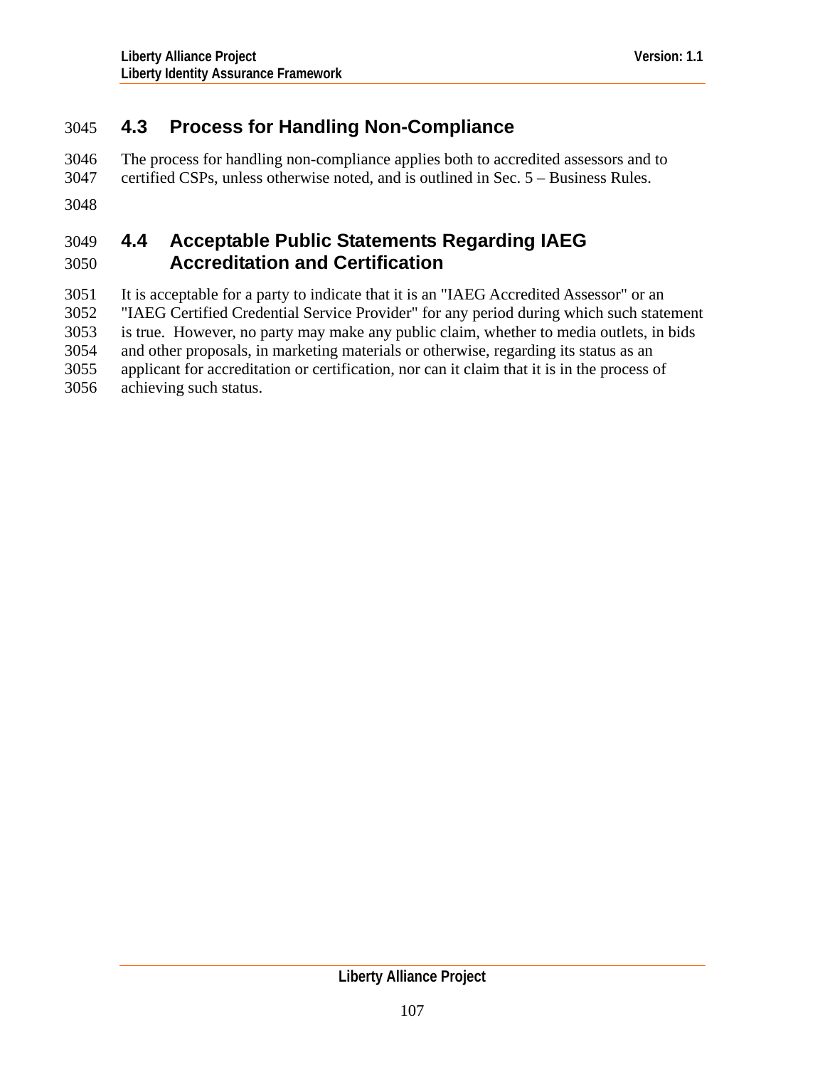## 4.3 Process for Handling Non-Compliance

The process for handling non-compliance applies both to accredited assessors and to certified CSPs, unless otherwise noted, and is outlined in Sec. 5 – Business Rules.

## 4.4 Acceptable Public Statements Regarding IAEG Accreditation and Certification

It is acceptable for a party to indicate that it is an "IAEG Accredited Assessor" or an "IAEG Certified Credential Service Provider" for any period during which such statement is true. However, no party may make any public claim, whether to media outlets, in bids and other proposals, in marketing materials or otherwise, regarding its status as an applicant for accreditation or certification, nor can it claim that it is in the process of achieving such status.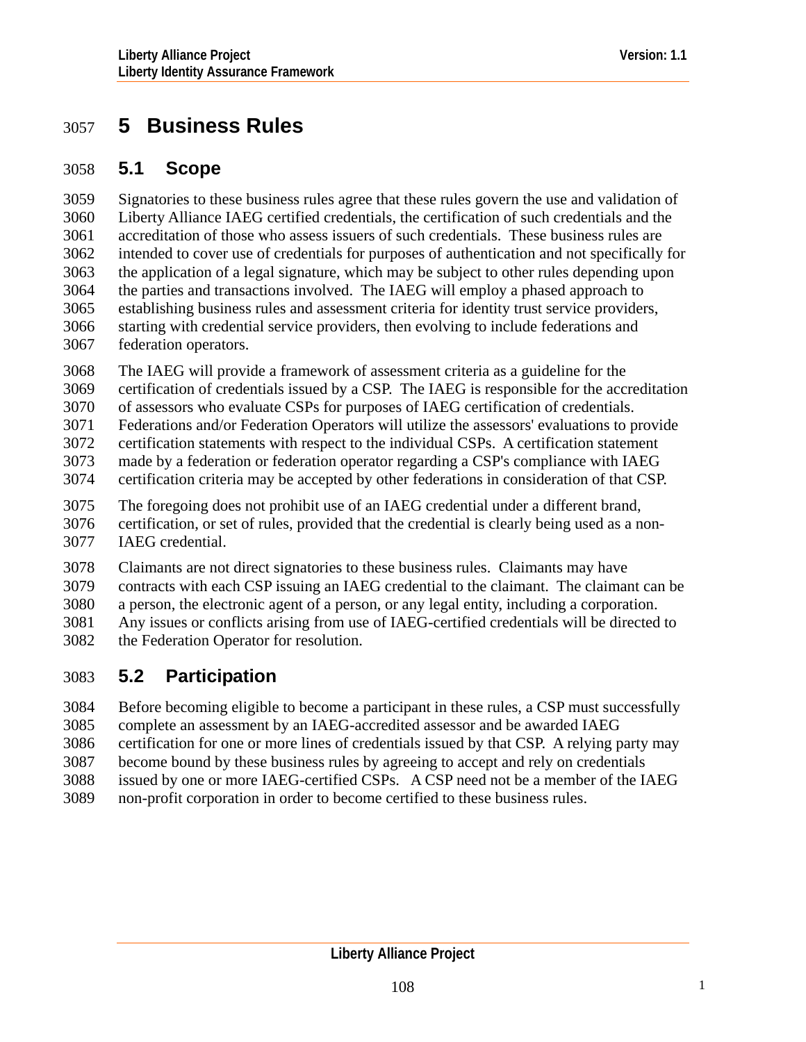# 5 Business Rules

## 5.1 Scope

Signatories to these business rules agree that these rules govern the use and validation of Liberty Alliance IAEG certified credentials, the certification of such credentials and the accreditation of those who assess issuers of such credentials. These business rules are intended to cover use of credentials for purposes of authentication and not specifically for the application of a legal signature, which may be subject to other rules depending upon the parties and transactions involved. The IAEG will employ a phased approach to establishing business rules and assessment criteria for identity trust service providers, starting with credential service providers, then evolving to include federations and federation operators.

The IAEG will provide a framework of assessment criteria as a guideline for the certification of credentials issued by a CSP. The IAEG is responsible for the accreditation of assessors who evaluate CSPs for purposes of IAEG certification of credentials. Federations and/or Federation Operators will utilize the assessors' evaluations to provide certification statements with respect to the individual CSPs. A certification statement made by a federation or federation operator regarding a CSP's compliance with IAEG certification criteria may be accepted by other federations in consideration of that CSP.

The foregoing does not prohibit use of an IAEG credential under a different brand, certification, or set of rules, provided that the credential is clearly being used as a non-IAEG credential.

Claimants are not direct signatories to these business rules. Claimants may have contracts with each CSP issuing an IAEG credential to the claimant. The claimant can be a person, the electronic agent of a person, or any legal entity, including a corporation. Any issues or conflicts arising from use of IAEG-certified credentials will be directed to the Federation Operator for resolution.

## 5.2 Participation

Before becoming eligible to become a participant in these rules, a CSP must successfully complete an assessment by an IAEG-accredited assessor and be awarded IAEG certification for one or more lines of credentials issued by that CSP. A relying party may become bound by these business rules by agreeing to accept and rely on credentials issued by one or more IAEG-certified CSPs. A CSP need not be a member of the IAEG non-profit corporation in order to become certified to these business rules.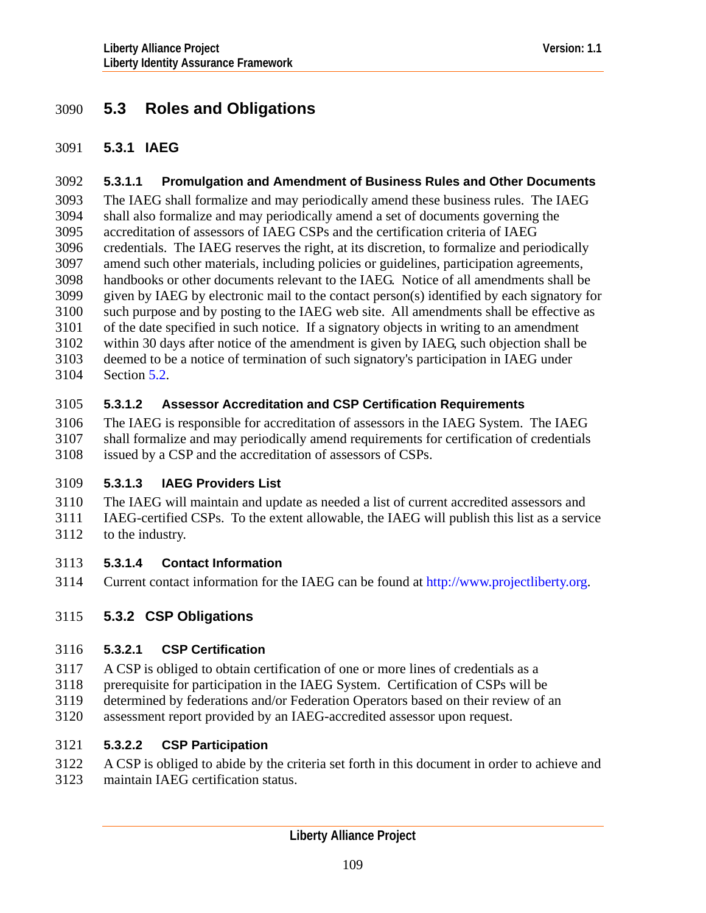## 5.3 Roles and Obligations

### 5.3.1 IAEG

#### 5.3.1.1 Promulgation and Amendment of Business Rules and Other Documents

The IAEG shall formalize and may periodically amend these business rules. The IAEG shall also formalize and may periodically amend a set of documents governing the accreditation of assessors of IAEG CSPs and the certification criteria of IAEG credentials. The IAEG reserves the right, at its discretion, to formalize and periodically amend such other materials, including policies or guidelines, participation agreements, handbooks or other documents relevant to the IAEG. Notice of all amendments shall be given by IAEG by electronic mail to the contact person(s) identified by each signatory for such purpose and by posting to the IAEG web site. All amendments shall be effective as of the date specified in such notice. If a signatory objects in writing to an amendment within 30 days after notice of the amendment is given by IAEG, such objection shall be deemed to be a notice of termination of such signatory's participation in IAEG under Section 5.2.

#### 5.3.1.2 Assessor Accreditation and CSP Certification Requirements

The IAEG is responsible for accreditation of assessors in the IAEG System. The IAEG shall formalize and may periodically amend requirements for certification of credentials issued by a CSP and the accreditation of assessors of CSPs.

#### 5.3.1.3 IAEG Providers List

The IAEG will maintain and update as needed a list of current accredited assessors and IAEG-certified CSPs. To the extent allowable, the IAEG will publish this list as a service to the industry.

#### 5.3.1.4 Contact Information

Current contact information for the IAEG can be found at http://www.projectliberty.org.

### 5.3.2 CSP Obligations

#### 5.3.2.1 CSP Certification

A CSP is obliged to obtain certification of one or more lines of credentials as a prerequisite for participation in the IAEG System. Certification of CSPs will be determined by federations and/or Federation Operators based on their review of an assessment report provided by an IAEG-accredited assessor upon request.

#### 5.3.2.2 CSP Participation

A CSP is obliged to abide by the criteria set forth in this document in order to achieve and maintain IAEG certification status.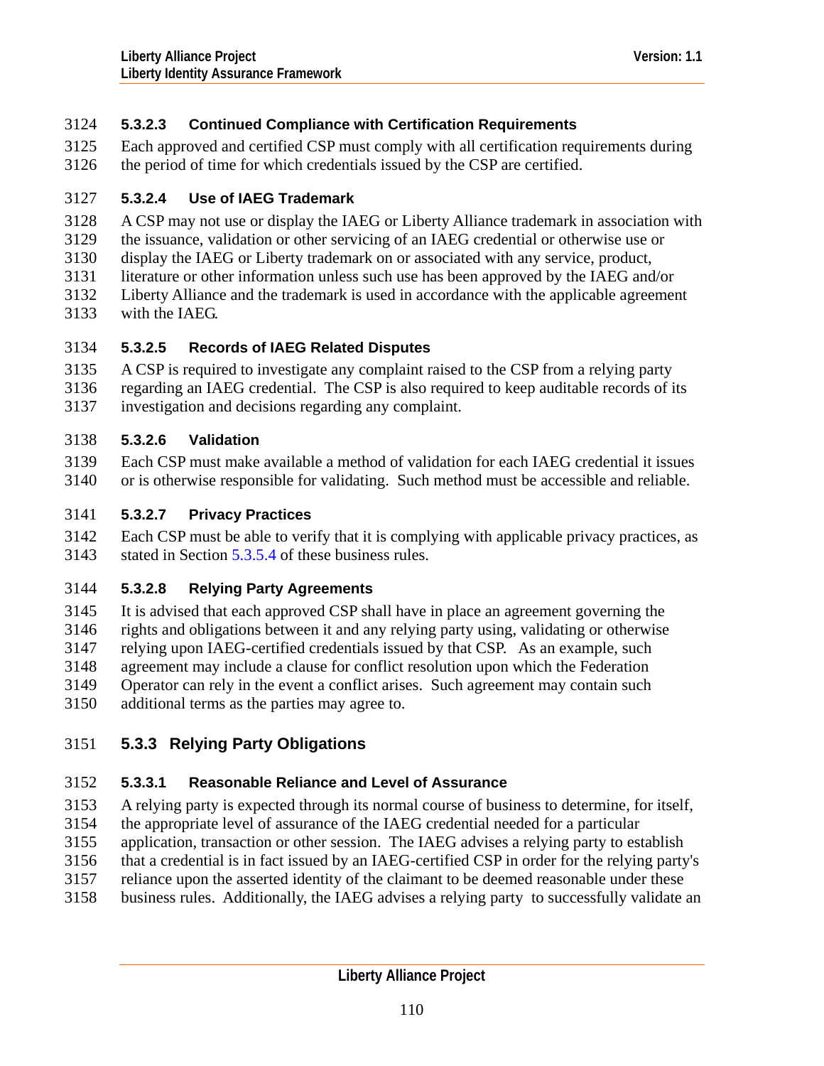#### 5.3.2.3 Continued Compliance with Certification Requirements

Each approved and certified CSP must comply with all certification requirements during the period of time for which credentials issued by the CSP are certified.

#### 5.3.2.4 Use of IAEG Trademark

A CSP may not use or display the IAEG or Liberty Alliance trademark in association with the issuance, validation or other servicing of an IAEG credential or otherwise use or display the IAEG or Liberty trademark on or associated with any service, product, literature or other information unless such use has been approved by the IAEG and/or Liberty Alliance and the trademark is used in accordance with the applicable agreement with the IAEG.

#### 5.3.2.5 Records of IAEG Related Disputes

A CSP is required to investigate any complaint raised to the CSP from a relying party regarding an IAEG credential. The CSP is also required to keep auditable records of its investigation and decisions regarding any complaint.

#### 5.3.2.6 Validation

Each CSP must make available a method of validation for each IAEG credential it issues or is otherwise responsible for validating. Such method must be accessible and reliable.

#### 5.3.2.7 Privacy Practices

Each CSP must be able to verify that it is complying with applicable privacy practices, as stated in Section 5.3.5.4 of these business rules.

#### 5.3.2.8 Relying Party Agreements

It is advised that each approved CSP shall have in place an agreement governing the rights and obligations between it and any relying party using, validating or otherwise relying upon IAEG-certified credentials issued by that CSP. As an example, such agreement may include a clause for conflict resolution upon which the Federation Operator can rely in the event a conflict arises. Such agreement may contain such additional terms as the parties may agree to.

### 5.3.3 Relying Party Obligations

#### 5.3.3.1 Reasonable Reliance and Level of Assurance

A relying party is expected through its normal course of business to determine, for itself, the appropriate level of assurance of the IAEG credential needed for a particular application, transaction or other session. The IAEG advises a relying party to establish that a credential is in fact issued by an IAEG-certified CSP in order for the relying party's reliance upon the asserted identity of the claimant to be deemed reasonable under these business rules. Additionally, the IAEG advises a relying party to successfully validate an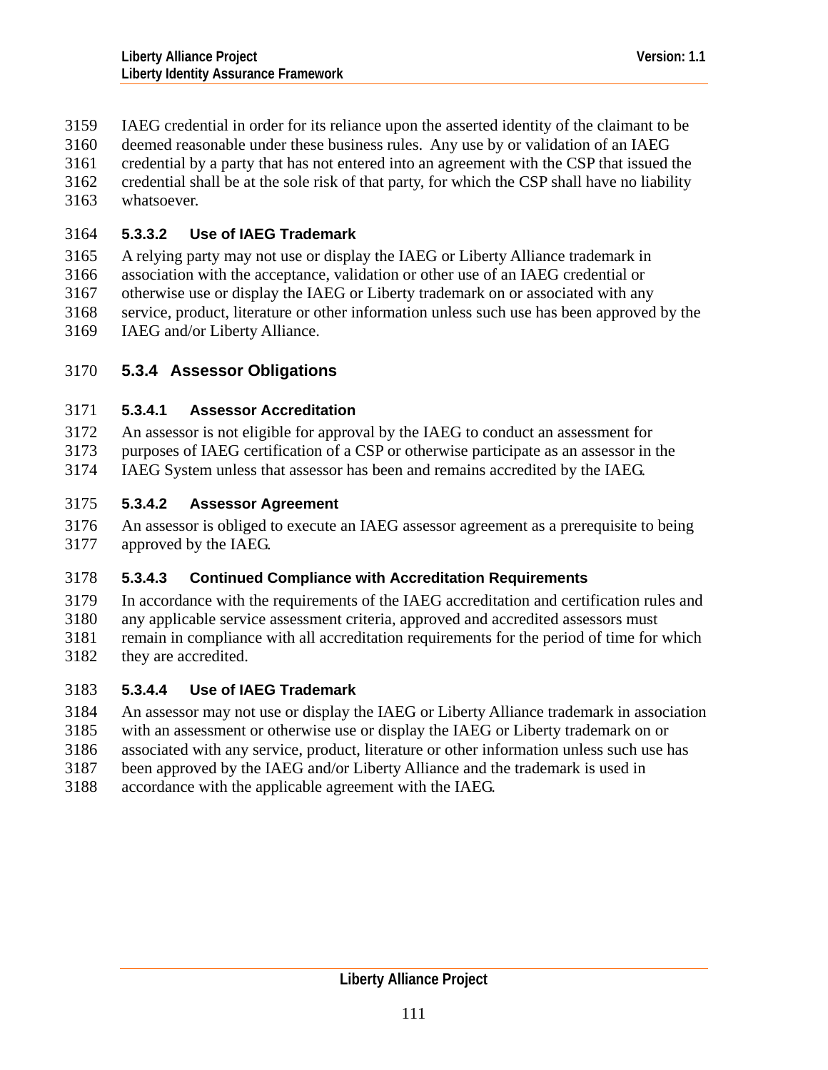IAEG credential in order for its reliance upon the asserted identity of the claimant to be deemed reasonable under these business rules. Any use by or validation of an IAEG credential by a party that has not entered into an agreement with the CSP that issued the credential shall be at the sole risk of that party, for which the CSP shall have no liability whatsoever.

#### 5.3.3.2 Use of IAEG Trademark

A relying party may not use or display the IAEG or Liberty Alliance trademark in association with the acceptance, validation or other use of an IAEG credential or otherwise use or display the IAEG or Liberty trademark on or associated with any service, product, literature or other information unless such use has been approved by the IAEG and/or Liberty Alliance.

### 5.3.4 Assessor Obligations

#### 5.3.4.1 Assessor Accreditation

An assessor is not eligible for approval by the IAEG to conduct an assessment for purposes of IAEG certification of a CSP or otherwise participate as an assessor in the IAEG System unless that assessor has been and remains accredited by the IAEG.

#### 5.3.4.2 Assessor Agreement

An assessor is obliged to execute an IAEG assessor agreement as a prerequisite to being approved by the IAEG.

#### 5.3.4.3 Continued Compliance with Accreditation Requirements

In accordance with the requirements of the IAEG accreditation and certification rules and any applicable service assessment criteria, approved and accredited assessors must remain in compliance with all accreditation requirements for the period of time for which they are accredited.

#### 5.3.4.4 Use of IAEG Trademark

An assessor may not use or display the IAEG or Liberty Alliance trademark in association with an assessment or otherwise use or display the IAEG or Liberty trademark on or associated with any service, product, literature or other information unless such use has been approved by the IAEG and/or Liberty Alliance and the trademark is used in accordance with the applicable agreement with the IAEG.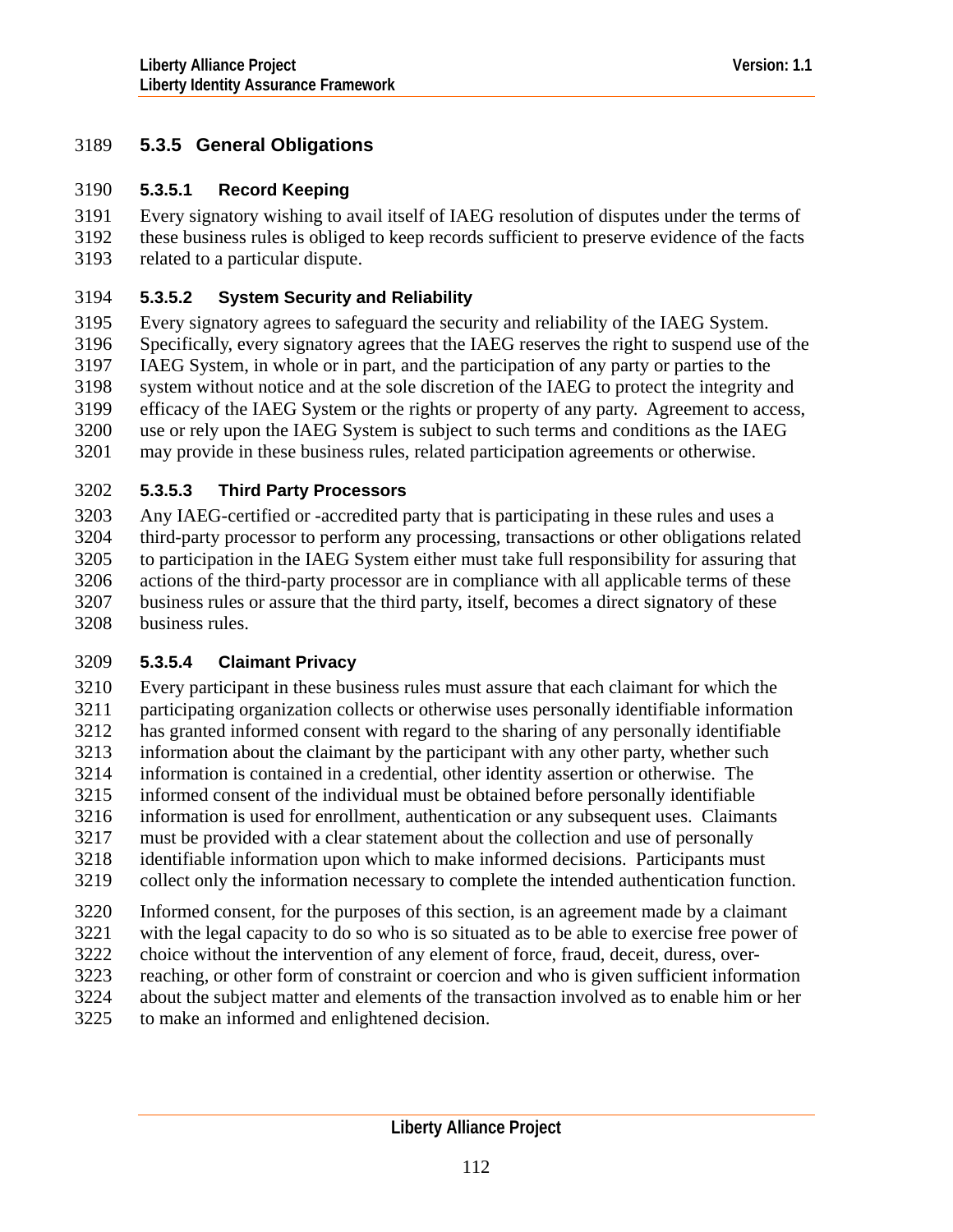### 5.3.5 General Obligations

#### 5.3.5.1 Record Keeping

Every signatory wishing to avail itself of IAEG resolution of disputes under the terms of these business rules is obliged to keep records sufficient to preserve evidence of the facts related to a particular dispute.

#### 5.3.5.2 System Security and Reliability

Every signatory agrees to safeguard the security and reliability of the IAEG System. Specifically, every signatory agrees that the IAEG reserves the right to suspend use of the IAEG System, in whole or in part, and the participation of any party or parties to the system without notice and at the sole discretion of the IAEG to protect the integrity and efficacy of the IAEG System or the rights or property of any party. Agreement to access, use or rely upon the IAEG System is subject to such terms and conditions as the IAEG may provide in these business rules, related participation agreements or otherwise.

#### 5.3.5.3 Third Party Processors

Any IAEG-certified or -accredited party that is participating in these rules and uses a third-party processor to perform any processing, transactions or other obligations related to participation in the IAEG System either must take full responsibility for assuring that actions of the third-party processor are in compliance with all applicable terms of these business rules or assure that the third party, itself, becomes a direct signatory of these business rules.

#### 5.3.5.4 Claimant Privacy

Every participant in these business rules must assure that each claimant for which the participating organization collects or otherwise uses personally identifiable information has granted informed consent with regard to the sharing of any personally identifiable information about the claimant by the participant with any other party, whether such information is contained in a credential, other identity assertion or otherwise. The informed consent of the individual must be obtained before personally identifiable information is used for enrollment, authentication or any subsequent uses. Claimants must be provided with a clear statement about the collection and use of personally identifiable information upon which to make informed decisions. Participants must collect only the information necessary to complete the intended authentication function.

Informed consent, for the purposes of this section, is an agreement made by a claimant with the legal capacity to do so who is so situated as to be able to exercise free power of choice without the intervention of any element of force, fraud, deceit, duress, over-reaching, or other form of constraint or coercion and who is given sufficient information about the subject matter and elements of the transaction involved as to enable him or her to make an informed and enlightened decision.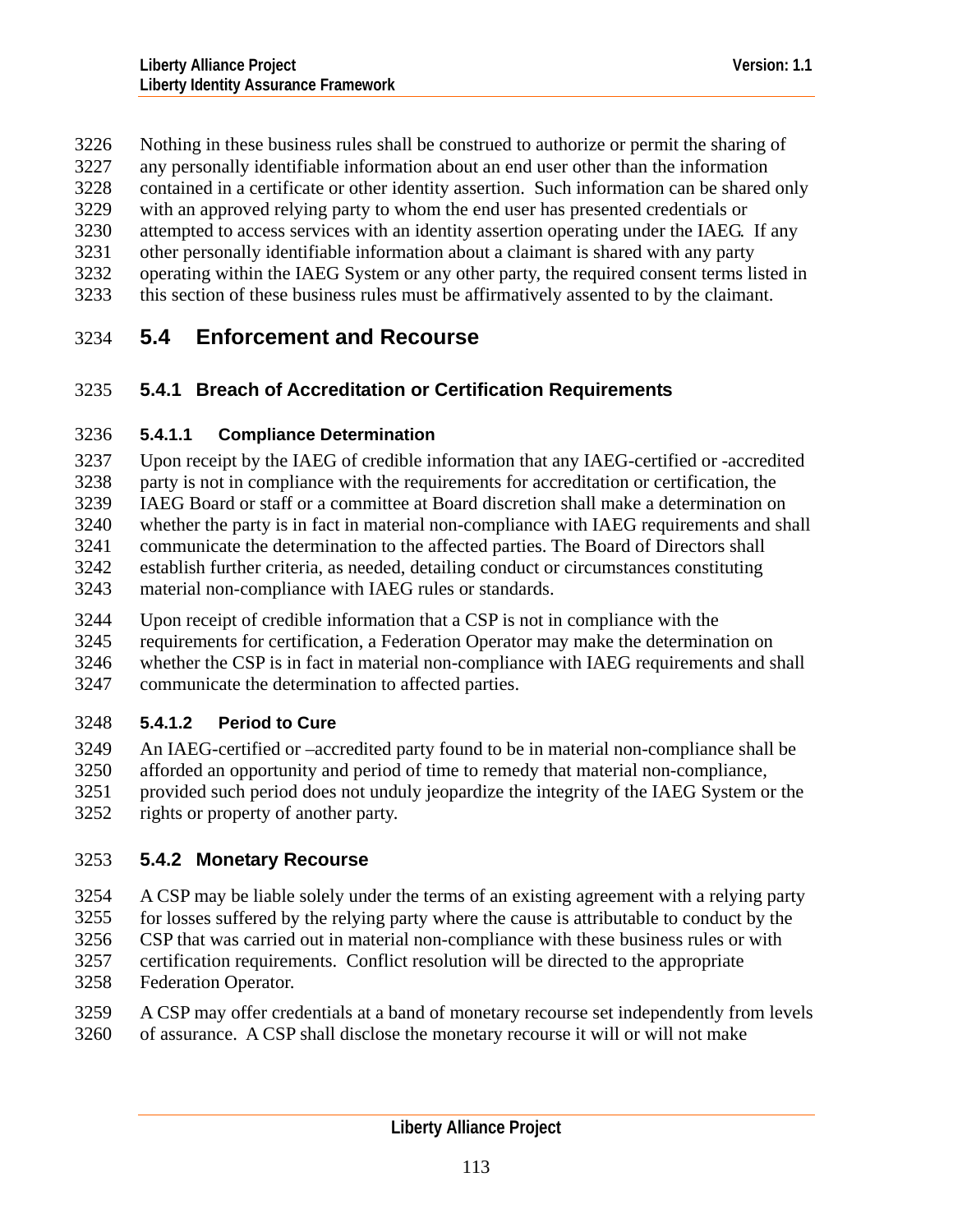Nothing in these business rules shall be construed to authorize or permit the sharing of any personally identifiable information about an end user other than the information contained in a certificate or other identity assertion. Such information can be shared only with an approved relying party to whom the end user has presented credentials or attempted to access services with an identity assertion operating under the IAEG. If any other personally identifiable information about a claimant is shared with any party operating within the IAEG System or any other party, the required consent terms listed in this section of these business rules must be affirmatively assented to by the claimant.

## 5.4 Enforcement and Recourse

### 5.4.1 Breach of Accreditation or Certification Requirements

#### 5.4.1.1 Compliance Determination

Upon receipt by the IAEG of credible information that any IAEG-certified or -accredited party is not in compliance with the requirements for accreditation or certification, the IAEG Board or staff or a committee at Board discretion shall make a determination on whether the party is in fact in material non-compliance with IAEG requirements and shall communicate the determination to the affected parties. The Board of Directors shall establish further criteria, as needed, detailing conduct or circumstances constituting material non-compliance with IAEG rules or standards.

Upon receipt of credible information that a CSP is not in compliance with the requirements for certification, a Federation Operator may make the determination on whether the CSP is in fact in material non-compliance with IAEG requirements and shall communicate the determination to affected parties.

#### 5.4.1.2 Period to Cure

An IAEG-certified or –accredited party found to be in material non-compliance shall be afforded an opportunity and period of time to remedy that material non-compliance, provided such period does not unduly jeopardize the integrity of the IAEG System or the rights or property of another party.

### 5.4.2 Monetary Recourse

A CSP may be liable solely under the terms of an existing agreement with a relying party for losses suffered by the relying party where the cause is attributable to conduct by the CSP that was carried out in material non-compliance with these business rules or with certification requirements. Conflict resolution will be directed to the appropriate Federation Operator.

A CSP may offer credentials at a band of monetary recourse set independently from levels of assurance. A CSP shall disclose the monetary recourse it will or will not make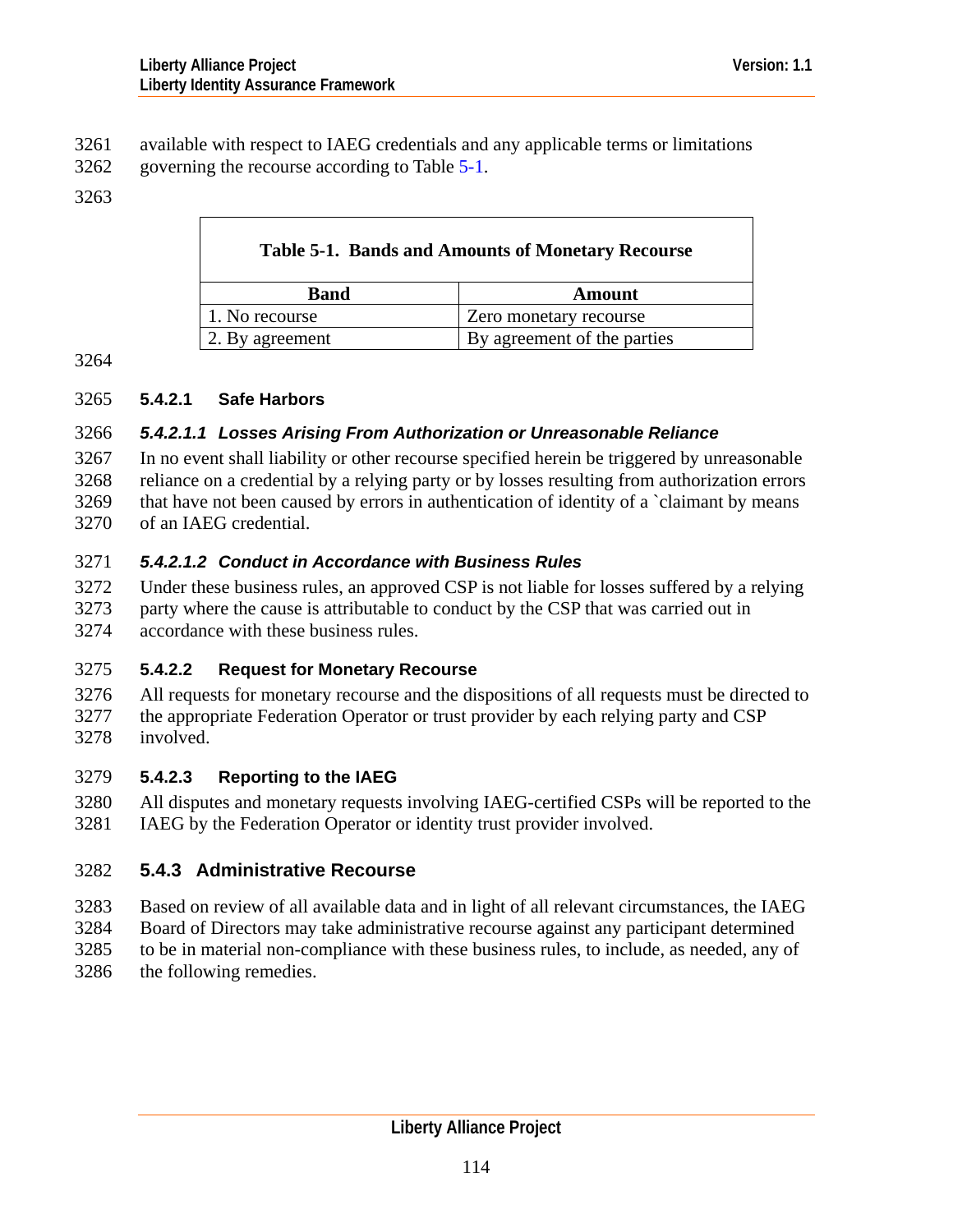available with respect to IAEG credentials and any applicable terms or limitations governing the recourse according to Table 5-1.

**Table 5-1. Bands and Amounts of Monetary Recourse**

| Band | Amount |
|---|---|
| 1. No recourse | Zero monetary recourse |
| 2. By agreement | By agreement of the parties |

#### 5.4.2.1 Safe Harbors

##### *5.4.2.1.1 Losses Arising From Authorization or Unreasonable Reliance*

In no event shall liability or other recourse specified herein be triggered by unreasonable reliance on a credential by a relying party or by losses resulting from authorization errors that have not been caused by errors in authentication of identity of a `claimant by means of an IAEG credential.

##### *5.4.2.1.2 Conduct in Accordance with Business Rules*

Under these business rules, an approved CSP is not liable for losses suffered by a relying party where the cause is attributable to conduct by the CSP that was carried out in accordance with these business rules.

#### 5.4.2.2 Request for Monetary Recourse

All requests for monetary recourse and the dispositions of all requests must be directed to the appropriate Federation Operator or trust provider by each relying party and CSP involved.

#### 5.4.2.3 Reporting to the IAEG

All disputes and monetary requests involving IAEG-certified CSPs will be reported to the IAEG by the Federation Operator or identity trust provider involved.

### 5.4.3 Administrative Recourse

Based on review of all available data and in light of all relevant circumstances, the IAEG Board of Directors may take administrative recourse against any participant determined to be in material non-compliance with these business rules, to include, as needed, any of the following remedies.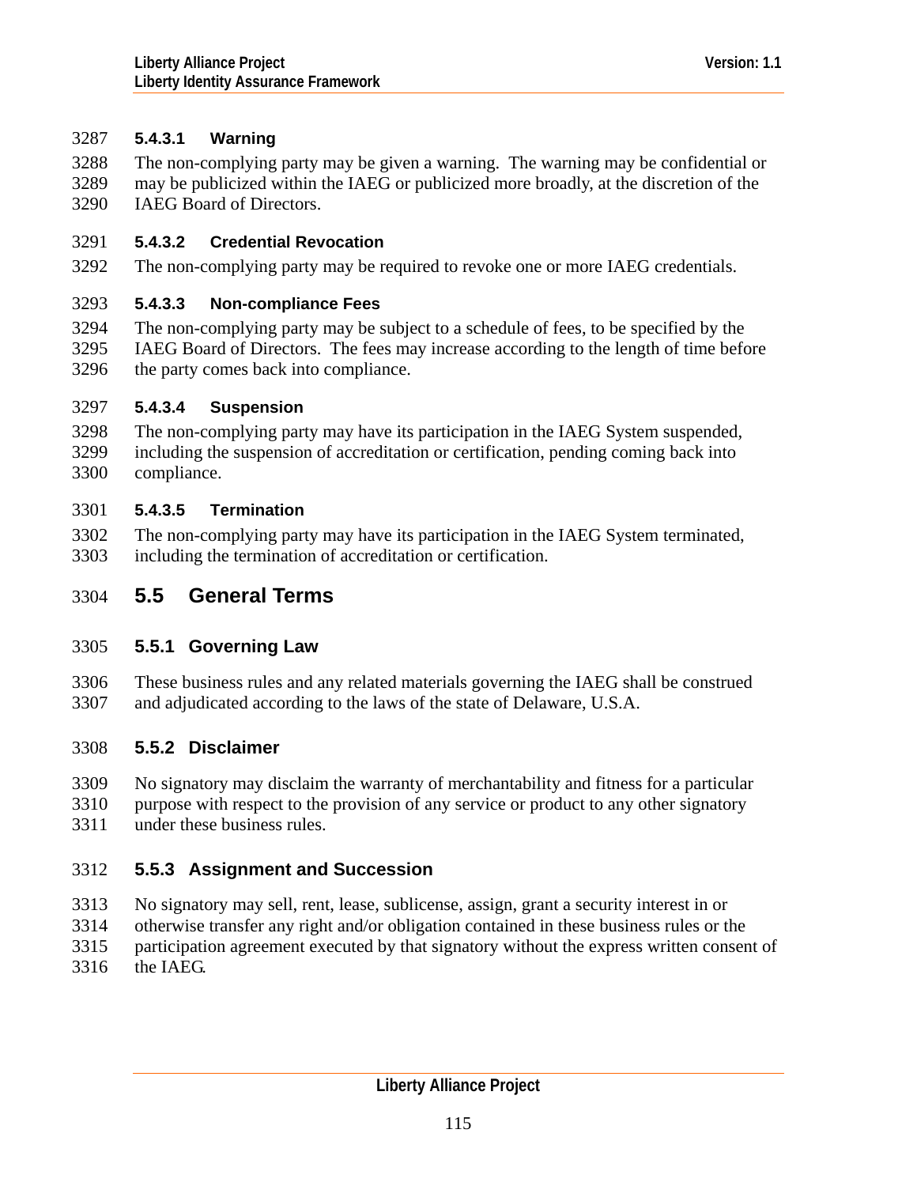#### 5.4.3.1 Warning

The non-complying party may be given a warning. The warning may be confidential or may be publicized within the IAEG or publicized more broadly, at the discretion of the IAEG Board of Directors.

#### 5.4.3.2 Credential Revocation

The non-complying party may be required to revoke one or more IAEG credentials.

#### 5.4.3.3 Non-compliance Fees

The non-complying party may be subject to a schedule of fees, to be specified by the IAEG Board of Directors. The fees may increase according to the length of time before the party comes back into compliance.

#### 5.4.3.4 Suspension

The non-complying party may have its participation in the IAEG System suspended, including the suspension of accreditation or certification, pending coming back into compliance.

#### 5.4.3.5 Termination

The non-complying party may have its participation in the IAEG System terminated, including the termination of accreditation or certification.

## 5.5 General Terms

### 5.5.1 Governing Law

These business rules and any related materials governing the IAEG shall be construed and adjudicated according to the laws of the state of Delaware, U.S.A.

### 5.5.2 Disclaimer

No signatory may disclaim the warranty of merchantability and fitness for a particular purpose with respect to the provision of any service or product to any other signatory under these business rules.

### 5.5.3 Assignment and Succession

No signatory may sell, rent, lease, sublicense, assign, grant a security interest in or otherwise transfer any right and/or obligation contained in these business rules or the participation agreement executed by that signatory without the express written consent of the IAEG.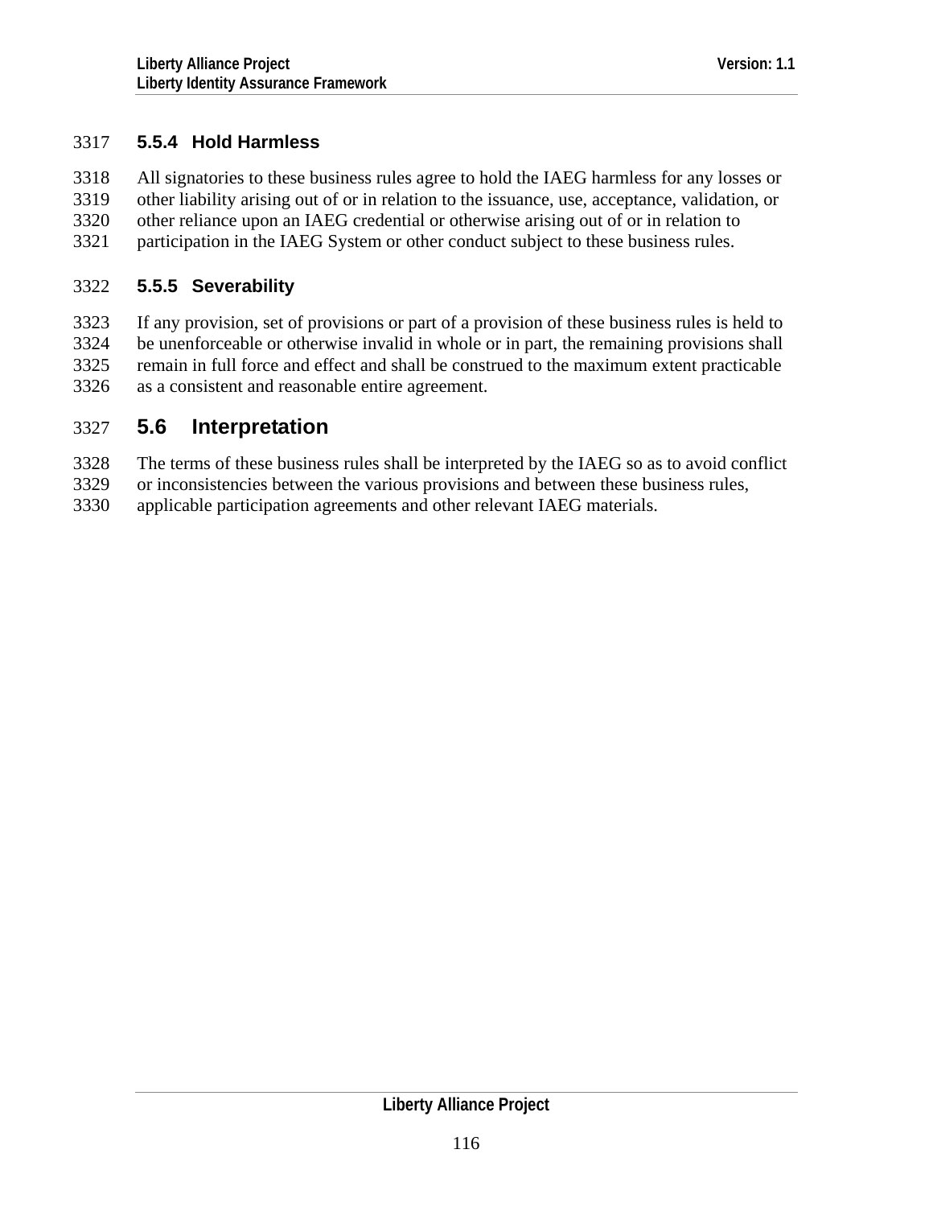### 5.5.4 Hold Harmless

All signatories to these business rules agree to hold the IAEG harmless for any losses or other liability arising out of or in relation to the issuance, use, acceptance, validation, or other reliance upon an IAEG credential or otherwise arising out of or in relation to participation in the IAEG System or other conduct subject to these business rules.

### 5.5.5 Severability

If any provision, set of provisions or part of a provision of these business rules is held to be unenforceable or otherwise invalid in whole or in part, the remaining provisions shall remain in full force and effect and shall be construed to the maximum extent practicable as a consistent and reasonable entire agreement.

## 5.6 Interpretation

The terms of these business rules shall be interpreted by the IAEG so as to avoid conflict or inconsistencies between the various provisions and between these business rules, applicable participation agreements and other relevant IAEG materials.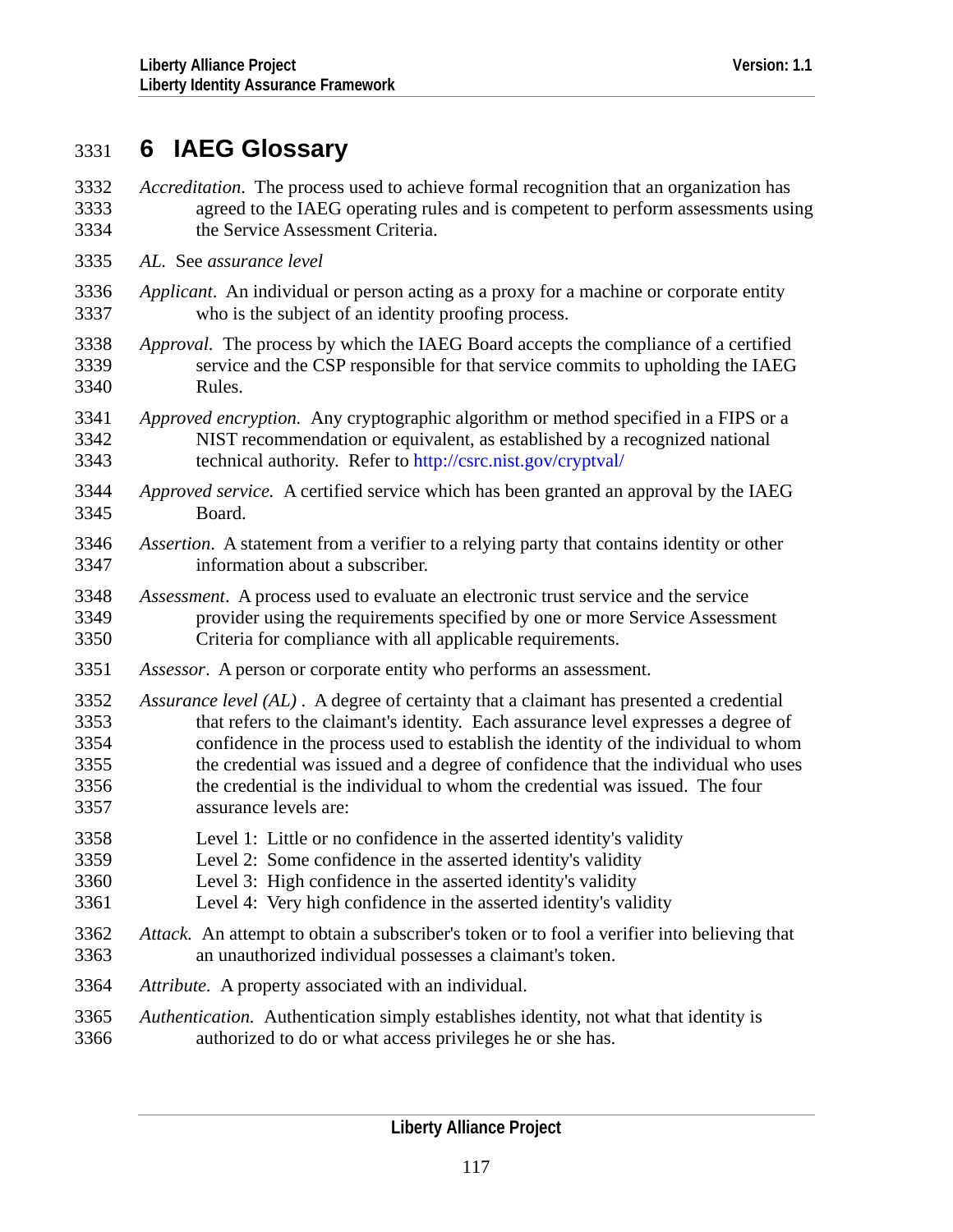# 6 IAEG Glossary

*Accreditation*. The process used to achieve formal recognition that an organization has agreed to the IAEG operating rules and is competent to perform assessments using the Service Assessment Criteria.

*AL*. See *assurance level*

*Applicant*. An individual or person acting as a proxy for a machine or corporate entity who is the subject of an identity proofing process.

*Approval*. The process by which the IAEG Board accepts the compliance of a certified service and the CSP responsible for that service commits to upholding the IAEG Rules.

*Approved encryption.* Any cryptographic algorithm or method specified in a FIPS or a NIST recommendation or equivalent, as established by a recognized national technical authority. Refer to http://csrc.nist.gov/cryptval/

*Approved service.* A certified service which has been granted an approval by the IAEG Board.

*Assertion*. A statement from a verifier to a relying party that contains identity or other information about a subscriber.

*Assessment*. A process used to evaluate an electronic trust service and the service provider using the requirements specified by one or more Service Assessment Criteria for compliance with all applicable requirements.

*Assessor*. A person or corporate entity who performs an assessment.

*Assurance level (AL)* . A degree of certainty that a claimant has presented a credential that refers to the claimant's identity. Each assurance level expresses a degree of confidence in the process used to establish the identity of the individual to whom the credential was issued and a degree of confidence that the individual who uses the credential is the individual to whom the credential was issued. The four assurance levels are:

Level 1: Little or no confidence in the asserted identity's validity
Level 2: Some confidence in the asserted identity's validity
Level 3: High confidence in the asserted identity's validity
Level 4: Very high confidence in the asserted identity's validity

*Attack.* An attempt to obtain a subscriber's token or to fool a verifier into believing that an unauthorized individual possesses a claimant's token.

*Attribute*. A property associated with an individual.

*Authentication*. Authentication simply establishes identity, not what that identity is authorized to do or what access privileges he or she has.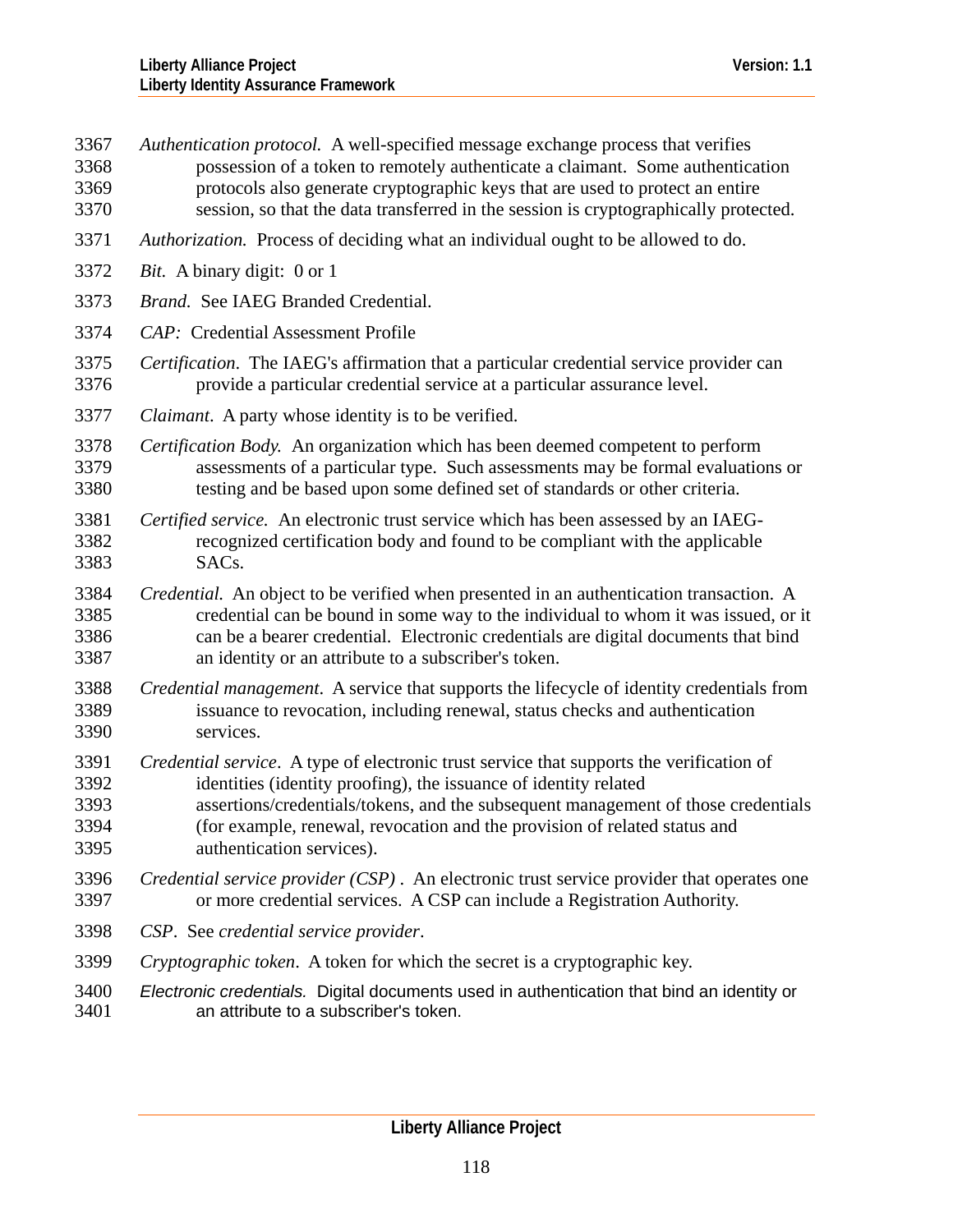*Authentication protocol.* A well-specified message exchange process that verifies possession of a token to remotely authenticate a claimant. Some authentication protocols also generate cryptographic keys that are used to protect an entire session, so that the data transferred in the session is cryptographically protected.

*Authorization.* Process of deciding what an individual ought to be allowed to do.

*Bit.* A binary digit: 0 or 1

*Brand.* See IAEG Branded Credential.

*CAP:* Credential Assessment Profile

*Certification*. The IAEG's affirmation that a particular credential service provider can provide a particular credential service at a particular assurance level.

*Claimant*. A party whose identity is to be verified.

*Certification Body.* An organization which has been deemed competent to perform assessments of a particular type. Such assessments may be formal evaluations or testing and be based upon some defined set of standards or other criteria.

*Certified service.* An electronic trust service which has been assessed by an IAEG-recognized certification body and found to be compliant with the applicable SACs.

*Credential.* An object to be verified when presented in an authentication transaction. A credential can be bound in some way to the individual to whom it was issued, or it can be a bearer credential. Electronic credentials are digital documents that bind an identity or an attribute to a subscriber's token.

*Credential management*. A service that supports the lifecycle of identity credentials from issuance to revocation, including renewal, status checks and authentication services.

*Credential service*. A type of electronic trust service that supports the verification of identities (identity proofing), the issuance of identity related assertions/credentials/tokens, and the subsequent management of those credentials (for example, renewal, revocation and the provision of related status and authentication services).

*Credential service provider (CSP)* . An electronic trust service provider that operates one or more credential services. A CSP can include a Registration Authority.

*CSP*. See *credential service provider*.

*Cryptographic token*. A token for which the secret is a cryptographic key.

*Electronic credentials.* Digital documents used in authentication that bind an identity or an attribute to a subscriber's token.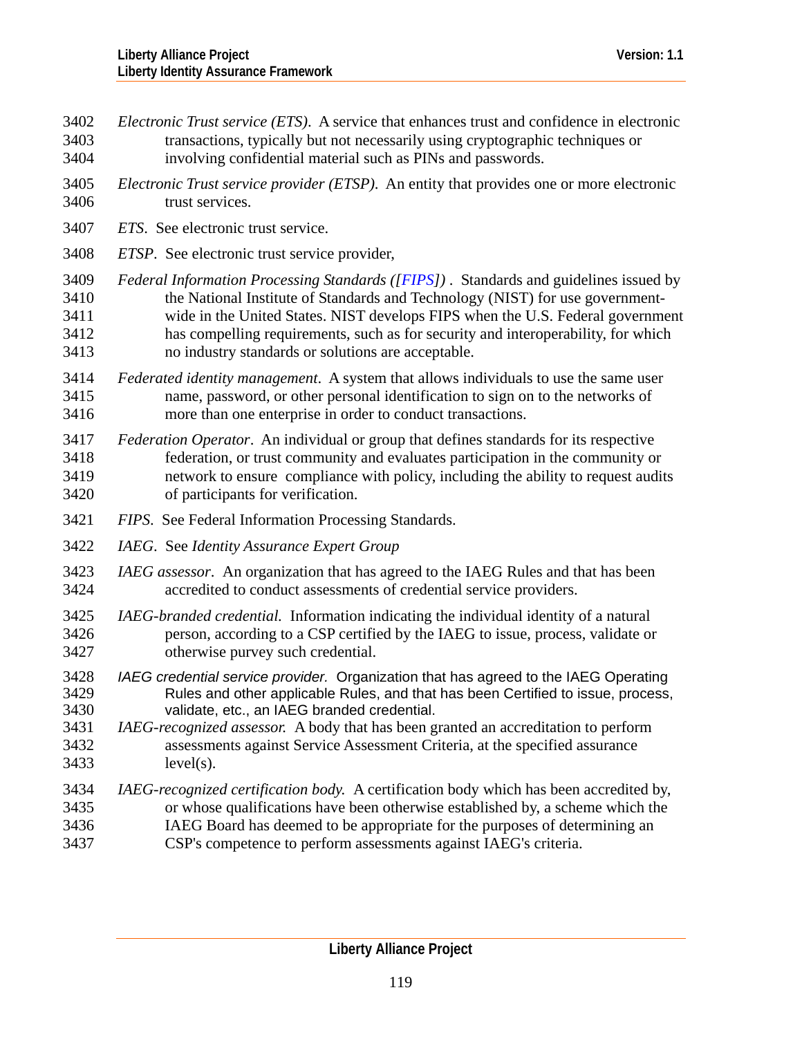*Electronic Trust service (ETS)*. A service that enhances trust and confidence in electronic transactions, typically but not necessarily using cryptographic techniques or involving confidential material such as PINs and passwords.

*Electronic Trust service provider (ETSP)*. An entity that provides one or more electronic trust services.

*ETS*. See electronic trust service.

*ETSP*. See electronic trust service provider,

*Federal Information Processing Standards ([FIPS])* . Standards and guidelines issued by the National Institute of Standards and Technology (NIST) for use government-wide in the United States. NIST develops FIPS when the U.S. Federal government has compelling requirements, such as for security and interoperability, for which no industry standards or solutions are acceptable.

*Federated identity management*. A system that allows individuals to use the same user name, password, or other personal identification to sign on to the networks of more than one enterprise in order to conduct transactions.

*Federation Operator*. An individual or group that defines standards for its respective federation, or trust community and evaluates participation in the community or network to ensure compliance with policy, including the ability to request audits of participants for verification.

*FIPS*. See Federal Information Processing Standards.

*IAEG*. See *Identity Assurance Expert Group*

*IAEG assessor*. An organization that has agreed to the IAEG Rules and that has been accredited to conduct assessments of credential service providers.

*IAEG-branded credential.* Information indicating the individual identity of a natural person, according to a CSP certified by the IAEG to issue, process, validate or otherwise purvey such credential.

*IAEG credential service provider.* Organization that has agreed to the IAEG Operating Rules and other applicable Rules, and that has been Certified to issue, process, validate, etc., an IAEG branded credential.

*IAEG-recognized assessor.* A body that has been granted an accreditation to perform assessments against Service Assessment Criteria, at the specified assurance level(s).

*IAEG-recognized certification body.* A certification body which has been accredited by, or whose qualifications have been otherwise established by, a scheme which the IAEG Board has deemed to be appropriate for the purposes of determining an CSP's competence to perform assessments against IAEG's criteria.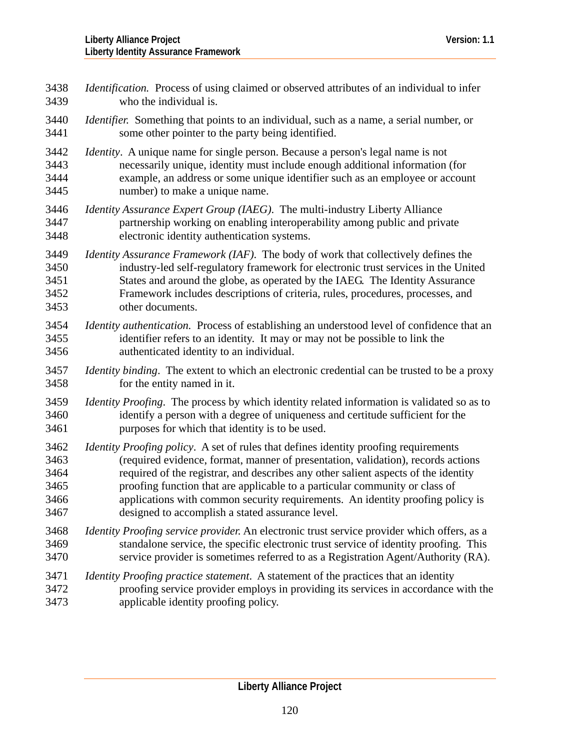*Identification.* Process of using claimed or observed attributes of an individual to infer who the individual is.

*Identifier.* Something that points to an individual, such as a name, a serial number, or some other pointer to the party being identified.

*Identity*. A unique name for single person. Because a person's legal name is not necessarily unique, identity must include enough additional information (for example, an address or some unique identifier such as an employee or account number) to make a unique name.

*Identity Assurance Expert Group (IAEG)*. The multi-industry Liberty Alliance partnership working on enabling interoperability among public and private electronic identity authentication systems.

*Identity Assurance Framework (IAF)*. The body of work that collectively defines the industry-led self-regulatory framework for electronic trust services in the United States and around the globe, as operated by the IAEG. The Identity Assurance Framework includes descriptions of criteria, rules, procedures, processes, and other documents.

*Identity authentication.* Process of establishing an understood level of confidence that an identifier refers to an identity. It may or may not be possible to link the authenticated identity to an individual.

*Identity binding*. The extent to which an electronic credential can be trusted to be a proxy for the entity named in it.

*Identity Proofing*. The process by which identity related information is validated so as to identify a person with a degree of uniqueness and certitude sufficient for the purposes for which that identity is to be used.

*Identity Proofing policy*. A set of rules that defines identity proofing requirements (required evidence, format, manner of presentation, validation), records actions required of the registrar, and describes any other salient aspects of the identity proofing function that are applicable to a particular community or class of applications with common security requirements. An identity proofing policy is designed to accomplish a stated assurance level.

*Identity Proofing service provider.* An electronic trust service provider which offers, as a standalone service, the specific electronic trust service of identity proofing. This service provider is sometimes referred to as a Registration Agent/Authority (RA).

*Identity Proofing practice statement*. A statement of the practices that an identity proofing service provider employs in providing its services in accordance with the applicable identity proofing policy.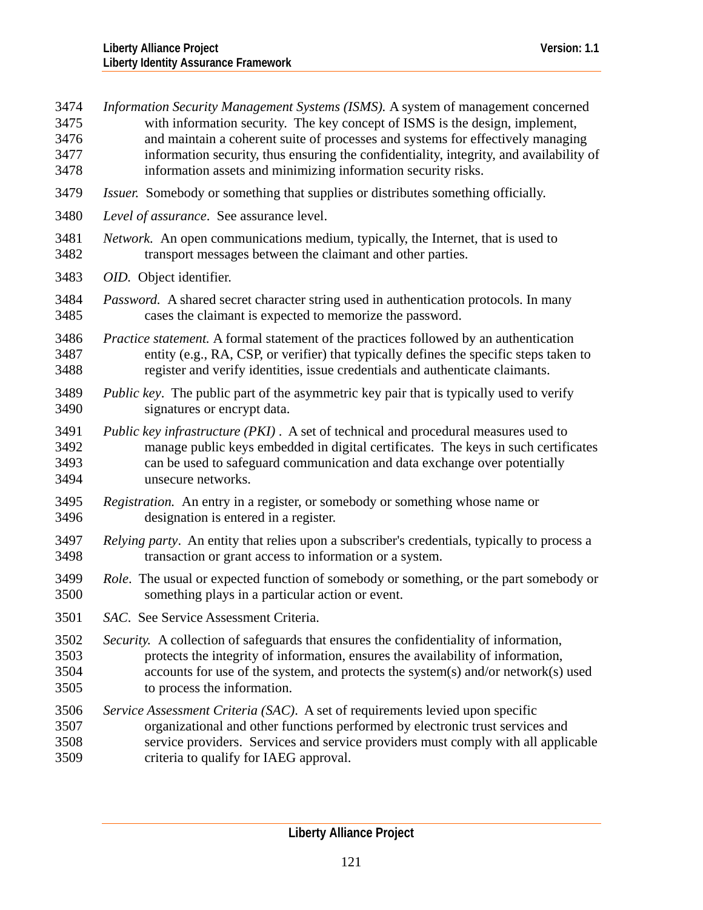*Information Security Management Systems (ISMS).* A system of management concerned with information security. The key concept of ISMS is the design, implement, and maintain a coherent suite of processes and systems for effectively managing information security, thus ensuring the confidentiality, integrity, and availability of information assets and minimizing information security risks.

*Issuer.* Somebody or something that supplies or distributes something officially.

*Level of assurance*. See assurance level.

*Network.* An open communications medium, typically, the Internet, that is used to transport messages between the claimant and other parties.

*OID.* Object identifier.

*Password.* A shared secret character string used in authentication protocols. In many cases the claimant is expected to memorize the password.

*Practice statement.* A formal statement of the practices followed by an authentication entity (e.g., RA, CSP, or verifier) that typically defines the specific steps taken to register and verify identities, issue credentials and authenticate claimants.

*Public key*. The public part of the asymmetric key pair that is typically used to verify signatures or encrypt data.

*Public key infrastructure (PKI)* . A set of technical and procedural measures used to manage public keys embedded in digital certificates. The keys in such certificates can be used to safeguard communication and data exchange over potentially unsecure networks.

*Registration.* An entry in a register, or somebody or something whose name or designation is entered in a register.

*Relying party*. An entity that relies upon a subscriber's credentials, typically to process a transaction or grant access to information or a system.

*Role*. The usual or expected function of somebody or something, or the part somebody or something plays in a particular action or event.

*SAC*. See Service Assessment Criteria.

*Security.* A collection of safeguards that ensures the confidentiality of information, protects the integrity of information, ensures the availability of information, accounts for use of the system, and protects the system(s) and/or network(s) used to process the information.

*Service Assessment Criteria (SAC)*. A set of requirements levied upon specific organizational and other functions performed by electronic trust services and service providers. Services and service providers must comply with all applicable criteria to qualify for IAEG approval.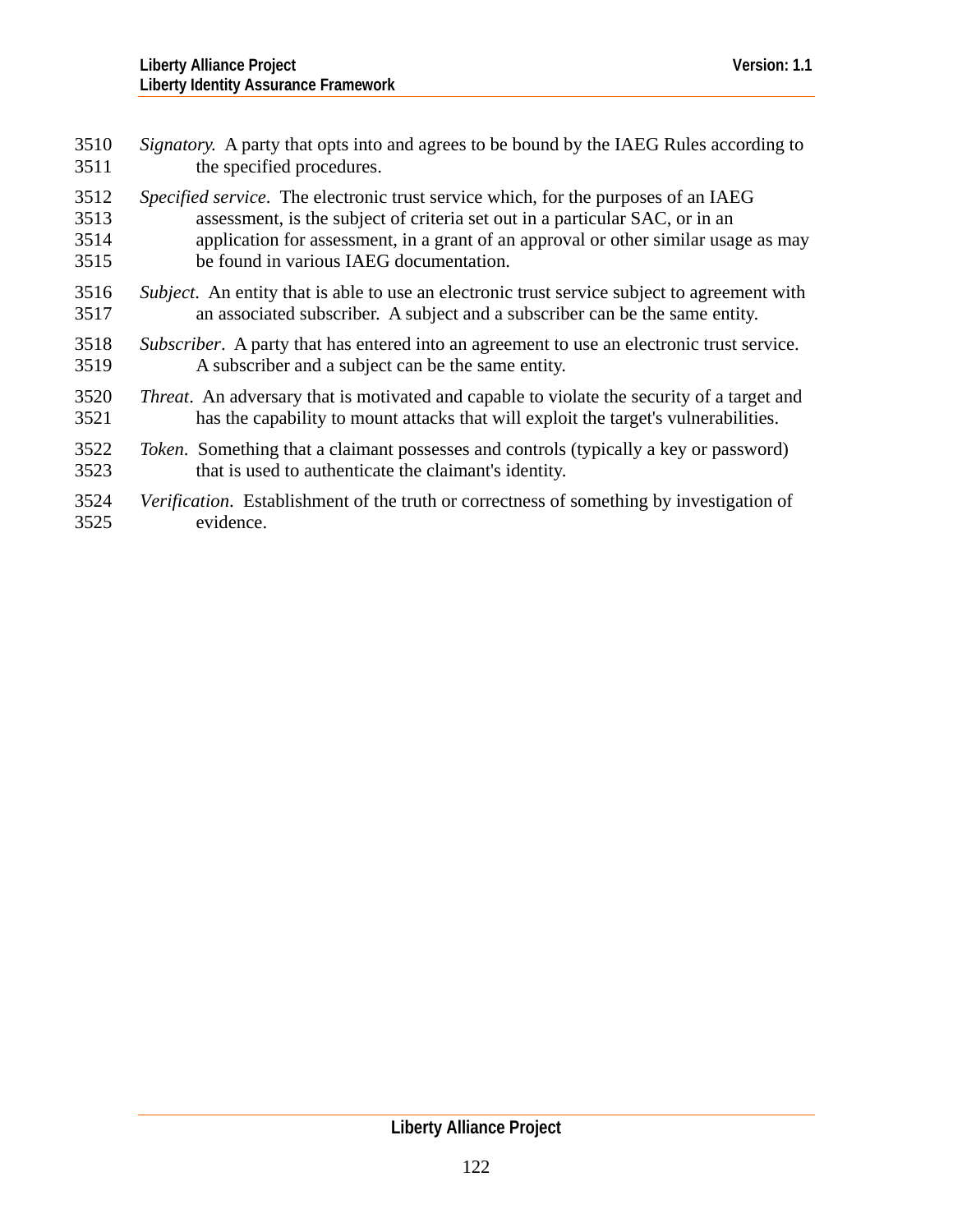*Signatory.* A party that opts into and agrees to be bound by the IAEG Rules according to the specified procedures.

*Specified service*. The electronic trust service which, for the purposes of an IAEG assessment, is the subject of criteria set out in a particular SAC, or in an application for assessment, in a grant of an approval or other similar usage as may be found in various IAEG documentation.

*Subject*. An entity that is able to use an electronic trust service subject to agreement with an associated subscriber. A subject and a subscriber can be the same entity.

*Subscriber*. A party that has entered into an agreement to use an electronic trust service. A subscriber and a subject can be the same entity.

*Threat*. An adversary that is motivated and capable to violate the security of a target and has the capability to mount attacks that will exploit the target's vulnerabilities.

*Token*. Something that a claimant possesses and controls (typically a key or password) that is used to authenticate the claimant's identity.

*Verification*. Establishment of the truth or correctness of something by investigation of evidence.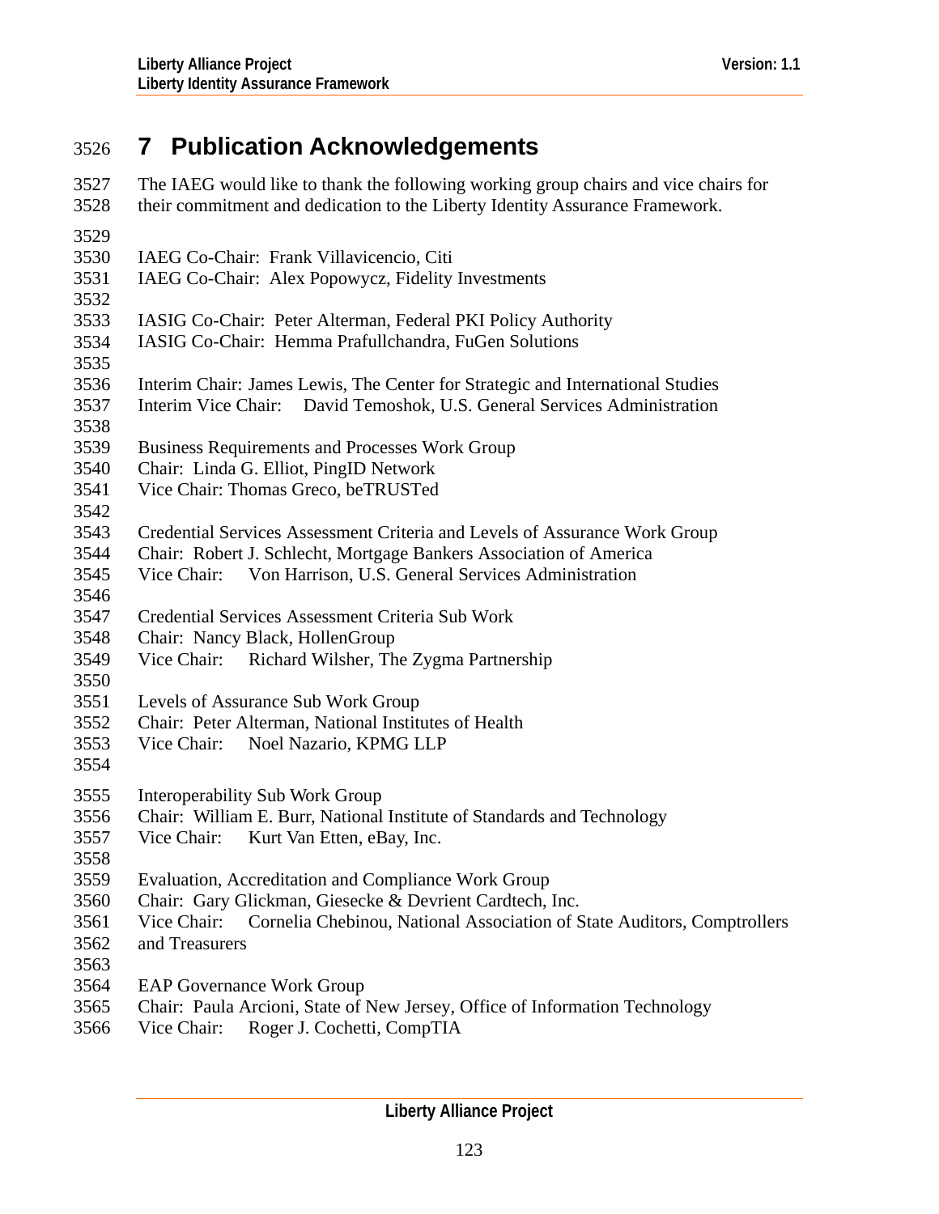# 7 Publication Acknowledgements

The IAEG would like to thank the following working group chairs and vice chairs for their commitment and dedication to the Liberty Identity Assurance Framework.

IAEG Co-Chair: Frank Villavicencio, Citi
IAEG Co-Chair: Alex Popowycz, Fidelity Investments

IASIG Co-Chair: Peter Alterman, Federal PKI Policy Authority
IASIG Co-Chair: Hemma Prafullchandra, FuGen Solutions

Interim Chair: James Lewis, The Center for Strategic and International Studies
Interim Vice Chair: David Temoshok, U.S. General Services Administration

Business Requirements and Processes Work Group
Chair: Linda G. Elliot, PingID Network
Vice Chair: Thomas Greco, beTRUSTed

Credential Services Assessment Criteria and Levels of Assurance Work Group
Chair: Robert J. Schlecht, Mortgage Bankers Association of America
Vice Chair: Von Harrison, U.S. General Services Administration

Credential Services Assessment Criteria Sub Work
Chair: Nancy Black, HollenGroup
Vice Chair: Richard Wilsher, The Zygma Partnership

Levels of Assurance Sub Work Group
Chair: Peter Alterman, National Institutes of Health
Vice Chair: Noel Nazario, KPMG LLP

Interoperability Sub Work Group
Chair: William E. Burr, National Institute of Standards and Technology
Vice Chair: Kurt Van Etten, eBay, Inc.

Evaluation, Accreditation and Compliance Work Group
Chair: Gary Glickman, Giesecke & Devrient Cardtech, Inc.
Vice Chair: Cornelia Chebinou, National Association of State Auditors, Comptrollers and Treasurers

EAP Governance Work Group
Chair: Paula Arcioni, State of New Jersey, Office of Information Technology
Vice Chair: Roger J. Cochetti, CompTIA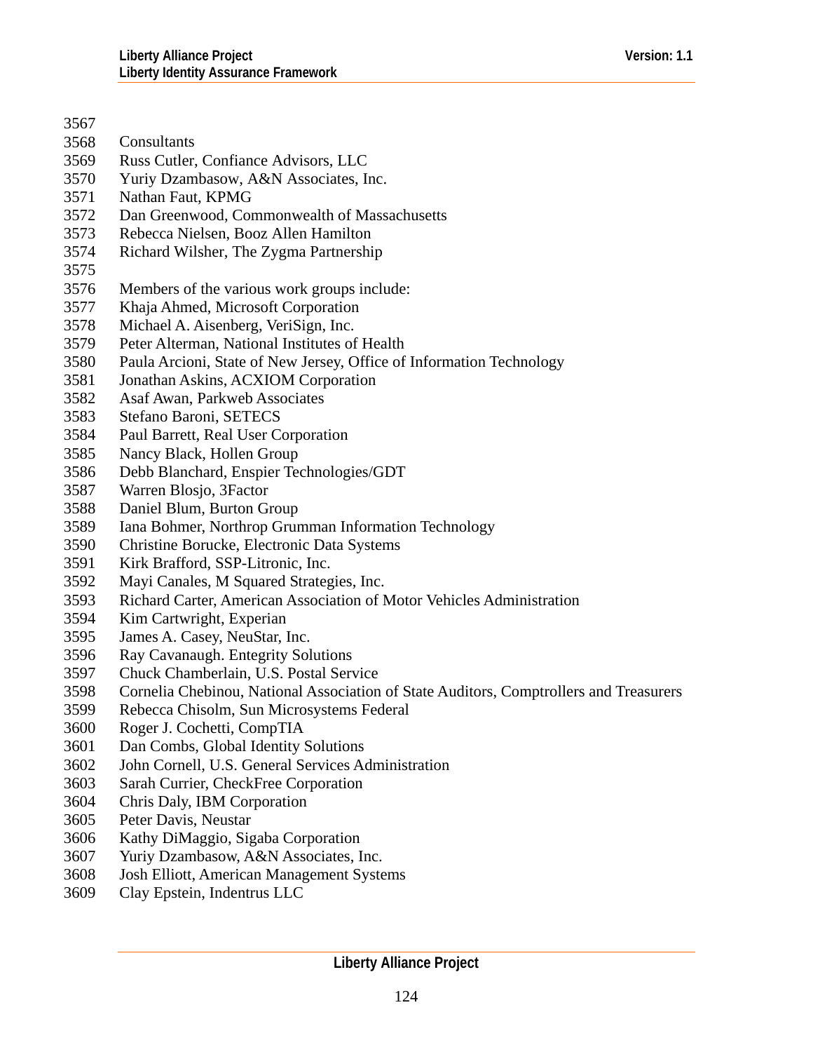Consultants

Russ Cutler, Confiance Advisors, LLC
Yuriy Dzambasow, A&N Associates, Inc.
Nathan Faut, KPMG
Dan Greenwood, Commonwealth of Massachusetts
Rebecca Nielsen, Booz Allen Hamilton
Richard Wilsher, The Zygma Partnership

Members of the various work groups include:

Khaja Ahmed, Microsoft Corporation
Michael A. Aisenberg, VeriSign, Inc.
Peter Alterman, National Institutes of Health
Paula Arcioni, State of New Jersey, Office of Information Technology
Jonathan Askins, ACXIOM Corporation
Asaf Awan, Parkweb Associates
Stefano Baroni, SETECS
Paul Barrett, Real User Corporation
Nancy Black, Hollen Group
Debb Blanchard, Enspier Technologies/GDT
Warren Blosjo, 3Factor
Daniel Blum, Burton Group
Iana Bohmer, Northrop Grumman Information Technology
Christine Borucke, Electronic Data Systems
Kirk Brafford, SSP-Litronic, Inc.
Mayi Canales, M Squared Strategies, Inc.
Richard Carter, American Association of Motor Vehicles Administration
Kim Cartwright, Experian
James A. Casey, NeuStar, Inc.
Ray Cavanaugh. Entegrity Solutions
Chuck Chamberlain, U.S. Postal Service
Cornelia Chebinou, National Association of State Auditors, Comptrollers and Treasurers
Rebecca Chisolm, Sun Microsystems Federal
Roger J. Cochetti, CompTIA
Dan Combs, Global Identity Solutions
John Cornell, U.S. General Services Administration
Sarah Currier, CheckFree Corporation
Chris Daly, IBM Corporation
Peter Davis, Neustar
Kathy DiMaggio, Sigaba Corporation
Yuriy Dzambasow, A&N Associates, Inc.
Josh Elliott, American Management Systems
Clay Epstein, Indentrus LLC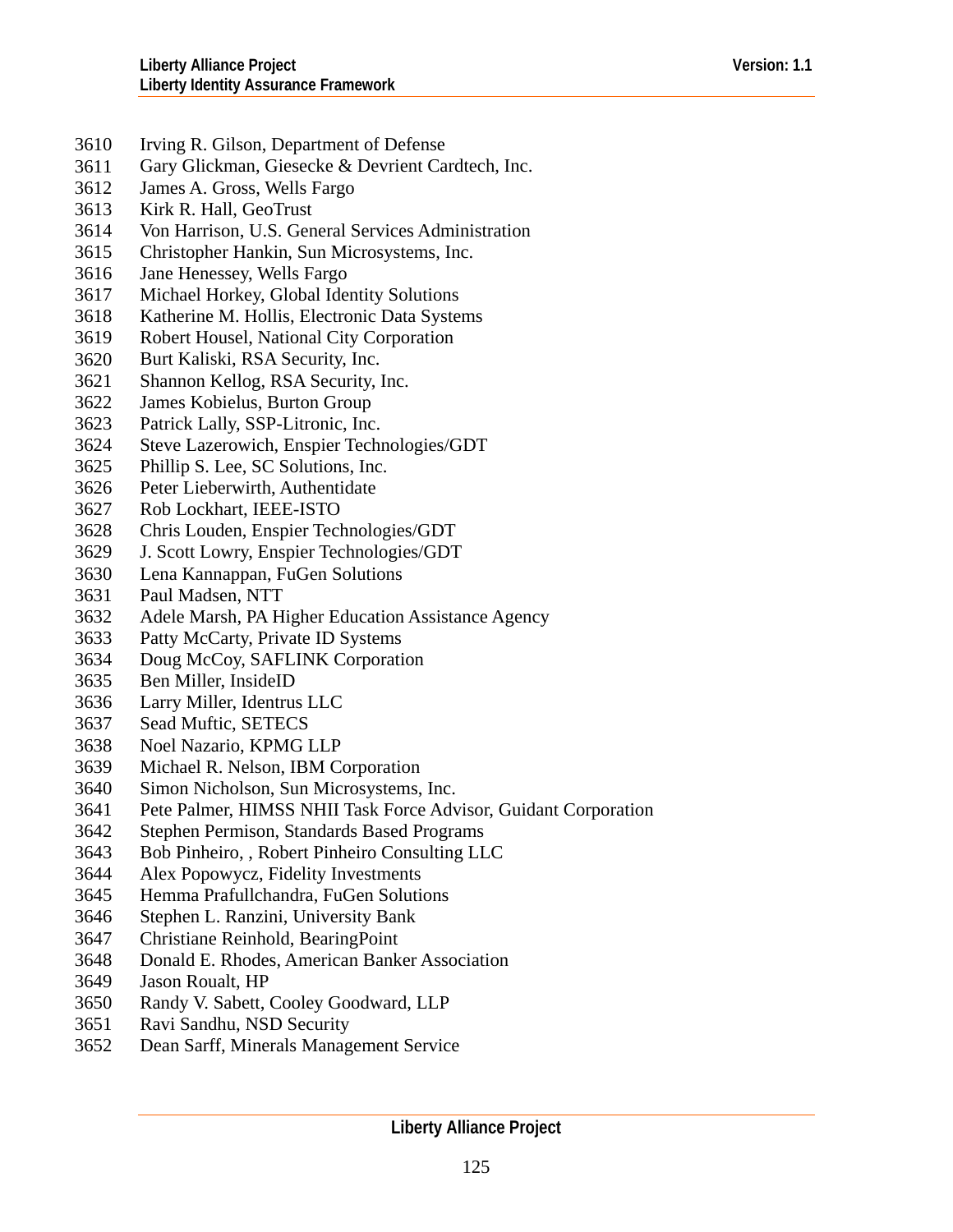3610 Irving R. Gilson, Department of Defense
3611 Gary Glickman, Giesecke & Devrient Cardtech, Inc.
3612 James A. Gross, Wells Fargo
3613 Kirk R. Hall, GeoTrust
3614 Von Harrison, U.S. General Services Administration
3615 Christopher Hankin, Sun Microsystems, Inc.
3616 Jane Henessey, Wells Fargo
3617 Michael Horkey, Global Identity Solutions
3618 Katherine M. Hollis, Electronic Data Systems
3619 Robert Housel, National City Corporation
3620 Burt Kaliski, RSA Security, Inc.
3621 Shannon Kellog, RSA Security, Inc.
3622 James Kobielus, Burton Group
3623 Patrick Lally, SSP-Litronic, Inc.
3624 Steve Lazerowich, Enspier Technologies/GDT
3625 Phillip S. Lee, SC Solutions, Inc.
3626 Peter Lieberwirth, Authentidate
3627 Rob Lockhart, IEEE-ISTO
3628 Chris Louden, Enspier Technologies/GDT
3629 J. Scott Lowry, Enspier Technologies/GDT
3630 Lena Kannappan, FuGen Solutions
3631 Paul Madsen, NTT
3632 Adele Marsh, PA Higher Education Assistance Agency
3633 Patty McCarty, Private ID Systems
3634 Doug McCoy, SAFLINK Corporation
3635 Ben Miller, InsideID
3636 Larry Miller, Identrus LLC
3637 Sead Muftic, SETECS
3638 Noel Nazario, KPMG LLP
3639 Michael R. Nelson, IBM Corporation
3640 Simon Nicholson, Sun Microsystems, Inc.
3641 Pete Palmer, HIMSS NHII Task Force Advisor, Guidant Corporation
3642 Stephen Permison, Standards Based Programs
3643 Bob Pinheiro, , Robert Pinheiro Consulting LLC
3644 Alex Popowycz, Fidelity Investments
3645 Hemma Prafullchandra, FuGen Solutions
3646 Stephen L. Ranzini, University Bank
3647 Christiane Reinhold, BearingPoint
3648 Donald E. Rhodes, American Banker Association
3649 Jason Roualt, HP
3650 Randy V. Sabett, Cooley Goodward, LLP
3651 Ravi Sandhu, NSD Security
3652 Dean Sarff, Minerals Management Service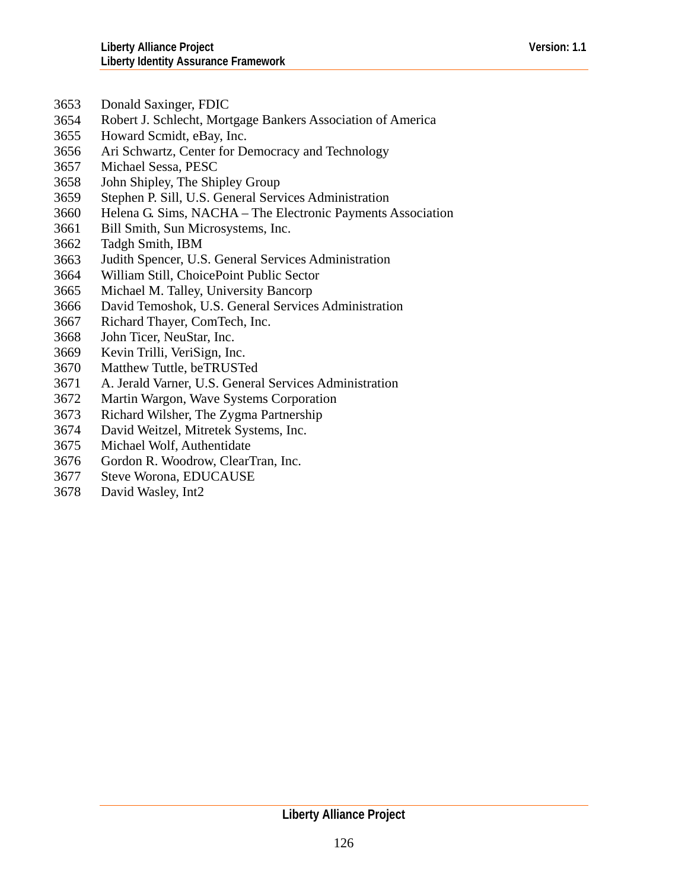3653 Donald Saxinger, FDIC
3654 Robert J. Schlecht, Mortgage Bankers Association of America
3655 Howard Scmidt, eBay, Inc.
3656 Ari Schwartz, Center for Democracy and Technology
3657 Michael Sessa, PESC
3658 John Shipley, The Shipley Group
3659 Stephen P. Sill, U.S. General Services Administration
3660 Helena G. Sims, NACHA – The Electronic Payments Association
3661 Bill Smith, Sun Microsystems, Inc.
3662 Tadgh Smith, IBM
3663 Judith Spencer, U.S. General Services Administration
3664 William Still, ChoicePoint Public Sector
3665 Michael M. Talley, University Bancorp
3666 David Temoshok, U.S. General Services Administration
3667 Richard Thayer, ComTech, Inc.
3668 John Ticer, NeuStar, Inc.
3669 Kevin Trilli, VeriSign, Inc.
3670 Matthew Tuttle, beTRUSTed
3671 A. Jerald Varner, U.S. General Services Administration
3672 Martin Wargon, Wave Systems Corporation
3673 Richard Wilsher, The Zygma Partnership
3674 David Weitzel, Mitretek Systems, Inc.
3675 Michael Wolf, Authentidate
3676 Gordon R. Woodrow, ClearTran, Inc.
3677 Steve Worona, EDUCAUSE
3678 David Wasley, Int2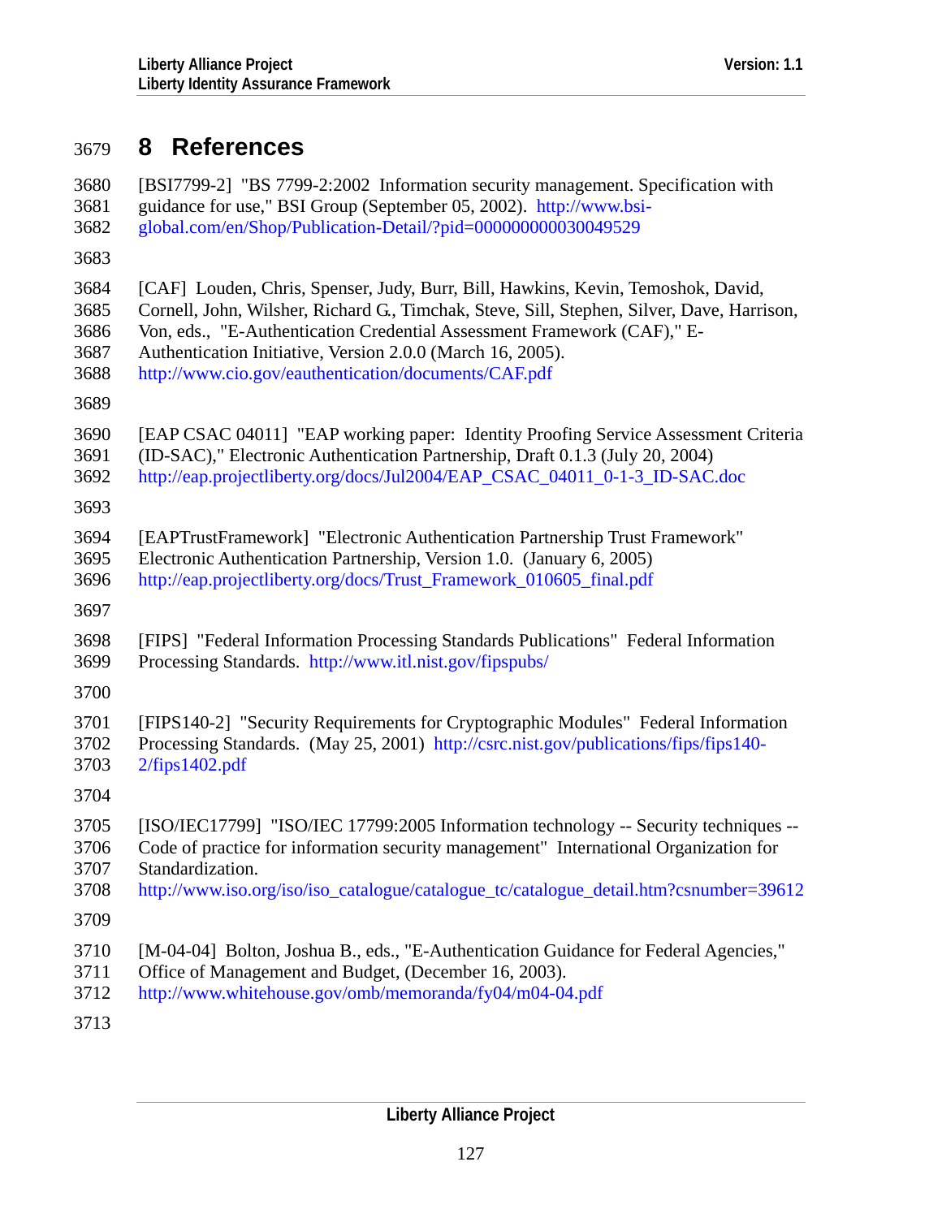# 8 References

[BSI7799-2] "BS 7799-2:2002 Information security management. Specification with guidance for use," BSI Group (September 05, 2002). http://www.bsi-global.com/en/Shop/Publication-Detail/?pid=000000000030049529

[CAF] Louden, Chris, Spenser, Judy, Burr, Bill, Hawkins, Kevin, Temoshok, David, Cornell, John, Wilsher, Richard G., Timchak, Steve, Sill, Stephen, Silver, Dave, Harrison, Von, eds., "E-Authentication Credential Assessment Framework (CAF)," E-Authentication Initiative, Version 2.0.0 (March 16, 2005). http://www.cio.gov/eauthentication/documents/CAF.pdf

[EAP CSAC 04011] "EAP working paper: Identity Proofing Service Assessment Criteria (ID-SAC)," Electronic Authentication Partnership, Draft 0.1.3 (July 20, 2004) http://eap.projectliberty.org/docs/Jul2004/EAP_CSAC_04011_0-1-3_ID-SAC.doc

[EAPTrustFramework] "Electronic Authentication Partnership Trust Framework" Electronic Authentication Partnership, Version 1.0. (January 6, 2005) http://eap.projectliberty.org/docs/Trust_Framework_010605_final.pdf

[FIPS] "Federal Information Processing Standards Publications" Federal Information Processing Standards. http://www.itl.nist.gov/fipspubs/

[FIPS140-2] "Security Requirements for Cryptographic Modules" Federal Information Processing Standards. (May 25, 2001) http://csrc.nist.gov/publications/fips/fips140-2/fips1402.pdf

[ISO/IEC17799] "ISO/IEC 17799:2005 Information technology -- Security techniques -- Code of practice for information security management" International Organization for Standardization. http://www.iso.org/iso/iso_catalogue/catalogue_tc/catalogue_detail.htm?csnumber=39612

[M-04-04] Bolton, Joshua B., eds., "E-Authentication Guidance for Federal Agencies," Office of Management and Budget, (December 16, 2003). http://www.whitehouse.gov/omb/memoranda/fy04/m04-04.pdf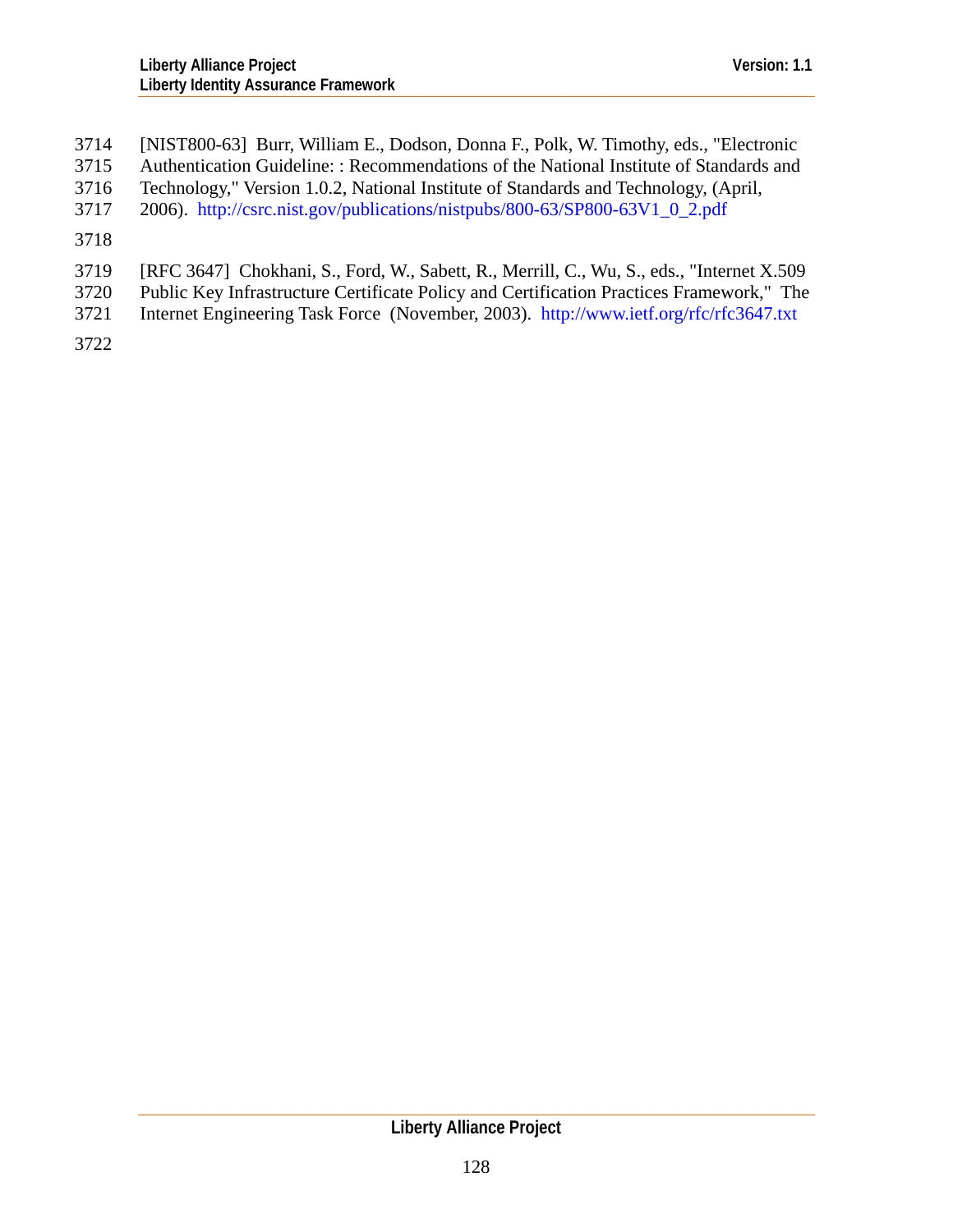[NIST800-63]  Burr, William E., Dodson, Donna F., Polk, W. Timothy, eds., "Electronic Authentication Guideline: : Recommendations of the National Institute of Standards and Technology," Version 1.0.2, National Institute of Standards and Technology, (April, 2006).  http://csrc.nist.gov/publications/nistpubs/800-63/SP800-63V1_0_2.pdf

[RFC 3647]  Chokhani, S., Ford, W., Sabett, R., Merrill, C., Wu, S., eds., "Internet X.509 Public Key Infrastructure Certificate Policy and Certification Practices Framework,"  The Internet Engineering Task Force  (November, 2003).  http://www.ietf.org/rfc/rfc3647.txt